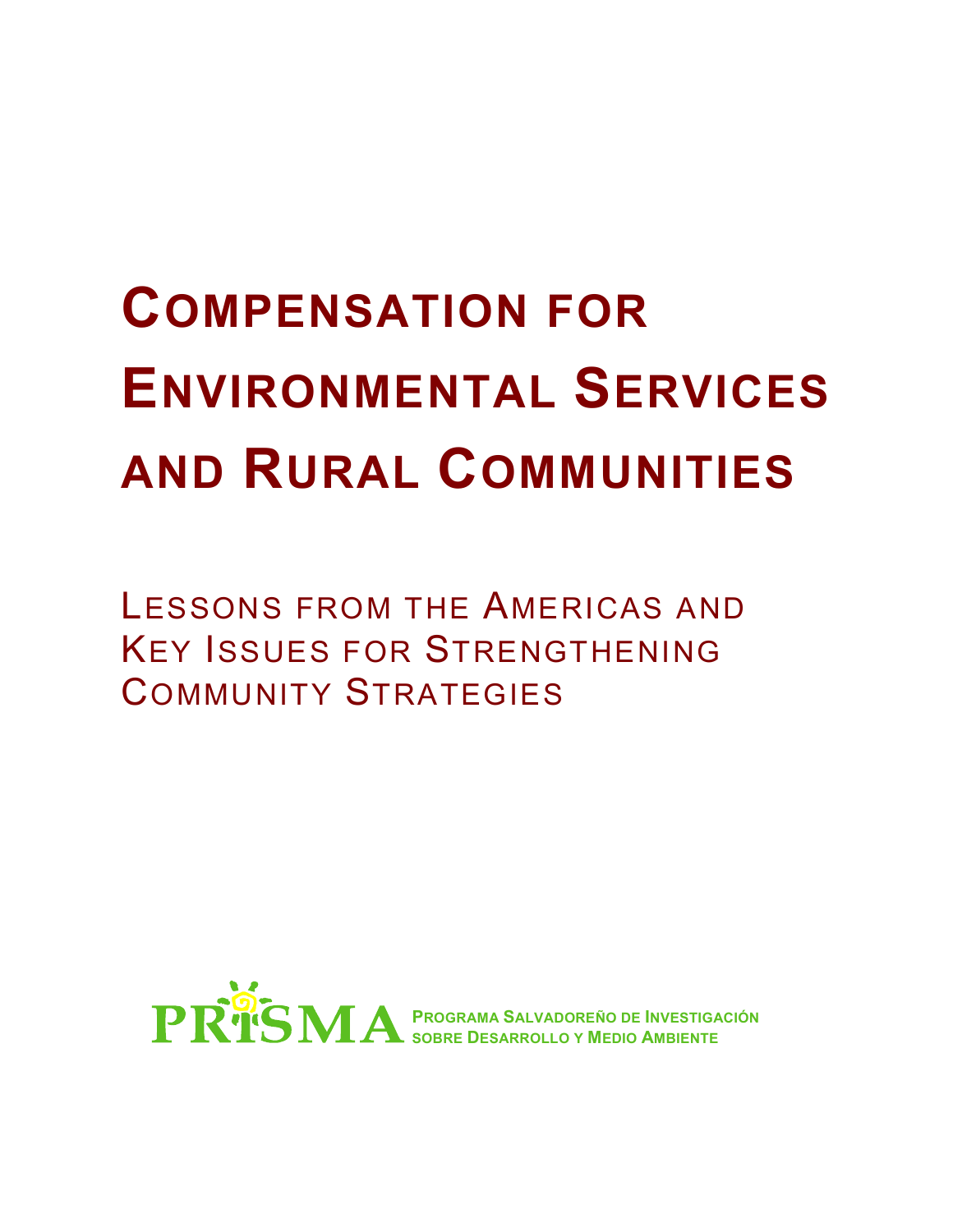# Compensation for Environmental Services and Rural Communities

## Lessons from the Americas and Key Issues for Strengthening Community Strategies

PRISMA

Programa Salvadoreño de Investigación sobre Desarrollo y Medio Ambiente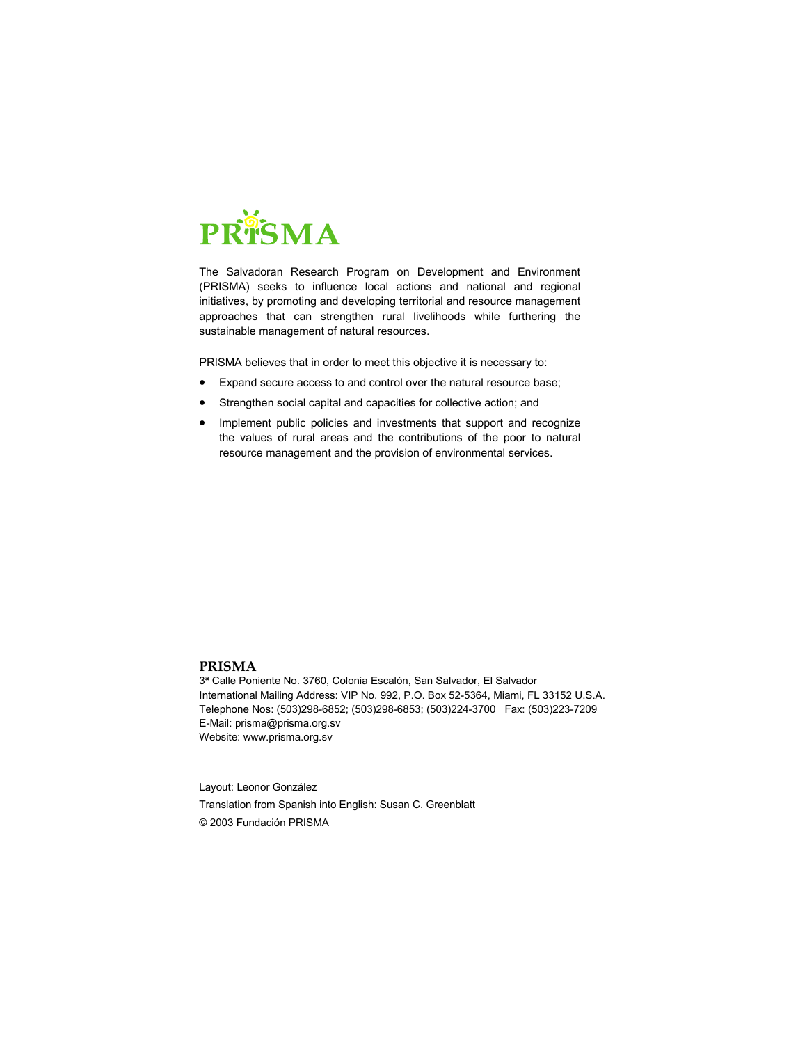# PRISMA

The Salvadoran Research Program on Development and Environment (PRISMA) seeks to influence local actions and national and regional initiatives, by promoting and developing territorial and resource management approaches that can strengthen rural livelihoods while furthering the sustainable management of natural resources.

PRISMA believes that in order to meet this objective it is necessary to:

- Expand secure access to and control over the natural resource base;
- Strengthen social capital and capacities for collective action; and
- Implement public policies and investments that support and recognize the values of rural areas and the contributions of the poor to natural resource management and the provision of environmental services.

**PRISMA**
3ª Calle Poniente No. 3760, Colonia Escalón, San Salvador, El Salvador
International Mailing Address: VIP No. 992, P.O. Box 52-5364, Miami, FL 33152 U.S.A.
Telephone Nos: (503)298-6852; (503)298-6853; (503)224-3700 Fax: (503)223-7209
E-Mail: prisma@prisma.org.sv
Website: www.prisma.org.sv

Layout: Leonor González

Translation from Spanish into English: Susan C. Greenblatt

© 2003 Fundación PRISMA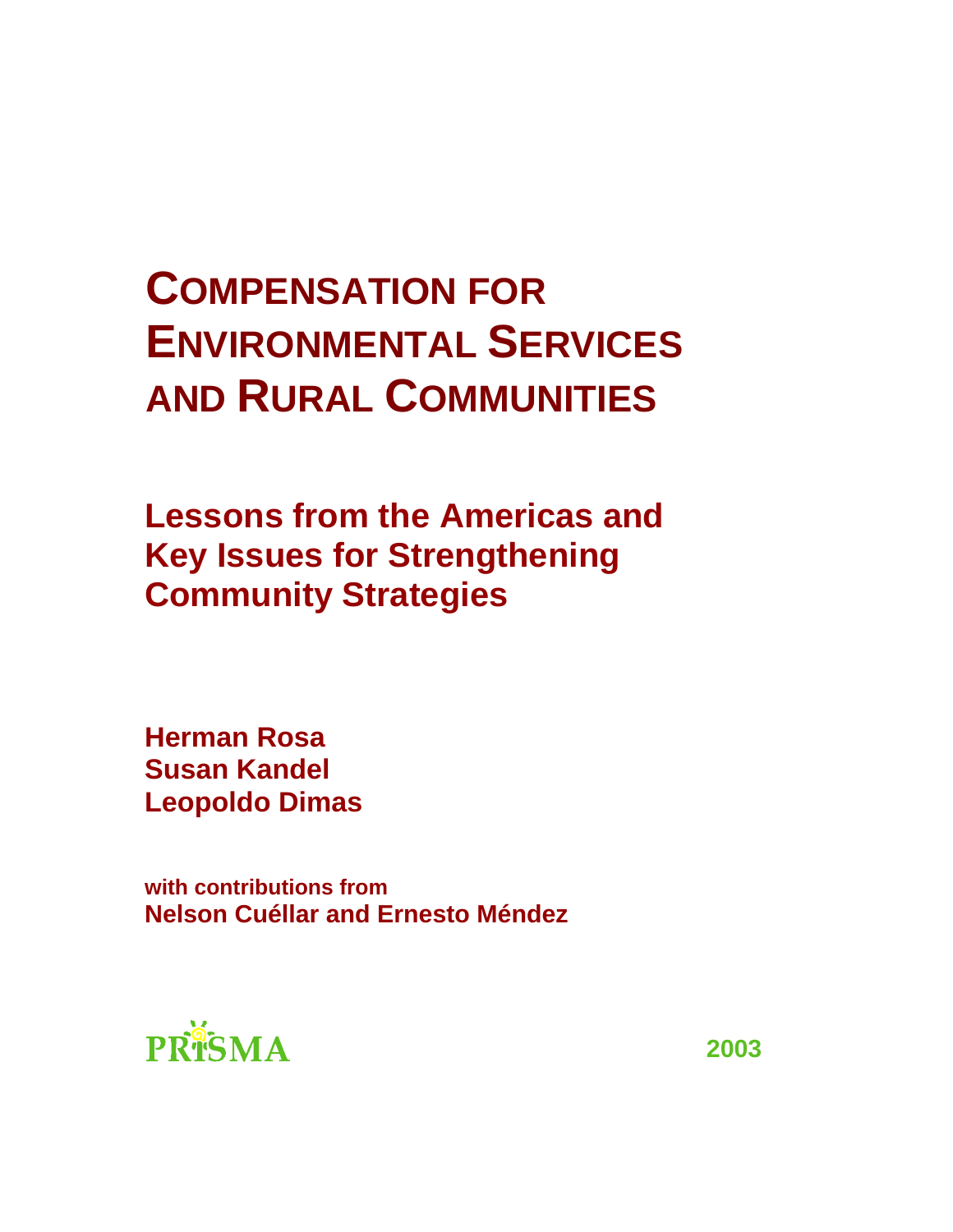# COMPENSATION FOR ENVIRONMENTAL SERVICES AND RURAL COMMUNITIES

## Lessons from the Americas and Key Issues for Strengthening Community Strategies

**Herman Rosa**
**Susan Kandel**
**Leopoldo Dimas**

**with contributions from**
**Nelson Cuéllar and Ernesto Méndez**

PRISMA

2003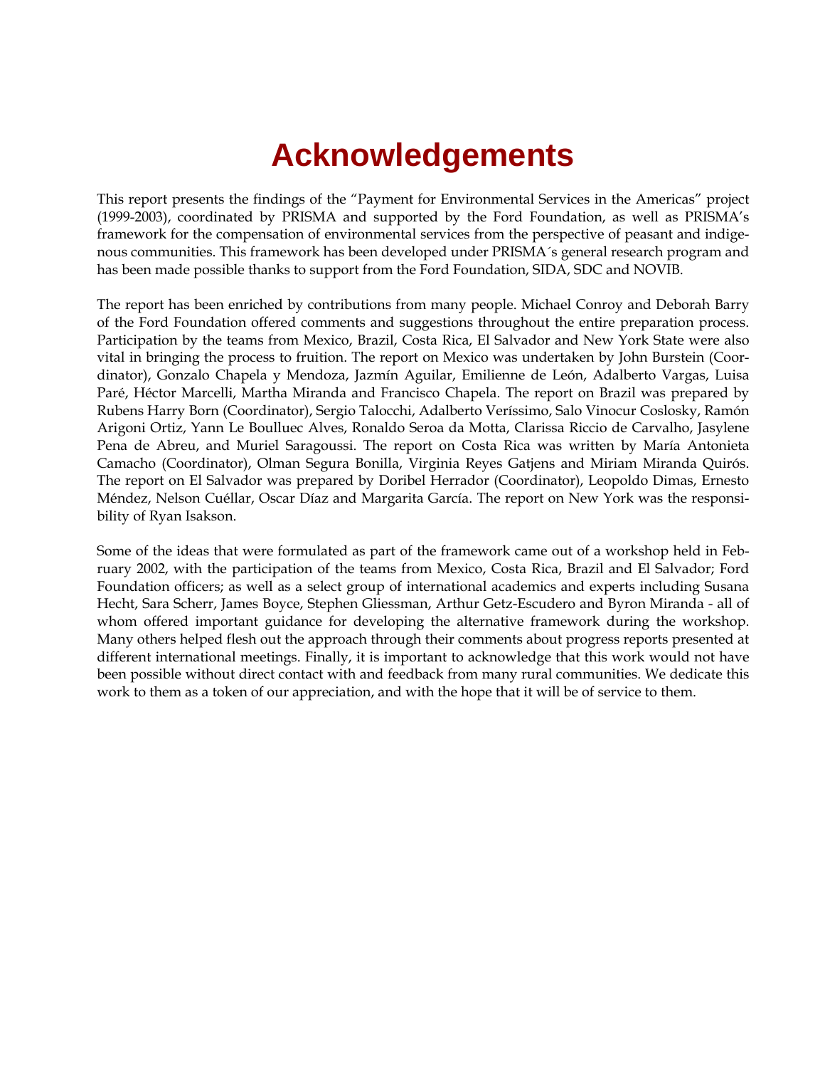# Acknowledgements

This report presents the findings of the "Payment for Environmental Services in the Americas" project (1999-2003), coordinated by PRISMA and supported by the Ford Foundation, as well as PRISMA's framework for the compensation of environmental services from the perspective of peasant and indigenous communities. This framework has been developed under PRISMA´s general research program and has been made possible thanks to support from the Ford Foundation, SIDA, SDC and NOVIB.

The report has been enriched by contributions from many people. Michael Conroy and Deborah Barry of the Ford Foundation offered comments and suggestions throughout the entire preparation process. Participation by the teams from Mexico, Brazil, Costa Rica, El Salvador and New York State were also vital in bringing the process to fruition. The report on Mexico was undertaken by John Burstein (Coordinator), Gonzalo Chapela y Mendoza, Jazmín Aguilar, Emilienne de León, Adalberto Vargas, Luisa Paré, Héctor Marcelli, Martha Miranda and Francisco Chapela. The report on Brazil was prepared by Rubens Harry Born (Coordinator), Sergio Talocchi, Adalberto Veríssimo, Salo Vinocur Coslosky, Ramón Arigoni Ortiz, Yann Le Boulluec Alves, Ronaldo Seroa da Motta, Clarissa Riccio de Carvalho, Jasylene Pena de Abreu, and Muriel Saragoussi. The report on Costa Rica was written by María Antonieta Camacho (Coordinator), Olman Segura Bonilla, Virginia Reyes Gatjens and Miriam Miranda Quirós. The report on El Salvador was prepared by Doribel Herrador (Coordinator), Leopoldo Dimas, Ernesto Méndez, Nelson Cuéllar, Oscar Díaz and Margarita García. The report on New York was the responsibility of Ryan Isakson.

Some of the ideas that were formulated as part of the framework came out of a workshop held in February 2002, with the participation of the teams from Mexico, Costa Rica, Brazil and El Salvador; Ford Foundation officers; as well as a select group of international academics and experts including Susana Hecht, Sara Scherr, James Boyce, Stephen Gliessman, Arthur Getz-Escudero and Byron Miranda - all of whom offered important guidance for developing the alternative framework during the workshop. Many others helped flesh out the approach through their comments about progress reports presented at different international meetings. Finally, it is important to acknowledge that this work would not have been possible without direct contact with and feedback from many rural communities. We dedicate this work to them as a token of our appreciation, and with the hope that it will be of service to them.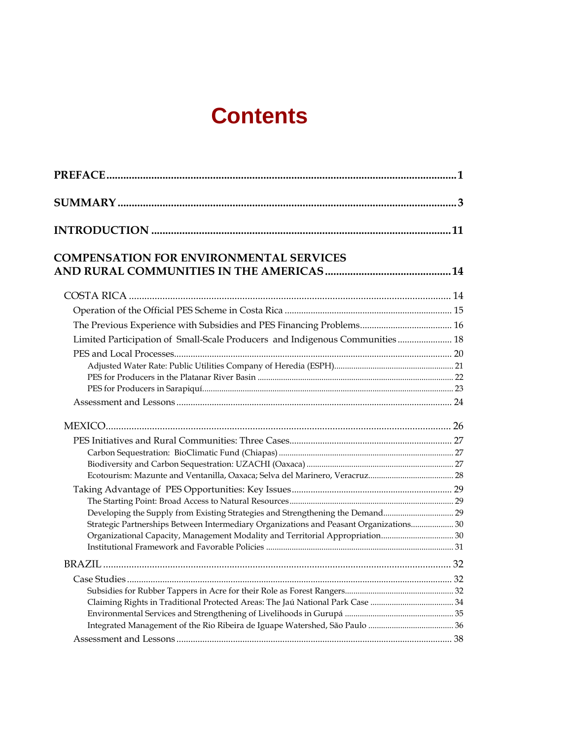# Contents

**PREFACE** ..... 1

**SUMMARY** ..... 3

**INTRODUCTION** ..... 11

**COMPENSATION FOR ENVIRONMENTAL SERVICES AND RURAL COMMUNITIES IN THE AMERICAS** ..... 14

- COSTA RICA ..... 14
  - Operation of the Official PES Scheme in Costa Rica ..... 15
  - The Previous Experience with Subsidies and PES Financing Problems ..... 16
  - Limited Participation of Small-Scale Producers and Indigenous Communities ..... 18
  - PES and Local Processes ..... 20
    - Adjusted Water Rate: Public Utilities Company of Heredia (ESPH) ..... 21
    - PES for Producers in the Platanar River Basin ..... 22
    - PES for Producers in Sarapiquí ..... 23
  - Assessment and Lessons ..... 24
- MEXICO ..... 26
  - PES Initiatives and Rural Communities: Three Cases ..... 27
    - Carbon Sequestration: BioClimatic Fund (Chiapas) ..... 27
    - Biodiversity and Carbon Sequestration: UZACHI (Oaxaca) ..... 27
    - Ecotourism: Mazunte and Ventanilla, Oaxaca; Selva del Marinero, Veracruz ..... 28
  - Taking Advantage of PES Opportunities: Key Issues ..... 29
    - The Starting Point: Broad Access to Natural Resources ..... 29
    - Developing the Supply from Existing Strategies and Strengthening the Demand ..... 29
    - Strategic Partnerships Between Intermediary Organizations and Peasant Organizations ..... 30
    - Organizational Capacity, Management Modality and Territorial Appropriation ..... 30
    - Institutional Framework and Favorable Policies ..... 31
- BRAZIL ..... 32
  - Case Studies ..... 32
    - Subsidies for Rubber Tappers in Acre for their Role as Forest Rangers ..... 32
    - Claiming Rights in Traditional Protected Areas: The Jaú National Park Case ..... 34
    - Environmental Services and Strengthening of Livelihoods in Gurupá ..... 35
    - Integrated Management of the Rio Ribeira de Iguape Watershed, São Paulo ..... 36
  - Assessment and Lessons ..... 38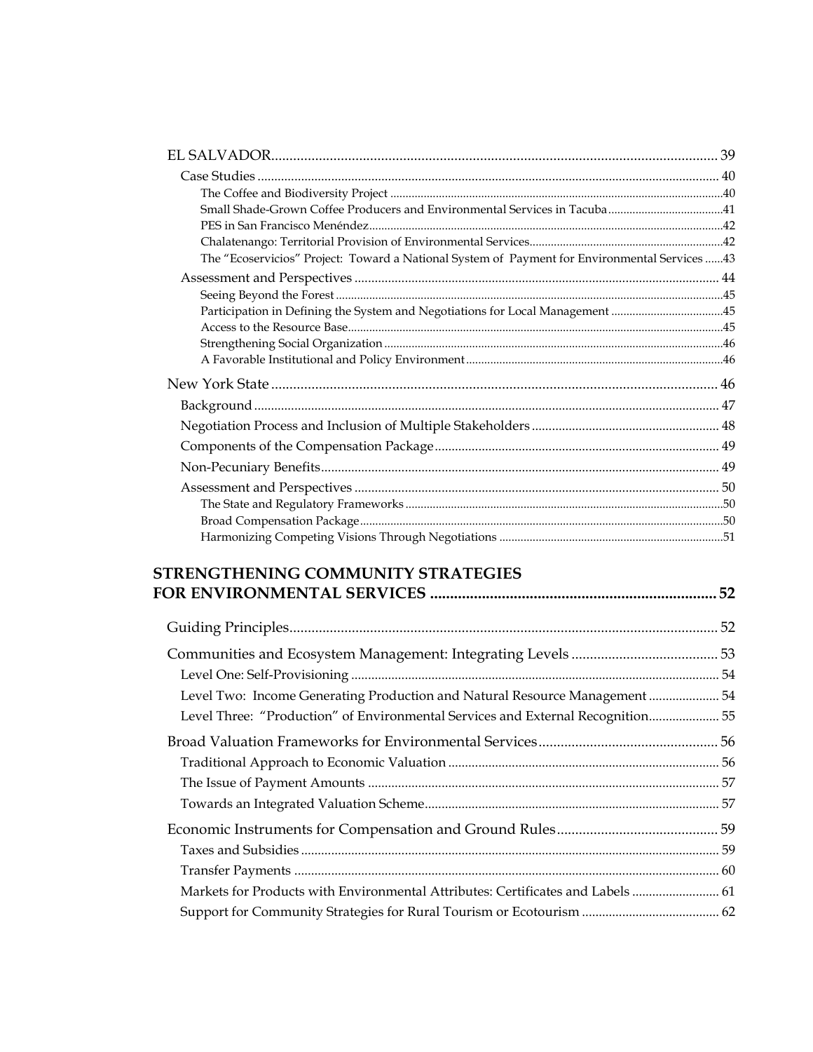EL SALVADOR ........................................................ 39

- Case Studies ........................................................ 40
  - The Coffee and Biodiversity Project ........................................................ 40
  - Small Shade-Grown Coffee Producers and Environmental Services in Tacuba ........................................................ 41
  - PES in San Francisco Menéndez ........................................................ 42
  - Chalatenango: Territorial Provision of Environmental Services ........................................................ 42
  - The "Ecoservicios" Project: Toward a National System of Payment for Environmental Services ........................................................ 43
- Assessment and Perspectives ........................................................ 44
  - Seeing Beyond the Forest ........................................................ 45
  - Participation in Defining the System and Negotiations for Local Management ........................................................ 45
  - Access to the Resource Base ........................................................ 45
  - Strengthening Social Organization ........................................................ 46
  - A Favorable Institutional and Policy Environment ........................................................ 46

New York State ........................................................ 46

- Background ........................................................ 47
- Negotiation Process and Inclusion of Multiple Stakeholders ........................................................ 48
- Components of the Compensation Package ........................................................ 49
- Non-Pecuniary Benefits ........................................................ 49
- Assessment and Perspectives ........................................................ 50
  - The State and Regulatory Frameworks ........................................................ 50
  - Broad Compensation Package ........................................................ 50
  - Harmonizing Competing Visions Through Negotiations ........................................................ 51

**STRENGTHENING COMMUNITY STRATEGIES FOR ENVIRONMENTAL SERVICES ........................................................ 52**

Guiding Principles ........................................................ 52

Communities and Ecosystem Management: Integrating Levels ........................................................ 53

- Level One: Self-Provisioning ........................................................ 54
- Level Two: Income Generating Production and Natural Resource Management ........................................................ 54
- Level Three: "Production" of Environmental Services and External Recognition ........................................................ 55

Broad Valuation Frameworks for Environmental Services ........................................................ 56

- Traditional Approach to Economic Valuation ........................................................ 56
- The Issue of Payment Amounts ........................................................ 57
- Towards an Integrated Valuation Scheme ........................................................ 57

Economic Instruments for Compensation and Ground Rules ........................................................ 59

- Taxes and Subsidies ........................................................ 59
- Transfer Payments ........................................................ 60
- Markets for Products with Environmental Attributes: Certificates and Labels ........................................................ 61
- Support for Community Strategies for Rural Tourism or Ecotourism ........................................................ 62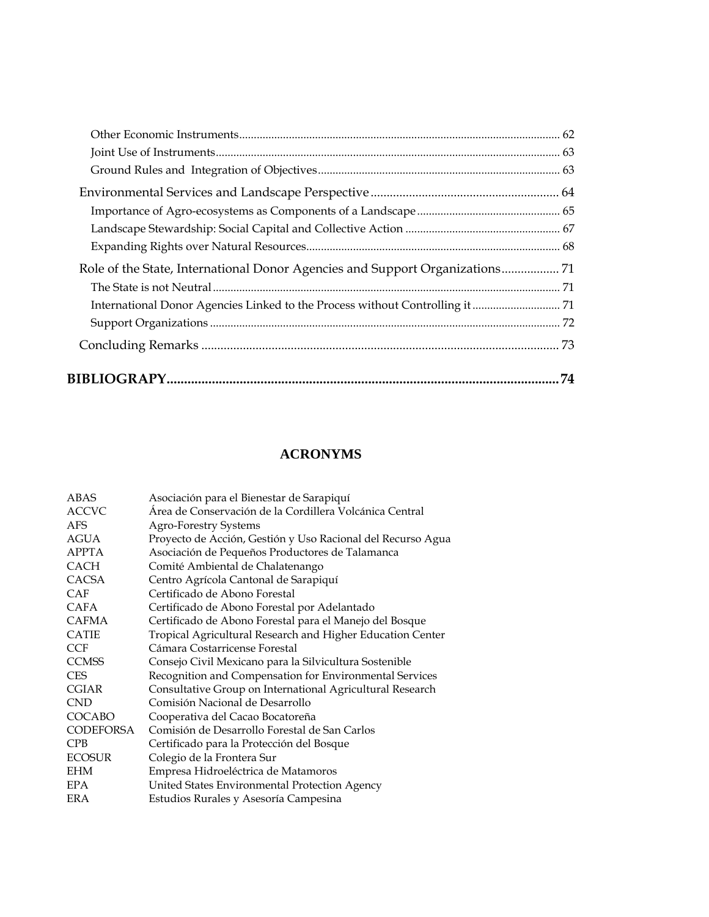Other Economic Instruments ........ 62
Joint Use of Instruments ........ 63
Ground Rules and Integration of Objectives ........ 63

Environmental Services and Landscape Perspective ........ 64
Importance of Agro-ecosystems as Components of a Landscape ........ 65
Landscape Stewardship: Social Capital and Collective Action ........ 67
Expanding Rights over Natural Resources ........ 68

Role of the State, International Donor Agencies and Support Organizations ........ 71
The State is not Neutral ........ 71
International Donor Agencies Linked to the Process without Controlling it ........ 71
Support Organizations ........ 72

Concluding Remarks ........ 73

**BIBLIOGRAPY ........ 74**

## ACRONYMS

| | |
|---|---|
| ABAS | Asociación para el Bienestar de Sarapiquí |
| ACCVC | Área de Conservación de la Cordillera Volcánica Central |
| AFS | Agro-Forestry Systems |
| AGUA | Proyecto de Acción, Gestión y Uso Racional del Recurso Agua |
| APPTA | Asociación de Pequeños Productores de Talamanca |
| CACH | Comité Ambiental de Chalatenango |
| CACSA | Centro Agrícola Cantonal de Sarapiquí |
| CAF | Certificado de Abono Forestal |
| CAFA | Certificado de Abono Forestal por Adelantado |
| CAFMA | Certificado de Abono Forestal para el Manejo del Bosque |
| CATIE | Tropical Agricultural Research and Higher Education Center |
| CCF | Cámara Costarricense Forestal |
| CCMSS | Consejo Civil Mexicano para la Silvicultura Sostenible |
| CES | Recognition and Compensation for Environmental Services |
| CGIAR | Consultative Group on International Agricultural Research |
| CND | Comisión Nacional de Desarrollo |
| COCABO | Cooperativa del Cacao Bocatoreña |
| CODEFORSA | Comisión de Desarrollo Forestal de San Carlos |
| CPB | Certificado para la Protección del Bosque |
| ECOSUR | Colegio de la Frontera Sur |
| EHM | Empresa Hidroeléctrica de Matamoros |
| EPA | United States Environmental Protection Agency |
| ERA | Estudios Rurales y Asesoría Campesina |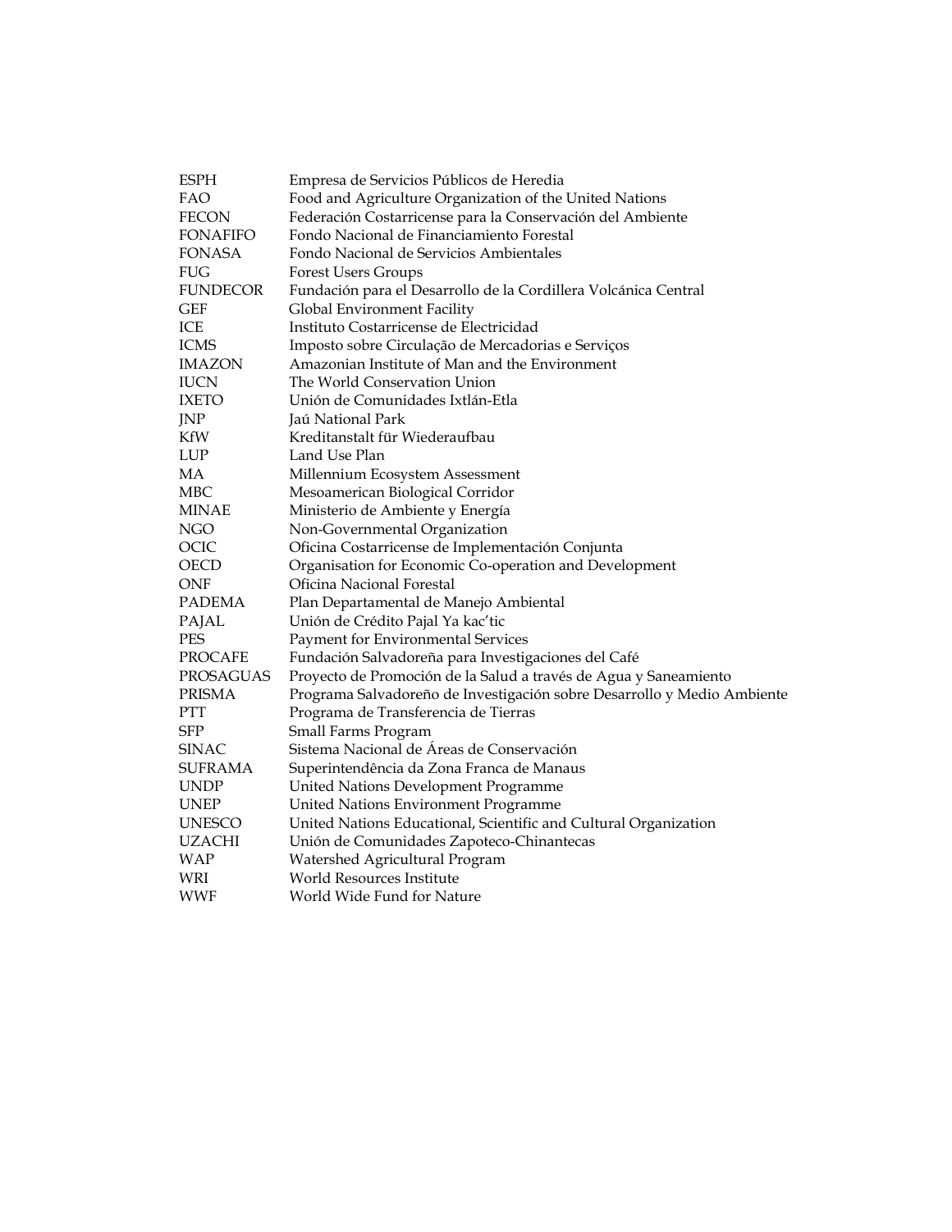| | |
|---|---|
| ESPH | Empresa de Servicios Públicos de Heredia |
| FAO | Food and Agriculture Organization of the United Nations |
| FECON | Federación Costarricense para la Conservación del Ambiente |
| FONAFIFO | Fondo Nacional de Financiamiento Forestal |
| FONASA | Fondo Nacional de Servicios Ambientales |
| FUG | Forest Users Groups |
| FUNDECOR | Fundación para el Desarrollo de la Cordillera Volcánica Central |
| GEF | Global Environment Facility |
| ICE | Instituto Costarricense de Electricidad |
| ICMS | Imposto sobre Circulação de Mercadorias e Serviços |
| IMAZON | Amazonian Institute of Man and the Environment |
| IUCN | The World Conservation Union |
| IXETO | Unión de Comunidades Ixtlán-Etla |
| JNP | Jaú National Park |
| KfW | Kreditanstalt für Wiederaufbau |
| LUP | Land Use Plan |
| MA | Millennium Ecosystem Assessment |
| MBC | Mesoamerican Biological Corridor |
| MINAE | Ministerio de Ambiente y Energía |
| NGO | Non-Governmental Organization |
| OCIC | Oficina Costarricense de Implementación Conjunta |
| OECD | Organisation for Economic Co-operation and Development |
| ONF | Oficina Nacional Forestal |
| PADEMA | Plan Departamental de Manejo Ambiental |
| PAJAL | Unión de Crédito Pajal Ya kac'tic |
| PES | Payment for Environmental Services |
| PROCAFE | Fundación Salvadoreña para Investigaciones del Café |
| PROSAGUAS | Proyecto de Promoción de la Salud a través de Agua y Saneamiento |
| PRISMA | Programa Salvadoreño de Investigación sobre Desarrollo y Medio Ambiente |
| PTT | Programa de Transferencia de Tierras |
| SFP | Small Farms Program |
| SINAC | Sistema Nacional de Áreas de Conservación |
| SUFRAMA | Superintendência da Zona Franca de Manaus |
| UNDP | United Nations Development Programme |
| UNEP | United Nations Environment Programme |
| UNESCO | United Nations Educational, Scientific and Cultural Organization |
| UZACHI | Unión de Comunidades Zapoteco-Chinantecas |
| WAP | Watershed Agricultural Program |
| WRI | World Resources Institute |
| WWF | World Wide Fund for Nature |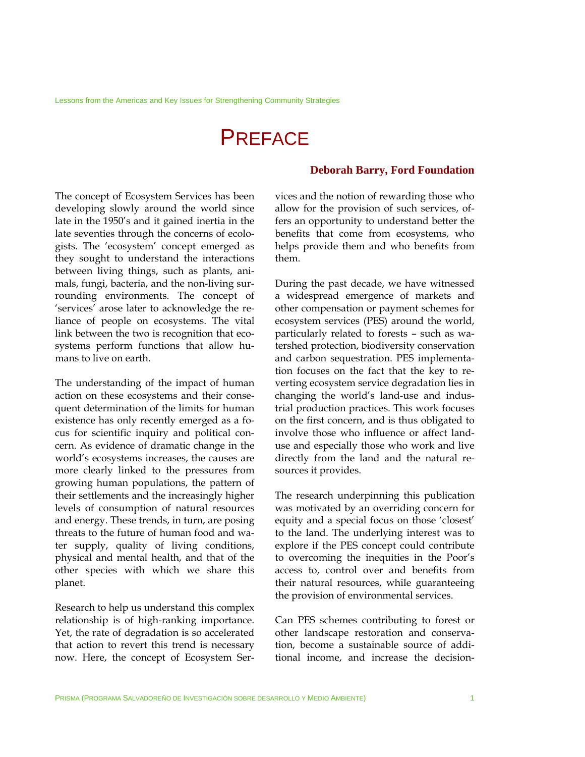# PREFACE

**Deborah Barry, Ford Foundation**

The concept of Ecosystem Services has been developing slowly around the world since late in the 1950's and it gained inertia in the late seventies through the concerns of ecologists. The 'ecosystem' concept emerged as they sought to understand the interactions between living things, such as plants, animals, fungi, bacteria, and the non-living surrounding environments. The concept of 'services' arose later to acknowledge the reliance of people on ecosystems. The vital link between the two is recognition that ecosystems perform functions that allow humans to live on earth.

The understanding of the impact of human action on these ecosystems and their consequent determination of the limits for human existence has only recently emerged as a focus for scientific inquiry and political concern. As evidence of dramatic change in the world's ecosystems increases, the causes are more clearly linked to the pressures from growing human populations, the pattern of their settlements and the increasingly higher levels of consumption of natural resources and energy. These trends, in turn, are posing threats to the future of human food and water supply, quality of living conditions, physical and mental health, and that of the other species with which we share this planet.

Research to help us understand this complex relationship is of high-ranking importance. Yet, the rate of degradation is so accelerated that action to revert this trend is necessary now. Here, the concept of Ecosystem Services and the notion of rewarding those who allow for the provision of such services, offers an opportunity to understand better the benefits that come from ecosystems, who helps provide them and who benefits from them.

During the past decade, we have witnessed a widespread emergence of markets and other compensation or payment schemes for ecosystem services (PES) around the world, particularly related to forests – such as watershed protection, biodiversity conservation and carbon sequestration. PES implementation focuses on the fact that the key to reverting ecosystem service degradation lies in changing the world's land-use and industrial production practices. This work focuses on the first concern, and is thus obligated to involve those who influence or affect land-use and especially those who work and live directly from the land and the natural resources it provides.

The research underpinning this publication was motivated by an overriding concern for equity and a special focus on those 'closest' to the land. The underlying interest was to explore if the PES concept could contribute to overcoming the inequities in the Poor's access to, control over and benefits from their natural resources, while guaranteeing the provision of environmental services.

Can PES schemes contributing to forest or other landscape restoration and conservation, become a sustainable source of additional income, and increase the decision-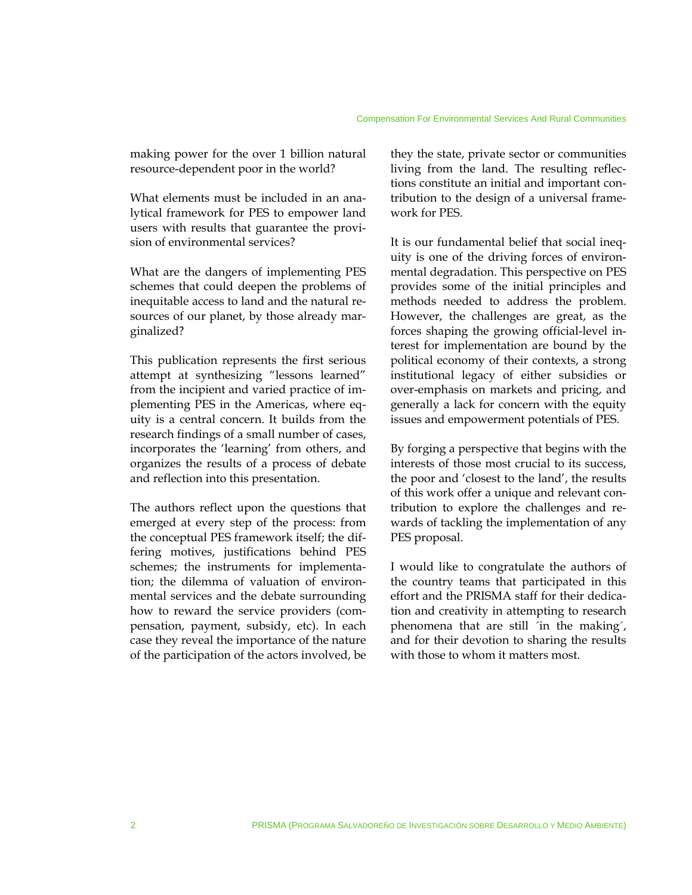making power for the over 1 billion natural resource-dependent poor in the world?

What elements must be included in an analytical framework for PES to empower land users with results that guarantee the provision of environmental services?

What are the dangers of implementing PES schemes that could deepen the problems of inequitable access to land and the natural resources of our planet, by those already marginalized?

This publication represents the first serious attempt at synthesizing "lessons learned" from the incipient and varied practice of implementing PES in the Americas, where equity is a central concern. It builds from the research findings of a small number of cases, incorporates the 'learning' from others, and organizes the results of a process of debate and reflection into this presentation.

The authors reflect upon the questions that emerged at every step of the process: from the conceptual PES framework itself; the differing motives, justifications behind PES schemes; the instruments for implementation; the dilemma of valuation of environmental services and the debate surrounding how to reward the service providers (compensation, payment, subsidy, etc). In each case they reveal the importance of the nature of the participation of the actors involved, be they the state, private sector or communities living from the land. The resulting reflections constitute an initial and important contribution to the design of a universal framework for PES.

It is our fundamental belief that social inequity is one of the driving forces of environmental degradation. This perspective on PES provides some of the initial principles and methods needed to address the problem. However, the challenges are great, as the forces shaping the growing official-level interest for implementation are bound by the political economy of their contexts, a strong institutional legacy of either subsidies or over-emphasis on markets and pricing, and generally a lack for concern with the equity issues and empowerment potentials of PES.

By forging a perspective that begins with the interests of those most crucial to its success, the poor and 'closest to the land', the results of this work offer a unique and relevant contribution to explore the challenges and rewards of tackling the implementation of any PES proposal.

I would like to congratulate the authors of the country teams that participated in this effort and the PRISMA staff for their dedication and creativity in attempting to research phenomena that are still ´in the making´, and for their devotion to sharing the results with those to whom it matters most.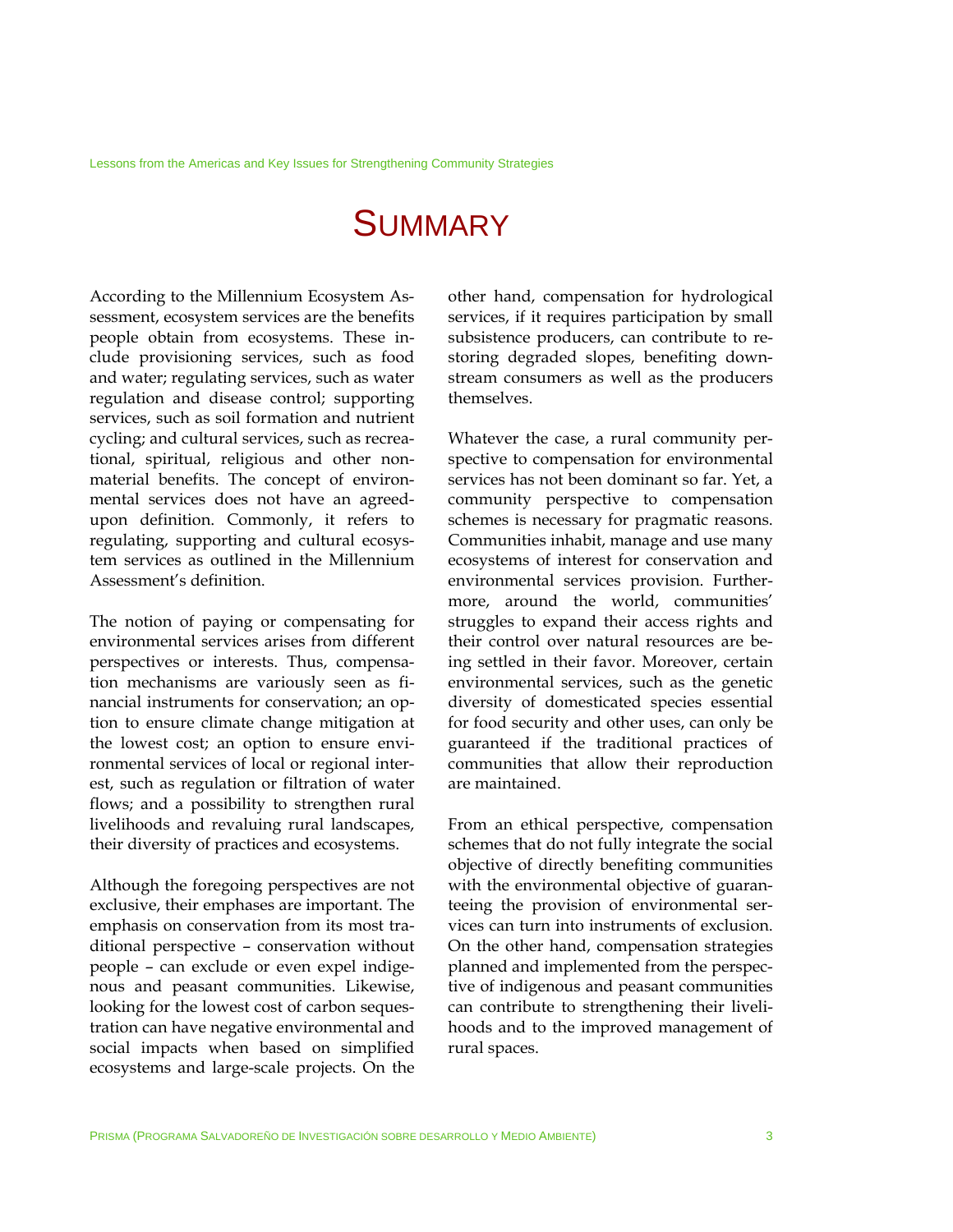# Summary

According to the Millennium Ecosystem Assessment, ecosystem services are the benefits people obtain from ecosystems. These include provisioning services, such as food and water; regulating services, such as water regulation and disease control; supporting services, such as soil formation and nutrient cycling; and cultural services, such as recreational, spiritual, religious and other non-material benefits. The concept of environmental services does not have an agreed-upon definition. Commonly, it refers to regulating, supporting and cultural ecosystem services as outlined in the Millennium Assessment's definition.

The notion of paying or compensating for environmental services arises from different perspectives or interests. Thus, compensation mechanisms are variously seen as financial instruments for conservation; an option to ensure climate change mitigation at the lowest cost; an option to ensure environmental services of local or regional interest, such as regulation or filtration of water flows; and a possibility to strengthen rural livelihoods and revaluing rural landscapes, their diversity of practices and ecosystems.

Although the foregoing perspectives are not exclusive, their emphases are important. The emphasis on conservation from its most traditional perspective – conservation without people – can exclude or even expel indigenous and peasant communities. Likewise, looking for the lowest cost of carbon sequestration can have negative environmental and social impacts when based on simplified ecosystems and large-scale projects. On the other hand, compensation for hydrological services, if it requires participation by small subsistence producers, can contribute to restoring degraded slopes, benefiting downstream consumers as well as the producers themselves.

Whatever the case, a rural community perspective to compensation for environmental services has not been dominant so far. Yet, a community perspective to compensation schemes is necessary for pragmatic reasons. Communities inhabit, manage and use many ecosystems of interest for conservation and environmental services provision. Furthermore, around the world, communities' struggles to expand their access rights and their control over natural resources are being settled in their favor. Moreover, certain environmental services, such as the genetic diversity of domesticated species essential for food security and other uses, can only be guaranteed if the traditional practices of communities that allow their reproduction are maintained.

From an ethical perspective, compensation schemes that do not fully integrate the social objective of directly benefiting communities with the environmental objective of guaranteeing the provision of environmental services can turn into instruments of exclusion. On the other hand, compensation strategies planned and implemented from the perspective of indigenous and peasant communities can contribute to strengthening their livelihoods and to the improved management of rural spaces.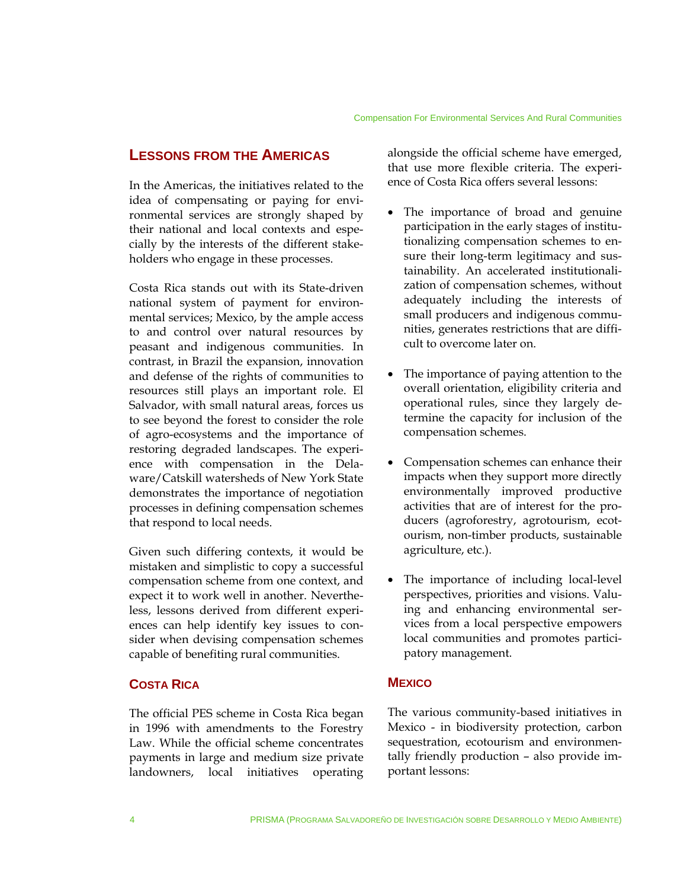## Lessons from the Americas

In the Americas, the initiatives related to the idea of compensating or paying for environmental services are strongly shaped by their national and local contexts and especially by the interests of the different stakeholders who engage in these processes.

Costa Rica stands out with its State-driven national system of payment for environmental services; Mexico, by the ample access to and control over natural resources by peasant and indigenous communities. In contrast, in Brazil the expansion, innovation and defense of the rights of communities to resources still plays an important role. El Salvador, with small natural areas, forces us to see beyond the forest to consider the role of agro-ecosystems and the importance of restoring degraded landscapes. The experience with compensation in the Delaware/Catskill watersheds of New York State demonstrates the importance of negotiation processes in defining compensation schemes that respond to local needs.

Given such differing contexts, it would be mistaken and simplistic to copy a successful compensation scheme from one context, and expect it to work well in another. Nevertheless, lessons derived from different experiences can help identify key issues to consider when devising compensation schemes capable of benefiting rural communities.

### Costa Rica

The official PES scheme in Costa Rica began in 1996 with amendments to the Forestry Law. While the official scheme concentrates payments in large and medium size private landowners, local initiatives operating alongside the official scheme have emerged, that use more flexible criteria. The experience of Costa Rica offers several lessons:

- The importance of broad and genuine participation in the early stages of institutionalizing compensation schemes to ensure their long-term legitimacy and sustainability. An accelerated institutionalization of compensation schemes, without adequately including the interests of small producers and indigenous communities, generates restrictions that are difficult to overcome later on.
- The importance of paying attention to the overall orientation, eligibility criteria and operational rules, since they largely determine the capacity for inclusion of the compensation schemes.
- Compensation schemes can enhance their impacts when they support more directly environmentally improved productive activities that are of interest for the producers (agroforestry, agrotourism, ecotourism, non-timber products, sustainable agriculture, etc.).
- The importance of including local-level perspectives, priorities and visions. Valuing and enhancing environmental services from a local perspective empowers local communities and promotes participatory management.

### Mexico

The various community-based initiatives in Mexico - in biodiversity protection, carbon sequestration, ecotourism and environmentally friendly production – also provide important lessons: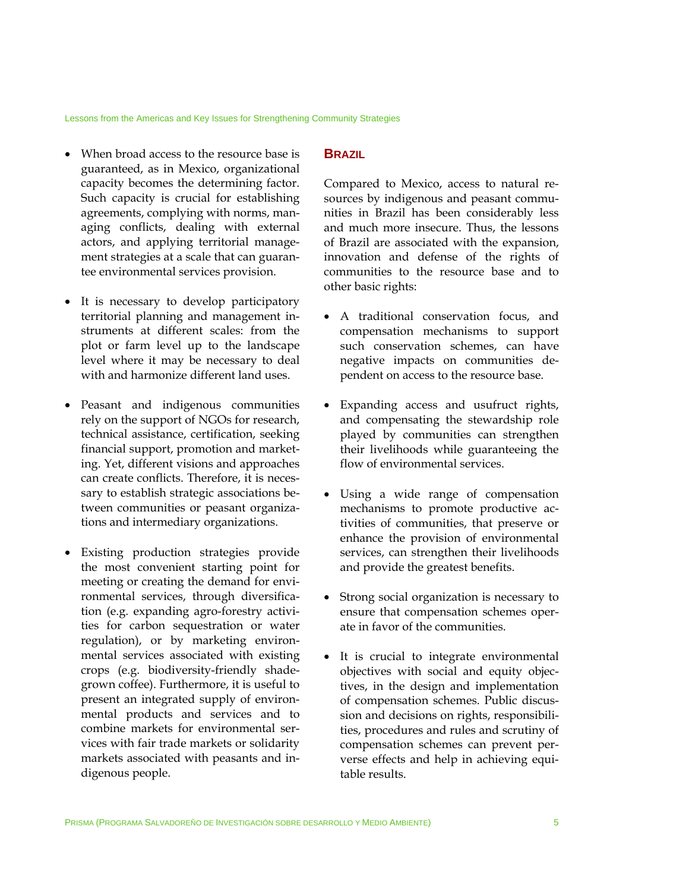- When broad access to the resource base is guaranteed, as in Mexico, organizational capacity becomes the determining factor. Such capacity is crucial for establishing agreements, complying with norms, managing conflicts, dealing with external actors, and applying territorial management strategies at a scale that can guarantee environmental services provision.

- It is necessary to develop participatory territorial planning and management instruments at different scales: from the plot or farm level up to the landscape level where it may be necessary to deal with and harmonize different land uses.

- Peasant and indigenous communities rely on the support of NGOs for research, technical assistance, certification, seeking financial support, promotion and marketing. Yet, different visions and approaches can create conflicts. Therefore, it is necessary to establish strategic associations between communities or peasant organizations and intermediary organizations.

- Existing production strategies provide the most convenient starting point for meeting or creating the demand for environmental services, through diversification (e.g. expanding agro-forestry activities for carbon sequestration or water regulation), or by marketing environmental services associated with existing crops (e.g. biodiversity-friendly shade-grown coffee). Furthermore, it is useful to present an integrated supply of environmental products and services and to combine markets for environmental services with fair trade markets or solidarity markets associated with peasants and indigenous people.

## Brazil

Compared to Mexico, access to natural resources by indigenous and peasant communities in Brazil has been considerably less and much more insecure. Thus, the lessons of Brazil are associated with the expansion, innovation and defense of the rights of communities to the resource base and to other basic rights:

- A traditional conservation focus, and compensation mechanisms to support such conservation schemes, can have negative impacts on communities dependent on access to the resource base.

- Expanding access and usufruct rights, and compensating the stewardship role played by communities can strengthen their livelihoods while guaranteeing the flow of environmental services.

- Using a wide range of compensation mechanisms to promote productive activities of communities, that preserve or enhance the provision of environmental services, can strengthen their livelihoods and provide the greatest benefits.

- Strong social organization is necessary to ensure that compensation schemes operate in favor of the communities.

- It is crucial to integrate environmental objectives with social and equity objectives, in the design and implementation of compensation schemes. Public discussion and decisions on rights, responsibilities, procedures and rules and scrutiny of compensation schemes can prevent perverse effects and help in achieving equitable results.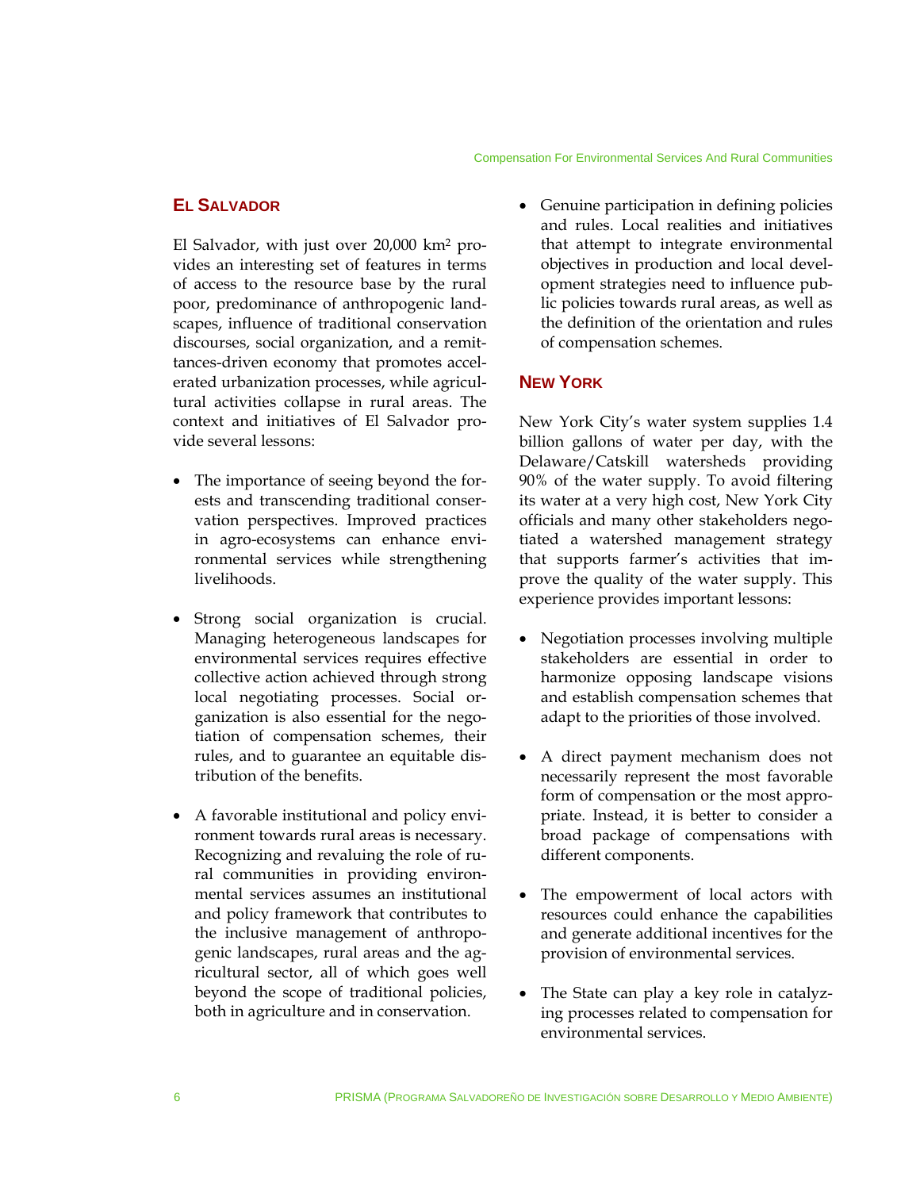## El Salvador

El Salvador, with just over 20,000 km$^2$ provides an interesting set of features in terms of access to the resource base by the rural poor, predominance of anthropogenic landscapes, influence of traditional conservation discourses, social organization, and a remittances-driven economy that promotes accelerated urbanization processes, while agricultural activities collapse in rural areas. The context and initiatives of El Salvador provide several lessons:

- The importance of seeing beyond the forests and transcending traditional conservation perspectives. Improved practices in agro-ecosystems can enhance environmental services while strengthening livelihoods.
- Strong social organization is crucial. Managing heterogeneous landscapes for environmental services requires effective collective action achieved through strong local negotiating processes. Social organization is also essential for the negotiation of compensation schemes, their rules, and to guarantee an equitable distribution of the benefits.
- A favorable institutional and policy environment towards rural areas is necessary. Recognizing and revaluing the role of rural communities in providing environmental services assumes an institutional and policy framework that contributes to the inclusive management of anthropogenic landscapes, rural areas and the agricultural sector, all of which goes well beyond the scope of traditional policies, both in agriculture and in conservation.
- Genuine participation in defining policies and rules. Local realities and initiatives that attempt to integrate environmental objectives in production and local development strategies need to influence public policies towards rural areas, as well as the definition of the orientation and rules of compensation schemes.

## New York

New York City's water system supplies 1.4 billion gallons of water per day, with the Delaware/Catskill watersheds providing 90% of the water supply. To avoid filtering its water at a very high cost, New York City officials and many other stakeholders negotiated a watershed management strategy that supports farmer's activities that improve the quality of the water supply. This experience provides important lessons:

- Negotiation processes involving multiple stakeholders are essential in order to harmonize opposing landscape visions and establish compensation schemes that adapt to the priorities of those involved.
- A direct payment mechanism does not necessarily represent the most favorable form of compensation or the most appropriate. Instead, it is better to consider a broad package of compensations with different components.
- The empowerment of local actors with resources could enhance the capabilities and generate additional incentives for the provision of environmental services.
- The State can play a key role in catalyzing processes related to compensation for environmental services.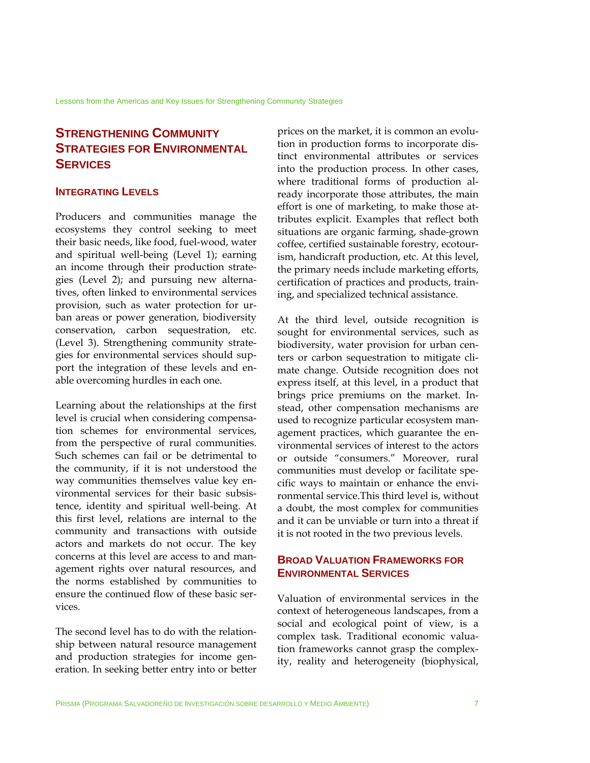## Strengthening Community Strategies for Environmental Services

### Integrating Levels

Producers and communities manage the ecosystems they control seeking to meet their basic needs, like food, fuel-wood, water and spiritual well-being (Level 1); earning an income through their production strategies (Level 2); and pursuing new alternatives, often linked to environmental services provision, such as water protection for urban areas or power generation, biodiversity conservation, carbon sequestration, etc. (Level 3). Strengthening community strategies for environmental services should support the integration of these levels and enable overcoming hurdles in each one.

Learning about the relationships at the first level is crucial when considering compensation schemes for environmental services, from the perspective of rural communities. Such schemes can fail or be detrimental to the community, if it is not understood the way communities themselves value key environmental services for their basic subsistence, identity and spiritual well-being. At this first level, relations are internal to the community and transactions with outside actors and markets do not occur. The key concerns at this level are access to and management rights over natural resources, and the norms established by communities to ensure the continued flow of these basic services.

The second level has to do with the relationship between natural resource management and production strategies for income generation. In seeking better entry into or better prices on the market, it is common an evolution in production forms to incorporate distinct environmental attributes or services into the production process. In other cases, where traditional forms of production already incorporate those attributes, the main effort is one of marketing, to make those attributes explicit. Examples that reflect both situations are organic farming, shade-grown coffee, certified sustainable forestry, ecotourism, handicraft production, etc. At this level, the primary needs include marketing efforts, certification of practices and products, training, and specialized technical assistance.

At the third level, outside recognition is sought for environmental services, such as biodiversity, water provision for urban centers or carbon sequestration to mitigate climate change. Outside recognition does not express itself, at this level, in a product that brings price premiums on the market. Instead, other compensation mechanisms are used to recognize particular ecosystem management practices, which guarantee the environmental services of interest to the actors or outside "consumers." Moreover, rural communities must develop or facilitate specific ways to maintain or enhance the environmental service.This third level is, without a doubt, the most complex for communities and it can be unviable or turn into a threat if it is not rooted in the two previous levels.

### Broad Valuation Frameworks for Environmental Services

Valuation of environmental services in the context of heterogeneous landscapes, from a social and ecological point of view, is a complex task. Traditional economic valuation frameworks cannot grasp the complexity, reality and heterogeneity (biophysical,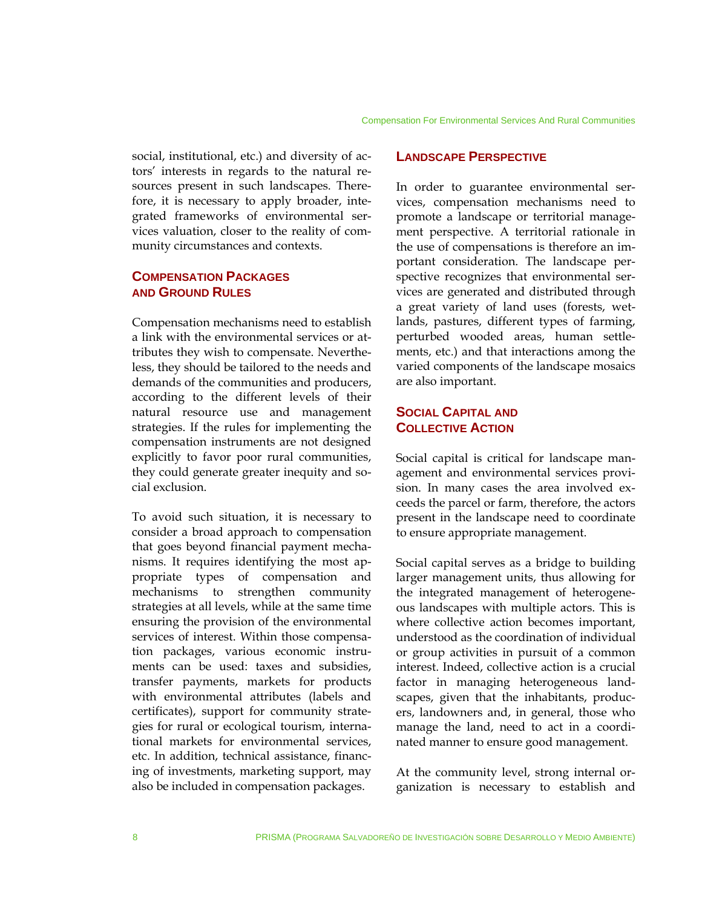social, institutional, etc.) and diversity of actors' interests in regards to the natural resources present in such landscapes. Therefore, it is necessary to apply broader, integrated frameworks of environmental services valuation, closer to the reality of community circumstances and contexts.

## Compensation Packages and Ground Rules

Compensation mechanisms need to establish a link with the environmental services or attributes they wish to compensate. Nevertheless, they should be tailored to the needs and demands of the communities and producers, according to the different levels of their natural resource use and management strategies. If the rules for implementing the compensation instruments are not designed explicitly to favor poor rural communities, they could generate greater inequity and social exclusion.

To avoid such situation, it is necessary to consider a broad approach to compensation that goes beyond financial payment mechanisms. It requires identifying the most appropriate types of compensation and mechanisms to strengthen community strategies at all levels, while at the same time ensuring the provision of the environmental services of interest. Within those compensation packages, various economic instruments can be used: taxes and subsidies, transfer payments, markets for products with environmental attributes (labels and certificates), support for community strategies for rural or ecological tourism, international markets for environmental services, etc. In addition, technical assistance, financing of investments, marketing support, may also be included in compensation packages.

## Landscape Perspective

In order to guarantee environmental services, compensation mechanisms need to promote a landscape or territorial management perspective. A territorial rationale in the use of compensations is therefore an important consideration. The landscape perspective recognizes that environmental services are generated and distributed through a great variety of land uses (forests, wetlands, pastures, different types of farming, perturbed wooded areas, human settlements, etc.) and that interactions among the varied components of the landscape mosaics are also important.

## Social Capital and Collective Action

Social capital is critical for landscape management and environmental services provision. In many cases the area involved exceeds the parcel or farm, therefore, the actors present in the landscape need to coordinate to ensure appropriate management.

Social capital serves as a bridge to building larger management units, thus allowing for the integrated management of heterogeneous landscapes with multiple actors. This is where collective action becomes important, understood as the coordination of individual or group activities in pursuit of a common interest. Indeed, collective action is a crucial factor in managing heterogeneous landscapes, given that the inhabitants, producers, landowners and, in general, those who manage the land, need to act in a coordinated manner to ensure good management.

At the community level, strong internal organization is necessary to establish and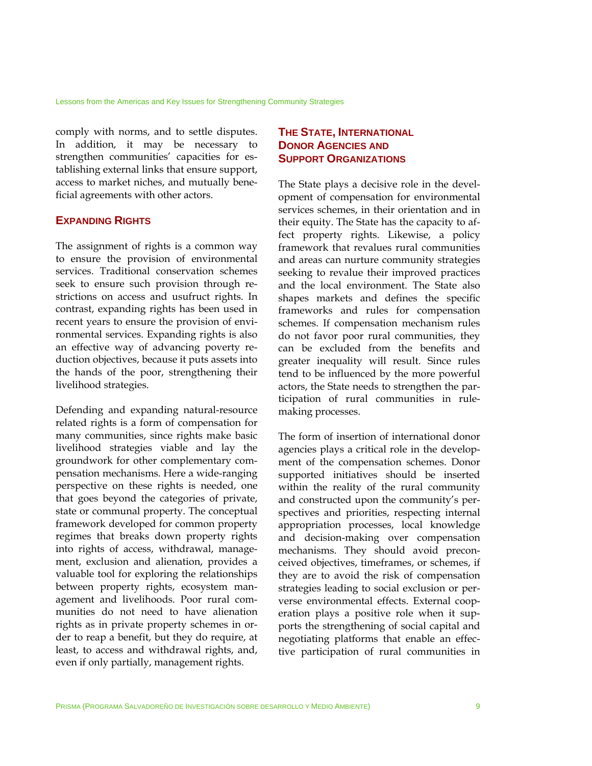comply with norms, and to settle disputes. In addition, it may be necessary to strengthen communities' capacities for establishing external links that ensure support, access to market niches, and mutually beneficial agreements with other actors.

## Expanding Rights

The assignment of rights is a common way to ensure the provision of environmental services. Traditional conservation schemes seek to ensure such provision through restrictions on access and usufruct rights. In contrast, expanding rights has been used in recent years to ensure the provision of environmental services. Expanding rights is also an effective way of advancing poverty reduction objectives, because it puts assets into the hands of the poor, strengthening their livelihood strategies.

Defending and expanding natural-resource related rights is a form of compensation for many communities, since rights make basic livelihood strategies viable and lay the groundwork for other complementary compensation mechanisms. Here a wide-ranging perspective on these rights is needed, one that goes beyond the categories of private, state or communal property. The conceptual framework developed for common property regimes that breaks down property rights into rights of access, withdrawal, management, exclusion and alienation, provides a valuable tool for exploring the relationships between property rights, ecosystem management and livelihoods. Poor rural communities do not need to have alienation rights as in private property schemes in order to reap a benefit, but they do require, at least, to access and withdrawal rights, and, even if only partially, management rights.

## The State, International Donor Agencies and Support Organizations

The State plays a decisive role in the development of compensation for environmental services schemes, in their orientation and in their equity. The State has the capacity to affect property rights. Likewise, a policy framework that revalues rural communities and areas can nurture community strategies seeking to revalue their improved practices and the local environment. The State also shapes markets and defines the specific frameworks and rules for compensation schemes. If compensation mechanism rules do not favor poor rural communities, they can be excluded from the benefits and greater inequality will result. Since rules tend to be influenced by the more powerful actors, the State needs to strengthen the participation of rural communities in rule-making processes.

The form of insertion of international donor agencies plays a critical role in the development of the compensation schemes. Donor supported initiatives should be inserted within the reality of the rural community and constructed upon the community's perspectives and priorities, respecting internal appropriation processes, local knowledge and decision-making over compensation mechanisms. They should avoid preconceived objectives, timeframes, or schemes, if they are to avoid the risk of compensation strategies leading to social exclusion or perverse environmental effects. External cooperation plays a positive role when it supports the strengthening of social capital and negotiating platforms that enable an effective participation of rural communities in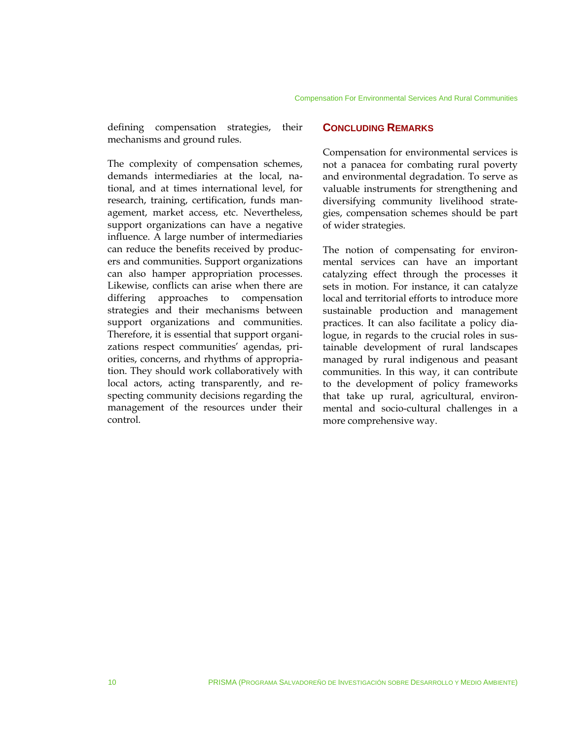defining compensation strategies, their mechanisms and ground rules.

The complexity of compensation schemes, demands intermediaries at the local, national, and at times international level, for research, training, certification, funds management, market access, etc. Nevertheless, support organizations can have a negative influence. A large number of intermediaries can reduce the benefits received by producers and communities. Support organizations can also hamper appropriation processes. Likewise, conflicts can arise when there are differing approaches to compensation strategies and their mechanisms between support organizations and communities. Therefore, it is essential that support organizations respect communities' agendas, priorities, concerns, and rhythms of appropriation. They should work collaboratively with local actors, acting transparently, and respecting community decisions regarding the management of the resources under their control.

## Concluding Remarks

Compensation for environmental services is not a panacea for combating rural poverty and environmental degradation. To serve as valuable instruments for strengthening and diversifying community livelihood strategies, compensation schemes should be part of wider strategies.

The notion of compensating for environmental services can have an important catalyzing effect through the processes it sets in motion. For instance, it can catalyze local and territorial efforts to introduce more sustainable production and management practices. It can also facilitate a policy dialogue, in regards to the crucial roles in sustainable development of rural landscapes managed by rural indigenous and peasant communities. In this way, it can contribute to the development of policy frameworks that take up rural, agricultural, environmental and socio-cultural challenges in a more comprehensive way.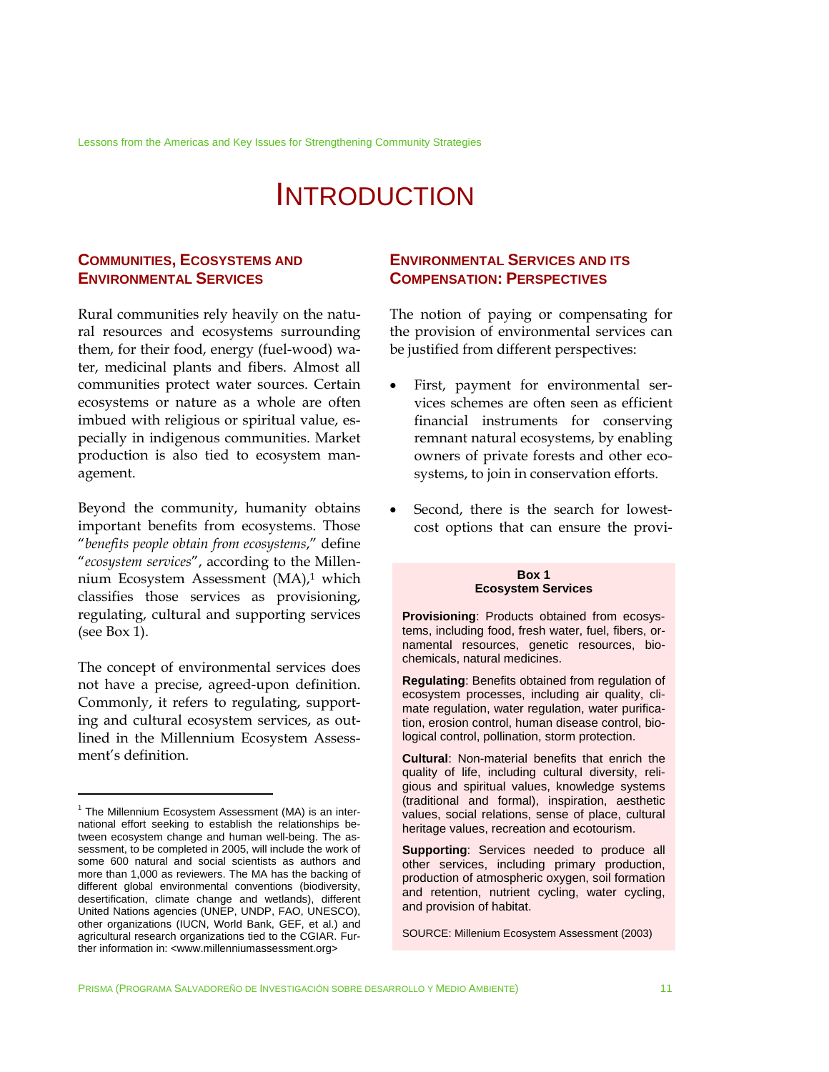# INTRODUCTION

## COMMUNITIES, ECOSYSTEMS AND ENVIRONMENTAL SERVICES

Rural communities rely heavily on the natural resources and ecosystems surrounding them, for their food, energy (fuel-wood) water, medicinal plants and fibers. Almost all communities protect water sources. Certain ecosystems or nature as a whole are often imbued with religious or spiritual value, especially in indigenous communities. Market production is also tied to ecosystem management.

Beyond the community, humanity obtains important benefits from ecosystems. Those "*benefits people obtain from ecosystems*," define "*ecosystem services*", according to the Millennium Ecosystem Assessment (MA),[1] which classifies those services as provisioning, regulating, cultural and supporting services (see Box 1).

The concept of environmental services does not have a precise, agreed-upon definition. Commonly, it refers to regulating, supporting and cultural ecosystem services, as outlined in the Millennium Ecosystem Assessment's definition.

## ENVIRONMENTAL SERVICES AND ITS COMPENSATION: PERSPECTIVES

The notion of paying or compensating for the provision of environmental services can be justified from different perspectives:

- First, payment for environmental services schemes are often seen as efficient financial instruments for conserving remnant natural ecosystems, by enabling owners of private forests and other ecosystems, to join in conservation efforts.
- Second, there is the search for lowest-cost options that can ensure the provi-

> **Box 1**
> **Ecosystem Services**
>
> **Provisioning**: Products obtained from ecosystems, including food, fresh water, fuel, fibers, ornamental resources, genetic resources, biochemicals, natural medicines.
>
> **Regulating**: Benefits obtained from regulation of ecosystem processes, including air quality, climate regulation, water regulation, water purification, erosion control, human disease control, biological control, pollination, storm protection.
>
> **Cultural**: Non-material benefits that enrich the quality of life, including cultural diversity, religious and spiritual values, knowledge systems (traditional and formal), inspiration, aesthetic values, social relations, sense of place, cultural heritage values, recreation and ecotourism.
>
> **Supporting**: Services needed to produce all other services, including primary production, production of atmospheric oxygen, soil formation and retention, nutrient cycling, water cycling, and provision of habitat.
>
> SOURCE: Millenium Ecosystem Assessment (2003)

---

[1] The Millennium Ecosystem Assessment (MA) is an international effort seeking to establish the relationships between ecosystem change and human well-being. The assessment, to be completed in 2005, will include the work of some 600 natural and social scientists as authors and more than 1,000 as reviewers. The MA has the backing of different global environmental conventions (biodiversity, desertification, climate change and wetlands), different United Nations agencies (UNEP, UNDP, FAO, UNESCO), other organizations (IUCN, World Bank, GEF, et al.) and agricultural research organizations tied to the CGIAR. Further information in: <www.millenniumassessment.org>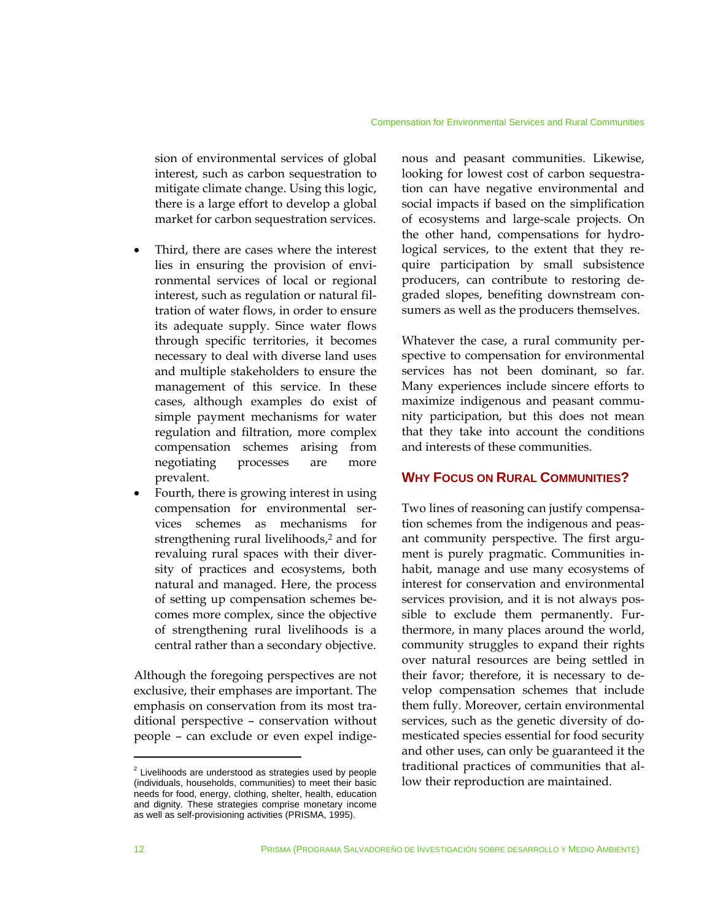sion of environmental services of global interest, such as carbon sequestration to mitigate climate change. Using this logic, there is a large effort to develop a global market for carbon sequestration services.

- Third, there are cases where the interest lies in ensuring the provision of environmental services of local or regional interest, such as regulation or natural filtration of water flows, in order to ensure its adequate supply. Since water flows through specific territories, it becomes necessary to deal with diverse land uses and multiple stakeholders to ensure the management of this service. In these cases, although examples do exist of simple payment mechanisms for water regulation and filtration, more complex compensation schemes arising from negotiating processes are more prevalent.
- Fourth, there is growing interest in using compensation for environmental services schemes as mechanisms for strengthening rural livelihoods,[2] and for revaluing rural spaces with their diversity of practices and ecosystems, both natural and managed. Here, the process of setting up compensation schemes becomes more complex, since the objective of strengthening rural livelihoods is a central rather than a secondary objective.

Although the foregoing perspectives are not exclusive, their emphases are important. The emphasis on conservation from its most traditional perspective – conservation without people – can exclude or even expel indigenous and peasant communities. Likewise, looking for lowest cost of carbon sequestration can have negative environmental and social impacts if based on the simplification of ecosystems and large-scale projects. On the other hand, compensations for hydrological services, to the extent that they require participation by small subsistence producers, can contribute to restoring degraded slopes, benefiting downstream consumers as well as the producers themselves.

Whatever the case, a rural community perspective to compensation for environmental services has not been dominant, so far. Many experiences include sincere efforts to maximize indigenous and peasant community participation, but this does not mean that they take into account the conditions and interests of these communities.

## Why Focus on Rural Communities?

Two lines of reasoning can justify compensation schemes from the indigenous and peasant community perspective. The first argument is purely pragmatic. Communities inhabit, manage and use many ecosystems of interest for conservation and environmental services provision, and it is not always possible to exclude them permanently. Furthermore, in many places around the world, community struggles to expand their rights over natural resources are being settled in their favor; therefore, it is necessary to develop compensation schemes that include them fully. Moreover, certain environmental services, such as the genetic diversity of domesticated species essential for food security and other uses, can only be guaranteed it the traditional practices of communities that allow their reproduction are maintained.

[2] Livelihoods are understood as strategies used by people (individuals, households, communities) to meet their basic needs for food, energy, clothing, shelter, health, education and dignity. These strategies comprise monetary income as well as self-provisioning activities (PRISMA, 1995).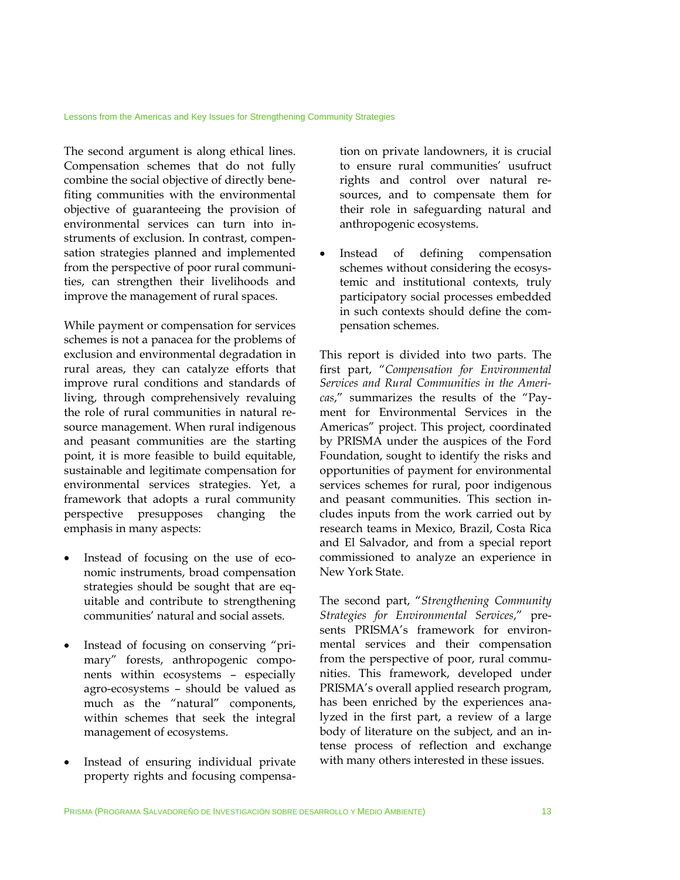The second argument is along ethical lines. Compensation schemes that do not fully combine the social objective of directly benefiting communities with the environmental objective of guaranteeing the provision of environmental services can turn into instruments of exclusion. In contrast, compensation strategies planned and implemented from the perspective of poor rural communities, can strengthen their livelihoods and improve the management of rural spaces.

While payment or compensation for services schemes is not a panacea for the problems of exclusion and environmental degradation in rural areas, they can catalyze efforts that improve rural conditions and standards of living, through comprehensively revaluing the role of rural communities in natural resource management. When rural indigenous and peasant communities are the starting point, it is more feasible to build equitable, sustainable and legitimate compensation for environmental services strategies. Yet, a framework that adopts a rural community perspective presupposes changing the emphasis in many aspects:

- Instead of focusing on the use of economic instruments, broad compensation strategies should be sought that are equitable and contribute to strengthening communities' natural and social assets.
- Instead of focusing on conserving "primary" forests, anthropogenic components within ecosystems – especially agro-ecosystems – should be valued as much as the "natural" components, within schemes that seek the integral management of ecosystems.
- Instead of ensuring individual private property rights and focusing compensation on private landowners, it is crucial to ensure rural communities' usufruct rights and control over natural resources, and to compensate them for their role in safeguarding natural and anthropogenic ecosystems.
- Instead of defining compensation schemes without considering the ecosystemic and institutional contexts, truly participatory social processes embedded in such contexts should define the compensation schemes.

This report is divided into two parts. The first part, "*Compensation for Environmental Services and Rural Communities in the Americas*," summarizes the results of the "Payment for Environmental Services in the Americas" project. This project, coordinated by PRISMA under the auspices of the Ford Foundation, sought to identify the risks and opportunities of payment for environmental services schemes for rural, poor indigenous and peasant communities. This section includes inputs from the work carried out by research teams in Mexico, Brazil, Costa Rica and El Salvador, and from a special report commissioned to analyze an experience in New York State.

The second part, "*Strengthening Community Strategies for Environmental Services*," presents PRISMA's framework for environmental services and their compensation from the perspective of poor, rural communities. This framework, developed under PRISMA's overall applied research program, has been enriched by the experiences analyzed in the first part, a review of a large body of literature on the subject, and an intense process of reflection and exchange with many others interested in these issues.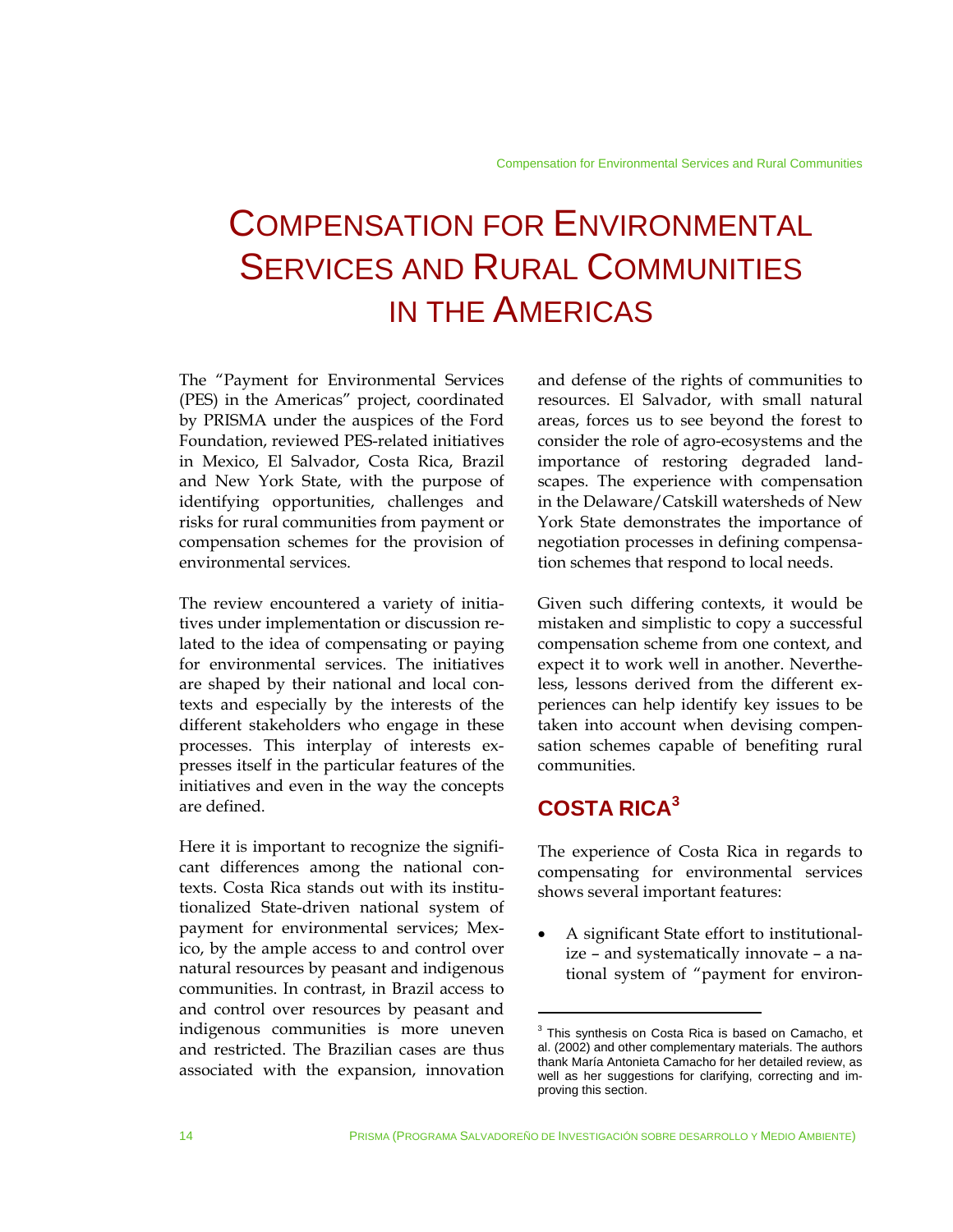# Compensation for Environmental Services and Rural Communities in the Americas

The "Payment for Environmental Services (PES) in the Americas" project, coordinated by PRISMA under the auspices of the Ford Foundation, reviewed PES-related initiatives in Mexico, El Salvador, Costa Rica, Brazil and New York State, with the purpose of identifying opportunities, challenges and risks for rural communities from payment or compensation schemes for the provision of environmental services.

The review encountered a variety of initiatives under implementation or discussion related to the idea of compensating or paying for environmental services. The initiatives are shaped by their national and local contexts and especially by the interests of the different stakeholders who engage in these processes. This interplay of interests expresses itself in the particular features of the initiatives and even in the way the concepts are defined.

Here it is important to recognize the significant differences among the national contexts. Costa Rica stands out with its institutionalized State-driven national system of payment for environmental services; Mexico, by the ample access to and control over natural resources by peasant and indigenous communities. In contrast, in Brazil access to and control over resources by peasant and indigenous communities is more uneven and restricted. The Brazilian cases are thus associated with the expansion, innovation and defense of the rights of communities to resources. El Salvador, with small natural areas, forces us to see beyond the forest to consider the role of agro-ecosystems and the importance of restoring degraded landscapes. The experience with compensation in the Delaware/Catskill watersheds of New York State demonstrates the importance of negotiation processes in defining compensation schemes that respond to local needs.

Given such differing contexts, it would be mistaken and simplistic to copy a successful compensation scheme from one context, and expect it to work well in another. Nevertheless, lessons derived from the different experiences can help identify key issues to be taken into account when devising compensation schemes capable of benefiting rural communities.

## COSTA RICA[3]

The experience of Costa Rica in regards to compensating for environmental services shows several important features:

- A significant State effort to institutionalize – and systematically innovate – a national system of "payment for environ-

[3] This synthesis on Costa Rica is based on Camacho, et al. (2002) and other complementary materials. The authors thank María Antonieta Camacho for her detailed review, as well as her suggestions for clarifying, correcting and improving this section.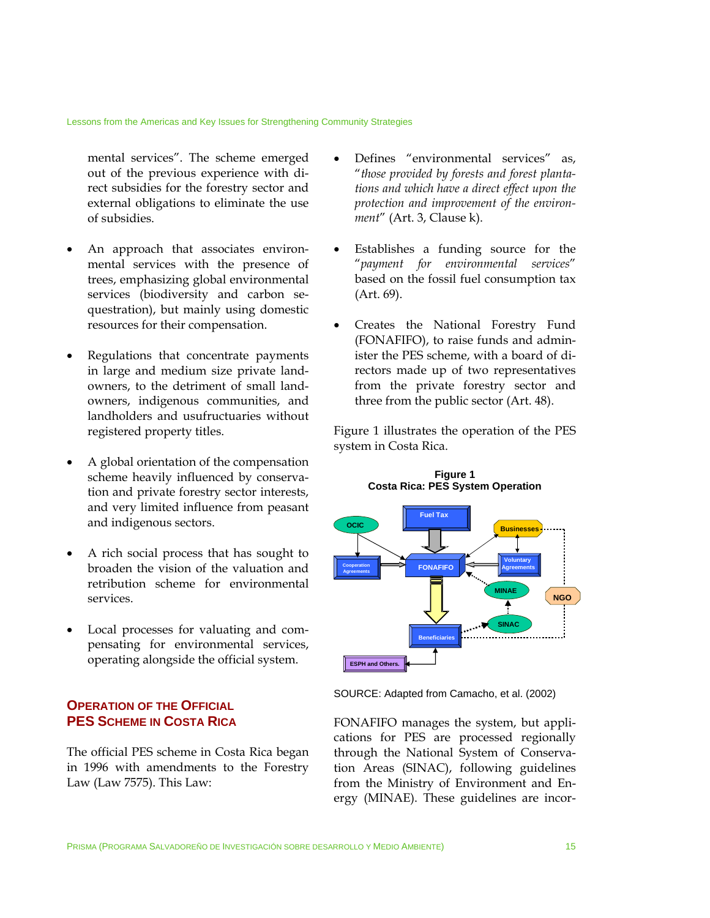mental services". The scheme emerged out of the previous experience with direct subsidies for the forestry sector and external obligations to eliminate the use of subsidies.

- An approach that associates environmental services with the presence of trees, emphasizing global environmental services (biodiversity and carbon sequestration), but mainly using domestic resources for their compensation.
- Regulations that concentrate payments in large and medium size private landowners, to the detriment of small landowners, indigenous communities, and landholders and usufructuaries without registered property titles.
- A global orientation of the compensation scheme heavily influenced by conservation and private forestry sector interests, and very limited influence from peasant and indigenous sectors.
- A rich social process that has sought to broaden the vision of the valuation and retribution scheme for environmental services.
- Local processes for valuating and compensating for environmental services, operating alongside the official system.

## Operation of the Official PES Scheme in Costa Rica

The official PES scheme in Costa Rica began in 1996 with amendments to the Forestry Law (Law 7575). This Law:

- Defines "environmental services" as, "*those provided by forests and forest plantations and which have a direct effect upon the protection and improvement of the environment*" (Art. 3, Clause k).
- Establishes a funding source for the "*payment for environmental services*" based on the fossil fuel consumption tax (Art. 69).
- Creates the National Forestry Fund (FONAFIFO), to raise funds and administer the PES scheme, with a board of directors made up of two representatives from the private forestry sector and three from the public sector (Art. 48).

Figure 1 illustrates the operation of the PES system in Costa Rica.

**Figure 1**
**Costa Rica: PES System Operation**

SOURCE: Adapted from Camacho, et al. (2002)

FONAFIFO manages the system, but applications for PES are processed regionally through the National System of Conservation Areas (SINAC), following guidelines from the Ministry of Environment and Energy (MINAE). These guidelines are incor-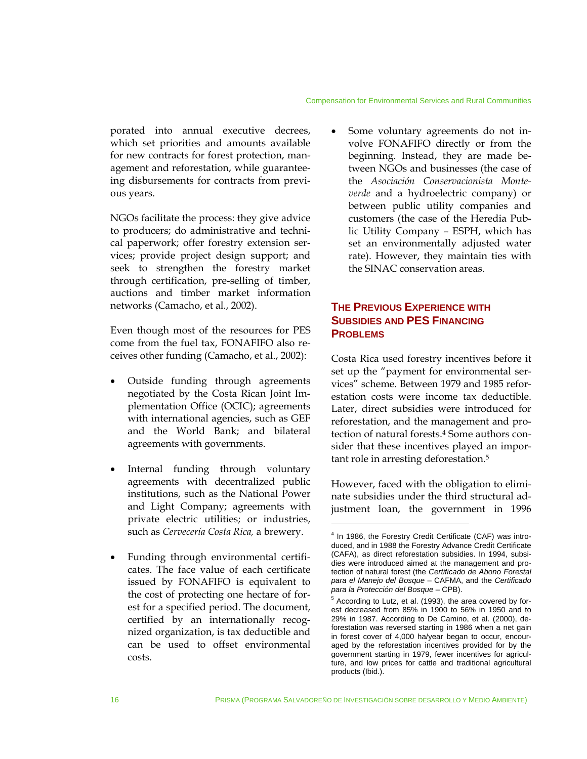porated into annual executive decrees, which set priorities and amounts available for new contracts for forest protection, management and reforestation, while guaranteeing disbursements for contracts from previous years.

NGOs facilitate the process: they give advice to producers; do administrative and technical paperwork; offer forestry extension services; provide project design support; and seek to strengthen the forestry market through certification, pre-selling of timber, auctions and timber market information networks (Camacho, et al., 2002).

Even though most of the resources for PES come from the fuel tax, FONAFIFO also receives other funding (Camacho, et al., 2002):

- Outside funding through agreements negotiated by the Costa Rican Joint Implementation Office (OCIC); agreements with international agencies, such as GEF and the World Bank; and bilateral agreements with governments.
- Internal funding through voluntary agreements with decentralized public institutions, such as the National Power and Light Company; agreements with private electric utilities; or industries, such as *Cervecería Costa Rica,* a brewery.
- Funding through environmental certificates. The face value of each certificate issued by FONAFIFO is equivalent to the cost of protecting one hectare of forest for a specified period. The document, certified by an internationally recognized organization, is tax deductible and can be used to offset environmental costs.
- Some voluntary agreements do not involve FONAFIFO directly or from the beginning. Instead, they are made between NGOs and businesses (the case of the *Asociación Conservacionista Monteverde* and a hydroelectric company) or between public utility companies and customers (the case of the Heredia Public Utility Company – ESPH, which has set an environmentally adjusted water rate). However, they maintain ties with the SINAC conservation areas.

## The Previous Experience with Subsidies and PES Financing Problems

Costa Rica used forestry incentives before it set up the "payment for environmental services" scheme. Between 1979 and 1985 reforestation costs were income tax deductible. Later, direct subsidies were introduced for reforestation, and the management and protection of natural forests.[4] Some authors consider that these incentives played an important role in arresting deforestation.[5]

However, faced with the obligation to eliminate subsidies under the third structural adjustment loan, the government in 1996

---

[4] In 1986, the Forestry Credit Certificate (CAF) was introduced, and in 1988 the Forestry Advance Credit Certificate (CAFA), as direct reforestation subsidies. In 1994, subsidies were introduced aimed at the management and protection of natural forest (the *Certificado de Abono Forestal para el Manejo del Bosque* – CAFMA, and the *Certificado para la Protección del Bosque* – CPB).

[5] According to Lutz, et al. (1993), the area covered by forest decreased from 85% in 1900 to 56% in 1950 and to 29% in 1987. According to De Camino, et al. (2000), deforestation was reversed starting in 1986 when a net gain in forest cover of 4,000 ha/year began to occur, encouraged by the reforestation incentives provided for by the government starting in 1979, fewer incentives for agriculture, and low prices for cattle and traditional agricultural products (Ibid.).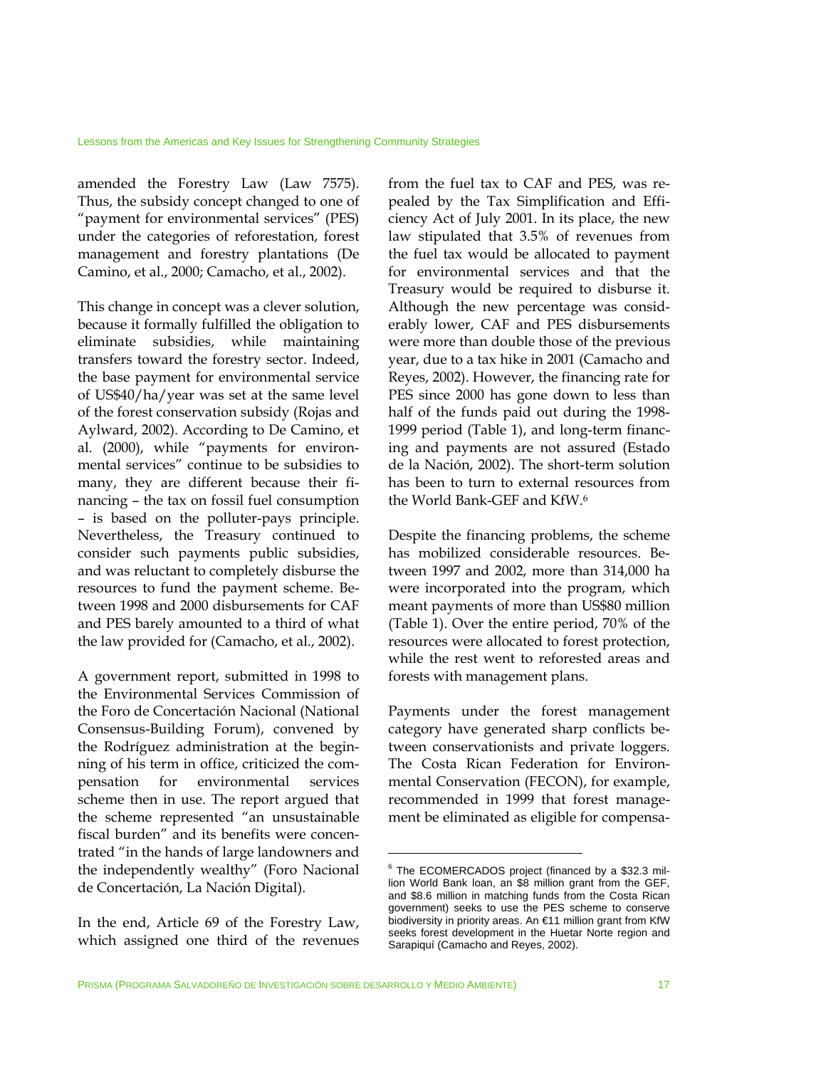amended the Forestry Law (Law 7575). Thus, the subsidy concept changed to one of "payment for environmental services" (PES) under the categories of reforestation, forest management and forestry plantations (De Camino, et al., 2000; Camacho, et al., 2002).

This change in concept was a clever solution, because it formally fulfilled the obligation to eliminate subsidies, while maintaining transfers toward the forestry sector. Indeed, the base payment for environmental service of US$40/ha/year was set at the same level of the forest conservation subsidy (Rojas and Aylward, 2002). According to De Camino, et al. (2000), while "payments for environmental services" continue to be subsidies to many, they are different because their financing – the tax on fossil fuel consumption – is based on the polluter-pays principle. Nevertheless, the Treasury continued to consider such payments public subsidies, and was reluctant to completely disburse the resources to fund the payment scheme. Between 1998 and 2000 disbursements for CAF and PES barely amounted to a third of what the law provided for (Camacho, et al., 2002).

A government report, submitted in 1998 to the Environmental Services Commission of the Foro de Concertación Nacional (National Consensus-Building Forum), convened by the Rodríguez administration at the beginning of his term in office, criticized the compensation for environmental services scheme then in use. The report argued that the scheme represented "an unsustainable fiscal burden" and its benefits were concentrated "in the hands of large landowners and the independently wealthy" (Foro Nacional de Concertación, La Nación Digital).

In the end, Article 69 of the Forestry Law, which assigned one third of the revenues from the fuel tax to CAF and PES, was repealed by the Tax Simplification and Efficiency Act of July 2001. In its place, the new law stipulated that 3.5% of revenues from the fuel tax would be allocated to payment for environmental services and that the Treasury would be required to disburse it. Although the new percentage was considerably lower, CAF and PES disbursements were more than double those of the previous year, due to a tax hike in 2001 (Camacho and Reyes, 2002). However, the financing rate for PES since 2000 has gone down to less than half of the funds paid out during the 1998-1999 period (Table 1), and long-term financing and payments are not assured (Estado de la Nación, 2002). The short-term solution has been to turn to external resources from the World Bank-GEF and KfW.[6]

Despite the financing problems, the scheme has mobilized considerable resources. Between 1997 and 2002, more than 314,000 ha were incorporated into the program, which meant payments of more than US$80 million (Table 1). Over the entire period, 70% of the resources were allocated to forest protection, while the rest went to reforested areas and forests with management plans.

Payments under the forest management category have generated sharp conflicts between conservationists and private loggers. The Costa Rican Federation for Environmental Conservation (FECON), for example, recommended in 1999 that forest management be eliminated as eligible for compensa-

[6] The ECOMERCADOS project (financed by a $32.3 million World Bank loan, an $8 million grant from the GEF, and $8.6 million in matching funds from the Costa Rican government) seeks to use the PES scheme to conserve biodiversity in priority areas. An €11 million grant from KfW seeks forest development in the Huetar Norte region and Sarapiquí (Camacho and Reyes, 2002).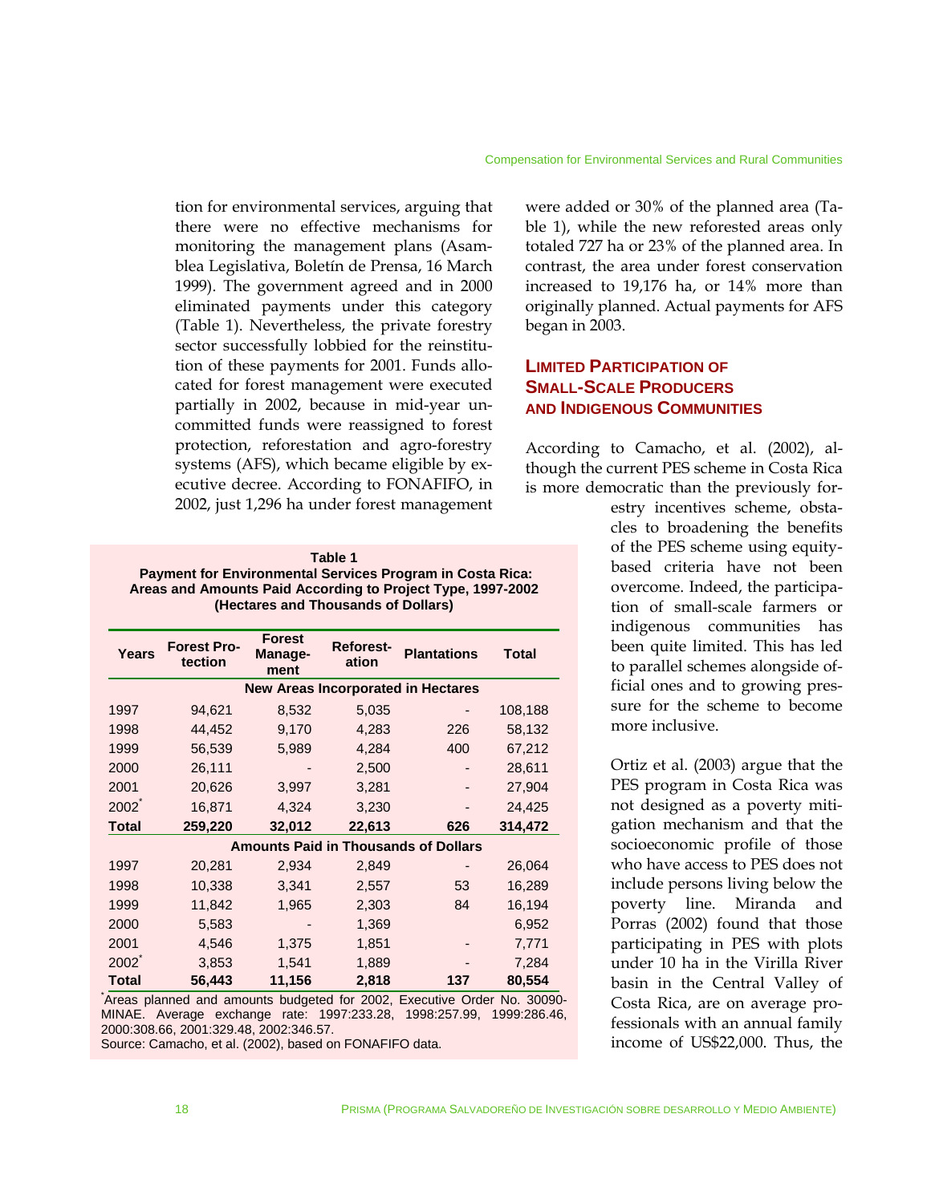tion for environmental services, arguing that there were no effective mechanisms for monitoring the management plans (Asamblea Legislativa, Boletín de Prensa, 16 March 1999). The government agreed and in 2000 eliminated payments under this category (Table 1). Nevertheless, the private forestry sector successfully lobbied for the reinstitution of these payments for 2001. Funds allocated for forest management were executed partially in 2002, because in mid-year uncommitted funds were reassigned to forest protection, reforestation and agro-forestry systems (AFS), which became eligible by executive decree. According to FONAFIFO, in 2002, just 1,296 ha under forest management were added or 30% of the planned area (Table 1), while the new reforested areas only totaled 727 ha or 23% of the planned area. In contrast, the area under forest conservation increased to 19,176 ha, or 14% more than originally planned. Actual payments for AFS began in 2003.

**Table 1**
**Payment for Environmental Services Program in Costa Rica: Areas and Amounts Paid According to Project Type, 1997-2002 (Hectares and Thousands of Dollars)**

| Years | Forest Protection | Forest Management | Reforestation | Plantations | Total |
|---|---|---|---|---|---|
| **New Areas Incorporated in Hectares** | | | | | |
| 1997 | 94,621 | 8,532 | 5,035 | - | 108,188 |
| 1998 | 44,452 | 9,170 | 4,283 | 226 | 58,132 |
| 1999 | 56,539 | 5,989 | 4,284 | 400 | 67,212 |
| 2000 | 26,111 | - | 2,500 | - | 28,611 |
| 2001 | 20,626 | 3,997 | 3,281 | - | 27,904 |
| 2002* | 16,871 | 4,324 | 3,230 | - | 24,425 |
| **Total** | **259,220** | **32,012** | **22,613** | **626** | **314,472** |
| **Amounts Paid in Thousands of Dollars** | | | | | |
| 1997 | 20,281 | 2,934 | 2,849 | - | 26,064 |
| 1998 | 10,338 | 3,341 | 2,557 | 53 | 16,289 |
| 1999 | 11,842 | 1,965 | 2,303 | 84 | 16,194 |
| 2000 | 5,583 | - | 1,369 | | 6,952 |
| 2001 | 4,546 | 1,375 | 1,851 | - | 7,771 |
| 2002* | 3,853 | 1,541 | 1,889 | - | 7,284 |
| **Total** | **56,443** | **11,156** | **2,818** | **137** | **80,554** |

*Areas planned and amounts budgeted for 2002, Executive Order No. 30090-MINAE. Average exchange rate: 1997:233.28, 1998:257.99, 1999:286.46, 2000:308.66, 2001:329.48, 2002:346.57.
Source: Camacho, et al. (2002), based on FONAFIFO data.

## Limited Participation of Small-Scale Producers and Indigenous Communities

According to Camacho, et al. (2002), although the current PES scheme in Costa Rica is more democratic than the previously forestry incentives scheme, obstacles to broadening the benefits of the PES scheme using equity-based criteria have not been overcome. Indeed, the participation of small-scale farmers or indigenous communities has been quite limited. This has led to parallel schemes alongside official ones and to growing pressure for the scheme to become more inclusive.

Ortiz et al. (2003) argue that the PES program in Costa Rica was not designed as a poverty mitigation mechanism and that the socioeconomic profile of those who have access to PES does not include persons living below the poverty line. Miranda and Porras (2002) found that those participating in PES with plots under 10 ha in the Virilla River basin in the Central Valley of Costa Rica, are on average professionals with an annual family income of US$22,000. Thus, the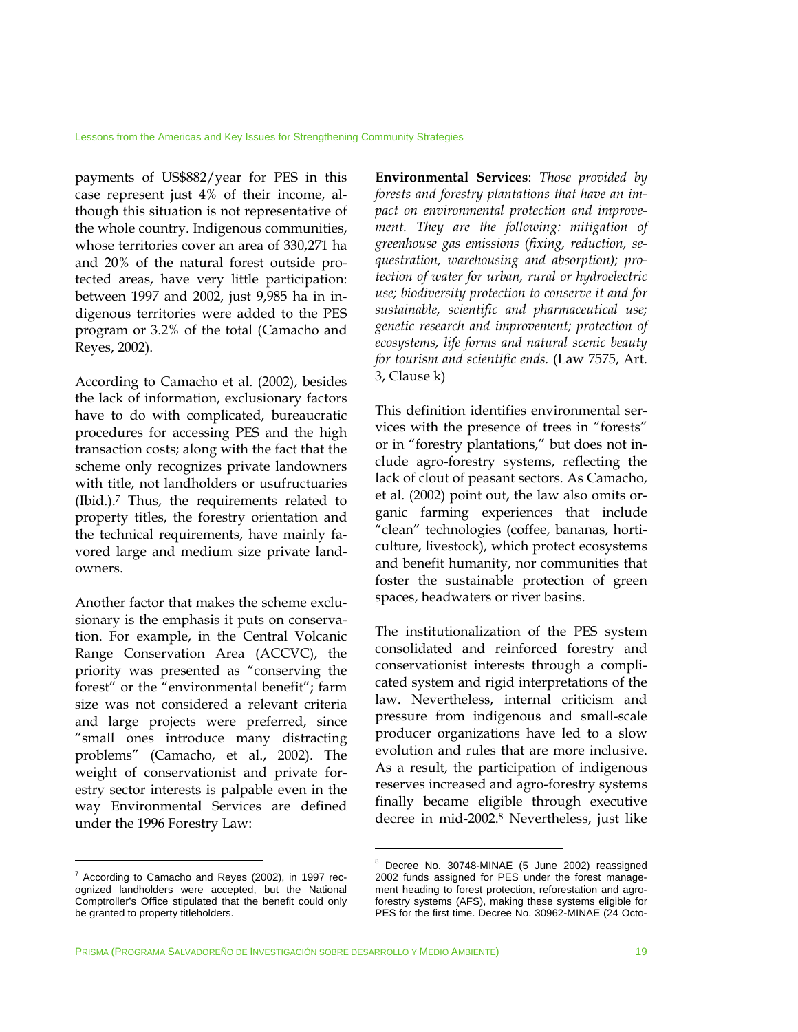payments of US$882/year for PES in this case represent just 4% of their income, although this situation is not representative of the whole country. Indigenous communities, whose territories cover an area of 330,271 ha and 20% of the natural forest outside protected areas, have very little participation: between 1997 and 2002, just 9,985 ha in indigenous territories were added to the PES program or 3.2% of the total (Camacho and Reyes, 2002).

According to Camacho et al. (2002), besides the lack of information, exclusionary factors have to do with complicated, bureaucratic procedures for accessing PES and the high transaction costs; along with the fact that the scheme only recognizes private landowners with title, not landholders or usufructuaries (Ibid.).[7] Thus, the requirements related to property titles, the forestry orientation and the technical requirements, have mainly favored large and medium size private landowners.

Another factor that makes the scheme exclusionary is the emphasis it puts on conservation. For example, in the Central Volcanic Range Conservation Area (ACCVC), the priority was presented as "conserving the forest" or the "environmental benefit"; farm size was not considered a relevant criteria and large projects were preferred, since "small ones introduce many distracting problems" (Camacho, et al., 2002). The weight of conservationist and private forestry sector interests is palpable even in the way Environmental Services are defined under the 1996 Forestry Law:

**Environmental Services**: *Those provided by forests and forestry plantations that have an impact on environmental protection and improvement. They are the following: mitigation of greenhouse gas emissions (fixing, reduction, sequestration, warehousing and absorption); protection of water for urban, rural or hydroelectric use; biodiversity protection to conserve it and for sustainable, scientific and pharmaceutical use; genetic research and improvement; protection of ecosystems, life forms and natural scenic beauty for tourism and scientific ends.* (Law 7575, Art. 3, Clause k)

This definition identifies environmental services with the presence of trees in "forests" or in "forestry plantations," but does not include agro-forestry systems, reflecting the lack of clout of peasant sectors. As Camacho, et al. (2002) point out, the law also omits organic farming experiences that include "clean" technologies (coffee, bananas, horticulture, livestock), which protect ecosystems and benefit humanity, nor communities that foster the sustainable protection of green spaces, headwaters or river basins.

The institutionalization of the PES system consolidated and reinforced forestry and conservationist interests through a complicated system and rigid interpretations of the law. Nevertheless, internal criticism and pressure from indigenous and small-scale producer organizations have led to a slow evolution and rules that are more inclusive. As a result, the participation of indigenous reserves increased and agro-forestry systems finally became eligible through executive decree in mid-2002.[8] Nevertheless, just like

---

[7] According to Camacho and Reyes (2002), in 1997 recognized landholders were accepted, but the National Comptroller's Office stipulated that the benefit could only be granted to property titleholders.

[8] Decree No. 30748-MINAE (5 June 2002) reassigned 2002 funds assigned for PES under the forest management heading to forest protection, reforestation and agroforestry systems (AFS), making these systems eligible for PES for the first time. Decree No. 30962-MINAE (24 Octo-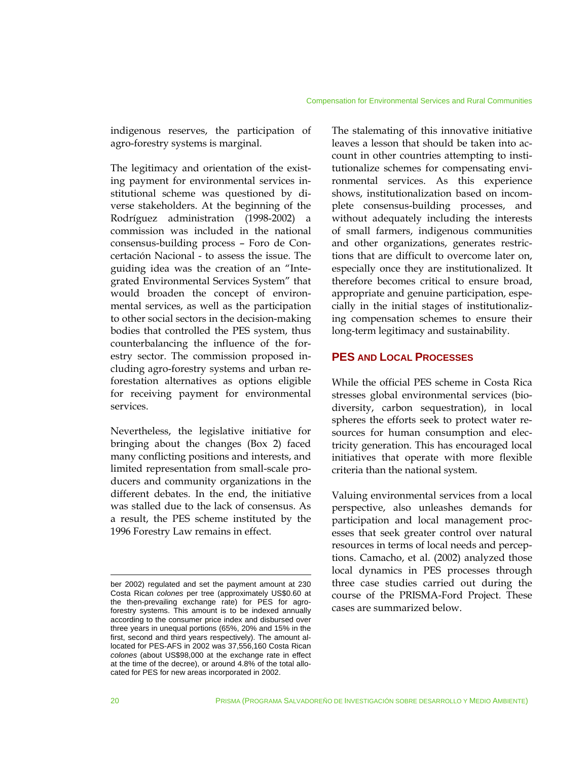indigenous reserves, the participation of agro-forestry systems is marginal.

The legitimacy and orientation of the existing payment for environmental services institutional scheme was questioned by diverse stakeholders. At the beginning of the Rodríguez administration (1998-2002) a commission was included in the national consensus-building process – Foro de Concertación Nacional - to assess the issue. The guiding idea was the creation of an "Integrated Environmental Services System" that would broaden the concept of environmental services, as well as the participation to other social sectors in the decision-making bodies that controlled the PES system, thus counterbalancing the influence of the forestry sector. The commission proposed including agro-forestry systems and urban reforestation alternatives as options eligible for receiving payment for environmental services.

Nevertheless, the legislative initiative for bringing about the changes (Box 2) faced many conflicting positions and interests, and limited representation from small-scale producers and community organizations in the different debates. In the end, the initiative was stalled due to the lack of consensus. As a result, the PES scheme instituted by the 1996 Forestry Law remains in effect.

The stalemating of this innovative initiative leaves a lesson that should be taken into account in other countries attempting to institutionalize schemes for compensating environmental services. As this experience shows, institutionalization based on incomplete consensus-building processes, and without adequately including the interests of small farmers, indigenous communities and other organizations, generates restrictions that are difficult to overcome later on, especially once they are institutionalized. It therefore becomes critical to ensure broad, appropriate and genuine participation, especially in the initial stages of institutionalizing compensation schemes to ensure their long-term legitimacy and sustainability.

## PES and Local Processes

While the official PES scheme in Costa Rica stresses global environmental services (biodiversity, carbon sequestration), in local spheres the efforts seek to protect water resources for human consumption and electricity generation. This has encouraged local initiatives that operate with more flexible criteria than the national system.

Valuing environmental services from a local perspective, also unleashes demands for participation and local management processes that seek greater control over natural resources in terms of local needs and perceptions. Camacho, et al. (2002) analyzed those local dynamics in PES processes through three case studies carried out during the course of the PRISMA-Ford Project. These cases are summarized below.

---

ber 2002) regulated and set the payment amount at 230 Costa Rican *colones* per tree (approximately US$0.60 at the then-prevailing exchange rate) for PES for agro-forestry systems. This amount is to be indexed annually according to the consumer price index and disbursed over three years in unequal portions (65%, 20% and 15% in the first, second and third years respectively). The amount allocated for PES-AFS in 2002 was 37,556,160 Costa Rican *colones* (about US$98,000 at the exchange rate in effect at the time of the decree), or around 4.8% of the total allocated for PES for new areas incorporated in 2002.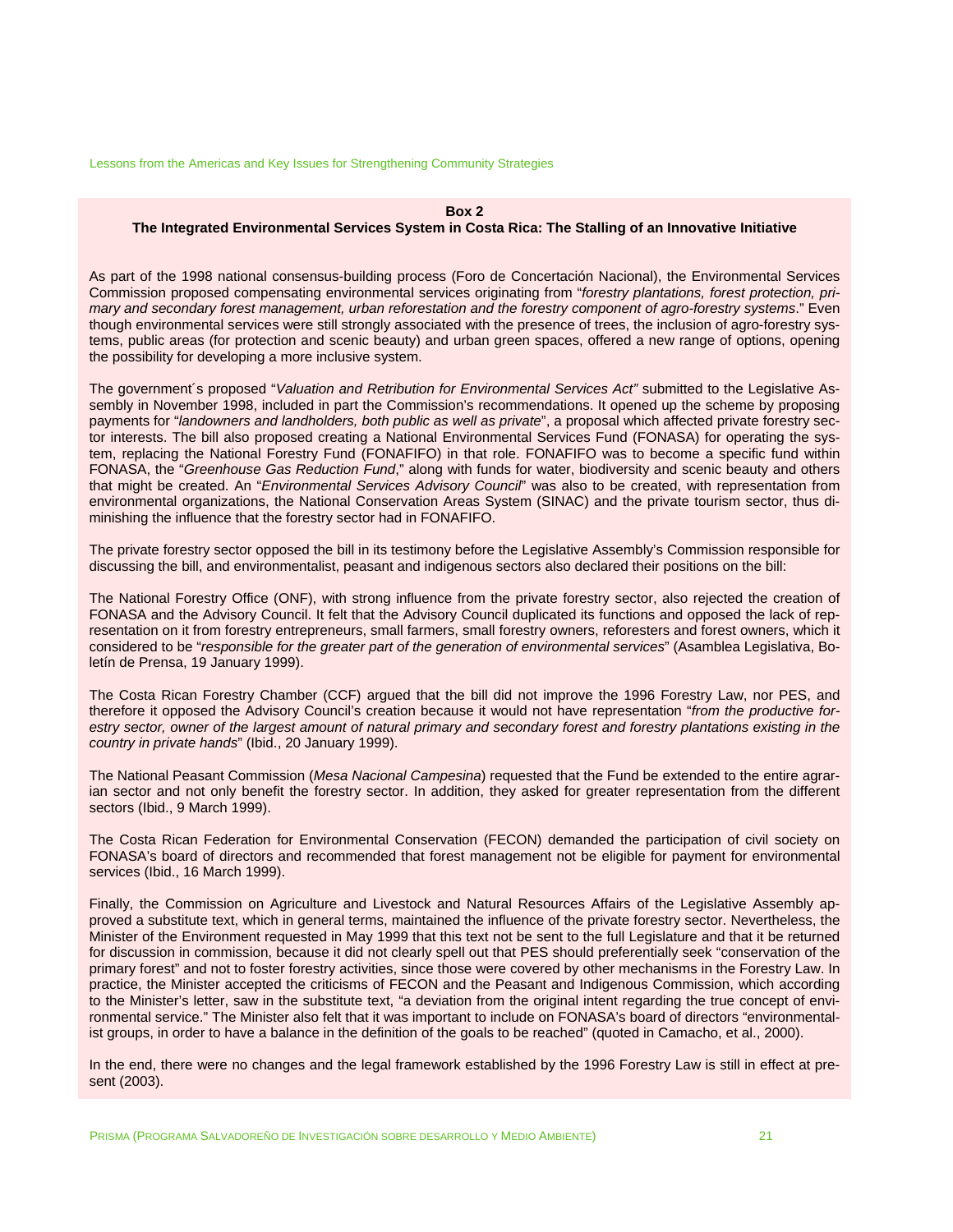**Box 2**

**The Integrated Environmental Services System in Costa Rica: The Stalling of an Innovative Initiative**

As part of the 1998 national consensus-building process (Foro de Concertación Nacional), the Environmental Services Commission proposed compensating environmental services originating from "*forestry plantations, forest protection, primary and secondary forest management, urban reforestation and the forestry component of agro-forestry systems*." Even though environmental services were still strongly associated with the presence of trees, the inclusion of agro-forestry systems, public areas (for protection and scenic beauty) and urban green spaces, offered a new range of options, opening the possibility for developing a more inclusive system.

The government´s proposed "*Valuation and Retribution for Environmental Services Act"* submitted to the Legislative Assembly in November 1998, included in part the Commission's recommendations. It opened up the scheme by proposing payments for "*landowners and landholders, both public as well as private*", a proposal which affected private forestry sector interests. The bill also proposed creating a National Environmental Services Fund (FONASA) for operating the system, replacing the National Forestry Fund (FONAFIFO) in that role. FONAFIFO was to become a specific fund within FONASA, the "*Greenhouse Gas Reduction Fund*," along with funds for water, biodiversity and scenic beauty and others that might be created. An "*Environmental Services Advisory Council*" was also to be created, with representation from environmental organizations, the National Conservation Areas System (SINAC) and the private tourism sector, thus diminishing the influence that the forestry sector had in FONAFIFO.

The private forestry sector opposed the bill in its testimony before the Legislative Assembly's Commission responsible for discussing the bill, and environmentalist, peasant and indigenous sectors also declared their positions on the bill:

The National Forestry Office (ONF), with strong influence from the private forestry sector, also rejected the creation of FONASA and the Advisory Council. It felt that the Advisory Council duplicated its functions and opposed the lack of representation on it from forestry entrepreneurs, small farmers, small forestry owners, reforesters and forest owners, which it considered to be "*responsible for the greater part of the generation of environmental services*" (Asamblea Legislativa, Boletín de Prensa, 19 January 1999).

The Costa Rican Forestry Chamber (CCF) argued that the bill did not improve the 1996 Forestry Law, nor PES, and therefore it opposed the Advisory Council's creation because it would not have representation "*from the productive forestry sector, owner of the largest amount of natural primary and secondary forest and forestry plantations existing in the country in private hands*" (Ibid., 20 January 1999).

The National Peasant Commission (*Mesa Nacional Campesina*) requested that the Fund be extended to the entire agrarian sector and not only benefit the forestry sector. In addition, they asked for greater representation from the different sectors (Ibid., 9 March 1999).

The Costa Rican Federation for Environmental Conservation (FECON) demanded the participation of civil society on FONASA's board of directors and recommended that forest management not be eligible for payment for environmental services (Ibid., 16 March 1999).

Finally, the Commission on Agriculture and Livestock and Natural Resources Affairs of the Legislative Assembly approved a substitute text, which in general terms, maintained the influence of the private forestry sector. Nevertheless, the Minister of the Environment requested in May 1999 that this text not be sent to the full Legislature and that it be returned for discussion in commission, because it did not clearly spell out that PES should preferentially seek "conservation of the primary forest" and not to foster forestry activities, since those were covered by other mechanisms in the Forestry Law. In practice, the Minister accepted the criticisms of FECON and the Peasant and Indigenous Commission, which according to the Minister's letter, saw in the substitute text, "a deviation from the original intent regarding the true concept of environmental service." The Minister also felt that it was important to include on FONASA's board of directors "environmentalist groups, in order to have a balance in the definition of the goals to be reached" (quoted in Camacho, et al., 2000).

In the end, there were no changes and the legal framework established by the 1996 Forestry Law is still in effect at present (2003).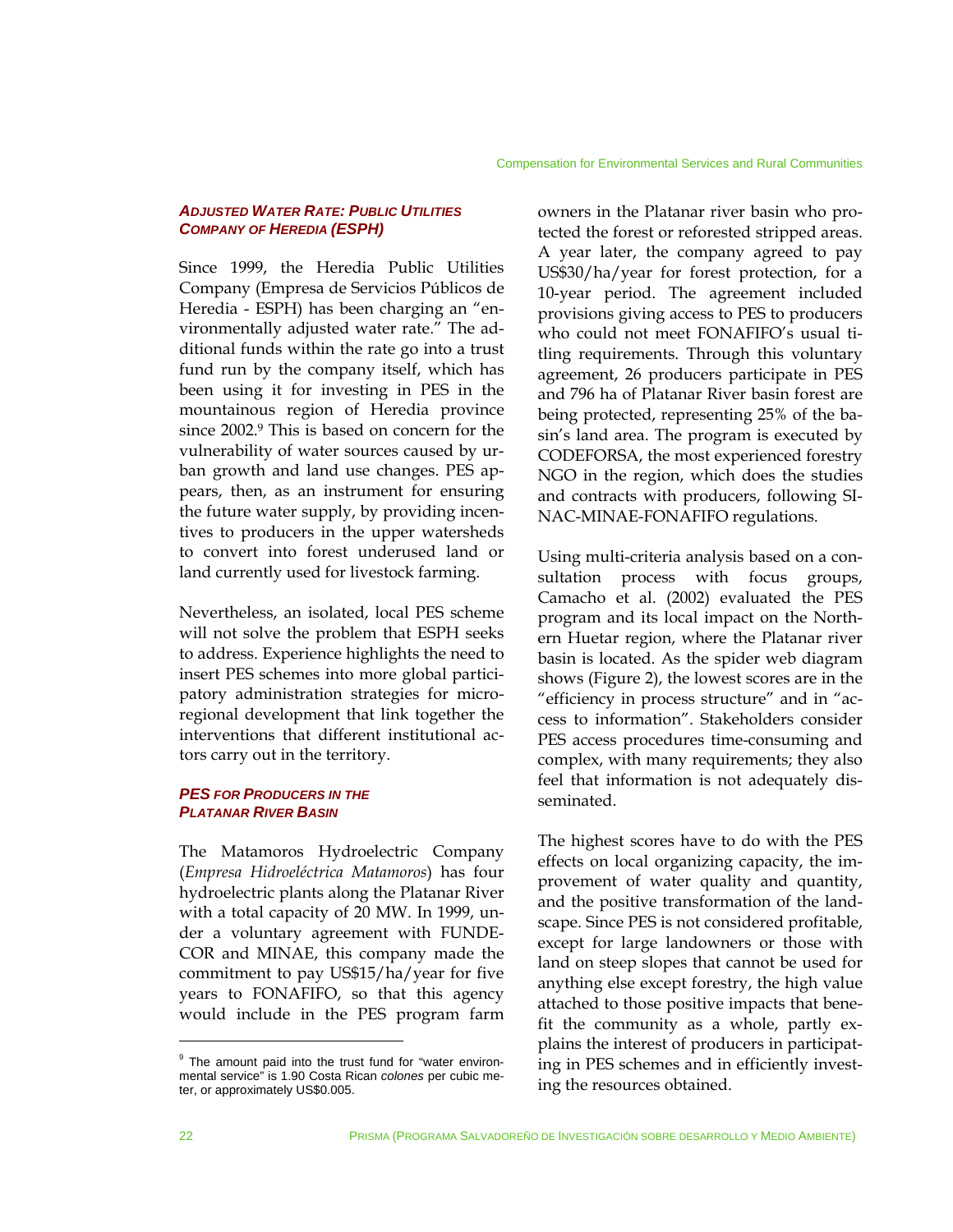### *Adjusted Water Rate: Public Utilities Company of Heredia (ESPH)*

Since 1999, the Heredia Public Utilities Company (Empresa de Servicios Públicos de Heredia - ESPH) has been charging an "environmentally adjusted water rate." The additional funds within the rate go into a trust fund run by the company itself, which has been using it for investing in PES in the mountainous region of Heredia province since 2002.[9] This is based on concern for the vulnerability of water sources caused by urban growth and land use changes. PES appears, then, as an instrument for ensuring the future water supply, by providing incentives to producers in the upper watersheds to convert into forest underused land or land currently used for livestock farming.

Nevertheless, an isolated, local PES scheme will not solve the problem that ESPH seeks to address. Experience highlights the need to insert PES schemes into more global participatory administration strategies for microregional development that link together the interventions that different institutional actors carry out in the territory.

### *PES for Producers in the Platanar River Basin*

The Matamoros Hydroelectric Company (*Empresa Hidroeléctrica Matamoros*) has four hydroelectric plants along the Platanar River with a total capacity of 20 MW. In 1999, under a voluntary agreement with FUNDECOR and MINAE, this company made the commitment to pay US$15/ha/year for five years to FONAFIFO, so that this agency would include in the PES program farm owners in the Platanar river basin who protected the forest or reforested stripped areas. A year later, the company agreed to pay US$30/ha/year for forest protection, for a 10-year period. The agreement included provisions giving access to PES to producers who could not meet FONAFIFO's usual titling requirements. Through this voluntary agreement, 26 producers participate in PES and 796 ha of Platanar River basin forest are being protected, representing 25% of the basin's land area. The program is executed by CODEFORSA, the most experienced forestry NGO in the region, which does the studies and contracts with producers, following SINAC-MINAE-FONAFIFO regulations.

Using multi-criteria analysis based on a consultation process with focus groups, Camacho et al. (2002) evaluated the PES program and its local impact on the Northern Huetar region, where the Platanar river basin is located. As the spider web diagram shows (Figure 2), the lowest scores are in the "efficiency in process structure" and in "access to information". Stakeholders consider PES access procedures time-consuming and complex, with many requirements; they also feel that information is not adequately disseminated.

The highest scores have to do with the PES effects on local organizing capacity, the improvement of water quality and quantity, and the positive transformation of the landscape. Since PES is not considered profitable, except for large landowners or those with land on steep slopes that cannot be used for anything else except forestry, the high value attached to those positive impacts that benefit the community as a whole, partly explains the interest of producers in participating in PES schemes and in efficiently investing the resources obtained.

---

[9] The amount paid into the trust fund for "water environmental service" is 1.90 Costa Rican *colones* per cubic meter, or approximately US$0.005.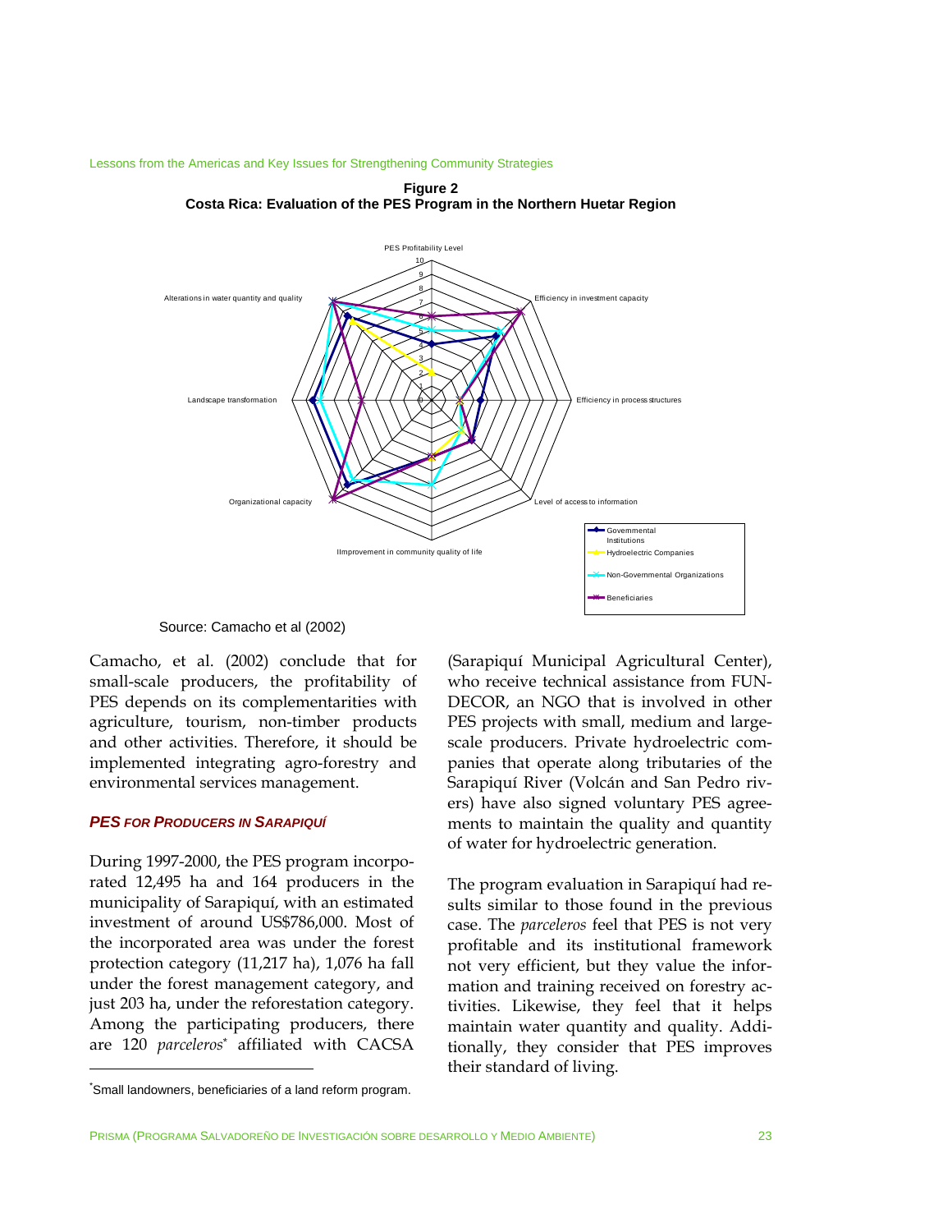**Figure 2**
**Costa Rica: Evaluation of the PES Program in the Northern Huetar Region**

Source: Camacho et al (2002)

Camacho, et al. (2002) conclude that for small-scale producers, the profitability of PES depends on its complementarities with agriculture, tourism, non-timber products and other activities. Therefore, it should be implemented integrating agro-forestry and environmental services management.

### *PES FOR PRODUCERS IN SARAPIQUÍ*

During 1997-2000, the PES program incorporated 12,495 ha and 164 producers in the municipality of Sarapiquí, with an estimated investment of around US$786,000. Most of the incorporated area was under the forest protection category (11,217 ha), 1,076 ha fall under the forest management category, and just 203 ha, under the reforestation category. Among the participating producers, there are 120 *parceleros*[*] affiliated with CACSA (Sarapiquí Municipal Agricultural Center), who receive technical assistance from FUNDECOR, an NGO that is involved in other PES projects with small, medium and large-scale producers. Private hydroelectric companies that operate along tributaries of the Sarapiquí River (Volcán and San Pedro rivers) have also signed voluntary PES agreements to maintain the quality and quantity of water for hydroelectric generation.

The program evaluation in Sarapiquí had results similar to those found in the previous case. The *parceleros* feel that PES is not very profitable and its institutional framework not very efficient, but they value the information and training received on forestry activities. Likewise, they feel that it helps maintain water quantity and quality. Additionally, they consider that PES improves their standard of living.

[*] Small landowners, beneficiaries of a land reform program.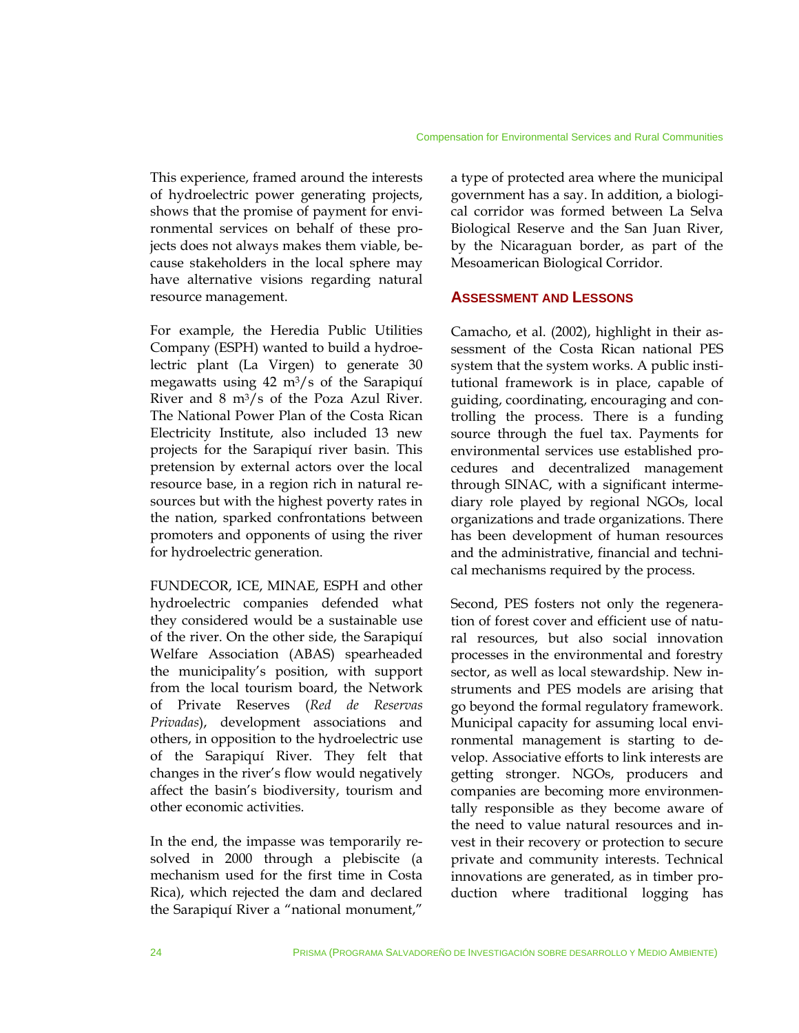This experience, framed around the interests of hydroelectric power generating projects, shows that the promise of payment for environmental services on behalf of these projects does not always makes them viable, because stakeholders in the local sphere may have alternative visions regarding natural resource management.

For example, the Heredia Public Utilities Company (ESPH) wanted to build a hydroelectric plant (La Virgen) to generate 30 megawatts using 42 $m^3/s$ of the Sarapiquí River and 8 $m^3/s$ of the Poza Azul River. The National Power Plan of the Costa Rican Electricity Institute, also included 13 new projects for the Sarapiquí river basin. This pretension by external actors over the local resource base, in a region rich in natural resources but with the highest poverty rates in the nation, sparked confrontations between promoters and opponents of using the river for hydroelectric generation.

FUNDECOR, ICE, MINAE, ESPH and other hydroelectric companies defended what they considered would be a sustainable use of the river. On the other side, the Sarapiquí Welfare Association (ABAS) spearheaded the municipality's position, with support from the local tourism board, the Network of Private Reserves (*Red de Reservas Privadas*), development associations and others, in opposition to the hydroelectric use of the Sarapiquí River. They felt that changes in the river's flow would negatively affect the basin's biodiversity, tourism and other economic activities.

In the end, the impasse was temporarily resolved in 2000 through a plebiscite (a mechanism used for the first time in Costa Rica), which rejected the dam and declared the Sarapiquí River a "national monument," a type of protected area where the municipal government has a say. In addition, a biological corridor was formed between La Selva Biological Reserve and the San Juan River, by the Nicaraguan border, as part of the Mesoamerican Biological Corridor.

## Assessment and Lessons

Camacho, et al. (2002), highlight in their assessment of the Costa Rican national PES system that the system works. A public institutional framework is in place, capable of guiding, coordinating, encouraging and controlling the process. There is a funding source through the fuel tax. Payments for environmental services use established procedures and decentralized management through SINAC, with a significant intermediary role played by regional NGOs, local organizations and trade organizations. There has been development of human resources and the administrative, financial and technical mechanisms required by the process.

Second, PES fosters not only the regeneration of forest cover and efficient use of natural resources, but also social innovation processes in the environmental and forestry sector, as well as local stewardship. New instruments and PES models are arising that go beyond the formal regulatory framework. Municipal capacity for assuming local environmental management is starting to develop. Associative efforts to link interests are getting stronger. NGOs, producers and companies are becoming more environmentally responsible as they become aware of the need to value natural resources and invest in their recovery or protection to secure private and community interests. Technical innovations are generated, as in timber production where traditional logging has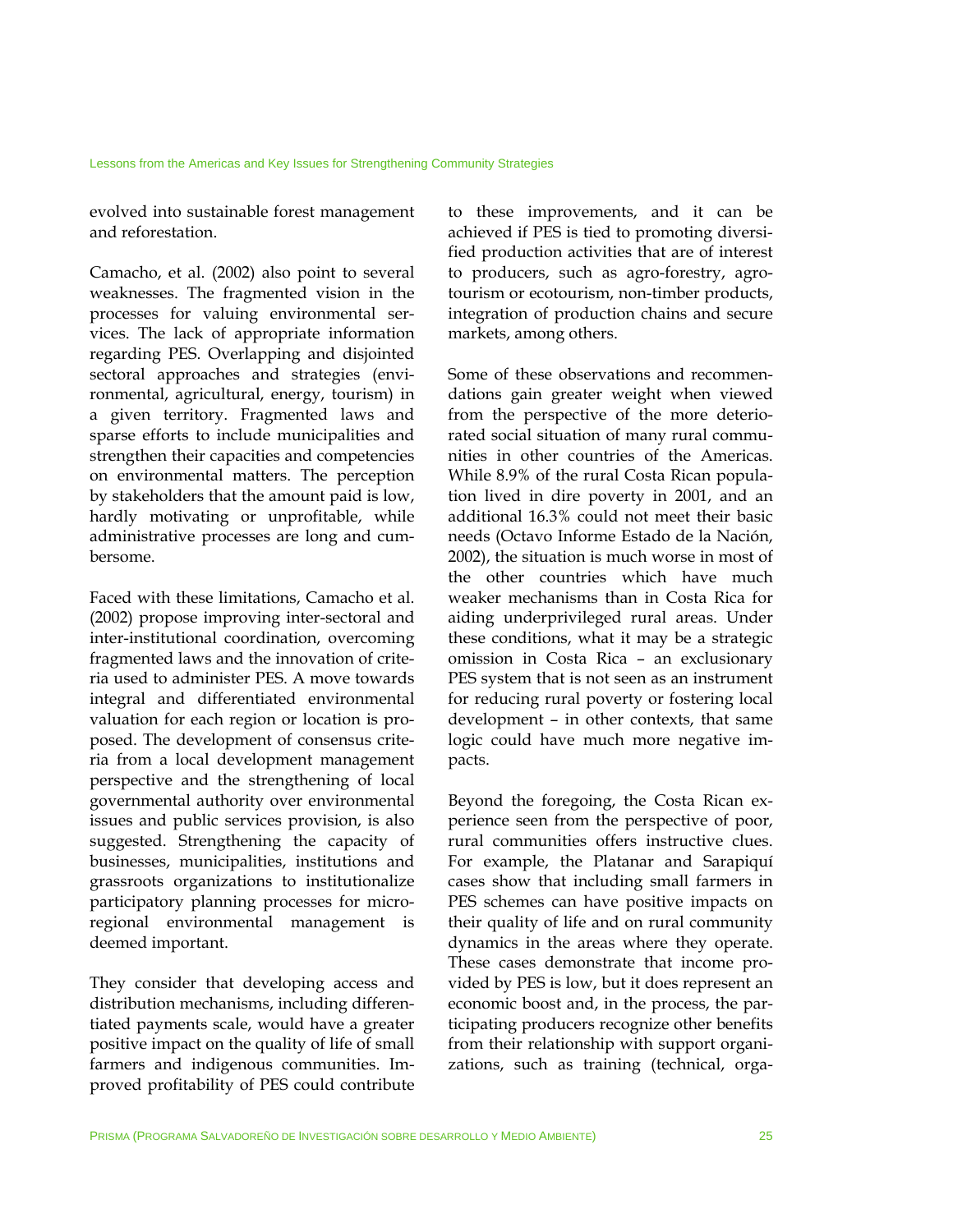evolved into sustainable forest management and reforestation.

Camacho, et al. (2002) also point to several weaknesses. The fragmented vision in the processes for valuing environmental services. The lack of appropriate information regarding PES. Overlapping and disjointed sectoral approaches and strategies (environmental, agricultural, energy, tourism) in a given territory. Fragmented laws and sparse efforts to include municipalities and strengthen their capacities and competencies on environmental matters. The perception by stakeholders that the amount paid is low, hardly motivating or unprofitable, while administrative processes are long and cumbersome.

Faced with these limitations, Camacho et al. (2002) propose improving inter-sectoral and inter-institutional coordination, overcoming fragmented laws and the innovation of criteria used to administer PES. A move towards integral and differentiated environmental valuation for each region or location is proposed. The development of consensus criteria from a local development management perspective and the strengthening of local governmental authority over environmental issues and public services provision, is also suggested. Strengthening the capacity of businesses, municipalities, institutions and grassroots organizations to institutionalize participatory planning processes for micro-regional environmental management is deemed important.

They consider that developing access and distribution mechanisms, including differentiated payments scale, would have a greater positive impact on the quality of life of small farmers and indigenous communities. Improved profitability of PES could contribute to these improvements, and it can be achieved if PES is tied to promoting diversified production activities that are of interest to producers, such as agro-forestry, agro-tourism or ecotourism, non-timber products, integration of production chains and secure markets, among others.

Some of these observations and recommendations gain greater weight when viewed from the perspective of the more deteriorated social situation of many rural communities in other countries of the Americas. While 8.9% of the rural Costa Rican population lived in dire poverty in 2001, and an additional 16.3% could not meet their basic needs (Octavo Informe Estado de la Nación, 2002), the situation is much worse in most of the other countries which have much weaker mechanisms than in Costa Rica for aiding underprivileged rural areas. Under these conditions, what it may be a strategic omission in Costa Rica – an exclusionary PES system that is not seen as an instrument for reducing rural poverty or fostering local development – in other contexts, that same logic could have much more negative impacts.

Beyond the foregoing, the Costa Rican experience seen from the perspective of poor, rural communities offers instructive clues. For example, the Platanar and Sarapiquí cases show that including small farmers in PES schemes can have positive impacts on their quality of life and on rural community dynamics in the areas where they operate. These cases demonstrate that income provided by PES is low, but it does represent an economic boost and, in the process, the participating producers recognize other benefits from their relationship with support organizations, such as training (technical, orga-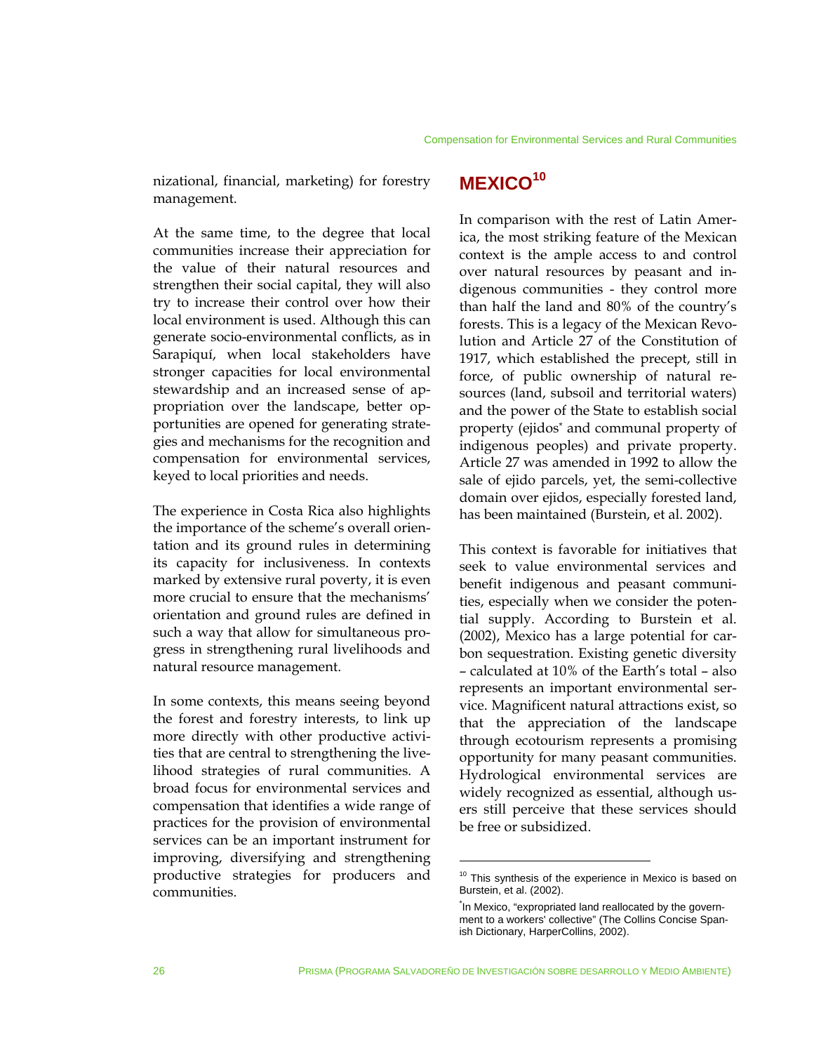nizational, financial, marketing) for forestry management.

At the same time, to the degree that local communities increase their appreciation for the value of their natural resources and strengthen their social capital, they will also try to increase their control over how their local environment is used. Although this can generate socio-environmental conflicts, as in Sarapiquí, when local stakeholders have stronger capacities for local environmental stewardship and an increased sense of appropriation over the landscape, better opportunities are opened for generating strategies and mechanisms for the recognition and compensation for environmental services, keyed to local priorities and needs.

The experience in Costa Rica also highlights the importance of the scheme's overall orientation and its ground rules in determining its capacity for inclusiveness. In contexts marked by extensive rural poverty, it is even more crucial to ensure that the mechanisms' orientation and ground rules are defined in such a way that allow for simultaneous progress in strengthening rural livelihoods and natural resource management.

In some contexts, this means seeing beyond the forest and forestry interests, to link up more directly with other productive activities that are central to strengthening the livelihood strategies of rural communities. A broad focus for environmental services and compensation that identifies a wide range of practices for the provision of environmental services can be an important instrument for improving, diversifying and strengthening productive strategies for producers and communities.

## MEXICO[10]

In comparison with the rest of Latin America, the most striking feature of the Mexican context is the ample access to and control over natural resources by peasant and indigenous communities - they control more than half the land and 80% of the country's forests. This is a legacy of the Mexican Revolution and Article 27 of the Constitution of 1917, which established the precept, still in force, of public ownership of natural resources (land, subsoil and territorial waters) and the power of the State to establish social property (ejidos[*] and communal property of indigenous peoples) and private property. Article 27 was amended in 1992 to allow the sale of ejido parcels, yet, the semi-collective domain over ejidos, especially forested land, has been maintained (Burstein, et al. 2002).

This context is favorable for initiatives that seek to value environmental services and benefit indigenous and peasant communities, especially when we consider the potential supply. According to Burstein et al. (2002), Mexico has a large potential for carbon sequestration. Existing genetic diversity – calculated at 10% of the Earth's total – also represents an important environmental service. Magnificent natural attractions exist, so that the appreciation of the landscape through ecotourism represents a promising opportunity for many peasant communities. Hydrological environmental services are widely recognized as essential, although users still perceive that these services should be free or subsidized.

[10] This synthesis of the experience in Mexico is based on Burstein, et al. (2002).

[*] In Mexico, "expropriated land reallocated by the government to a workers' collective" (The Collins Concise Spanish Dictionary, HarperCollins, 2002).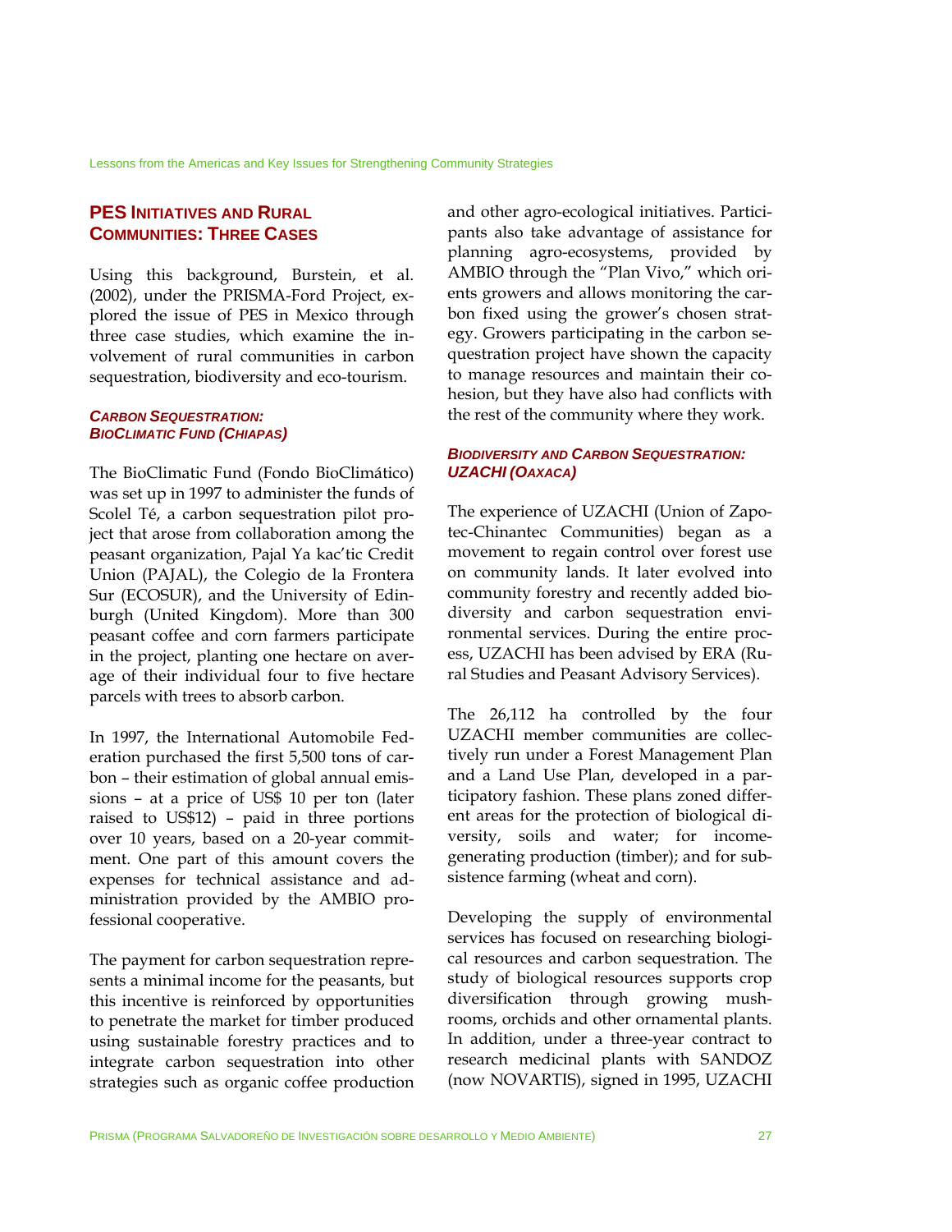## PES Initiatives and Rural Communities: Three Cases

Using this background, Burstein, et al. (2002), under the PRISMA-Ford Project, explored the issue of PES in Mexico through three case studies, which examine the involvement of rural communities in carbon sequestration, biodiversity and eco-tourism.

### *Carbon Sequestration: BioClimatic Fund (Chiapas)*

The BioClimatic Fund (Fondo BioClimático) was set up in 1997 to administer the funds of Scolel Té, a carbon sequestration pilot project that arose from collaboration among the peasant organization, Pajal Ya kac'tic Credit Union (PAJAL), the Colegio de la Frontera Sur (ECOSUR), and the University of Edinburgh (United Kingdom). More than 300 peasant coffee and corn farmers participate in the project, planting one hectare on average of their individual four to five hectare parcels with trees to absorb carbon.

In 1997, the International Automobile Federation purchased the first 5,500 tons of carbon – their estimation of global annual emissions – at a price of US$ 10 per ton (later raised to US$12) – paid in three portions over 10 years, based on a 20-year commitment. One part of this amount covers the expenses for technical assistance and administration provided by the AMBIO professional cooperative.

The payment for carbon sequestration represents a minimal income for the peasants, but this incentive is reinforced by opportunities to penetrate the market for timber produced using sustainable forestry practices and to integrate carbon sequestration into other strategies such as organic coffee production and other agro-ecological initiatives. Participants also take advantage of assistance for planning agro-ecosystems, provided by AMBIO through the "Plan Vivo," which orients growers and allows monitoring the carbon fixed using the grower's chosen strategy. Growers participating in the carbon sequestration project have shown the capacity to manage resources and maintain their cohesion, but they have also had conflicts with the rest of the community where they work.

### *Biodiversity and Carbon Sequestration: UZACHI (Oaxaca)*

The experience of UZACHI (Union of Zapotec-Chinantec Communities) began as a movement to regain control over forest use on community lands. It later evolved into community forestry and recently added biodiversity and carbon sequestration environmental services. During the entire process, UZACHI has been advised by ERA (Rural Studies and Peasant Advisory Services).

The 26,112 ha controlled by the four UZACHI member communities are collectively run under a Forest Management Plan and a Land Use Plan, developed in a participatory fashion. These plans zoned different areas for the protection of biological diversity, soils and water; for income-generating production (timber); and for subsistence farming (wheat and corn).

Developing the supply of environmental services has focused on researching biological resources and carbon sequestration. The study of biological resources supports crop diversification through growing mushrooms, orchids and other ornamental plants. In addition, under a three-year contract to research medicinal plants with SANDOZ (now NOVARTIS), signed in 1995, UZACHI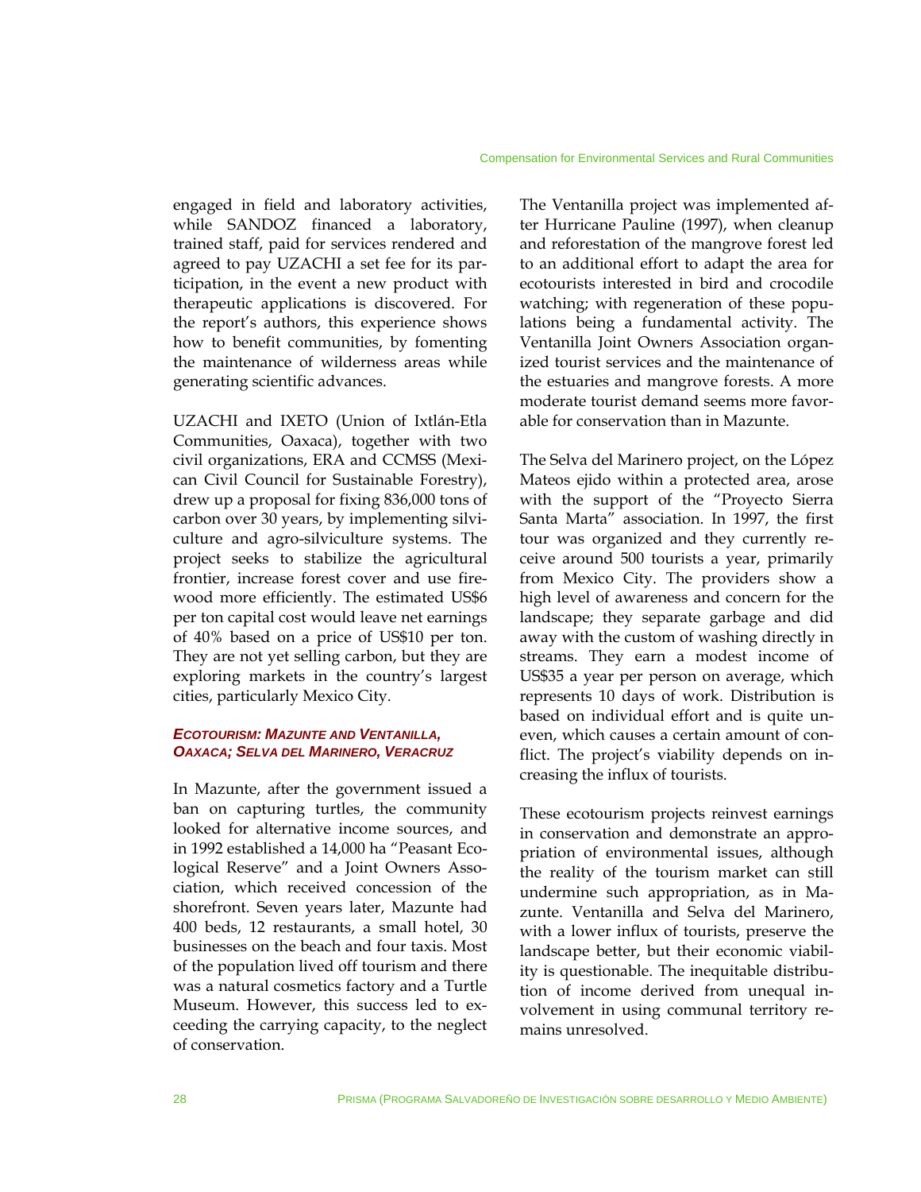engaged in field and laboratory activities, while SANDOZ financed a laboratory, trained staff, paid for services rendered and agreed to pay UZACHI a set fee for its participation, in the event a new product with therapeutic applications is discovered. For the report's authors, this experience shows how to benefit communities, by fomenting the maintenance of wilderness areas while generating scientific advances.

UZACHI and IXETO (Union of Ixtlán-Etla Communities, Oaxaca), together with two civil organizations, ERA and CCMSS (Mexican Civil Council for Sustainable Forestry), drew up a proposal for fixing 836,000 tons of carbon over 30 years, by implementing silviculture and agro-silviculture systems. The project seeks to stabilize the agricultural frontier, increase forest cover and use firewood more efficiently. The estimated US$6 per ton capital cost would leave net earnings of 40% based on a price of US$10 per ton. They are not yet selling carbon, but they are exploring markets in the country's largest cities, particularly Mexico City.

#### *Ecotourism: Mazunte and Ventanilla, Oaxaca; Selva del Marinero, Veracruz*

In Mazunte, after the government issued a ban on capturing turtles, the community looked for alternative income sources, and in 1992 established a 14,000 ha "Peasant Ecological Reserve" and a Joint Owners Association, which received concession of the shorefront. Seven years later, Mazunte had 400 beds, 12 restaurants, a small hotel, 30 businesses on the beach and four taxis. Most of the population lived off tourism and there was a natural cosmetics factory and a Turtle Museum. However, this success led to exceeding the carrying capacity, to the neglect of conservation.

The Ventanilla project was implemented after Hurricane Pauline (1997), when cleanup and reforestation of the mangrove forest led to an additional effort to adapt the area for ecotourists interested in bird and crocodile watching; with regeneration of these populations being a fundamental activity. The Ventanilla Joint Owners Association organized tourist services and the maintenance of the estuaries and mangrove forests. A more moderate tourist demand seems more favorable for conservation than in Mazunte.

The Selva del Marinero project, on the López Mateos ejido within a protected area, arose with the support of the "Proyecto Sierra Santa Marta" association. In 1997, the first tour was organized and they currently receive around 500 tourists a year, primarily from Mexico City. The providers show a high level of awareness and concern for the landscape; they separate garbage and did away with the custom of washing directly in streams. They earn a modest income of US$35 a year per person on average, which represents 10 days of work. Distribution is based on individual effort and is quite uneven, which causes a certain amount of conflict. The project's viability depends on increasing the influx of tourists.

These ecotourism projects reinvest earnings in conservation and demonstrate an appropriation of environmental issues, although the reality of the tourism market can still undermine such appropriation, as in Mazunte. Ventanilla and Selva del Marinero, with a lower influx of tourists, preserve the landscape better, but their economic viability is questionable. The inequitable distribution of income derived from unequal involvement in using communal territory remains unresolved.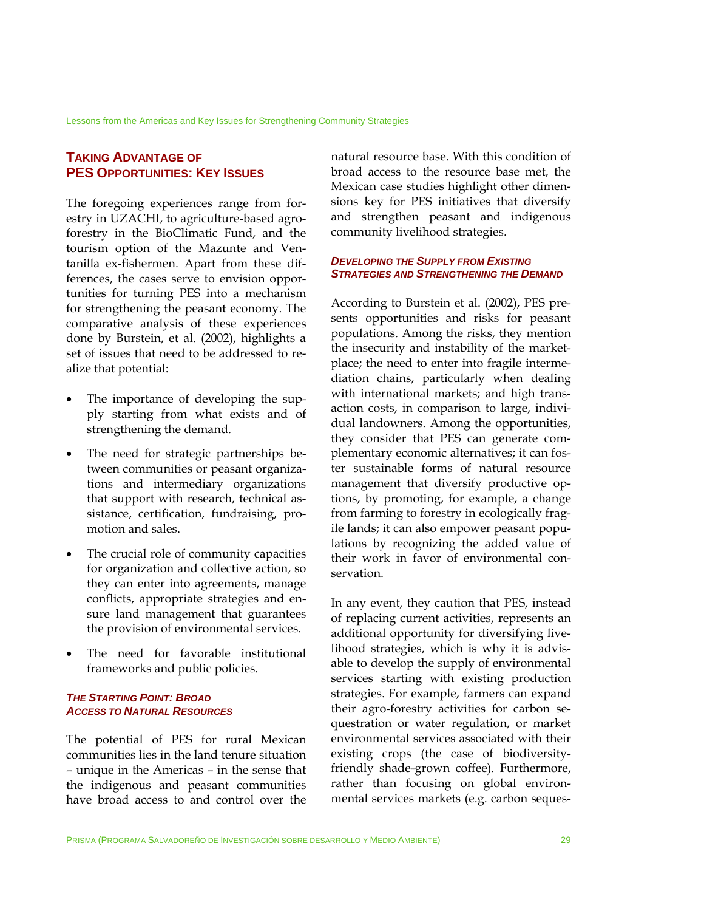## TAKING ADVANTAGE OF PES OPPORTUNITIES: KEY ISSUES

The foregoing experiences range from forestry in UZACHI, to agriculture-based agro-forestry in the BioClimatic Fund, and the tourism option of the Mazunte and Ventanilla ex-fishermen. Apart from these differences, the cases serve to envision opportunities for turning PES into a mechanism for strengthening the peasant economy. The comparative analysis of these experiences done by Burstein, et al. (2002), highlights a set of issues that need to be addressed to realize that potential:

- The importance of developing the supply starting from what exists and of strengthening the demand.
- The need for strategic partnerships between communities or peasant organizations and intermediary organizations that support with research, technical assistance, certification, fundraising, promotion and sales.
- The crucial role of community capacities for organization and collective action, so they can enter into agreements, manage conflicts, appropriate strategies and ensure land management that guarantees the provision of environmental services.
- The need for favorable institutional frameworks and public policies.

### *THE STARTING POINT: BROAD ACCESS TO NATURAL RESOURCES*

The potential of PES for rural Mexican communities lies in the land tenure situation – unique in the Americas – in the sense that the indigenous and peasant communities have broad access to and control over the natural resource base. With this condition of broad access to the resource base met, the Mexican case studies highlight other dimensions key for PES initiatives that diversify and strengthen peasant and indigenous community livelihood strategies.

### *DEVELOPING THE SUPPLY FROM EXISTING STRATEGIES AND STRENGTHENING THE DEMAND*

According to Burstein et al. (2002), PES presents opportunities and risks for peasant populations. Among the risks, they mention the insecurity and instability of the marketplace; the need to enter into fragile intermediation chains, particularly when dealing with international markets; and high transaction costs, in comparison to large, individual landowners. Among the opportunities, they consider that PES can generate complementary economic alternatives; it can foster sustainable forms of natural resource management that diversify productive options, by promoting, for example, a change from farming to forestry in ecologically fragile lands; it can also empower peasant populations by recognizing the added value of their work in favor of environmental conservation.

In any event, they caution that PES, instead of replacing current activities, represents an additional opportunity for diversifying livelihood strategies, which is why it is advisable to develop the supply of environmental services starting with existing production strategies. For example, farmers can expand their agro-forestry activities for carbon sequestration or water regulation, or market environmental services associated with their existing crops (the case of biodiversity-friendly shade-grown coffee). Furthermore, rather than focusing on global environmental services markets (e.g. carbon seques-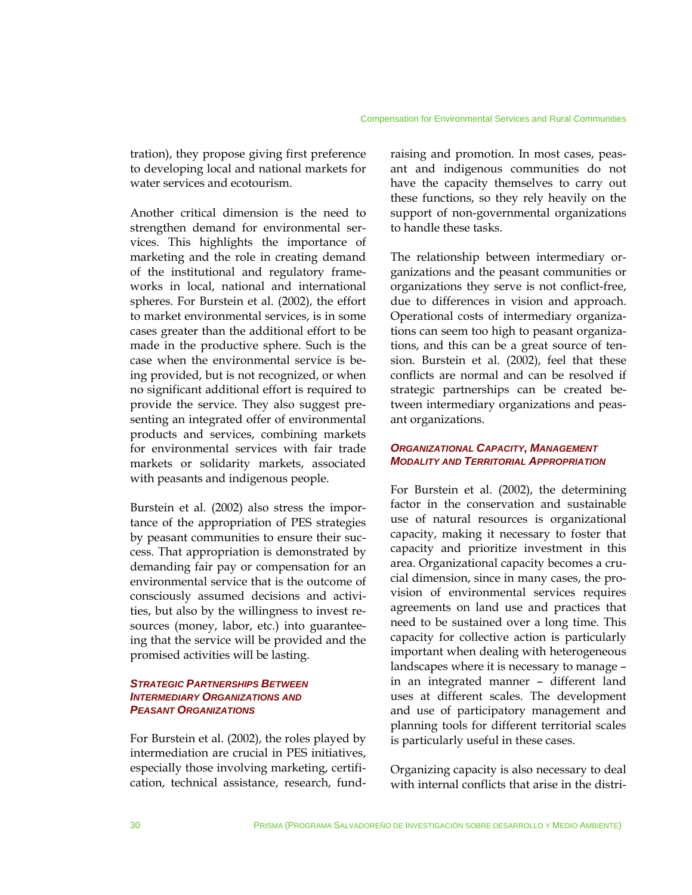tration), they propose giving first preference to developing local and national markets for water services and ecotourism.

Another critical dimension is the need to strengthen demand for environmental services. This highlights the importance of marketing and the role in creating demand of the institutional and regulatory frameworks in local, national and international spheres. For Burstein et al. (2002), the effort to market environmental services, is in some cases greater than the additional effort to be made in the productive sphere. Such is the case when the environmental service is being provided, but is not recognized, or when no significant additional effort is required to provide the service. They also suggest presenting an integrated offer of environmental products and services, combining markets for environmental services with fair trade markets or solidarity markets, associated with peasants and indigenous people.

Burstein et al. (2002) also stress the importance of the appropriation of PES strategies by peasant communities to ensure their success. That appropriation is demonstrated by demanding fair pay or compensation for an environmental service that is the outcome of consciously assumed decisions and activities, but also by the willingness to invest resources (money, labor, etc.) into guaranteeing that the service will be provided and the promised activities will be lasting.

#### *Strategic Partnerships Between Intermediary Organizations and Peasant Organizations*

For Burstein et al. (2002), the roles played by intermediation are crucial in PES initiatives, especially those involving marketing, certification, technical assistance, research, fundraising and promotion. In most cases, peasant and indigenous communities do not have the capacity themselves to carry out these functions, so they rely heavily on the support of non-governmental organizations to handle these tasks.

The relationship between intermediary organizations and the peasant communities or organizations they serve is not conflict-free, due to differences in vision and approach. Operational costs of intermediary organizations can seem too high to peasant organizations, and this can be a great source of tension. Burstein et al. (2002), feel that these conflicts are normal and can be resolved if strategic partnerships can be created between intermediary organizations and peasant organizations.

#### *Organizational Capacity, Management Modality and Territorial Appropriation*

For Burstein et al. (2002), the determining factor in the conservation and sustainable use of natural resources is organizational capacity, making it necessary to foster that capacity and prioritize investment in this area. Organizational capacity becomes a crucial dimension, since in many cases, the provision of environmental services requires agreements on land use and practices that need to be sustained over a long time. This capacity for collective action is particularly important when dealing with heterogeneous landscapes where it is necessary to manage – in an integrated manner – different land uses at different scales. The development and use of participatory management and planning tools for different territorial scales is particularly useful in these cases.

Organizing capacity is also necessary to deal with internal conflicts that arise in the distri-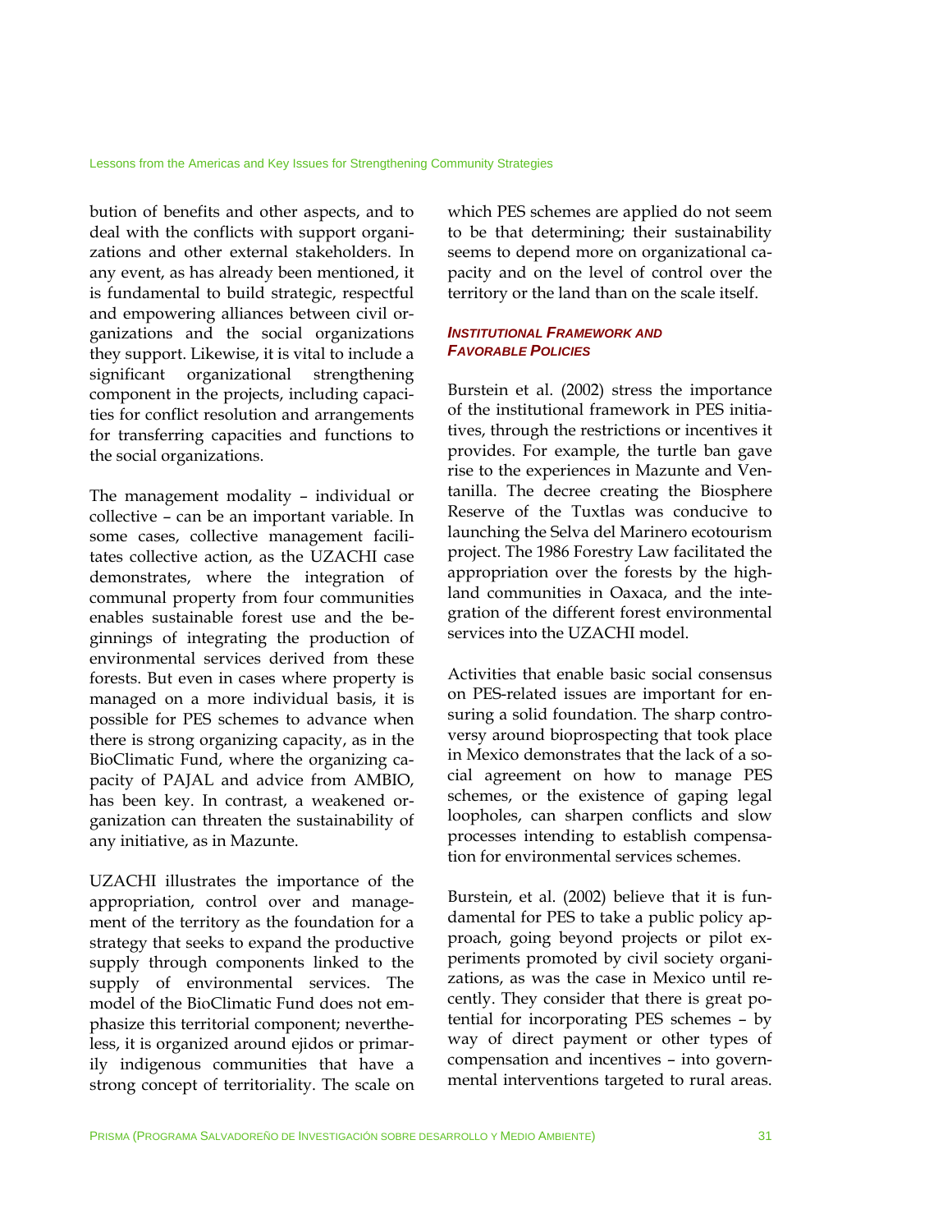bution of benefits and other aspects, and to deal with the conflicts with support organizations and other external stakeholders. In any event, as has already been mentioned, it is fundamental to build strategic, respectful and empowering alliances between civil organizations and the social organizations they support. Likewise, it is vital to include a significant organizational strengthening component in the projects, including capacities for conflict resolution and arrangements for transferring capacities and functions to the social organizations.

The management modality – individual or collective – can be an important variable. In some cases, collective management facilitates collective action, as the UZACHI case demonstrates, where the integration of communal property from four communities enables sustainable forest use and the beginnings of integrating the production of environmental services derived from these forests. But even in cases where property is managed on a more individual basis, it is possible for PES schemes to advance when there is strong organizing capacity, as in the BioClimatic Fund, where the organizing capacity of PAJAL and advice from AMBIO, has been key. In contrast, a weakened organization can threaten the sustainability of any initiative, as in Mazunte.

UZACHI illustrates the importance of the appropriation, control over and management of the territory as the foundation for a strategy that seeks to expand the productive supply through components linked to the supply of environmental services. The model of the BioClimatic Fund does not emphasize this territorial component; nevertheless, it is organized around ejidos or primarily indigenous communities that have a strong concept of territoriality. The scale on which PES schemes are applied do not seem to be that determining; their sustainability seems to depend more on organizational capacity and on the level of control over the territory or the land than on the scale itself.

#### *Institutional Framework and Favorable Policies*

Burstein et al. (2002) stress the importance of the institutional framework in PES initiatives, through the restrictions or incentives it provides. For example, the turtle ban gave rise to the experiences in Mazunte and Ventanilla. The decree creating the Biosphere Reserve of the Tuxtlas was conducive to launching the Selva del Marinero ecotourism project. The 1986 Forestry Law facilitated the appropriation over the forests by the highland communities in Oaxaca, and the integration of the different forest environmental services into the UZACHI model.

Activities that enable basic social consensus on PES-related issues are important for ensuring a solid foundation. The sharp controversy around bioprospecting that took place in Mexico demonstrates that the lack of a social agreement on how to manage PES schemes, or the existence of gaping legal loopholes, can sharpen conflicts and slow processes intending to establish compensation for environmental services schemes.

Burstein, et al. (2002) believe that it is fundamental for PES to take a public policy approach, going beyond projects or pilot experiments promoted by civil society organizations, as was the case in Mexico until recently. They consider that there is great potential for incorporating PES schemes – by way of direct payment or other types of compensation and incentives – into governmental interventions targeted to rural areas.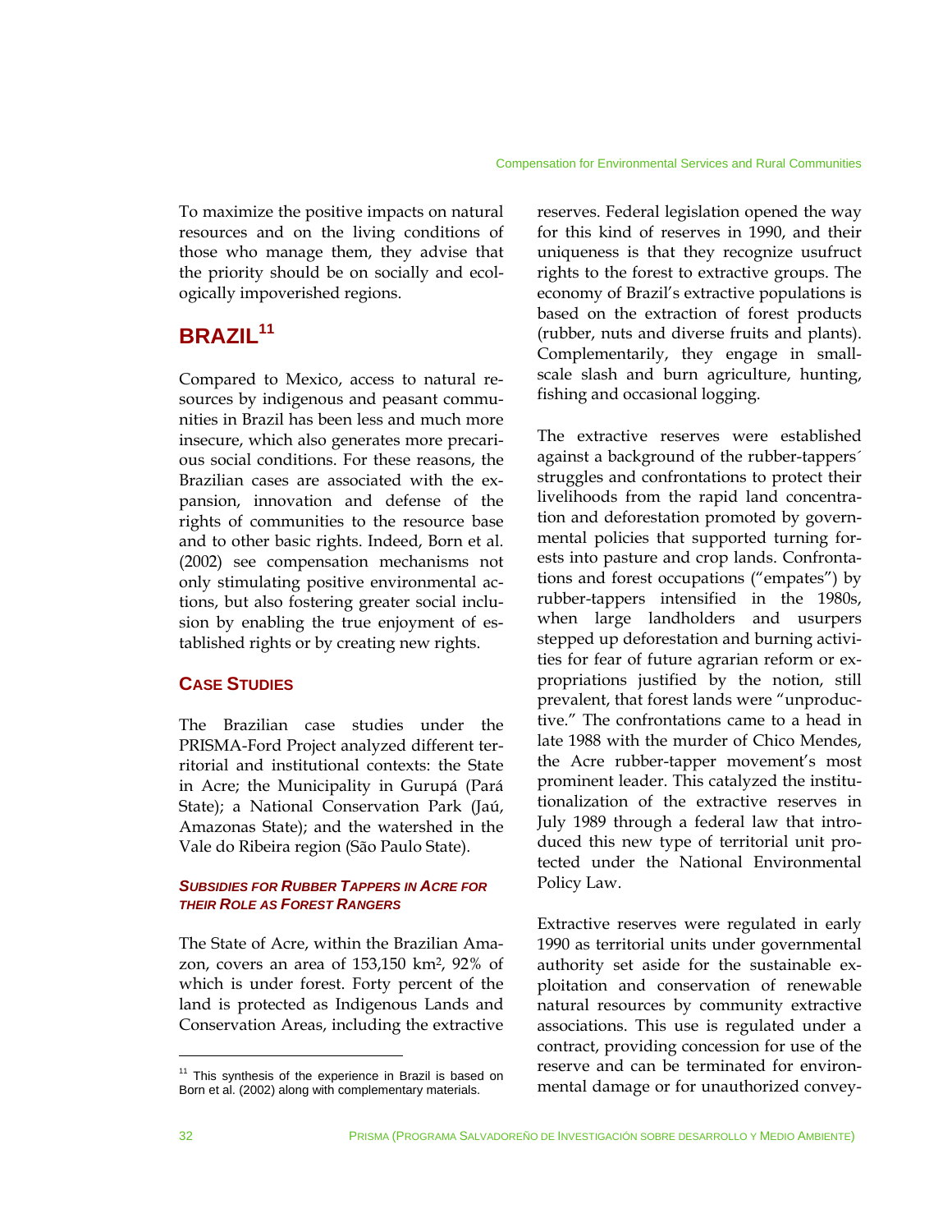To maximize the positive impacts on natural resources and on the living conditions of those who manage them, they advise that the priority should be on socially and ecologically impoverished regions.

## BRAZIL[11]

Compared to Mexico, access to natural resources by indigenous and peasant communities in Brazil has been less and much more insecure, which also generates more precarious social conditions. For these reasons, the Brazilian cases are associated with the expansion, innovation and defense of the rights of communities to the resource base and to other basic rights. Indeed, Born et al. (2002) see compensation mechanisms not only stimulating positive environmental actions, but also fostering greater social inclusion by enabling the true enjoyment of established rights or by creating new rights.

### CASE STUDIES

The Brazilian case studies under the PRISMA-Ford Project analyzed different territorial and institutional contexts: the State in Acre; the Municipality in Gurupá (Pará State); a National Conservation Park (Jaú, Amazonas State); and the watershed in the Vale do Ribeira region (São Paulo State).

#### *SUBSIDIES FOR RUBBER TAPPERS IN ACRE FOR THEIR ROLE AS FOREST RANGERS*

The State of Acre, within the Brazilian Amazon, covers an area of 153,150 km$^2$, 92% of which is under forest. Forty percent of the land is protected as Indigenous Lands and Conservation Areas, including the extractive reserves. Federal legislation opened the way for this kind of reserves in 1990, and their uniqueness is that they recognize usufruct rights to the forest to extractive groups. The economy of Brazil's extractive populations is based on the extraction of forest products (rubber, nuts and diverse fruits and plants). Complementarily, they engage in small-scale slash and burn agriculture, hunting, fishing and occasional logging.

The extractive reserves were established against a background of the rubber-tappers´ struggles and confrontations to protect their livelihoods from the rapid land concentration and deforestation promoted by governmental policies that supported turning forests into pasture and crop lands. Confrontations and forest occupations ("empates") by rubber-tappers intensified in the 1980s, when large landholders and usurpers stepped up deforestation and burning activities for fear of future agrarian reform or expropriations justified by the notion, still prevalent, that forest lands were "unproductive." The confrontations came to a head in late 1988 with the murder of Chico Mendes, the Acre rubber-tapper movement's most prominent leader. This catalyzed the institutionalization of the extractive reserves in July 1989 through a federal law that introduced this new type of territorial unit protected under the National Environmental Policy Law.

Extractive reserves were regulated in early 1990 as territorial units under governmental authority set aside for the sustainable exploitation and conservation of renewable natural resources by community extractive associations. This use is regulated under a contract, providing concession for use of the reserve and can be terminated for environmental damage or for unauthorized convey-

[11] This synthesis of the experience in Brazil is based on Born et al. (2002) along with complementary materials.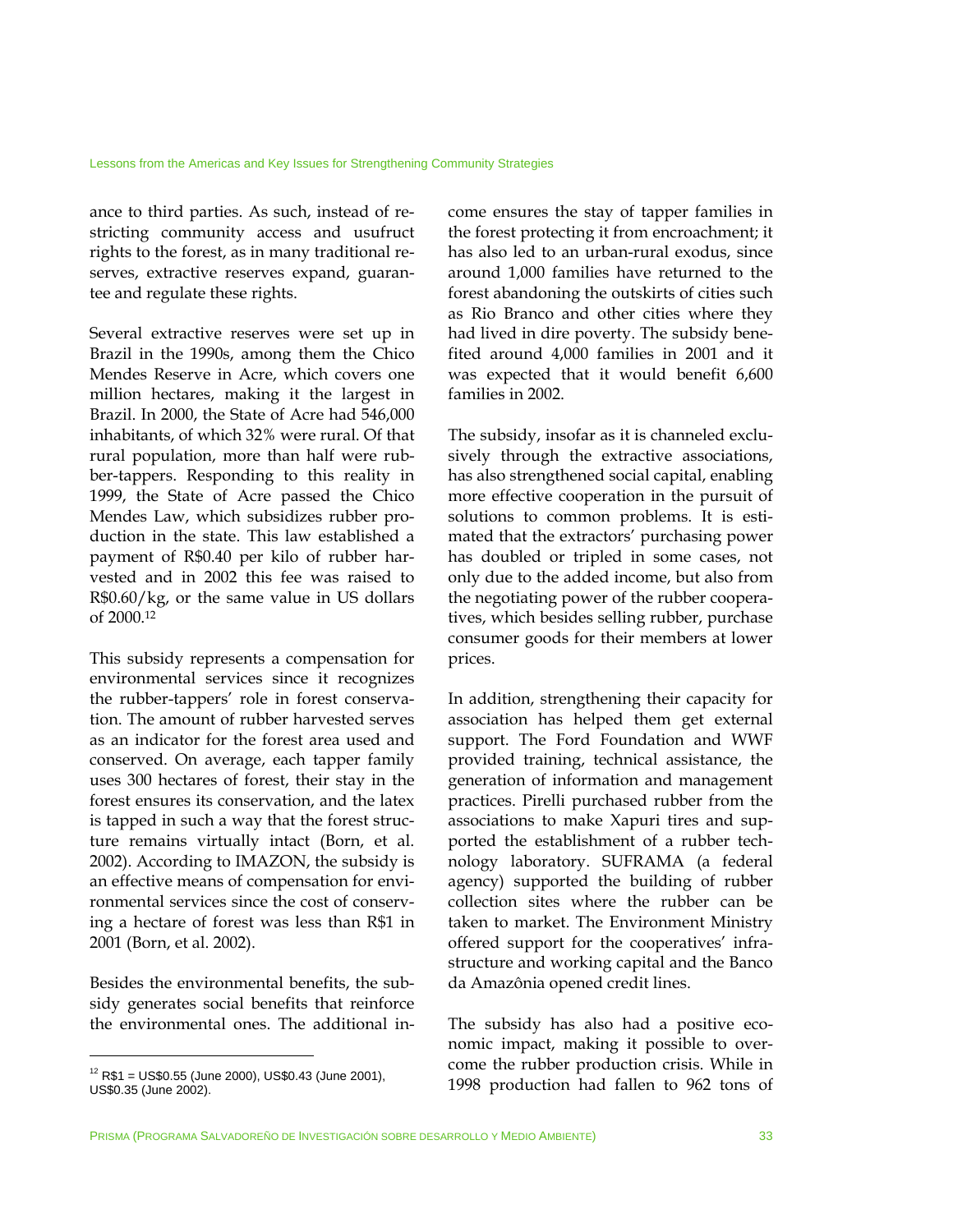ance to third parties. As such, instead of restricting community access and usufruct rights to the forest, as in many traditional reserves, extractive reserves expand, guarantee and regulate these rights.

Several extractive reserves were set up in Brazil in the 1990s, among them the Chico Mendes Reserve in Acre, which covers one million hectares, making it the largest in Brazil. In 2000, the State of Acre had 546,000 inhabitants, of which 32% were rural. Of that rural population, more than half were rubber-tappers. Responding to this reality in 1999, the State of Acre passed the Chico Mendes Law, which subsidizes rubber production in the state. This law established a payment of R$0.40 per kilo of rubber harvested and in 2002 this fee was raised to R$0.60/kg, or the same value in US dollars of 2000.[12]

This subsidy represents a compensation for environmental services since it recognizes the rubber-tappers' role in forest conservation. The amount of rubber harvested serves as an indicator for the forest area used and conserved. On average, each tapper family uses 300 hectares of forest, their stay in the forest ensures its conservation, and the latex is tapped in such a way that the forest structure remains virtually intact (Born, et al. 2002). According to IMAZON, the subsidy is an effective means of compensation for environmental services since the cost of conserving a hectare of forest was less than R$1 in 2001 (Born, et al. 2002).

Besides the environmental benefits, the subsidy generates social benefits that reinforce the environmental ones. The additional income ensures the stay of tapper families in the forest protecting it from encroachment; it has also led to an urban-rural exodus, since around 1,000 families have returned to the forest abandoning the outskirts of cities such as Rio Branco and other cities where they had lived in dire poverty. The subsidy benefited around 4,000 families in 2001 and it was expected that it would benefit 6,600 families in 2002.

The subsidy, insofar as it is channeled exclusively through the extractive associations, has also strengthened social capital, enabling more effective cooperation in the pursuit of solutions to common problems. It is estimated that the extractors' purchasing power has doubled or tripled in some cases, not only due to the added income, but also from the negotiating power of the rubber cooperatives, which besides selling rubber, purchase consumer goods for their members at lower prices.

In addition, strengthening their capacity for association has helped them get external support. The Ford Foundation and WWF provided training, technical assistance, the generation of information and management practices. Pirelli purchased rubber from the associations to make Xapuri tires and supported the establishment of a rubber technology laboratory. SUFRAMA (a federal agency) supported the building of rubber collection sites where the rubber can be taken to market. The Environment Ministry offered support for the cooperatives' infrastructure and working capital and the Banco da Amazônia opened credit lines.

The subsidy has also had a positive economic impact, making it possible to overcome the rubber production crisis. While in 1998 production had fallen to 962 tons of

[12] R$1 = US$0.55 (June 2000), US$0.43 (June 2001), US$0.35 (June 2002).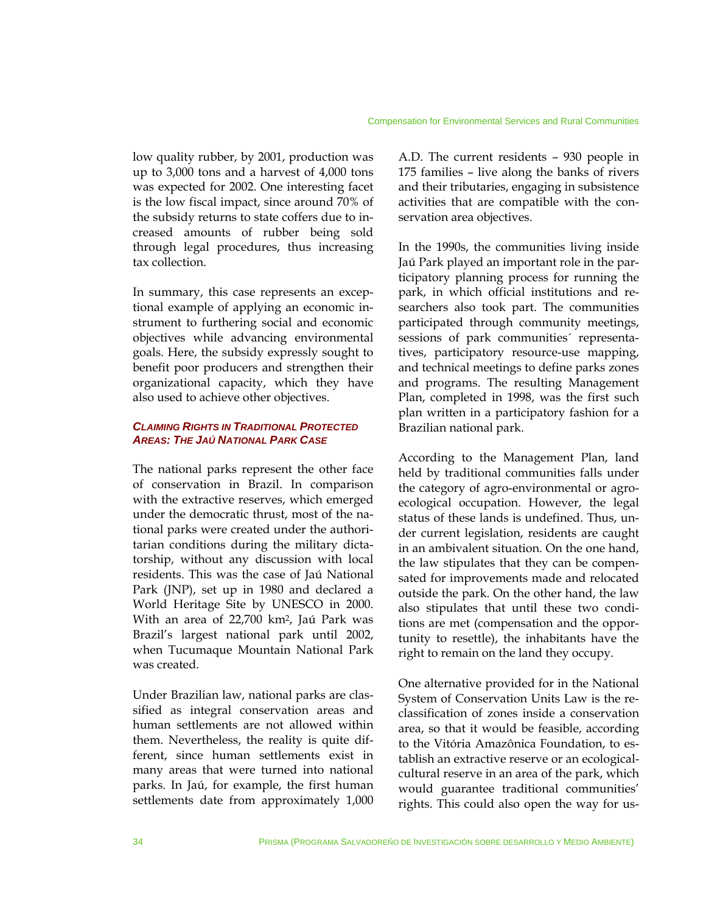low quality rubber, by 2001, production was up to 3,000 tons and a harvest of 4,000 tons was expected for 2002. One interesting facet is the low fiscal impact, since around 70% of the subsidy returns to state coffers due to increased amounts of rubber being sold through legal procedures, thus increasing tax collection.

In summary, this case represents an exceptional example of applying an economic instrument to furthering social and economic objectives while advancing environmental goals. Here, the subsidy expressly sought to benefit poor producers and strengthen their organizational capacity, which they have also used to achieve other objectives.

#### *Claiming Rights in Traditional Protected Areas: The Jaú National Park Case*

The national parks represent the other face of conservation in Brazil. In comparison with the extractive reserves, which emerged under the democratic thrust, most of the national parks were created under the authoritarian conditions during the military dictatorship, without any discussion with local residents. This was the case of Jaú National Park (JNP), set up in 1980 and declared a World Heritage Site by UNESCO in 2000. With an area of 22,700 km$^2$, Jaú Park was Brazil's largest national park until 2002, when Tucumaque Mountain National Park was created.

Under Brazilian law, national parks are classified as integral conservation areas and human settlements are not allowed within them. Nevertheless, the reality is quite different, since human settlements exist in many areas that were turned into national parks. In Jaú, for example, the first human settlements date from approximately 1,000 A.D. The current residents – 930 people in 175 families – live along the banks of rivers and their tributaries, engaging in subsistence activities that are compatible with the conservation area objectives.

In the 1990s, the communities living inside Jaú Park played an important role in the participatory planning process for running the park, in which official institutions and researchers also took part. The communities participated through community meetings, sessions of park communities´ representatives, participatory resource-use mapping, and technical meetings to define parks zones and programs. The resulting Management Plan, completed in 1998, was the first such plan written in a participatory fashion for a Brazilian national park.

According to the Management Plan, land held by traditional communities falls under the category of agro-environmental or agro-ecological occupation. However, the legal status of these lands is undefined. Thus, under current legislation, residents are caught in an ambivalent situation. On the one hand, the law stipulates that they can be compensated for improvements made and relocated outside the park. On the other hand, the law also stipulates that until these two conditions are met (compensation and the opportunity to resettle), the inhabitants have the right to remain on the land they occupy.

One alternative provided for in the National System of Conservation Units Law is the reclassification of zones inside a conservation area, so that it would be feasible, according to the Vitória Amazônica Foundation, to establish an extractive reserve or an ecological-cultural reserve in an area of the park, which would guarantee traditional communities' rights. This could also open the way for us-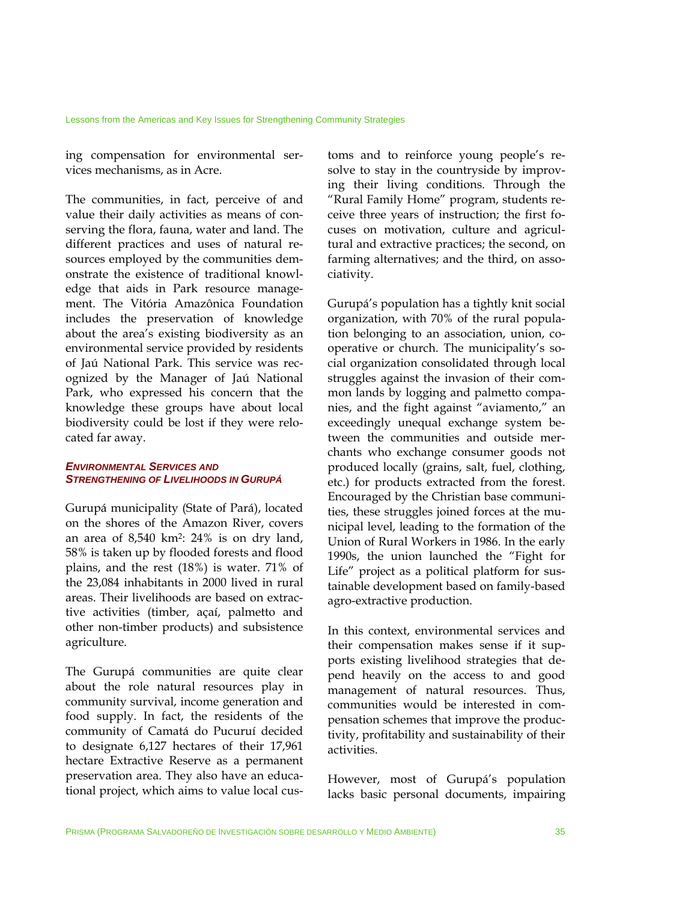ing compensation for environmental services mechanisms, as in Acre.

The communities, in fact, perceive of and value their daily activities as means of conserving the flora, fauna, water and land. The different practices and uses of natural resources employed by the communities demonstrate the existence of traditional knowledge that aids in Park resource management. The Vitória Amazônica Foundation includes the preservation of knowledge about the area's existing biodiversity as an environmental service provided by residents of Jaú National Park. This service was recognized by the Manager of Jaú National Park, who expressed his concern that the knowledge these groups have about local biodiversity could be lost if they were relocated far away.

#### *Environmental Services and Strengthening of Livelihoods in Gurupá*

Gurupá municipality (State of Pará), located on the shores of the Amazon River, covers an area of 8,540 km$^2$: 24% is on dry land, 58% is taken up by flooded forests and flood plains, and the rest (18%) is water. 71% of the 23,084 inhabitants in 2000 lived in rural areas. Their livelihoods are based on extractive activities (timber, açaí, palmetto and other non-timber products) and subsistence agriculture.

The Gurupá communities are quite clear about the role natural resources play in community survival, income generation and food supply. In fact, the residents of the community of Camatá do Pucuruí decided to designate 6,127 hectares of their 17,961 hectare Extractive Reserve as a permanent preservation area. They also have an educational project, which aims to value local customs and to reinforce young people's resolve to stay in the countryside by improving their living conditions. Through the "Rural Family Home" program, students receive three years of instruction; the first focuses on motivation, culture and agricultural and extractive practices; the second, on farming alternatives; and the third, on associativity.

Gurupá's population has a tightly knit social organization, with 70% of the rural population belonging to an association, union, cooperative or church. The municipality's social organization consolidated through local struggles against the invasion of their common lands by logging and palmetto companies, and the fight against "aviamento," an exceedingly unequal exchange system between the communities and outside merchants who exchange consumer goods not produced locally (grains, salt, fuel, clothing, etc.) for products extracted from the forest. Encouraged by the Christian base communities, these struggles joined forces at the municipal level, leading to the formation of the Union of Rural Workers in 1986. In the early 1990s, the union launched the "Fight for Life" project as a political platform for sustainable development based on family-based agro-extractive production.

In this context, environmental services and their compensation makes sense if it supports existing livelihood strategies that depend heavily on the access to and good management of natural resources. Thus, communities would be interested in compensation schemes that improve the productivity, profitability and sustainability of their activities.

However, most of Gurupá's population lacks basic personal documents, impairing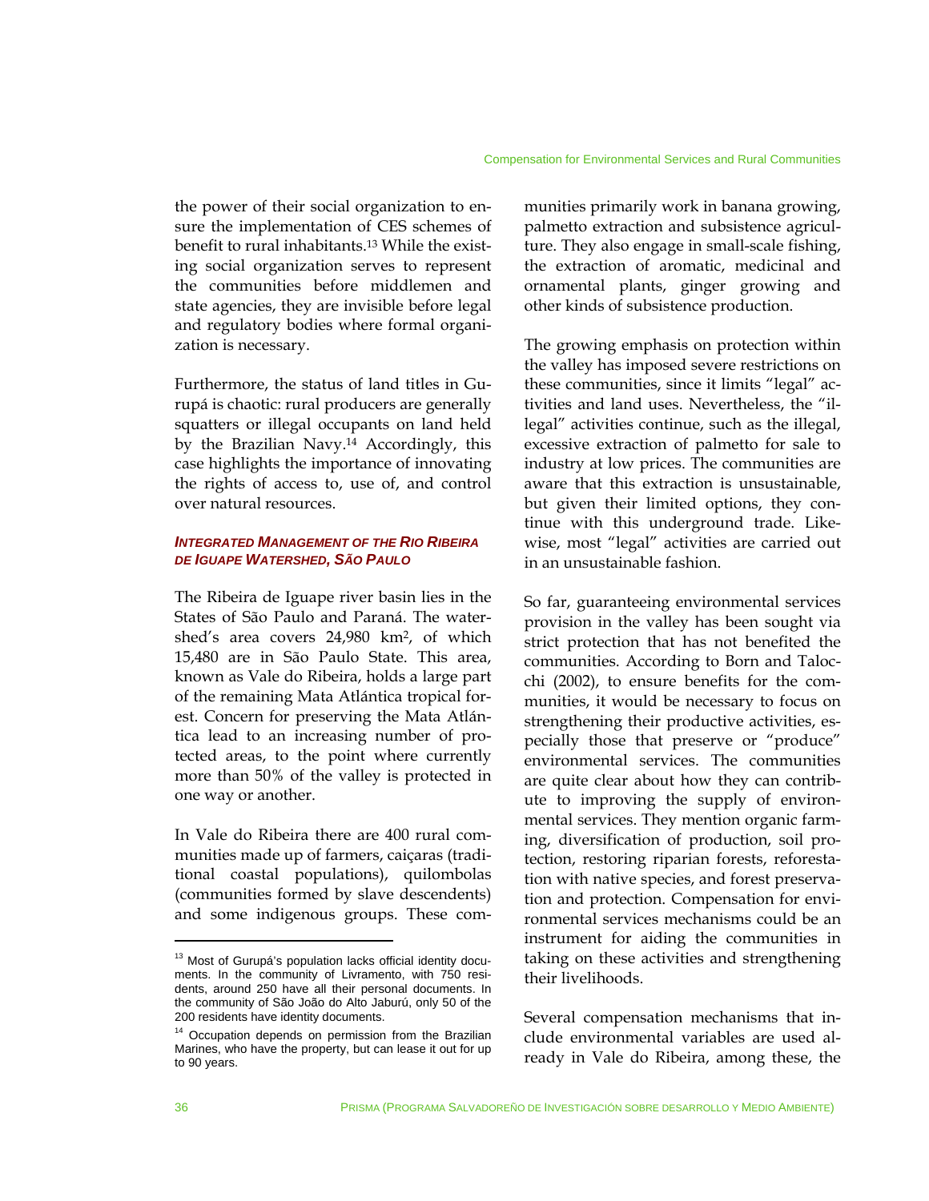the power of their social organization to ensure the implementation of CES schemes of benefit to rural inhabitants.[13] While the existing social organization serves to represent the communities before middlemen and state agencies, they are invisible before legal and regulatory bodies where formal organization is necessary.

Furthermore, the status of land titles in Gurupá is chaotic: rural producers are generally squatters or illegal occupants on land held by the Brazilian Navy.[14] Accordingly, this case highlights the importance of innovating the rights of access to, use of, and control over natural resources.

#### *Integrated Management of the Rio Ribeira de Iguape Watershed, São Paulo*

The Ribeira de Iguape river basin lies in the States of São Paulo and Paraná. The watershed's area covers 24,980 km$^2$, of which 15,480 are in São Paulo State. This area, known as Vale do Ribeira, holds a large part of the remaining Mata Atlántica tropical forest. Concern for preserving the Mata Atlántica lead to an increasing number of protected areas, to the point where currently more than 50% of the valley is protected in one way or another.

In Vale do Ribeira there are 400 rural communities made up of farmers, caiçaras (traditional coastal populations), quilombolas (communities formed by slave descendents) and some indigenous groups. These communities primarily work in banana growing, palmetto extraction and subsistence agriculture. They also engage in small-scale fishing, the extraction of aromatic, medicinal and ornamental plants, ginger growing and other kinds of subsistence production.

The growing emphasis on protection within the valley has imposed severe restrictions on these communities, since it limits "legal" activities and land uses. Nevertheless, the "illegal" activities continue, such as the illegal, excessive extraction of palmetto for sale to industry at low prices. The communities are aware that this extraction is unsustainable, but given their limited options, they continue with this underground trade. Likewise, most "legal" activities are carried out in an unsustainable fashion.

So far, guaranteeing environmental services provision in the valley has been sought via strict protection that has not benefited the communities. According to Born and Talocchi (2002), to ensure benefits for the communities, it would be necessary to focus on strengthening their productive activities, especially those that preserve or "produce" environmental services. The communities are quite clear about how they can contribute to improving the supply of environmental services. They mention organic farming, diversification of production, soil protection, restoring riparian forests, reforestation with native species, and forest preservation and protection. Compensation for environmental services mechanisms could be an instrument for aiding the communities in taking on these activities and strengthening their livelihoods.

Several compensation mechanisms that include environmental variables are used already in Vale do Ribeira, among these, the

---

[13] Most of Gurupá's population lacks official identity documents. In the community of Livramento, with 750 residents, around 250 have all their personal documents. In the community of São João do Alto Jaburú, only 50 of the 200 residents have identity documents.

[14] Occupation depends on permission from the Brazilian Marines, who have the property, but can lease it out for up to 90 years.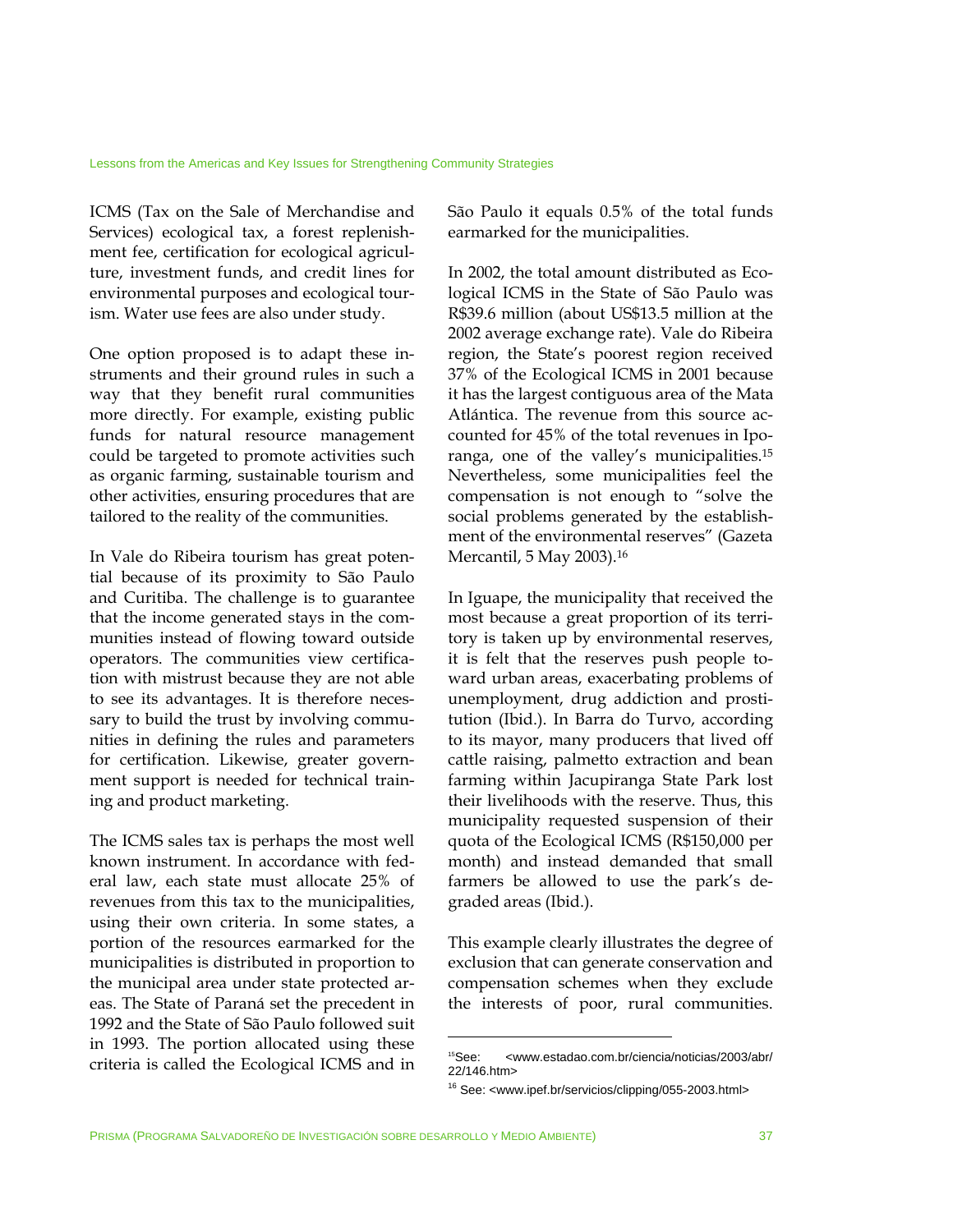ICMS (Tax on the Sale of Merchandise and Services) ecological tax, a forest replenishment fee, certification for ecological agriculture, investment funds, and credit lines for environmental purposes and ecological tourism. Water use fees are also under study.

One option proposed is to adapt these instruments and their ground rules in such a way that they benefit rural communities more directly. For example, existing public funds for natural resource management could be targeted to promote activities such as organic farming, sustainable tourism and other activities, ensuring procedures that are tailored to the reality of the communities.

In Vale do Ribeira tourism has great potential because of its proximity to São Paulo and Curitiba. The challenge is to guarantee that the income generated stays in the communities instead of flowing toward outside operators. The communities view certification with mistrust because they are not able to see its advantages. It is therefore necessary to build the trust by involving communities in defining the rules and parameters for certification. Likewise, greater government support is needed for technical training and product marketing.

The ICMS sales tax is perhaps the most well known instrument. In accordance with federal law, each state must allocate 25% of revenues from this tax to the municipalities, using their own criteria. In some states, a portion of the resources earmarked for the municipalities is distributed in proportion to the municipal area under state protected areas. The State of Paraná set the precedent in 1992 and the State of São Paulo followed suit in 1993. The portion allocated using these criteria is called the Ecological ICMS and in São Paulo it equals 0.5% of the total funds earmarked for the municipalities.

In 2002, the total amount distributed as Ecological ICMS in the State of São Paulo was R$39.6 million (about US$13.5 million at the 2002 average exchange rate). Vale do Ribeira region, the State's poorest region received 37% of the Ecological ICMS in 2001 because it has the largest contiguous area of the Mata Atlántica. The revenue from this source accounted for 45% of the total revenues in Iporanga, one of the valley's municipalities.[15] Nevertheless, some municipalities feel the compensation is not enough to "solve the social problems generated by the establishment of the environmental reserves" (Gazeta Mercantil, 5 May 2003).[16]

In Iguape, the municipality that received the most because a great proportion of its territory is taken up by environmental reserves, it is felt that the reserves push people toward urban areas, exacerbating problems of unemployment, drug addiction and prostitution (Ibid.). In Barra do Turvo, according to its mayor, many producers that lived off cattle raising, palmetto extraction and bean farming within Jacupiranga State Park lost their livelihoods with the reserve. Thus, this municipality requested suspension of their quota of the Ecological ICMS (R$150,000 per month) and instead demanded that small farmers be allowed to use the park's degraded areas (Ibid.).

This example clearly illustrates the degree of exclusion that can generate conservation and compensation schemes when they exclude the interests of poor, rural communities.

---

[15] See: <www.estadao.com.br/ciencia/noticias/2003/abr/22/146.htm>

[16] See: <www.ipef.br/servicios/clipping/055-2003.html>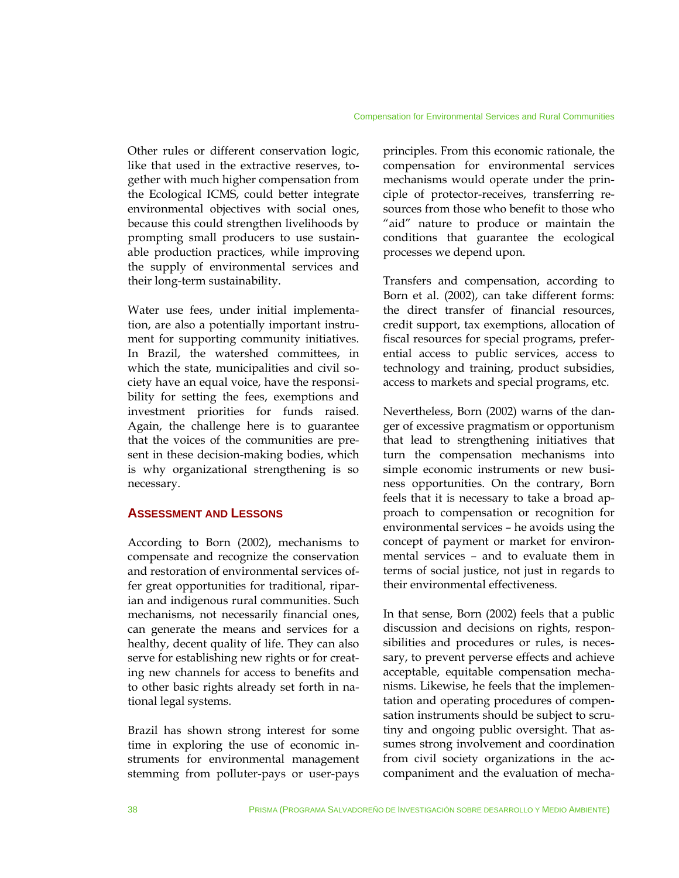Other rules or different conservation logic, like that used in the extractive reserves, together with much higher compensation from the Ecological ICMS, could better integrate environmental objectives with social ones, because this could strengthen livelihoods by prompting small producers to use sustainable production practices, while improving the supply of environmental services and their long-term sustainability.

Water use fees, under initial implementation, are also a potentially important instrument for supporting community initiatives. In Brazil, the watershed committees, in which the state, municipalities and civil society have an equal voice, have the responsibility for setting the fees, exemptions and investment priorities for funds raised. Again, the challenge here is to guarantee that the voices of the communities are present in these decision-making bodies, which is why organizational strengthening is so necessary.

## Assessment and Lessons

According to Born (2002), mechanisms to compensate and recognize the conservation and restoration of environmental services offer great opportunities for traditional, riparian and indigenous rural communities. Such mechanisms, not necessarily financial ones, can generate the means and services for a healthy, decent quality of life. They can also serve for establishing new rights or for creating new channels for access to benefits and to other basic rights already set forth in national legal systems.

Brazil has shown strong interest for some time in exploring the use of economic instruments for environmental management stemming from polluter-pays or user-pays principles. From this economic rationale, the compensation for environmental services mechanisms would operate under the principle of protector-receives, transferring resources from those who benefit to those who "aid" nature to produce or maintain the conditions that guarantee the ecological processes we depend upon.

Transfers and compensation, according to Born et al. (2002), can take different forms: the direct transfer of financial resources, credit support, tax exemptions, allocation of fiscal resources for special programs, preferential access to public services, access to technology and training, product subsidies, access to markets and special programs, etc.

Nevertheless, Born (2002) warns of the danger of excessive pragmatism or opportunism that lead to strengthening initiatives that turn the compensation mechanisms into simple economic instruments or new business opportunities. On the contrary, Born feels that it is necessary to take a broad approach to compensation or recognition for environmental services – he avoids using the concept of payment or market for environmental services – and to evaluate them in terms of social justice, not just in regards to their environmental effectiveness.

In that sense, Born (2002) feels that a public discussion and decisions on rights, responsibilities and procedures or rules, is necessary, to prevent perverse effects and achieve acceptable, equitable compensation mechanisms. Likewise, he feels that the implementation and operating procedures of compensation instruments should be subject to scrutiny and ongoing public oversight. That assumes strong involvement and coordination from civil society organizations in the accompaniment and the evaluation of mecha-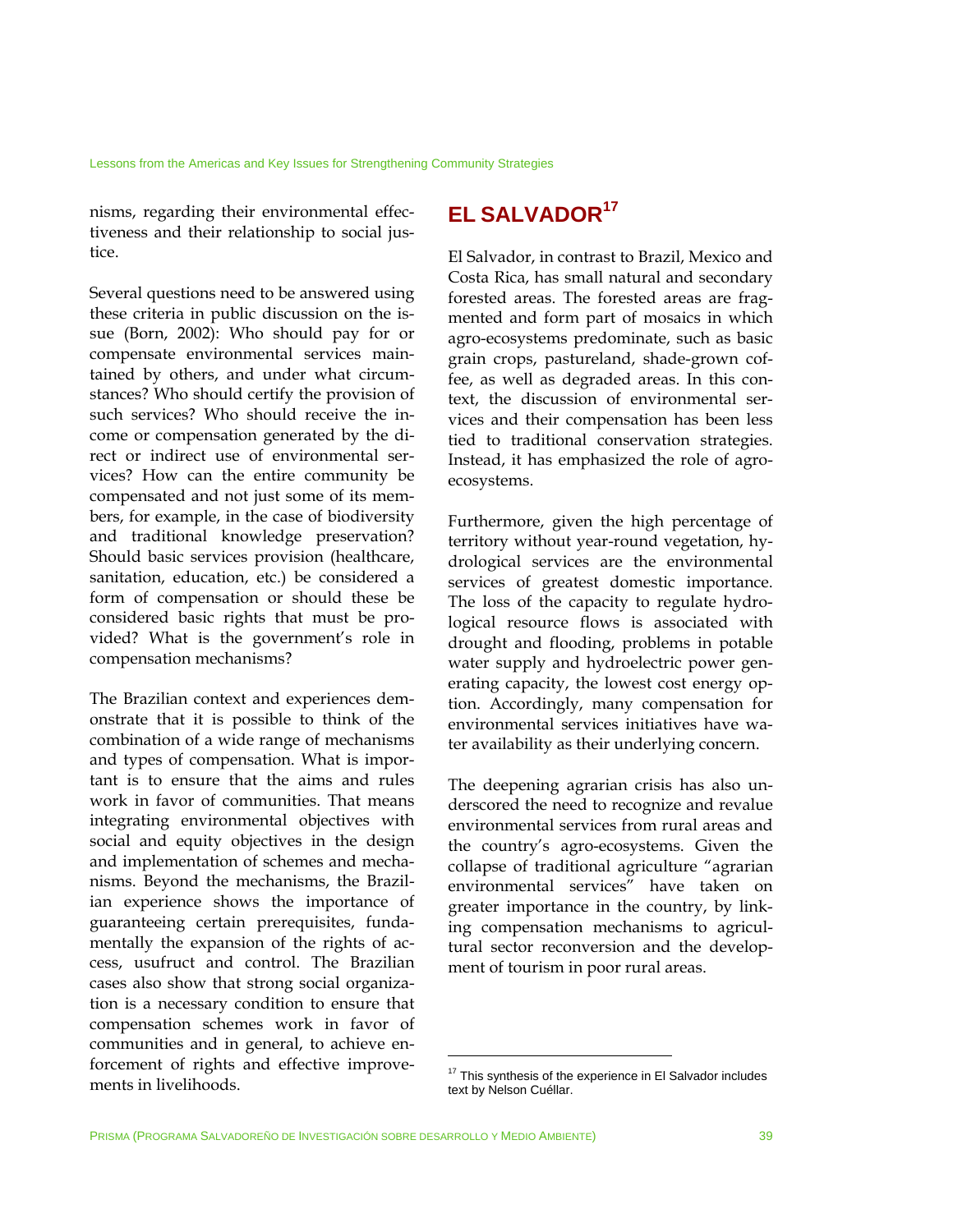nisms, regarding their environmental effectiveness and their relationship to social justice.

Several questions need to be answered using these criteria in public discussion on the issue (Born, 2002): Who should pay for or compensate environmental services maintained by others, and under what circumstances? Who should certify the provision of such services? Who should receive the income or compensation generated by the direct or indirect use of environmental services? How can the entire community be compensated and not just some of its members, for example, in the case of biodiversity and traditional knowledge preservation? Should basic services provision (healthcare, sanitation, education, etc.) be considered a form of compensation or should these be considered basic rights that must be provided? What is the government's role in compensation mechanisms?

The Brazilian context and experiences demonstrate that it is possible to think of the combination of a wide range of mechanisms and types of compensation. What is important is to ensure that the aims and rules work in favor of communities. That means integrating environmental objectives with social and equity objectives in the design and implementation of schemes and mechanisms. Beyond the mechanisms, the Brazilian experience shows the importance of guaranteeing certain prerequisites, fundamentally the expansion of the rights of access, usufruct and control. The Brazilian cases also show that strong social organization is a necessary condition to ensure that compensation schemes work in favor of communities and in general, to achieve enforcement of rights and effective improvements in livelihoods.

## EL SALVADOR[17]

El Salvador, in contrast to Brazil, Mexico and Costa Rica, has small natural and secondary forested areas. The forested areas are fragmented and form part of mosaics in which agro-ecosystems predominate, such as basic grain crops, pastureland, shade-grown coffee, as well as degraded areas. In this context, the discussion of environmental services and their compensation has been less tied to traditional conservation strategies. Instead, it has emphasized the role of agro-ecosystems.

Furthermore, given the high percentage of territory without year-round vegetation, hydrological services are the environmental services of greatest domestic importance. The loss of the capacity to regulate hydrological resource flows is associated with drought and flooding, problems in potable water supply and hydroelectric power generating capacity, the lowest cost energy option. Accordingly, many compensation for environmental services initiatives have water availability as their underlying concern.

The deepening agrarian crisis has also underscored the need to recognize and revalue environmental services from rural areas and the country's agro-ecosystems. Given the collapse of traditional agriculture "agrarian environmental services" have taken on greater importance in the country, by linking compensation mechanisms to agricultural sector reconversion and the development of tourism in poor rural areas.

[17] This synthesis of the experience in El Salvador includes text by Nelson Cuéllar.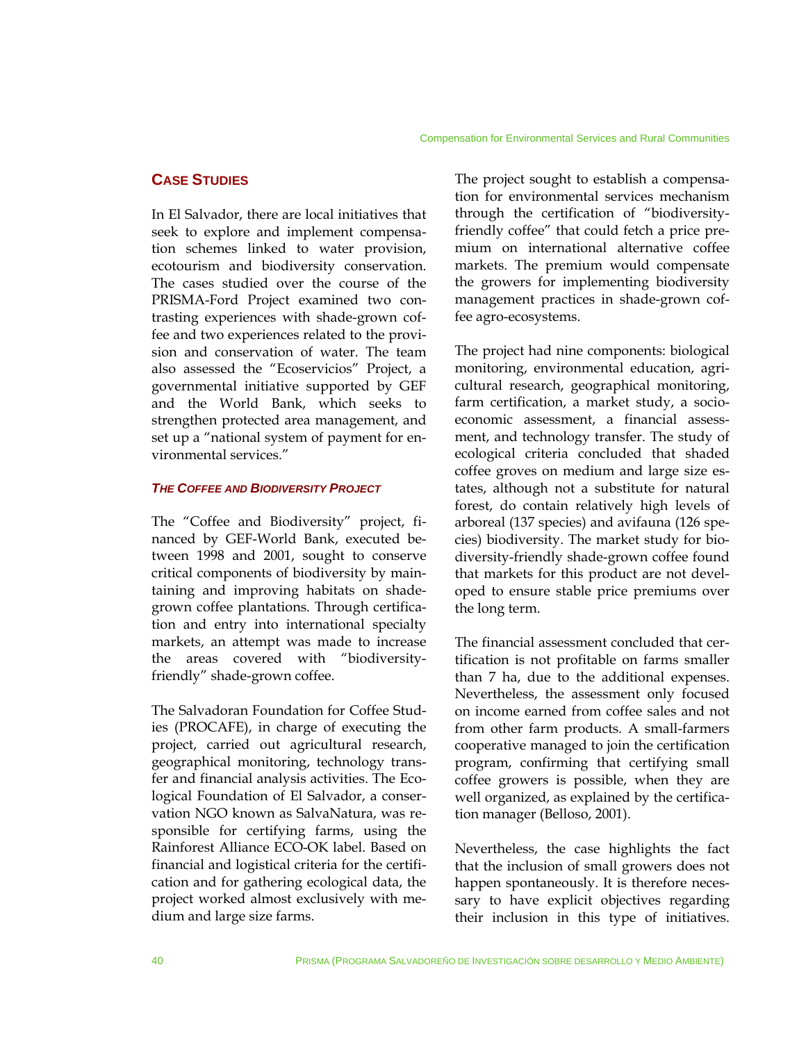## Case Studies

In El Salvador, there are local initiatives that seek to explore and implement compensation schemes linked to water provision, ecotourism and biodiversity conservation. The cases studied over the course of the PRISMA-Ford Project examined two contrasting experiences with shade-grown coffee and two experiences related to the provision and conservation of water. The team also assessed the "Ecoservicios" Project, a governmental initiative supported by GEF and the World Bank, which seeks to strengthen protected area management, and set up a "national system of payment for environmental services."

### *The Coffee and Biodiversity Project*

The "Coffee and Biodiversity" project, financed by GEF-World Bank, executed between 1998 and 2001, sought to conserve critical components of biodiversity by maintaining and improving habitats on shade-grown coffee plantations. Through certification and entry into international specialty markets, an attempt was made to increase the areas covered with "biodiversity-friendly" shade-grown coffee.

The Salvadoran Foundation for Coffee Studies (PROCAFE), in charge of executing the project, carried out agricultural research, geographical monitoring, technology transfer and financial analysis activities. The Ecological Foundation of El Salvador, a conservation NGO known as SalvaNatura, was responsible for certifying farms, using the Rainforest Alliance ECO-OK label. Based on financial and logistical criteria for the certification and for gathering ecological data, the project worked almost exclusively with medium and large size farms.

The project sought to establish a compensation for environmental services mechanism through the certification of "biodiversity-friendly coffee" that could fetch a price premium on international alternative coffee markets. The premium would compensate the growers for implementing biodiversity management practices in shade-grown coffee agro-ecosystems.

The project had nine components: biological monitoring, environmental education, agricultural research, geographical monitoring, farm certification, a market study, a socio-economic assessment, a financial assessment, and technology transfer. The study of ecological criteria concluded that shaded coffee groves on medium and large size estates, although not a substitute for natural forest, do contain relatively high levels of arboreal (137 species) and avifauna (126 species) biodiversity. The market study for biodiversity-friendly shade-grown coffee found that markets for this product are not developed to ensure stable price premiums over the long term.

The financial assessment concluded that certification is not profitable on farms smaller than 7 ha, due to the additional expenses. Nevertheless, the assessment only focused on income earned from coffee sales and not from other farm products. A small-farmers cooperative managed to join the certification program, confirming that certifying small coffee growers is possible, when they are well organized, as explained by the certification manager (Belloso, 2001).

Nevertheless, the case highlights the fact that the inclusion of small growers does not happen spontaneously. It is therefore necessary to have explicit objectives regarding their inclusion in this type of initiatives.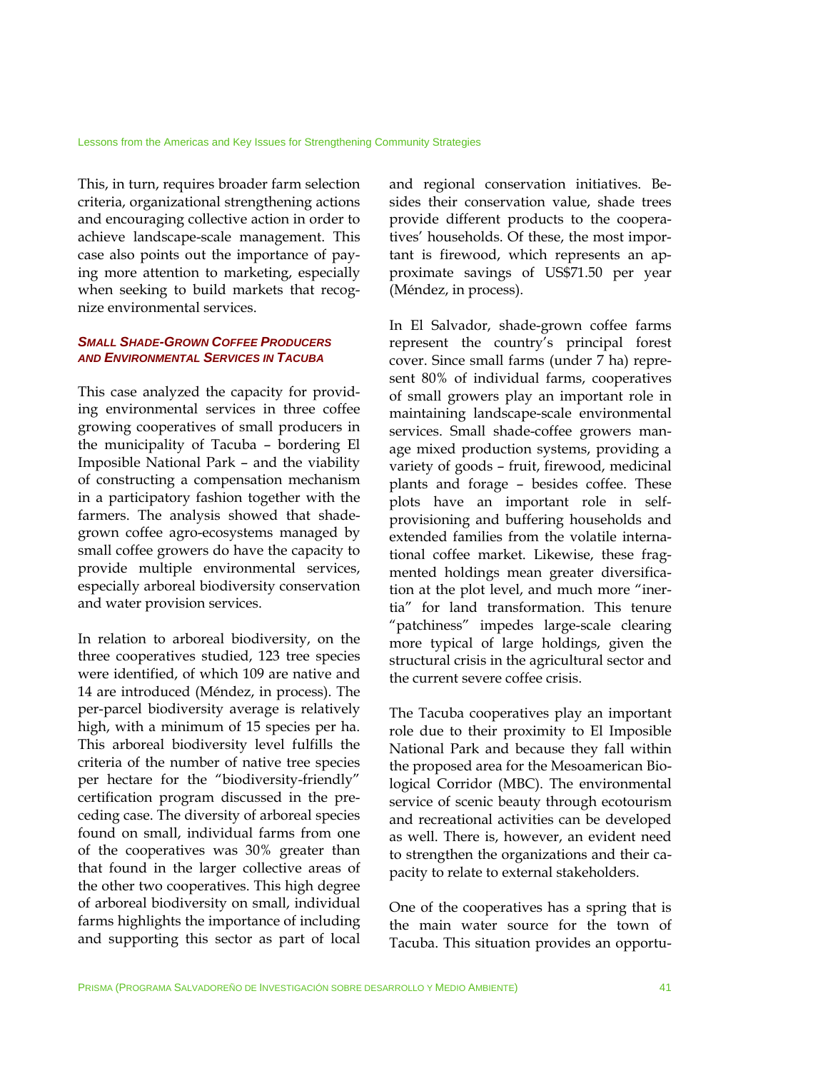This, in turn, requires broader farm selection criteria, organizational strengthening actions and encouraging collective action in order to achieve landscape-scale management. This case also points out the importance of paying more attention to marketing, especially when seeking to build markets that recognize environmental services.

#### *Small Shade-Grown Coffee Producers and Environmental Services in Tacuba*

This case analyzed the capacity for providing environmental services in three coffee growing cooperatives of small producers in the municipality of Tacuba – bordering El Imposible National Park – and the viability of constructing a compensation mechanism in a participatory fashion together with the farmers. The analysis showed that shade-grown coffee agro-ecosystems managed by small coffee growers do have the capacity to provide multiple environmental services, especially arboreal biodiversity conservation and water provision services.

In relation to arboreal biodiversity, on the three cooperatives studied, 123 tree species were identified, of which 109 are native and 14 are introduced (Méndez, in process). The per-parcel biodiversity average is relatively high, with a minimum of 15 species per ha. This arboreal biodiversity level fulfills the criteria of the number of native tree species per hectare for the "biodiversity-friendly" certification program discussed in the preceding case. The diversity of arboreal species found on small, individual farms from one of the cooperatives was 30% greater than that found in the larger collective areas of the other two cooperatives. This high degree of arboreal biodiversity on small, individual farms highlights the importance of including and supporting this sector as part of local and regional conservation initiatives. Besides their conservation value, shade trees provide different products to the cooperatives' households. Of these, the most important is firewood, which represents an approximate savings of US$71.50 per year (Méndez, in process).

In El Salvador, shade-grown coffee farms represent the country's principal forest cover. Since small farms (under 7 ha) represent 80% of individual farms, cooperatives of small growers play an important role in maintaining landscape-scale environmental services. Small shade-coffee growers manage mixed production systems, providing a variety of goods – fruit, firewood, medicinal plants and forage – besides coffee. These plots have an important role in self-provisioning and buffering households and extended families from the volatile international coffee market. Likewise, these fragmented holdings mean greater diversification at the plot level, and much more "inertia" for land transformation. This tenure "patchiness" impedes large-scale clearing more typical of large holdings, given the structural crisis in the agricultural sector and the current severe coffee crisis.

The Tacuba cooperatives play an important role due to their proximity to El Imposible National Park and because they fall within the proposed area for the Mesoamerican Biological Corridor (MBC). The environmental service of scenic beauty through ecotourism and recreational activities can be developed as well. There is, however, an evident need to strengthen the organizations and their capacity to relate to external stakeholders.

One of the cooperatives has a spring that is the main water source for the town of Tacuba. This situation provides an opportu-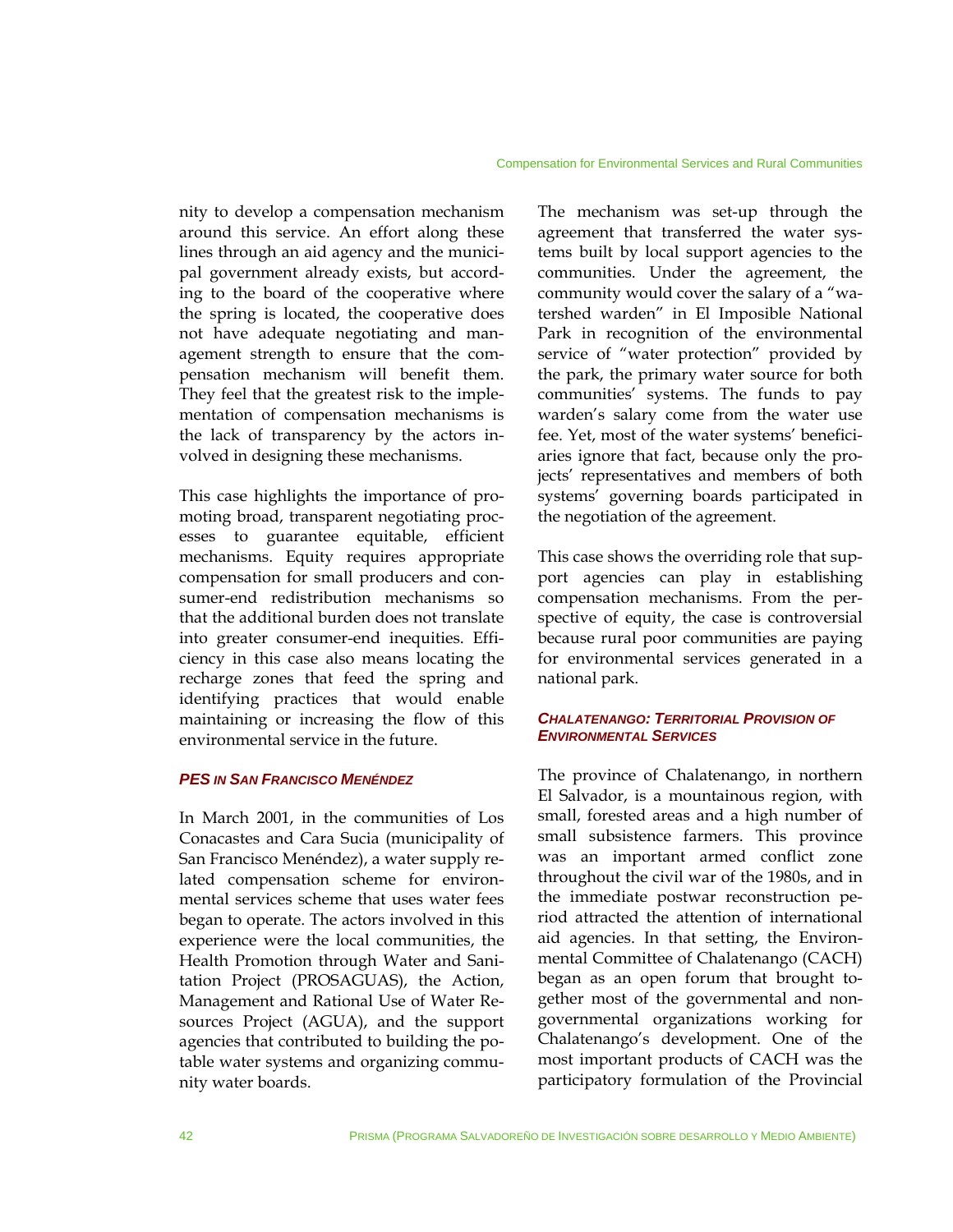nity to develop a compensation mechanism around this service. An effort along these lines through an aid agency and the municipal government already exists, but according to the board of the cooperative where the spring is located, the cooperative does not have adequate negotiating and management strength to ensure that the compensation mechanism will benefit them. They feel that the greatest risk to the implementation of compensation mechanisms is the lack of transparency by the actors involved in designing these mechanisms.

This case highlights the importance of promoting broad, transparent negotiating processes to guarantee equitable, efficient mechanisms. Equity requires appropriate compensation for small producers and consumer-end redistribution mechanisms so that the additional burden does not translate into greater consumer-end inequities. Efficiency in this case also means locating the recharge zones that feed the spring and identifying practices that would enable maintaining or increasing the flow of this environmental service in the future.

### PES IN SAN FRANCISCO MENÉNDEZ

In March 2001, in the communities of Los Conacastes and Cara Sucia (municipality of San Francisco Menéndez), a water supply related compensation scheme for environmental services scheme that uses water fees began to operate. The actors involved in this experience were the local communities, the Health Promotion through Water and Sanitation Project (PROSAGUAS), the Action, Management and Rational Use of Water Resources Project (AGUA), and the support agencies that contributed to building the potable water systems and organizing community water boards.

The mechanism was set-up through the agreement that transferred the water systems built by local support agencies to the communities. Under the agreement, the community would cover the salary of a "watershed warden" in El Imposible National Park in recognition of the environmental service of "water protection" provided by the park, the primary water source for both communities' systems. The funds to pay warden's salary come from the water use fee. Yet, most of the water systems' beneficiaries ignore that fact, because only the projects' representatives and members of both systems' governing boards participated in the negotiation of the agreement.

This case shows the overriding role that support agencies can play in establishing compensation mechanisms. From the perspective of equity, the case is controversial because rural poor communities are paying for environmental services generated in a national park.

### CHALATENANGO: TERRITORIAL PROVISION OF ENVIRONMENTAL SERVICES

The province of Chalatenango, in northern El Salvador, is a mountainous region, with small, forested areas and a high number of small subsistence farmers. This province was an important armed conflict zone throughout the civil war of the 1980s, and in the immediate postwar reconstruction period attracted the attention of international aid agencies. In that setting, the Environmental Committee of Chalatenango (CACH) began as an open forum that brought together most of the governmental and nongovernmental organizations working for Chalatenango's development. One of the most important products of CACH was the participatory formulation of the Provincial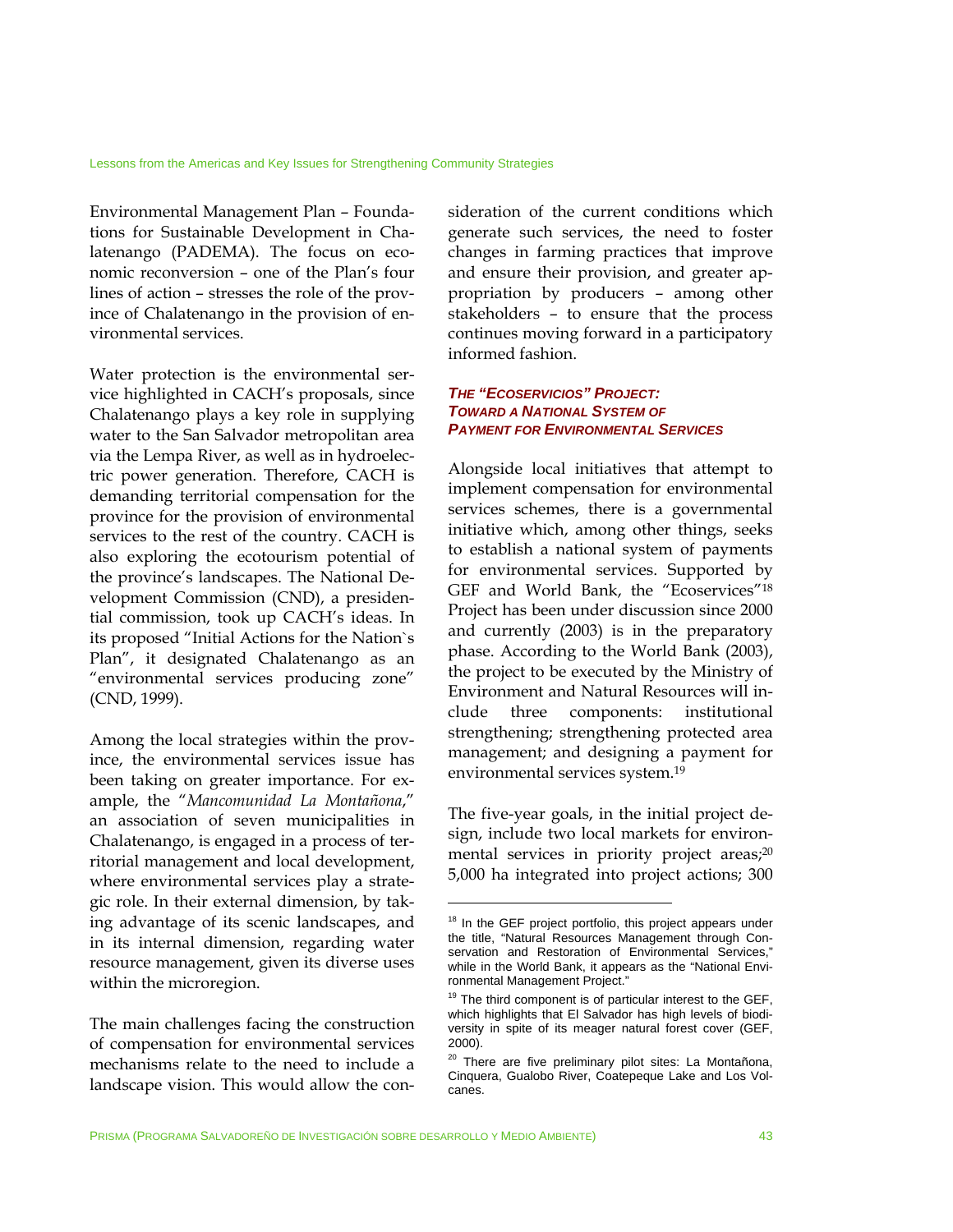Environmental Management Plan – Foundations for Sustainable Development in Chalatenango (PADEMA). The focus on economic reconversion – one of the Plan's four lines of action – stresses the role of the province of Chalatenango in the provision of environmental services.

Water protection is the environmental service highlighted in CACH's proposals, since Chalatenango plays a key role in supplying water to the San Salvador metropolitan area via the Lempa River, as well as in hydroelectric power generation. Therefore, CACH is demanding territorial compensation for the province for the provision of environmental services to the rest of the country. CACH is also exploring the ecotourism potential of the province's landscapes. The National Development Commission (CND), a presidential commission, took up CACH's ideas. In its proposed "Initial Actions for the Nation`s Plan", it designated Chalatenango as an "environmental services producing zone" (CND, 1999).

Among the local strategies within the province, the environmental services issue has been taking on greater importance. For example, the "*Mancomunidad La Montañona*," an association of seven municipalities in Chalatenango, is engaged in a process of territorial management and local development, where environmental services play a strategic role. In their external dimension, by taking advantage of its scenic landscapes, and in its internal dimension, regarding water resource management, given its diverse uses within the microregion.

The main challenges facing the construction of compensation for environmental services mechanisms relate to the need to include a landscape vision. This would allow the consideration of the current conditions which generate such services, the need to foster changes in farming practices that improve and ensure their provision, and greater appropriation by producers – among other stakeholders – to ensure that the process continues moving forward in a participatory informed fashion.

### *THE "ECOSERVICIOS" PROJECT: TOWARD A NATIONAL SYSTEM OF PAYMENT FOR ENVIRONMENTAL SERVICES*

Alongside local initiatives that attempt to implement compensation for environmental services schemes, there is a governmental initiative which, among other things, seeks to establish a national system of payments for environmental services. Supported by GEF and World Bank, the "Ecoservices"[18] Project has been under discussion since 2000 and currently (2003) is in the preparatory phase. According to the World Bank (2003), the project to be executed by the Ministry of Environment and Natural Resources will include three components: institutional strengthening; strengthening protected area management; and designing a payment for environmental services system.[19]

The five-year goals, in the initial project design, include two local markets for environmental services in priority project areas;[20] 5,000 ha integrated into project actions; 300

---

[18] In the GEF project portfolio, this project appears under the title, "Natural Resources Management through Conservation and Restoration of Environmental Services," while in the World Bank, it appears as the "National Environmental Management Project."

[19] The third component is of particular interest to the GEF, which highlights that El Salvador has high levels of biodiversity in spite of its meager natural forest cover (GEF, 2000).

[20] There are five preliminary pilot sites: La Montañona, Cinquera, Gualobo River, Coatepeque Lake and Los Volcanes.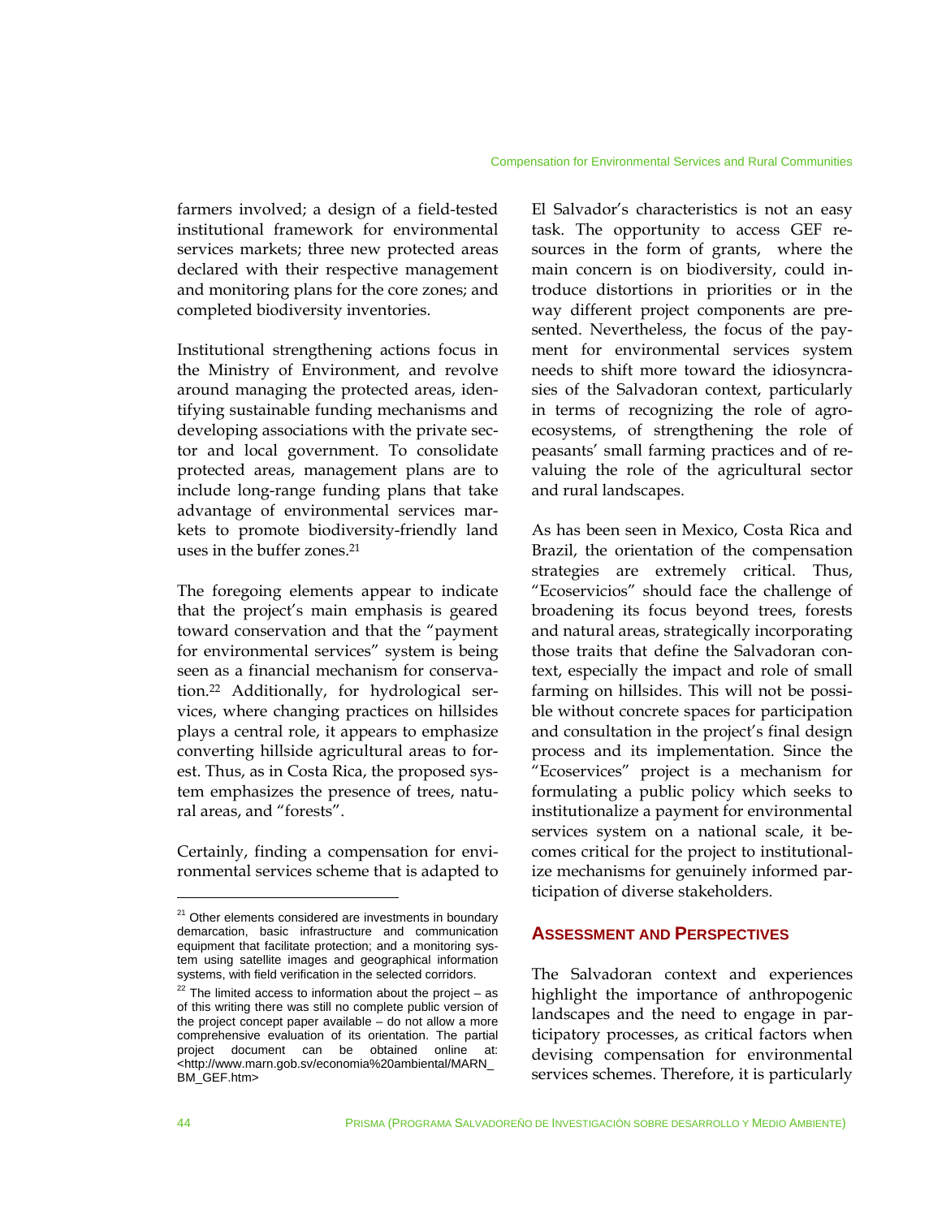farmers involved; a design of a field-tested institutional framework for environmental services markets; three new protected areas declared with their respective management and monitoring plans for the core zones; and completed biodiversity inventories.

Institutional strengthening actions focus in the Ministry of Environment, and revolve around managing the protected areas, identifying sustainable funding mechanisms and developing associations with the private sector and local government. To consolidate protected areas, management plans are to include long-range funding plans that take advantage of environmental services markets to promote biodiversity-friendly land uses in the buffer zones.[21]

The foregoing elements appear to indicate that the project's main emphasis is geared toward conservation and that the "payment for environmental services" system is being seen as a financial mechanism for conservation.[22] Additionally, for hydrological services, where changing practices on hillsides plays a central role, it appears to emphasize converting hillside agricultural areas to forest. Thus, as in Costa Rica, the proposed system emphasizes the presence of trees, natural areas, and "forests".

Certainly, finding a compensation for environmental services scheme that is adapted to El Salvador's characteristics is not an easy task. The opportunity to access GEF resources in the form of grants, where the main concern is on biodiversity, could introduce distortions in priorities or in the way different project components are presented. Nevertheless, the focus of the payment for environmental services system needs to shift more toward the idiosyncrasies of the Salvadoran context, particularly in terms of recognizing the role of agroecosystems, of strengthening the role of peasants' small farming practices and of revaluing the role of the agricultural sector and rural landscapes.

As has been seen in Mexico, Costa Rica and Brazil, the orientation of the compensation strategies are extremely critical. Thus, "Ecoservicios" should face the challenge of broadening its focus beyond trees, forests and natural areas, strategically incorporating those traits that define the Salvadoran context, especially the impact and role of small farming on hillsides. This will not be possible without concrete spaces for participation and consultation in the project's final design process and its implementation. Since the "Ecoservices" project is a mechanism for formulating a public policy which seeks to institutionalize a payment for environmental services system on a national scale, it becomes critical for the project to institutionalize mechanisms for genuinely informed participation of diverse stakeholders.

## Assessment and Perspectives

The Salvadoran context and experiences highlight the importance of anthropogenic landscapes and the need to engage in participatory processes, as critical factors when devising compensation for environmental services schemes. Therefore, it is particularly

---

[21] Other elements considered are investments in boundary demarcation, basic infrastructure and communication equipment that facilitate protection; and a monitoring system using satellite images and geographical information systems, with field verification in the selected corridors.

[22] The limited access to information about the project – as of this writing there was still no complete public version of the project concept paper available – do not allow a more comprehensive evaluation of its orientation. The partial project document can be obtained online at: <http://www.marn.gob.sv/economia%20ambiental/MARN_BM_GEF.htm>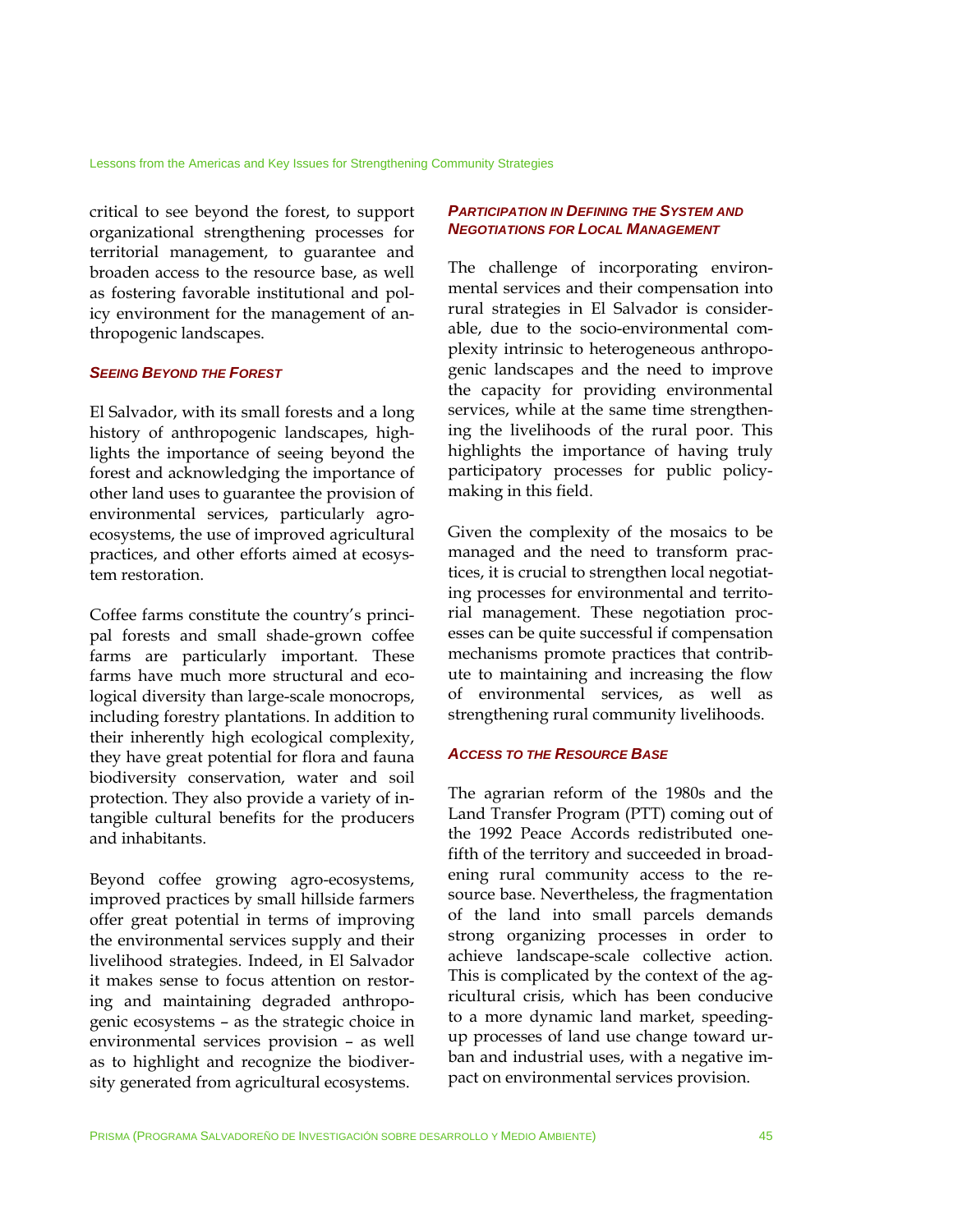critical to see beyond the forest, to support organizational strengthening processes for territorial management, to guarantee and broaden access to the resource base, as well as fostering favorable institutional and policy environment for the management of anthropogenic landscapes.

### *Seeing Beyond the Forest*

El Salvador, with its small forests and a long history of anthropogenic landscapes, highlights the importance of seeing beyond the forest and acknowledging the importance of other land uses to guarantee the provision of environmental services, particularly agro-ecosystems, the use of improved agricultural practices, and other efforts aimed at ecosystem restoration.

Coffee farms constitute the country's principal forests and small shade-grown coffee farms are particularly important. These farms have much more structural and ecological diversity than large-scale monocrops, including forestry plantations. In addition to their inherently high ecological complexity, they have great potential for flora and fauna biodiversity conservation, water and soil protection. They also provide a variety of intangible cultural benefits for the producers and inhabitants.

Beyond coffee growing agro-ecosystems, improved practices by small hillside farmers offer great potential in terms of improving the environmental services supply and their livelihood strategies. Indeed, in El Salvador it makes sense to focus attention on restoring and maintaining degraded anthropogenic ecosystems – as the strategic choice in environmental services provision – as well as to highlight and recognize the biodiversity generated from agricultural ecosystems.

### *Participation in Defining the System and Negotiations for Local Management*

The challenge of incorporating environmental services and their compensation into rural strategies in El Salvador is considerable, due to the socio-environmental complexity intrinsic to heterogeneous anthropogenic landscapes and the need to improve the capacity for providing environmental services, while at the same time strengthening the livelihoods of the rural poor. This highlights the importance of having truly participatory processes for public policy-making in this field.

Given the complexity of the mosaics to be managed and the need to transform practices, it is crucial to strengthen local negotiating processes for environmental and territorial management. These negotiation processes can be quite successful if compensation mechanisms promote practices that contribute to maintaining and increasing the flow of environmental services, as well as strengthening rural community livelihoods.

### *Access to the Resource Base*

The agrarian reform of the 1980s and the Land Transfer Program (PTT) coming out of the 1992 Peace Accords redistributed one-fifth of the territory and succeeded in broadening rural community access to the resource base. Nevertheless, the fragmentation of the land into small parcels demands strong organizing processes in order to achieve landscape-scale collective action. This is complicated by the context of the agricultural crisis, which has been conducive to a more dynamic land market, speeding-up processes of land use change toward urban and industrial uses, with a negative impact on environmental services provision.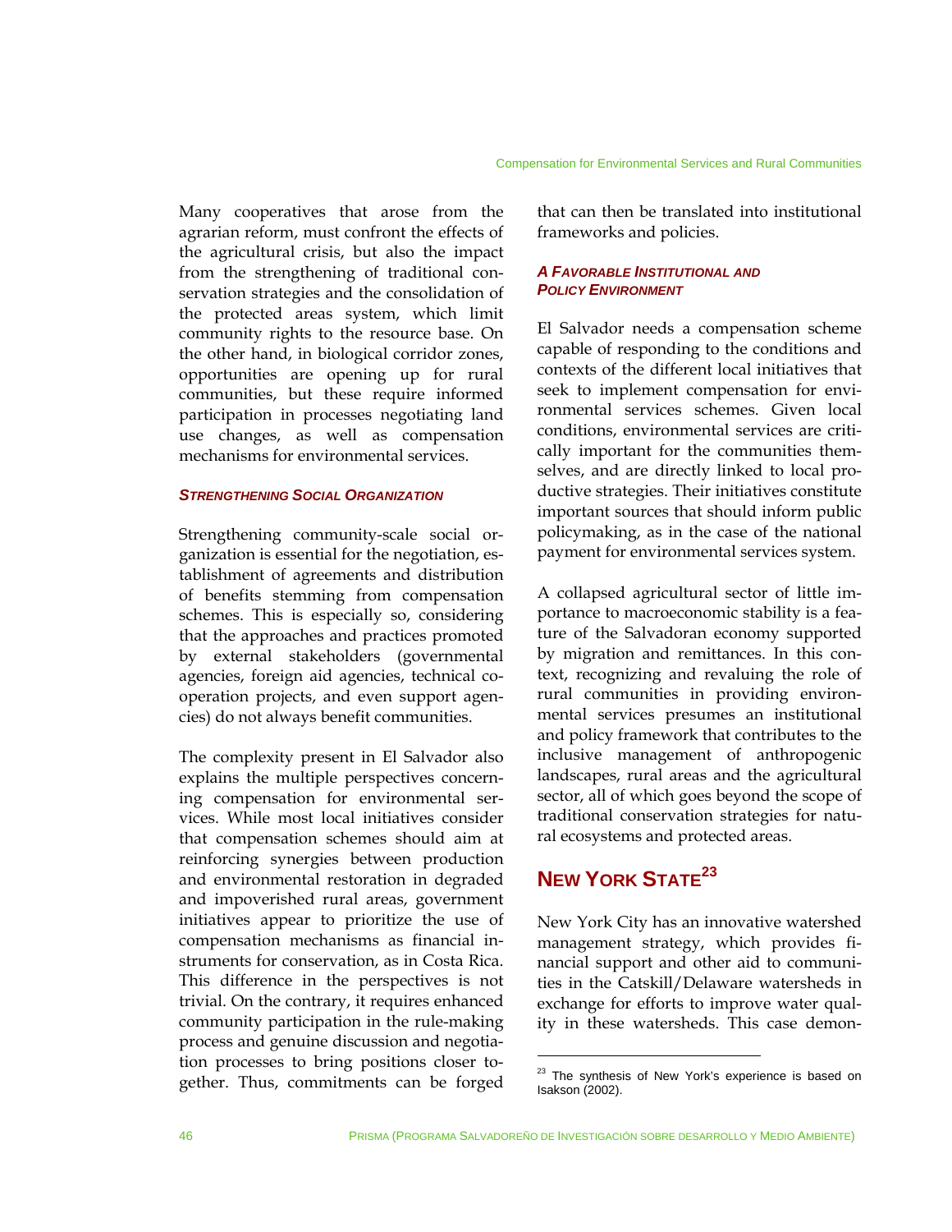Many cooperatives that arose from the agrarian reform, must confront the effects of the agricultural crisis, but also the impact from the strengthening of traditional conservation strategies and the consolidation of the protected areas system, which limit community rights to the resource base. On the other hand, in biological corridor zones, opportunities are opening up for rural communities, but these require informed participation in processes negotiating land use changes, as well as compensation mechanisms for environmental services.

### *Strengthening Social Organization*

Strengthening community-scale social organization is essential for the negotiation, establishment of agreements and distribution of benefits stemming from compensation schemes. This is especially so, considering that the approaches and practices promoted by external stakeholders (governmental agencies, foreign aid agencies, technical cooperation projects, and even support agencies) do not always benefit communities.

The complexity present in El Salvador also explains the multiple perspectives concerning compensation for environmental services. While most local initiatives consider that compensation schemes should aim at reinforcing synergies between production and environmental restoration in degraded and impoverished rural areas, government initiatives appear to prioritize the use of compensation mechanisms as financial instruments for conservation, as in Costa Rica. This difference in the perspectives is not trivial. On the contrary, it requires enhanced community participation in the rule-making process and genuine discussion and negotiation processes to bring positions closer together. Thus, commitments can be forged that can then be translated into institutional frameworks and policies.

### *A Favorable Institutional and Policy Environment*

El Salvador needs a compensation scheme capable of responding to the conditions and contexts of the different local initiatives that seek to implement compensation for environmental services schemes. Given local conditions, environmental services are critically important for the communities themselves, and are directly linked to local productive strategies. Their initiatives constitute important sources that should inform public policymaking, as in the case of the national payment for environmental services system.

A collapsed agricultural sector of little importance to macroeconomic stability is a feature of the Salvadoran economy supported by migration and remittances. In this context, recognizing and revaluing the role of rural communities in providing environmental services presumes an institutional and policy framework that contributes to the inclusive management of anthropogenic landscapes, rural areas and the agricultural sector, all of which goes beyond the scope of traditional conservation strategies for natural ecosystems and protected areas.

## New York State[23]

New York City has an innovative watershed management strategy, which provides financial support and other aid to communities in the Catskill/Delaware watersheds in exchange for efforts to improve water quality in these watersheds. This case demon-

[23] The synthesis of New York's experience is based on Isakson (2002).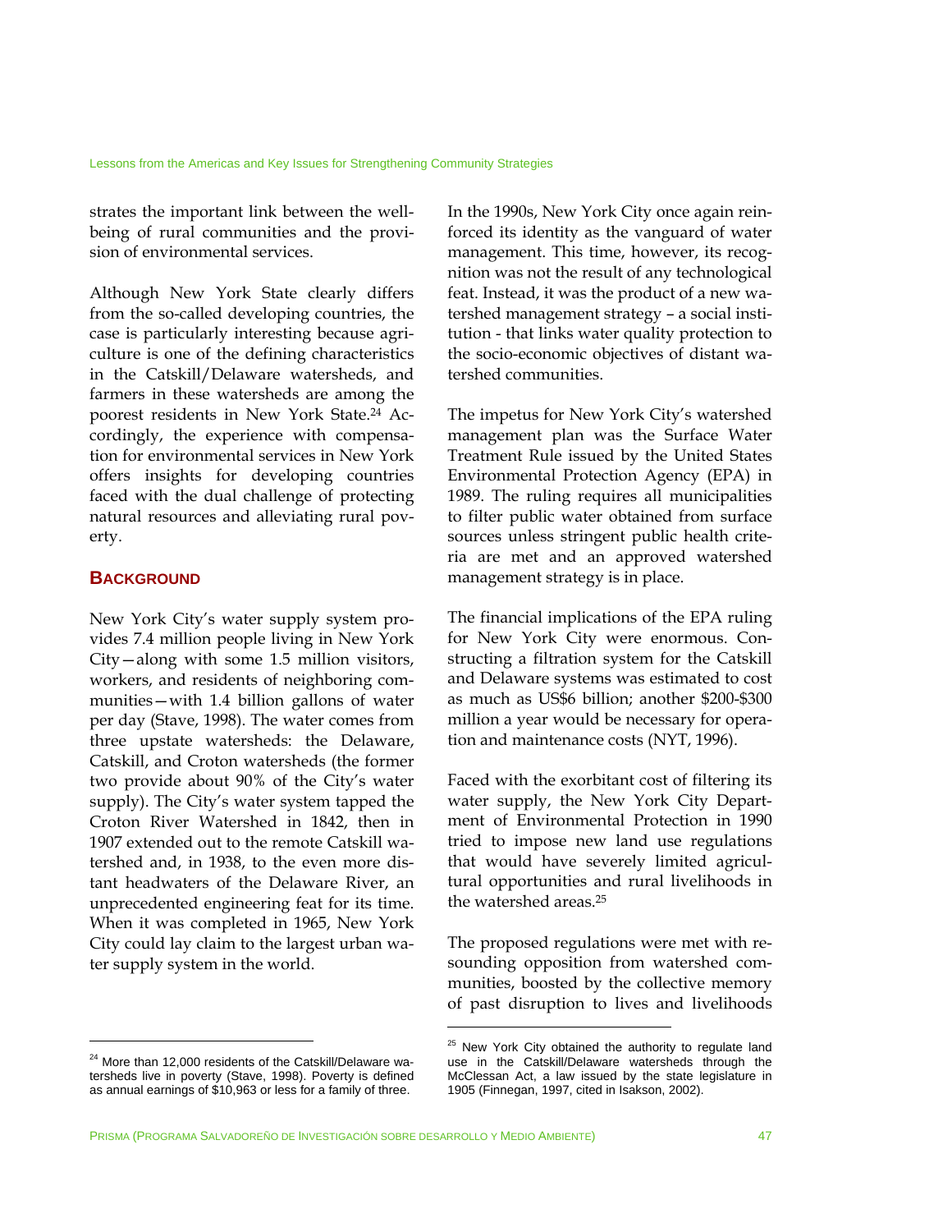strates the important link between the well-being of rural communities and the provision of environmental services.

Although New York State clearly differs from the so-called developing countries, the case is particularly interesting because agriculture is one of the defining characteristics in the Catskill/Delaware watersheds, and farmers in these watersheds are among the poorest residents in New York State.[24] Accordingly, the experience with compensation for environmental services in New York offers insights for developing countries faced with the dual challenge of protecting natural resources and alleviating rural poverty.

## BACKGROUND

New York City's water supply system provides 7.4 million people living in New York City—along with some 1.5 million visitors, workers, and residents of neighboring communities—with 1.4 billion gallons of water per day (Stave, 1998). The water comes from three upstate watersheds: the Delaware, Catskill, and Croton watersheds (the former two provide about 90% of the City's water supply). The City's water system tapped the Croton River Watershed in 1842, then in 1907 extended out to the remote Catskill watershed and, in 1938, to the even more distant headwaters of the Delaware River, an unprecedented engineering feat for its time. When it was completed in 1965, New York City could lay claim to the largest urban water supply system in the world.

In the 1990s, New York City once again reinforced its identity as the vanguard of water management. This time, however, its recognition was not the result of any technological feat. Instead, it was the product of a new watershed management strategy – a social institution - that links water quality protection to the socio-economic objectives of distant watershed communities.

The impetus for New York City's watershed management plan was the Surface Water Treatment Rule issued by the United States Environmental Protection Agency (EPA) in 1989. The ruling requires all municipalities to filter public water obtained from surface sources unless stringent public health criteria are met and an approved watershed management strategy is in place.

The financial implications of the EPA ruling for New York City were enormous. Constructing a filtration system for the Catskill and Delaware systems was estimated to cost as much as US$6 billion; another $200-$300 million a year would be necessary for operation and maintenance costs (NYT, 1996).

Faced with the exorbitant cost of filtering its water supply, the New York City Department of Environmental Protection in 1990 tried to impose new land use regulations that would have severely limited agricultural opportunities and rural livelihoods in the watershed areas.[25]

The proposed regulations were met with resounding opposition from watershed communities, boosted by the collective memory of past disruption to lives and livelihoods

---

[24] More than 12,000 residents of the Catskill/Delaware watersheds live in poverty (Stave, 1998). Poverty is defined as annual earnings of $10,963 or less for a family of three.

[25] New York City obtained the authority to regulate land use in the Catskill/Delaware watersheds through the McClessan Act, a law issued by the state legislature in 1905 (Finnegan, 1997, cited in Isakson, 2002).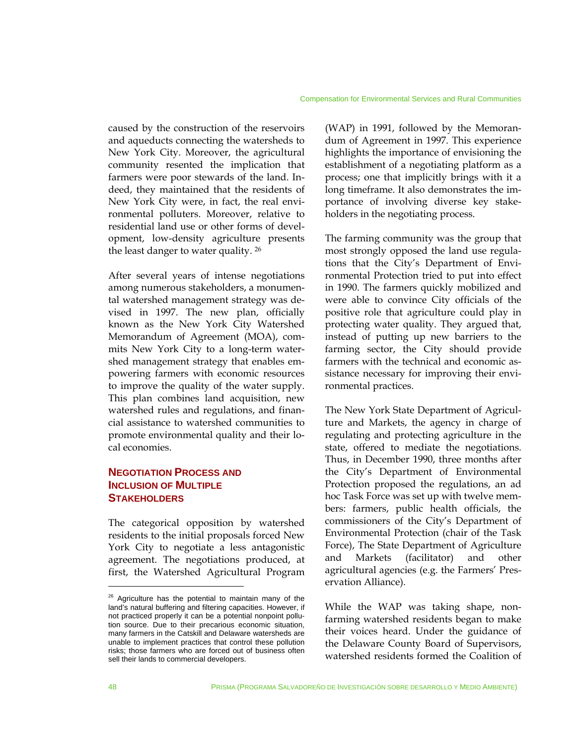caused by the construction of the reservoirs and aqueducts connecting the watersheds to New York City. Moreover, the agricultural community resented the implication that farmers were poor stewards of the land. Indeed, they maintained that the residents of New York City were, in fact, the real environmental polluters. Moreover, relative to residential land use or other forms of development, low-density agriculture presents the least danger to water quality. [26]

After several years of intense negotiations among numerous stakeholders, a monumental watershed management strategy was devised in 1997. The new plan, officially known as the New York City Watershed Memorandum of Agreement (MOA), commits New York City to a long-term watershed management strategy that enables empowering farmers with economic resources to improve the quality of the water supply. This plan combines land acquisition, new watershed rules and regulations, and financial assistance to watershed communities to promote environmental quality and their local economies.

## NEGOTIATION PROCESS AND INCLUSION OF MULTIPLE STAKEHOLDERS

The categorical opposition by watershed residents to the initial proposals forced New York City to negotiate a less antagonistic agreement. The negotiations produced, at first, the Watershed Agricultural Program (WAP) in 1991, followed by the Memorandum of Agreement in 1997. This experience highlights the importance of envisioning the establishment of a negotiating platform as a process; one that implicitly brings with it a long timeframe. It also demonstrates the importance of involving diverse key stakeholders in the negotiating process.

The farming community was the group that most strongly opposed the land use regulations that the City's Department of Environmental Protection tried to put into effect in 1990. The farmers quickly mobilized and were able to convince City officials of the positive role that agriculture could play in protecting water quality. They argued that, instead of putting up new barriers to the farming sector, the City should provide farmers with the technical and economic assistance necessary for improving their environmental practices.

The New York State Department of Agriculture and Markets, the agency in charge of regulating and protecting agriculture in the state, offered to mediate the negotiations. Thus, in December 1990, three months after the City's Department of Environmental Protection proposed the regulations, an ad hoc Task Force was set up with twelve members: farmers, public health officials, the commissioners of the City's Department of Environmental Protection (chair of the Task Force), The State Department of Agriculture and Markets (facilitator) and other agricultural agencies (e.g. the Farmers' Preservation Alliance).

While the WAP was taking shape, non-farming watershed residents began to make their voices heard. Under the guidance of the Delaware County Board of Supervisors, watershed residents formed the Coalition of

[26] Agriculture has the potential to maintain many of the land's natural buffering and filtering capacities. However, if not practiced properly it can be a potential nonpoint pollution source. Due to their precarious economic situation, many farmers in the Catskill and Delaware watersheds are unable to implement practices that control these pollution risks; those farmers who are forced out of business often sell their lands to commercial developers.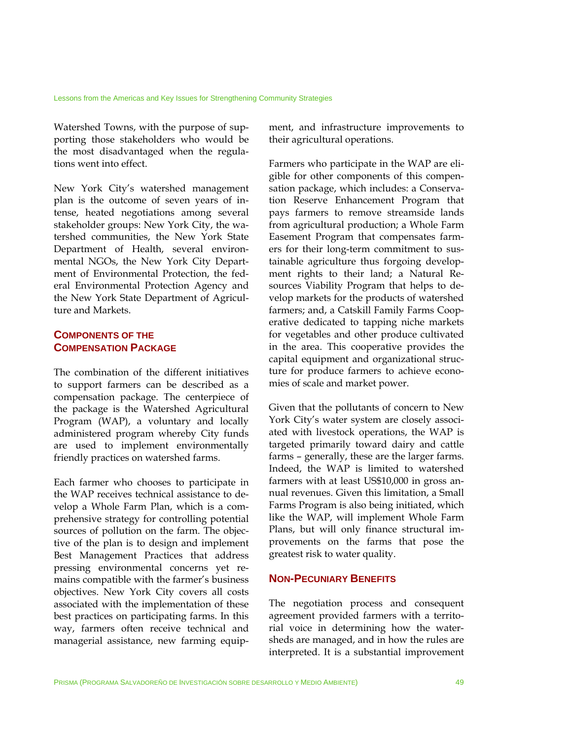Watershed Towns, with the purpose of supporting those stakeholders who would be the most disadvantaged when the regulations went into effect.

New York City's watershed management plan is the outcome of seven years of intense, heated negotiations among several stakeholder groups: New York City, the watershed communities, the New York State Department of Health, several environmental NGOs, the New York City Department of Environmental Protection, the federal Environmental Protection Agency and the New York State Department of Agriculture and Markets.

## Components of the Compensation Package

The combination of the different initiatives to support farmers can be described as a compensation package. The centerpiece of the package is the Watershed Agricultural Program (WAP), a voluntary and locally administered program whereby City funds are used to implement environmentally friendly practices on watershed farms.

Each farmer who chooses to participate in the WAP receives technical assistance to develop a Whole Farm Plan, which is a comprehensive strategy for controlling potential sources of pollution on the farm. The objective of the plan is to design and implement Best Management Practices that address pressing environmental concerns yet remains compatible with the farmer's business objectives. New York City covers all costs associated with the implementation of these best practices on participating farms. In this way, farmers often receive technical and managerial assistance, new farming equipment, and infrastructure improvements to their agricultural operations.

Farmers who participate in the WAP are eligible for other components of this compensation package, which includes: a Conservation Reserve Enhancement Program that pays farmers to remove streamside lands from agricultural production; a Whole Farm Easement Program that compensates farmers for their long-term commitment to sustainable agriculture thus forgoing development rights to their land; a Natural Resources Viability Program that helps to develop markets for the products of watershed farmers; and, a Catskill Family Farms Cooperative dedicated to tapping niche markets for vegetables and other produce cultivated in the area. This cooperative provides the capital equipment and organizational structure for produce farmers to achieve economies of scale and market power.

Given that the pollutants of concern to New York City's water system are closely associated with livestock operations, the WAP is targeted primarily toward dairy and cattle farms – generally, these are the larger farms. Indeed, the WAP is limited to watershed farmers with at least US$10,000 in gross annual revenues. Given this limitation, a Small Farms Program is also being initiated, which like the WAP, will implement Whole Farm Plans, but will only finance structural improvements on the farms that pose the greatest risk to water quality.

## Non-Pecuniary Benefits

The negotiation process and consequent agreement provided farmers with a territorial voice in determining how the watersheds are managed, and in how the rules are interpreted. It is a substantial improvement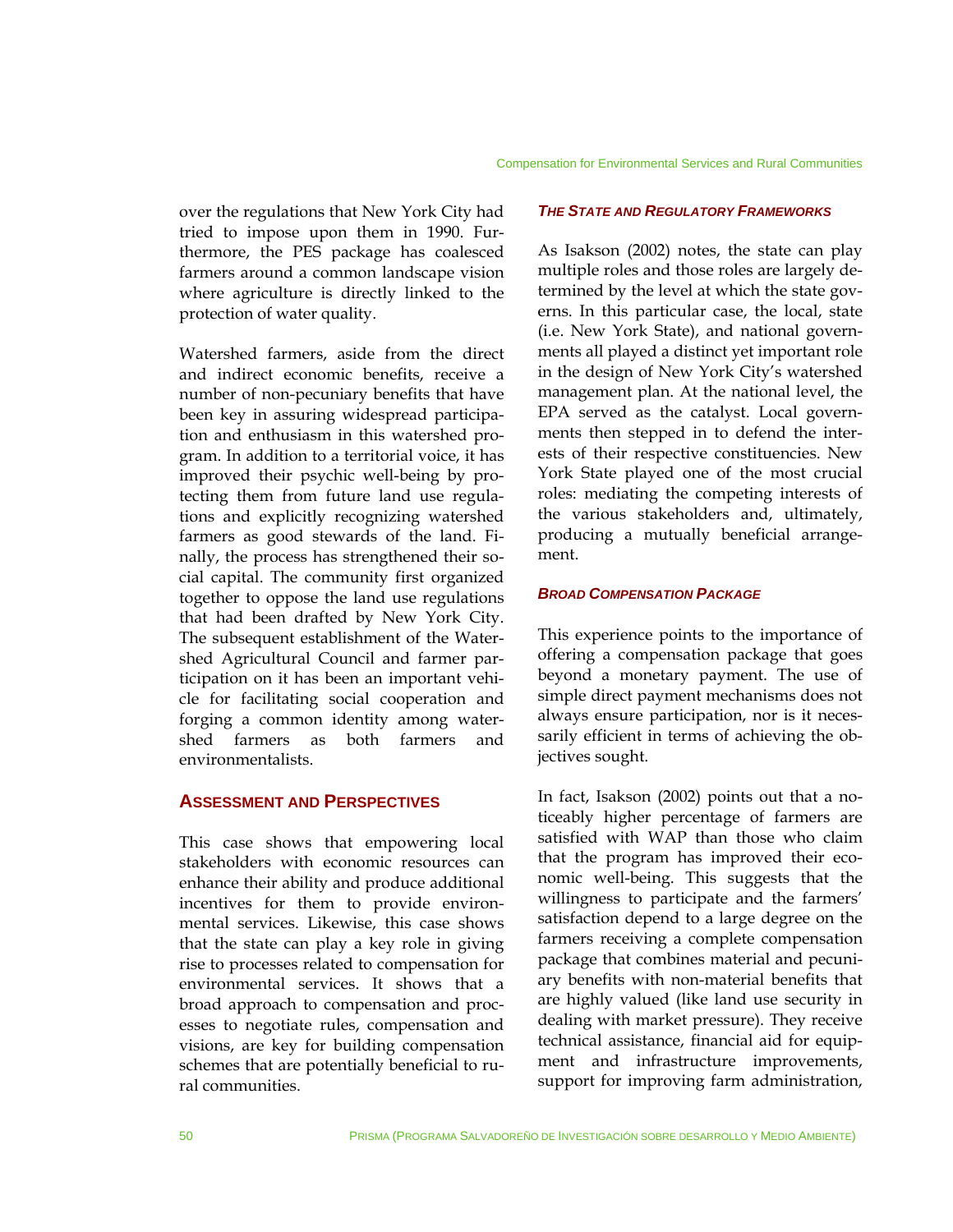over the regulations that New York City had tried to impose upon them in 1990. Furthermore, the PES package has coalesced farmers around a common landscape vision where agriculture is directly linked to the protection of water quality.

Watershed farmers, aside from the direct and indirect economic benefits, receive a number of non-pecuniary benefits that have been key in assuring widespread participation and enthusiasm in this watershed program. In addition to a territorial voice, it has improved their psychic well-being by protecting them from future land use regulations and explicitly recognizing watershed farmers as good stewards of the land. Finally, the process has strengthened their social capital. The community first organized together to oppose the land use regulations that had been drafted by New York City. The subsequent establishment of the Watershed Agricultural Council and farmer participation on it has been an important vehicle for facilitating social cooperation and forging a common identity among watershed farmers as both farmers and environmentalists.

## Assessment and Perspectives

This case shows that empowering local stakeholders with economic resources can enhance their ability and produce additional incentives for them to provide environmental services. Likewise, this case shows that the state can play a key role in giving rise to processes related to compensation for environmental services. It shows that a broad approach to compensation and processes to negotiate rules, compensation and visions, are key for building compensation schemes that are potentially beneficial to rural communities.

### *The State and Regulatory Frameworks*

As Isakson (2002) notes, the state can play multiple roles and those roles are largely determined by the level at which the state governs. In this particular case, the local, state (i.e. New York State), and national governments all played a distinct yet important role in the design of New York City's watershed management plan. At the national level, the EPA served as the catalyst. Local governments then stepped in to defend the interests of their respective constituencies. New York State played one of the most crucial roles: mediating the competing interests of the various stakeholders and, ultimately, producing a mutually beneficial arrangement.

### *Broad Compensation Package*

This experience points to the importance of offering a compensation package that goes beyond a monetary payment. The use of simple direct payment mechanisms does not always ensure participation, nor is it necessarily efficient in terms of achieving the objectives sought.

In fact, Isakson (2002) points out that a noticeably higher percentage of farmers are satisfied with WAP than those who claim that the program has improved their economic well-being. This suggests that the willingness to participate and the farmers' satisfaction depend to a large degree on the farmers receiving a complete compensation package that combines material and pecuniary benefits with non-material benefits that are highly valued (like land use security in dealing with market pressure). They receive technical assistance, financial aid for equipment and infrastructure improvements, support for improving farm administration,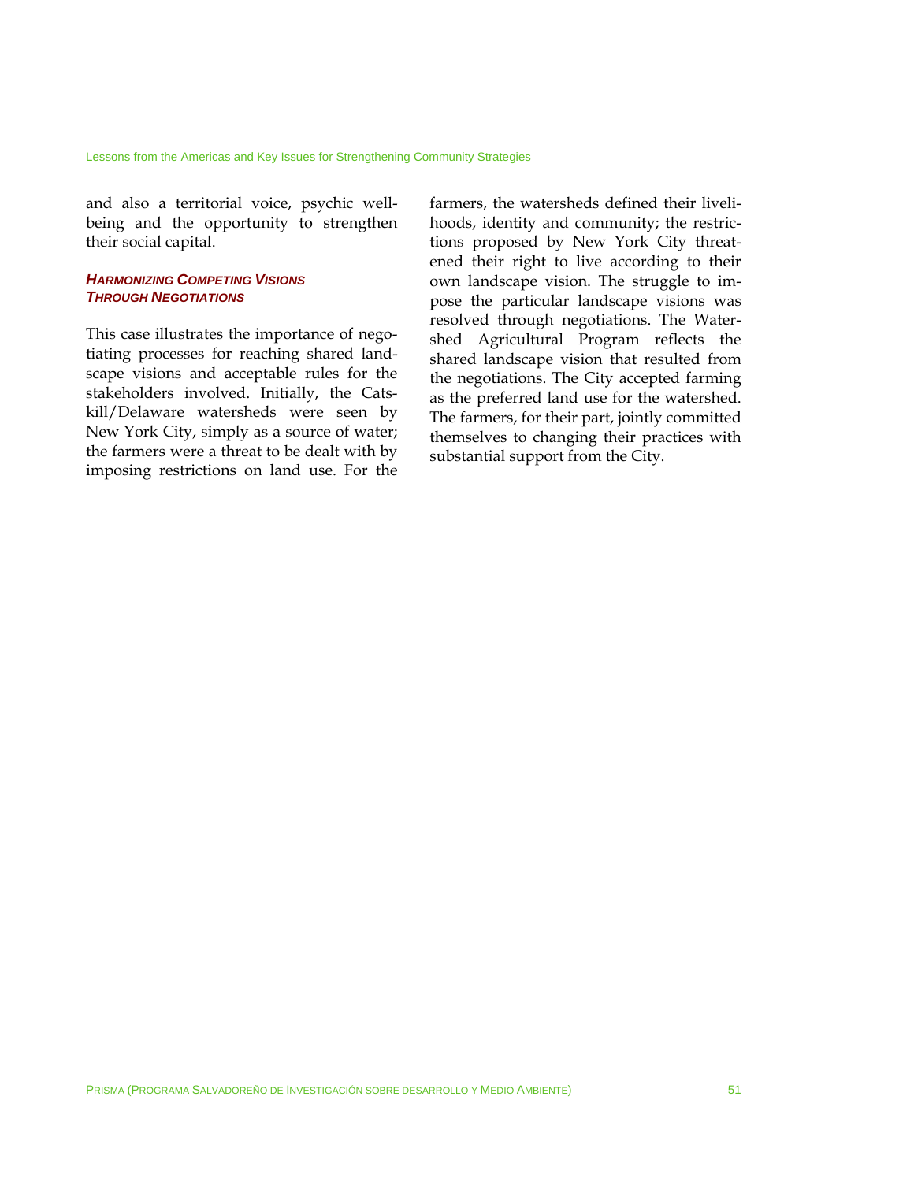and also a territorial voice, psychic well-being and the opportunity to strengthen their social capital.

### *Harmonizing Competing Visions Through Negotiations*

This case illustrates the importance of negotiating processes for reaching shared landscape visions and acceptable rules for the stakeholders involved. Initially, the Catskill/Delaware watersheds were seen by New York City, simply as a source of water; the farmers were a threat to be dealt with by imposing restrictions on land use. For the farmers, the watersheds defined their livelihoods, identity and community; the restrictions proposed by New York City threatened their right to live according to their own landscape vision. The struggle to impose the particular landscape visions was resolved through negotiations. The Watershed Agricultural Program reflects the shared landscape vision that resulted from the negotiations. The City accepted farming as the preferred land use for the watershed. The farmers, for their part, jointly committed themselves to changing their practices with substantial support from the City.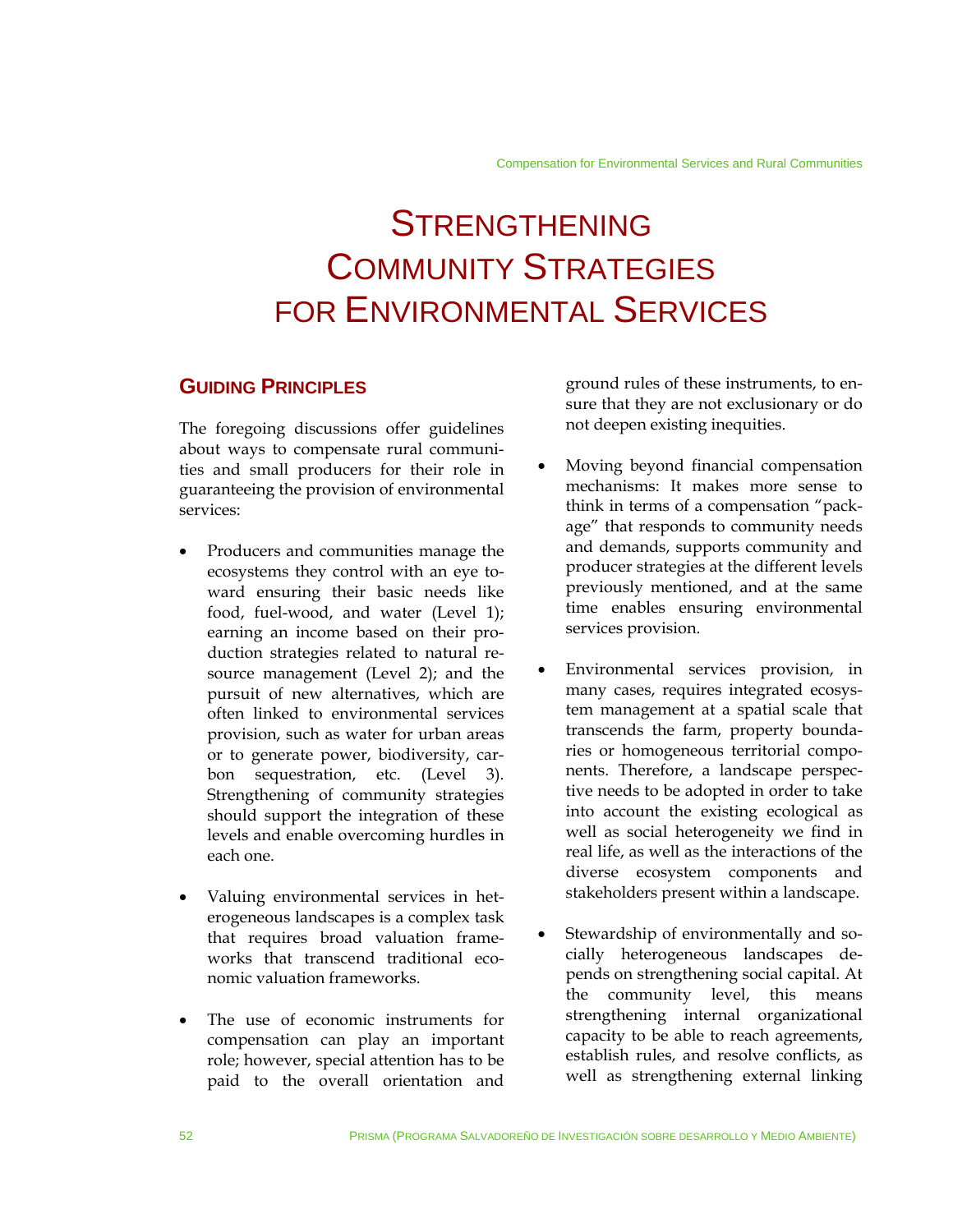# Strengthening Community Strategies for Environmental Services

## Guiding Principles

The foregoing discussions offer guidelines about ways to compensate rural communities and small producers for their role in guaranteeing the provision of environmental services:

- Producers and communities manage the ecosystems they control with an eye toward ensuring their basic needs like food, fuel-wood, and water (Level 1); earning an income based on their production strategies related to natural resource management (Level 2); and the pursuit of new alternatives, which are often linked to environmental services provision, such as water for urban areas or to generate power, biodiversity, carbon sequestration, etc. (Level 3). Strengthening of community strategies should support the integration of these levels and enable overcoming hurdles in each one.

- Valuing environmental services in heterogeneous landscapes is a complex task that requires broad valuation frameworks that transcend traditional economic valuation frameworks.

- The use of economic instruments for compensation can play an important role; however, special attention has to be paid to the overall orientation and ground rules of these instruments, to ensure that they are not exclusionary or do not deepen existing inequities.

- Moving beyond financial compensation mechanisms: It makes more sense to think in terms of a compensation "package" that responds to community needs and demands, supports community and producer strategies at the different levels previously mentioned, and at the same time enables ensuring environmental services provision.

- Environmental services provision, in many cases, requires integrated ecosystem management at a spatial scale that transcends the farm, property boundaries or homogeneous territorial components. Therefore, a landscape perspective needs to be adopted in order to take into account the existing ecological as well as social heterogeneity we find in real life, as well as the interactions of the diverse ecosystem components and stakeholders present within a landscape.

- Stewardship of environmentally and socially heterogeneous landscapes depends on strengthening social capital. At the community level, this means strengthening internal organizational capacity to be able to reach agreements, establish rules, and resolve conflicts, as well as strengthening external linking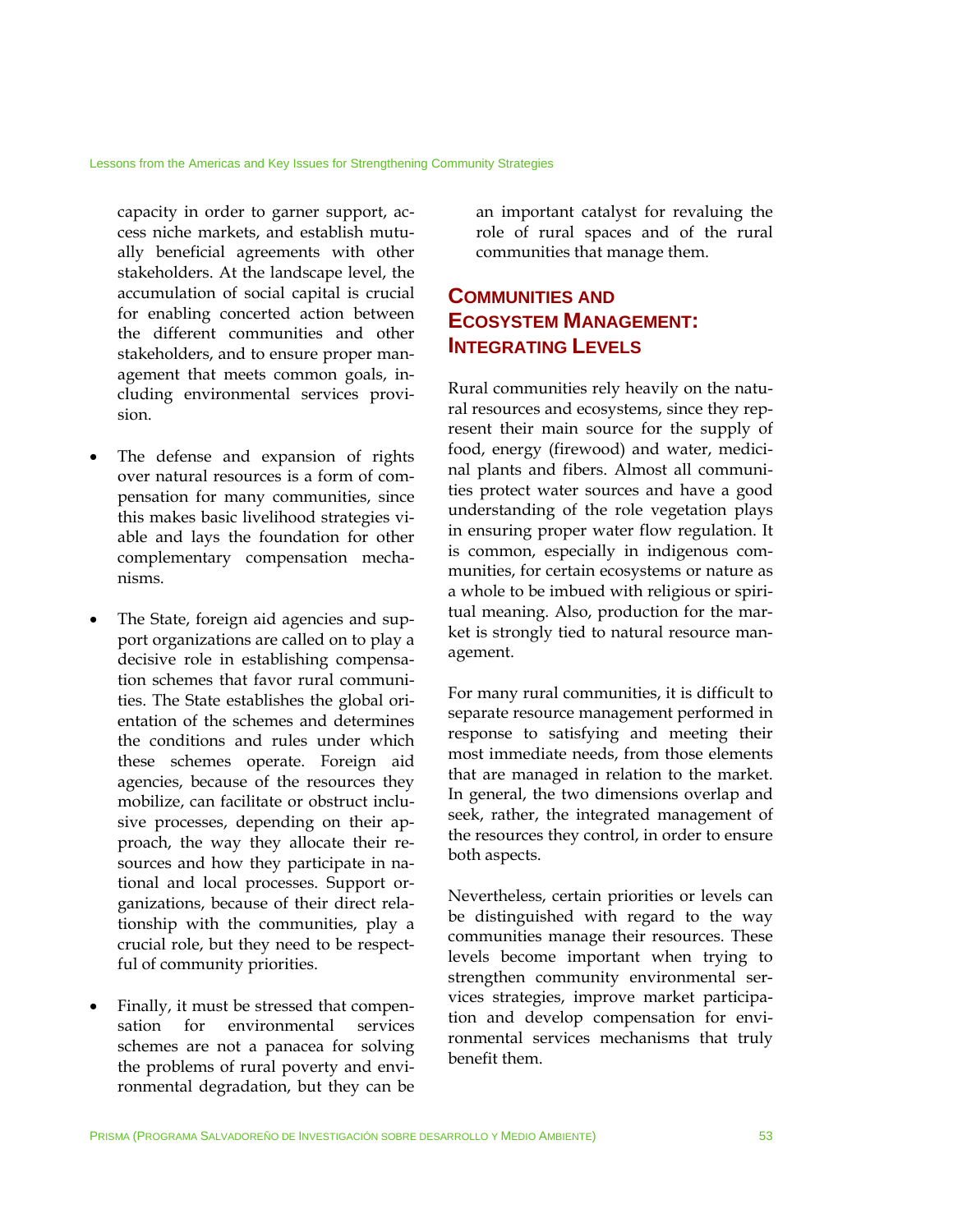capacity in order to garner support, access niche markets, and establish mutually beneficial agreements with other stakeholders. At the landscape level, the accumulation of social capital is crucial for enabling concerted action between the different communities and other stakeholders, and to ensure proper management that meets common goals, including environmental services provision.

- The defense and expansion of rights over natural resources is a form of compensation for many communities, since this makes basic livelihood strategies viable and lays the foundation for other complementary compensation mechanisms.

- The State, foreign aid agencies and support organizations are called on to play a decisive role in establishing compensation schemes that favor rural communities. The State establishes the global orientation of the schemes and determines the conditions and rules under which these schemes operate. Foreign aid agencies, because of the resources they mobilize, can facilitate or obstruct inclusive processes, depending on their approach, the way they allocate their resources and how they participate in national and local processes. Support organizations, because of their direct relationship with the communities, play a crucial role, but they need to be respectful of community priorities.

- Finally, it must be stressed that compensation for environmental services schemes are not a panacea for solving the problems of rural poverty and environmental degradation, but they can be an important catalyst for revaluing the role of rural spaces and of the rural communities that manage them.

## Communities and Ecosystem Management: Integrating Levels

Rural communities rely heavily on the natural resources and ecosystems, since they represent their main source for the supply of food, energy (firewood) and water, medicinal plants and fibers. Almost all communities protect water sources and have a good understanding of the role vegetation plays in ensuring proper water flow regulation. It is common, especially in indigenous communities, for certain ecosystems or nature as a whole to be imbued with religious or spiritual meaning. Also, production for the market is strongly tied to natural resource management.

For many rural communities, it is difficult to separate resource management performed in response to satisfying and meeting their most immediate needs, from those elements that are managed in relation to the market. In general, the two dimensions overlap and seek, rather, the integrated management of the resources they control, in order to ensure both aspects.

Nevertheless, certain priorities or levels can be distinguished with regard to the way communities manage their resources. These levels become important when trying to strengthen community environmental services strategies, improve market participation and develop compensation for environmental services mechanisms that truly benefit them.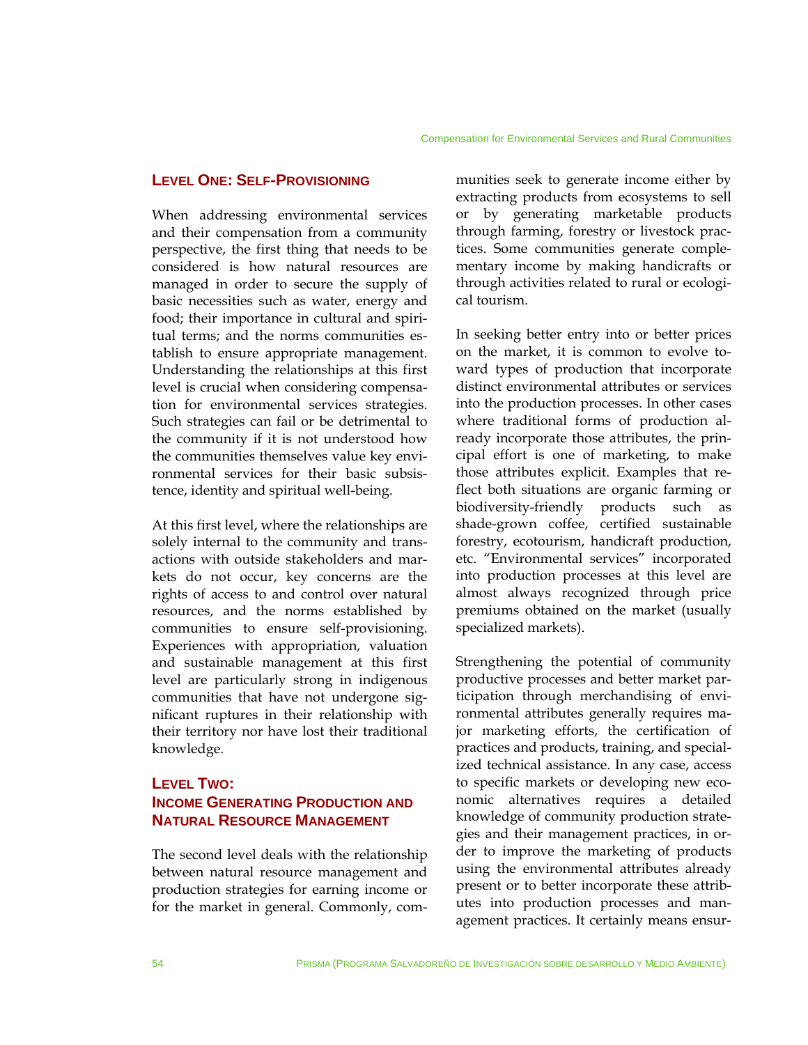## Level One: Self-Provisioning

When addressing environmental services and their compensation from a community perspective, the first thing that needs to be considered is how natural resources are managed in order to secure the supply of basic necessities such as water, energy and food; their importance in cultural and spiritual terms; and the norms communities establish to ensure appropriate management. Understanding the relationships at this first level is crucial when considering compensation for environmental services strategies. Such strategies can fail or be detrimental to the community if it is not understood how the communities themselves value key environmental services for their basic subsistence, identity and spiritual well-being.

At this first level, where the relationships are solely internal to the community and transactions with outside stakeholders and markets do not occur, key concerns are the rights of access to and control over natural resources, and the norms established by communities to ensure self-provisioning. Experiences with appropriation, valuation and sustainable management at this first level are particularly strong in indigenous communities that have not undergone significant ruptures in their relationship with their territory nor have lost their traditional knowledge.

## Level Two: Income Generating Production and Natural Resource Management

The second level deals with the relationship between natural resource management and production strategies for earning income or for the market in general. Commonly, communities seek to generate income either by extracting products from ecosystems to sell or by generating marketable products through farming, forestry or livestock practices. Some communities generate complementary income by making handicrafts or through activities related to rural or ecological tourism.

In seeking better entry into or better prices on the market, it is common to evolve toward types of production that incorporate distinct environmental attributes or services into the production processes. In other cases where traditional forms of production already incorporate those attributes, the principal effort is one of marketing, to make those attributes explicit. Examples that reflect both situations are organic farming or biodiversity-friendly products such as shade-grown coffee, certified sustainable forestry, ecotourism, handicraft production, etc. "Environmental services" incorporated into production processes at this level are almost always recognized through price premiums obtained on the market (usually specialized markets).

Strengthening the potential of community productive processes and better market participation through merchandising of environmental attributes generally requires major marketing efforts, the certification of practices and products, training, and specialized technical assistance. In any case, access to specific markets or developing new economic alternatives requires a detailed knowledge of community production strategies and their management practices, in order to improve the marketing of products using the environmental attributes already present or to better incorporate these attributes into production processes and management practices. It certainly means ensur-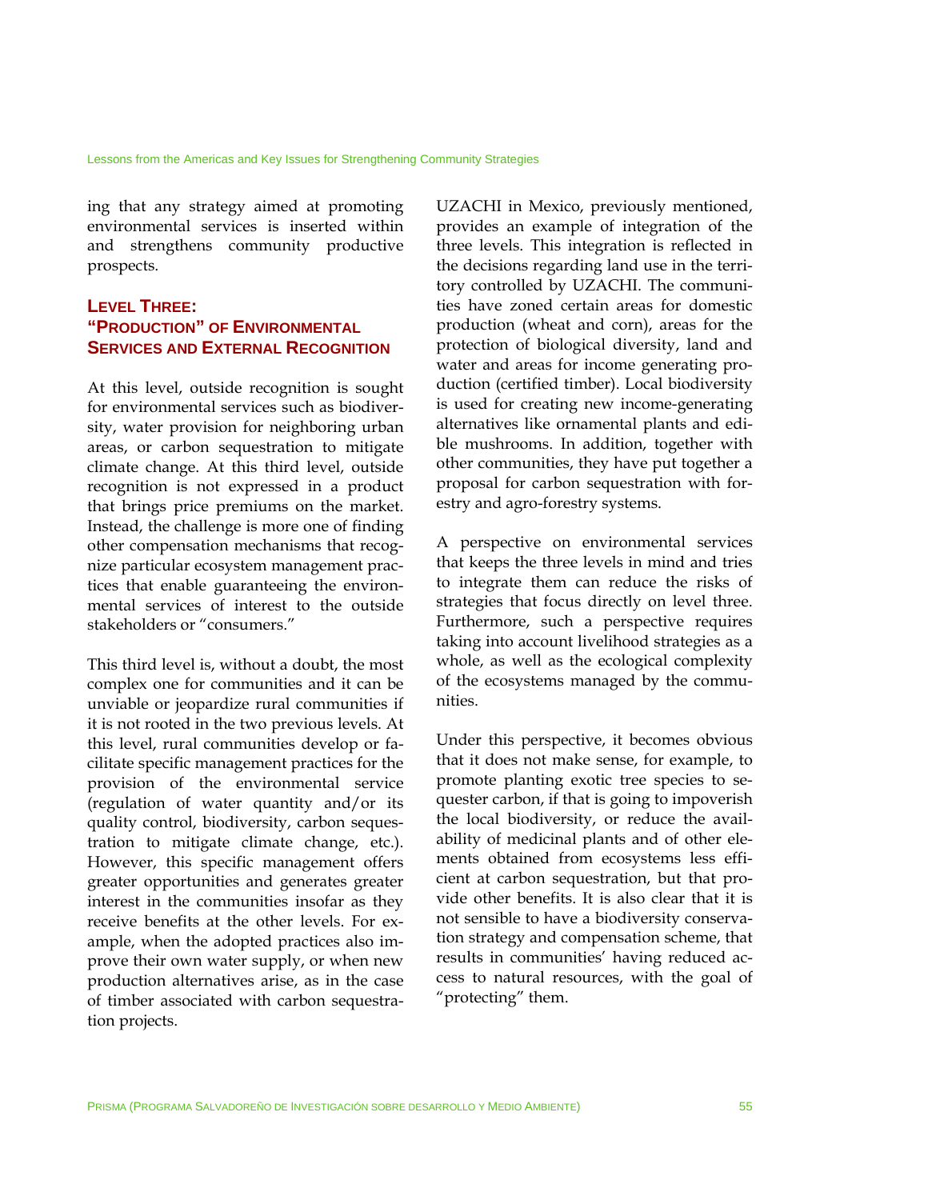ing that any strategy aimed at promoting environmental services is inserted within and strengthens community productive prospects.

### Level Three: "Production" of Environmental Services and External Recognition

At this level, outside recognition is sought for environmental services such as biodiversity, water provision for neighboring urban areas, or carbon sequestration to mitigate climate change. At this third level, outside recognition is not expressed in a product that brings price premiums on the market. Instead, the challenge is more one of finding other compensation mechanisms that recognize particular ecosystem management practices that enable guaranteeing the environmental services of interest to the outside stakeholders or "consumers."

This third level is, without a doubt, the most complex one for communities and it can be unviable or jeopardize rural communities if it is not rooted in the two previous levels. At this level, rural communities develop or facilitate specific management practices for the provision of the environmental service (regulation of water quantity and/or its quality control, biodiversity, carbon sequestration to mitigate climate change, etc.). However, this specific management offers greater opportunities and generates greater interest in the communities insofar as they receive benefits at the other levels. For example, when the adopted practices also improve their own water supply, or when new production alternatives arise, as in the case of timber associated with carbon sequestration projects.

UZACHI in Mexico, previously mentioned, provides an example of integration of the three levels. This integration is reflected in the decisions regarding land use in the territory controlled by UZACHI. The communities have zoned certain areas for domestic production (wheat and corn), areas for the protection of biological diversity, land and water and areas for income generating production (certified timber). Local biodiversity is used for creating new income-generating alternatives like ornamental plants and edible mushrooms. In addition, together with other communities, they have put together a proposal for carbon sequestration with forestry and agro-forestry systems.

A perspective on environmental services that keeps the three levels in mind and tries to integrate them can reduce the risks of strategies that focus directly on level three. Furthermore, such a perspective requires taking into account livelihood strategies as a whole, as well as the ecological complexity of the ecosystems managed by the communities.

Under this perspective, it becomes obvious that it does not make sense, for example, to promote planting exotic tree species to sequester carbon, if that is going to impoverish the local biodiversity, or reduce the availability of medicinal plants and of other elements obtained from ecosystems less efficient at carbon sequestration, but that provide other benefits. It is also clear that it is not sensible to have a biodiversity conservation strategy and compensation scheme, that results in communities' having reduced access to natural resources, with the goal of "protecting" them.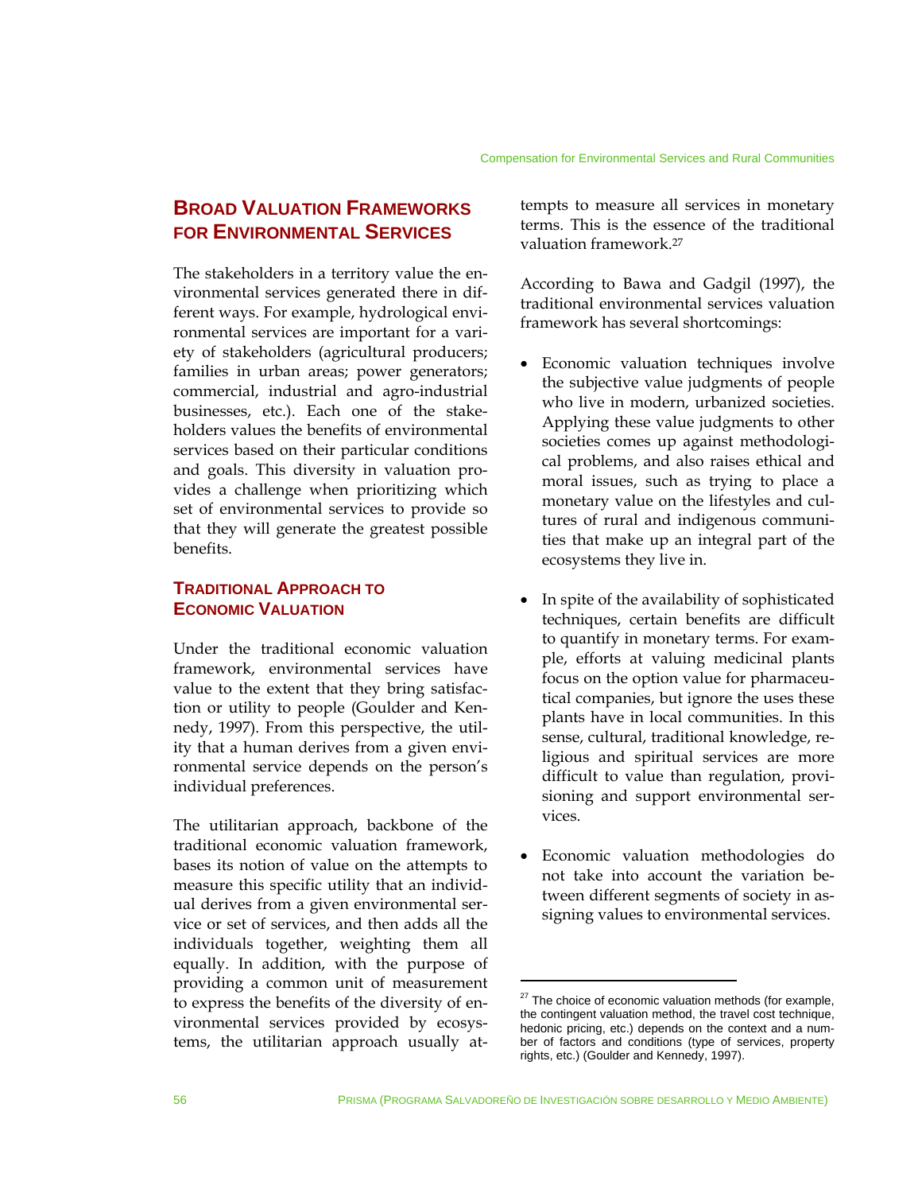## Broad Valuation Frameworks for Environmental Services

The stakeholders in a territory value the environmental services generated there in different ways. For example, hydrological environmental services are important for a variety of stakeholders (agricultural producers; families in urban areas; power generators; commercial, industrial and agro-industrial businesses, etc.). Each one of the stakeholders values the benefits of environmental services based on their particular conditions and goals. This diversity in valuation provides a challenge when prioritizing which set of environmental services to provide so that they will generate the greatest possible benefits.

### Traditional Approach to Economic Valuation

Under the traditional economic valuation framework, environmental services have value to the extent that they bring satisfaction or utility to people (Goulder and Kennedy, 1997). From this perspective, the utility that a human derives from a given environmental service depends on the person's individual preferences.

The utilitarian approach, backbone of the traditional economic valuation framework, bases its notion of value on the attempts to measure this specific utility that an individual derives from a given environmental service or set of services, and then adds all the individuals together, weighting them all equally. In addition, with the purpose of providing a common unit of measurement to express the benefits of the diversity of environmental services provided by ecosystems, the utilitarian approach usually attempts to measure all services in monetary terms. This is the essence of the traditional valuation framework.[27]

According to Bawa and Gadgil (1997), the traditional environmental services valuation framework has several shortcomings:

- Economic valuation techniques involve the subjective value judgments of people who live in modern, urbanized societies. Applying these value judgments to other societies comes up against methodological problems, and also raises ethical and moral issues, such as trying to place a monetary value on the lifestyles and cultures of rural and indigenous communities that make up an integral part of the ecosystems they live in.

- In spite of the availability of sophisticated techniques, certain benefits are difficult to quantify in monetary terms. For example, efforts at valuing medicinal plants focus on the option value for pharmaceutical companies, but ignore the uses these plants have in local communities. In this sense, cultural, traditional knowledge, religious and spiritual services are more difficult to value than regulation, provisioning and support environmental services.

- Economic valuation methodologies do not take into account the variation between different segments of society in assigning values to environmental services.

[27] The choice of economic valuation methods (for example, the contingent valuation method, the travel cost technique, hedonic pricing, etc.) depends on the context and a number of factors and conditions (type of services, property rights, etc.) (Goulder and Kennedy, 1997).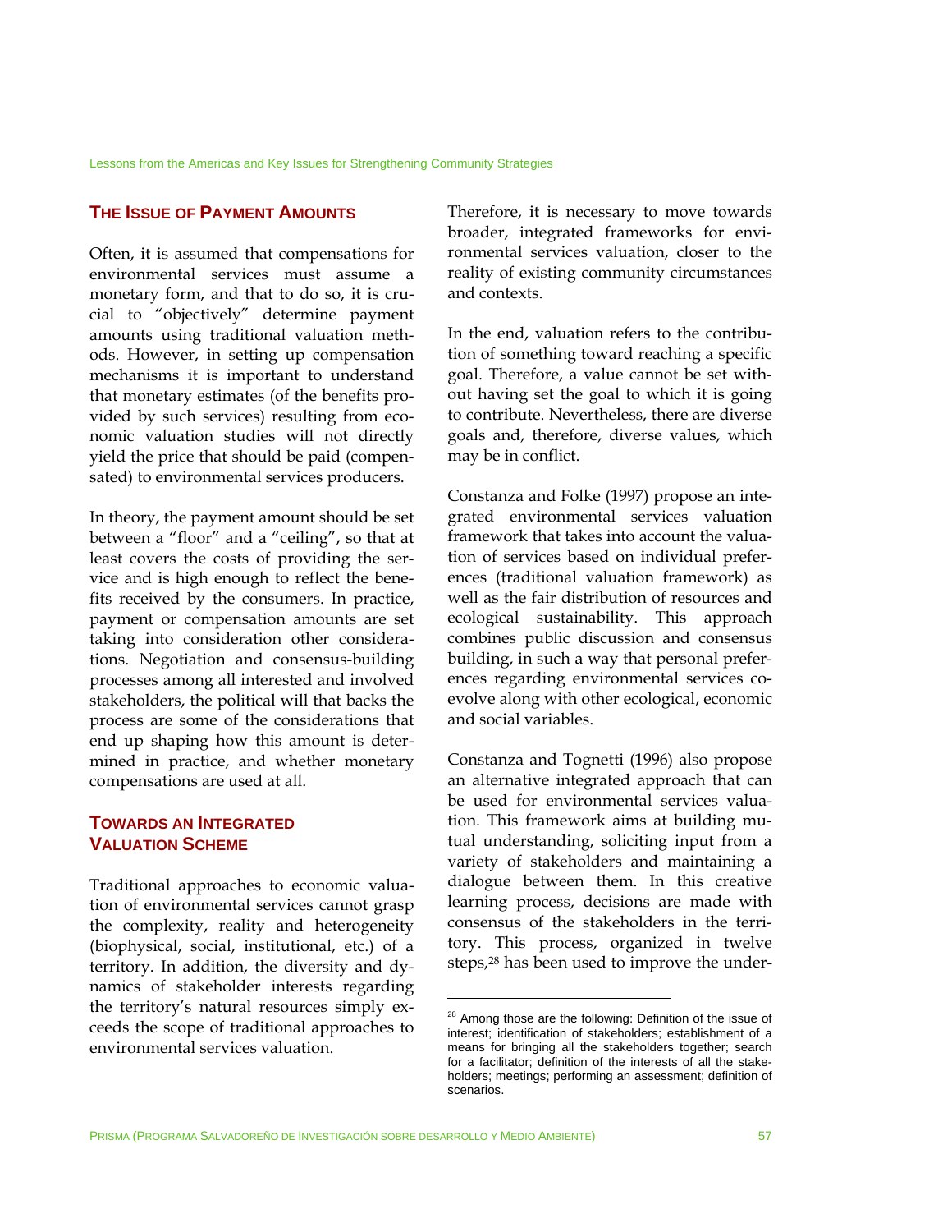## The Issue of Payment Amounts

Often, it is assumed that compensations for environmental services must assume a monetary form, and that to do so, it is crucial to "objectively" determine payment amounts using traditional valuation methods. However, in setting up compensation mechanisms it is important to understand that monetary estimates (of the benefits provided by such services) resulting from economic valuation studies will not directly yield the price that should be paid (compensated) to environmental services producers.

In theory, the payment amount should be set between a "floor" and a "ceiling", so that at least covers the costs of providing the service and is high enough to reflect the benefits received by the consumers. In practice, payment or compensation amounts are set taking into consideration other considerations. Negotiation and consensus-building processes among all interested and involved stakeholders, the political will that backs the process are some of the considerations that end up shaping how this amount is determined in practice, and whether monetary compensations are used at all.

## Towards an Integrated Valuation Scheme

Traditional approaches to economic valuation of environmental services cannot grasp the complexity, reality and heterogeneity (biophysical, social, institutional, etc.) of a territory. In addition, the diversity and dynamics of stakeholder interests regarding the territory's natural resources simply exceeds the scope of traditional approaches to environmental services valuation.

Therefore, it is necessary to move towards broader, integrated frameworks for environmental services valuation, closer to the reality of existing community circumstances and contexts.

In the end, valuation refers to the contribution of something toward reaching a specific goal. Therefore, a value cannot be set without having set the goal to which it is going to contribute. Nevertheless, there are diverse goals and, therefore, diverse values, which may be in conflict.

Constanza and Folke (1997) propose an integrated environmental services valuation framework that takes into account the valuation of services based on individual preferences (traditional valuation framework) as well as the fair distribution of resources and ecological sustainability. This approach combines public discussion and consensus building, in such a way that personal preferences regarding environmental services co-evolve along with other ecological, economic and social variables.

Constanza and Tognetti (1996) also propose an alternative integrated approach that can be used for environmental services valuation. This framework aims at building mutual understanding, soliciting input from a variety of stakeholders and maintaining a dialogue between them. In this creative learning process, decisions are made with consensus of the stakeholders in the territory. This process, organized in twelve steps,[28] has been used to improve the under-

[28] Among those are the following: Definition of the issue of interest; identification of stakeholders; establishment of a means for bringing all the stakeholders together; search for a facilitator; definition of the interests of all the stakeholders; meetings; performing an assessment; definition of scenarios.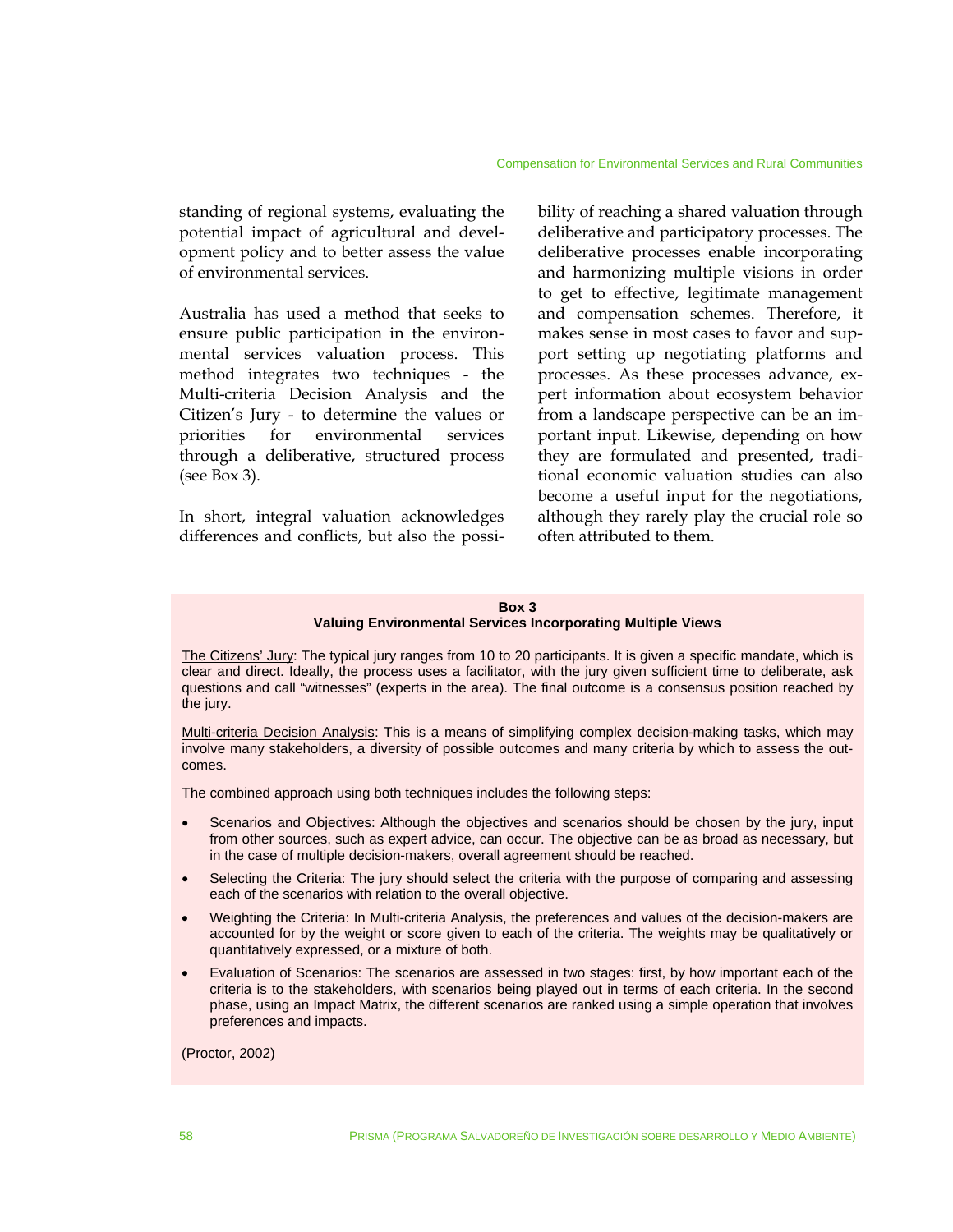standing of regional systems, evaluating the potential impact of agricultural and development policy and to better assess the value of environmental services.

Australia has used a method that seeks to ensure public participation in the environmental services valuation process. This method integrates two techniques - the Multi-criteria Decision Analysis and the Citizen's Jury - to determine the values or priorities for environmental services through a deliberative, structured process (see Box 3).

In short, integral valuation acknowledges differences and conflicts, but also the possibility of reaching a shared valuation through deliberative and participatory processes. The deliberative processes enable incorporating and harmonizing multiple visions in order to get to effective, legitimate management and compensation schemes. Therefore, it makes sense in most cases to favor and support setting up negotiating platforms and processes. As these processes advance, expert information about ecosystem behavior from a landscape perspective can be an important input. Likewise, depending on how they are formulated and presented, traditional economic valuation studies can also become a useful input for the negotiations, although they rarely play the crucial role so often attributed to them.

**Box 3**
**Valuing Environmental Services Incorporating Multiple Views**

The Citizens' Jury: The typical jury ranges from 10 to 20 participants. It is given a specific mandate, which is clear and direct. Ideally, the process uses a facilitator, with the jury given sufficient time to deliberate, ask questions and call "witnesses" (experts in the area). The final outcome is a consensus position reached by the jury.

Multi-criteria Decision Analysis: This is a means of simplifying complex decision-making tasks, which may involve many stakeholders, a diversity of possible outcomes and many criteria by which to assess the outcomes.

The combined approach using both techniques includes the following steps:

- Scenarios and Objectives: Although the objectives and scenarios should be chosen by the jury, input from other sources, such as expert advice, can occur. The objective can be as broad as necessary, but in the case of multiple decision-makers, overall agreement should be reached.
- Selecting the Criteria: The jury should select the criteria with the purpose of comparing and assessing each of the scenarios with relation to the overall objective.
- Weighting the Criteria: In Multi-criteria Analysis, the preferences and values of the decision-makers are accounted for by the weight or score given to each of the criteria. The weights may be qualitatively or quantitatively expressed, or a mixture of both.
- Evaluation of Scenarios: The scenarios are assessed in two stages: first, by how important each of the criteria is to the stakeholders, with scenarios being played out in terms of each criteria. In the second phase, using an Impact Matrix, the different scenarios are ranked using a simple operation that involves preferences and impacts.

(Proctor, 2002)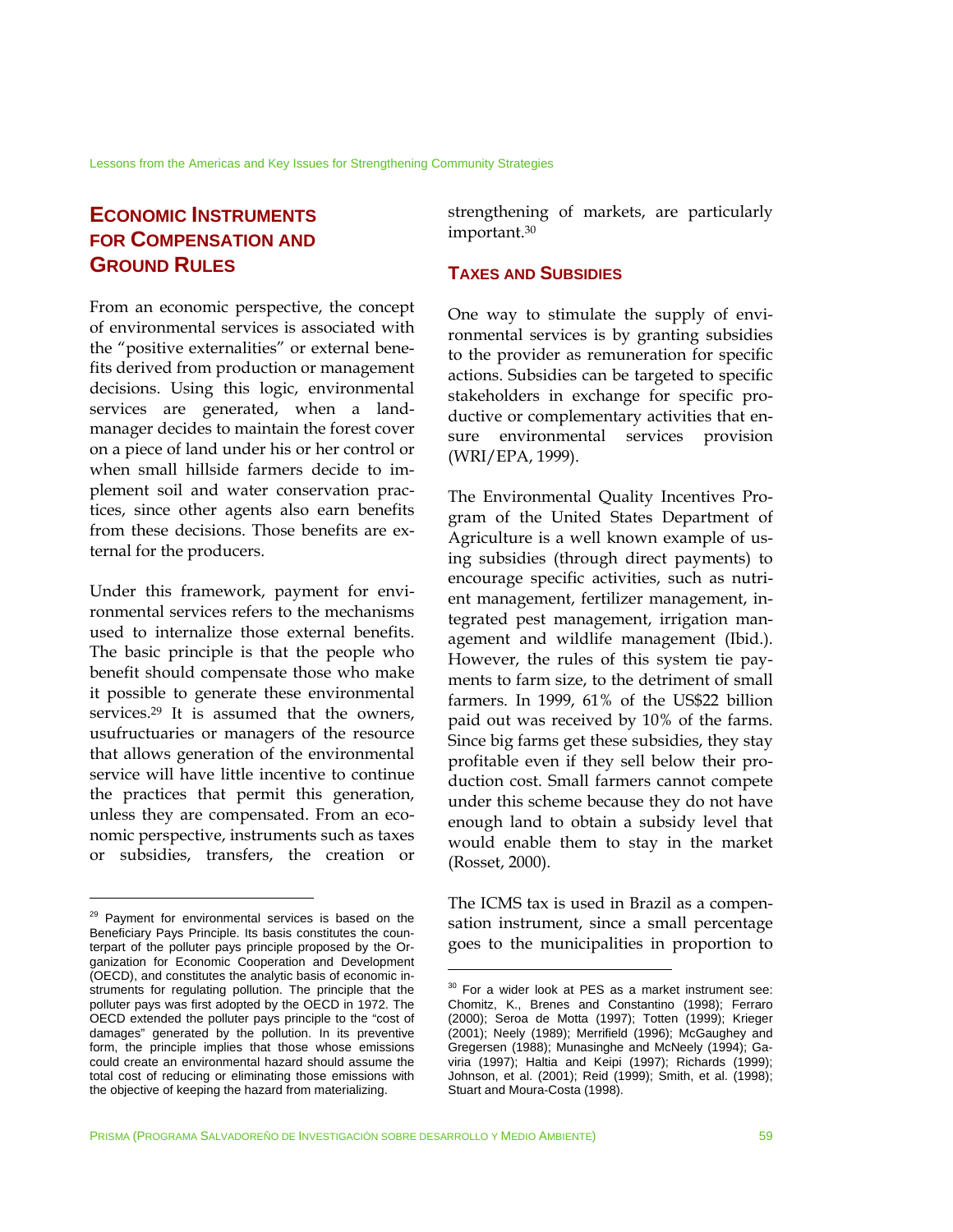## ECONOMIC INSTRUMENTS FOR COMPENSATION AND GROUND RULES

From an economic perspective, the concept of environmental services is associated with the "positive externalities" or external benefits derived from production or management decisions. Using this logic, environmental services are generated, when a land-manager decides to maintain the forest cover on a piece of land under his or her control or when small hillside farmers decide to implement soil and water conservation practices, since other agents also earn benefits from these decisions. Those benefits are external for the producers.

Under this framework, payment for environmental services refers to the mechanisms used to internalize those external benefits. The basic principle is that the people who benefit should compensate those who make it possible to generate these environmental services.[29] It is assumed that the owners, usufructuaries or managers of the resource that allows generation of the environmental service will have little incentive to continue the practices that permit this generation, unless they are compensated. From an economic perspective, instruments such as taxes or subsidies, transfers, the creation or strengthening of markets, are particularly important.[30]

### TAXES AND SUBSIDIES

One way to stimulate the supply of environmental services is by granting subsidies to the provider as remuneration for specific actions. Subsidies can be targeted to specific stakeholders in exchange for specific productive or complementary activities that ensure environmental services provision (WRI/EPA, 1999).

The Environmental Quality Incentives Program of the United States Department of Agriculture is a well known example of using subsidies (through direct payments) to encourage specific activities, such as nutrient management, fertilizer management, integrated pest management, irrigation management and wildlife management (Ibid.). However, the rules of this system tie payments to farm size, to the detriment of small farmers. In 1999, 61% of the US$22 billion paid out was received by 10% of the farms. Since big farms get these subsidies, they stay profitable even if they sell below their production cost. Small farmers cannot compete under this scheme because they do not have enough land to obtain a subsidy level that would enable them to stay in the market (Rosset, 2000).

The ICMS tax is used in Brazil as a compensation instrument, since a small percentage goes to the municipalities in proportion to

---

[29] Payment for environmental services is based on the Beneficiary Pays Principle. Its basis constitutes the counterpart of the polluter pays principle proposed by the Organization for Economic Cooperation and Development (OECD), and constitutes the analytic basis of economic instruments for regulating pollution. The principle that the polluter pays was first adopted by the OECD in 1972. The OECD extended the polluter pays principle to the "cost of damages" generated by the pollution. In its preventive form, the principle implies that those whose emissions could create an environmental hazard should assume the total cost of reducing or eliminating those emissions with the objective of keeping the hazard from materializing.

[30] For a wider look at PES as a market instrument see: Chomitz, K., Brenes and Constantino (1998); Ferraro (2000); Seroa de Motta (1997); Totten (1999); Krieger (2001); Neely (1989); Merrifield (1996); McGaughey and Gregersen (1988); Munasinghe and McNeely (1994); Gaviria (1997); Haltia and Keipi (1997); Richards (1999); Johnson, et al. (2001); Reid (1999); Smith, et al. (1998); Stuart and Moura-Costa (1998).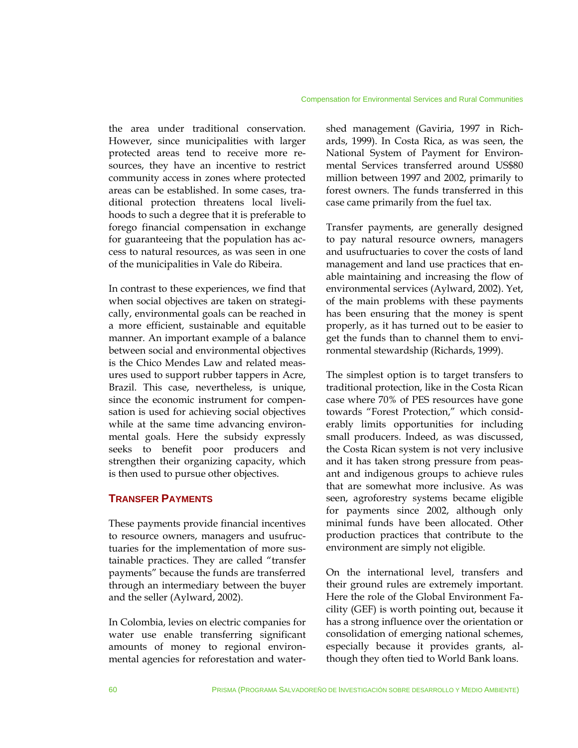the area under traditional conservation. However, since municipalities with larger protected areas tend to receive more resources, they have an incentive to restrict community access in zones where protected areas can be established. In some cases, traditional protection threatens local livelihoods to such a degree that it is preferable to forego financial compensation in exchange for guaranteeing that the population has access to natural resources, as was seen in one of the municipalities in Vale do Ribeira.

In contrast to these experiences, we find that when social objectives are taken on strategically, environmental goals can be reached in a more efficient, sustainable and equitable manner. An important example of a balance between social and environmental objectives is the Chico Mendes Law and related measures used to support rubber tappers in Acre, Brazil. This case, nevertheless, is unique, since the economic instrument for compensation is used for achieving social objectives while at the same time advancing environmental goals. Here the subsidy expressly seeks to benefit poor producers and strengthen their organizing capacity, which is then used to pursue other objectives.

## Transfer Payments

These payments provide financial incentives to resource owners, managers and usufructuaries for the implementation of more sustainable practices. They are called "transfer payments" because the funds are transferred through an intermediary between the buyer and the seller (Aylward, 2002).

In Colombia, levies on electric companies for water use enable transferring significant amounts of money to regional environmental agencies for reforestation and watershed management (Gaviria, 1997 in Richards, 1999). In Costa Rica, as was seen, the National System of Payment for Environmental Services transferred around US$80 million between 1997 and 2002, primarily to forest owners. The funds transferred in this case came primarily from the fuel tax.

Transfer payments, are generally designed to pay natural resource owners, managers and usufructuaries to cover the costs of land management and land use practices that enable maintaining and increasing the flow of environmental services (Aylward, 2002). Yet, of the main problems with these payments has been ensuring that the money is spent properly, as it has turned out to be easier to get the funds than to channel them to environmental stewardship (Richards, 1999).

The simplest option is to target transfers to traditional protection, like in the Costa Rican case where 70% of PES resources have gone towards "Forest Protection," which considerably limits opportunities for including small producers. Indeed, as was discussed, the Costa Rican system is not very inclusive and it has taken strong pressure from peasant and indigenous groups to achieve rules that are somewhat more inclusive. As was seen, agroforestry systems became eligible for payments since 2002, although only minimal funds have been allocated. Other production practices that contribute to the environment are simply not eligible.

On the international level, transfers and their ground rules are extremely important. Here the role of the Global Environment Facility (GEF) is worth pointing out, because it has a strong influence over the orientation or consolidation of emerging national schemes, especially because it provides grants, although they often tied to World Bank loans.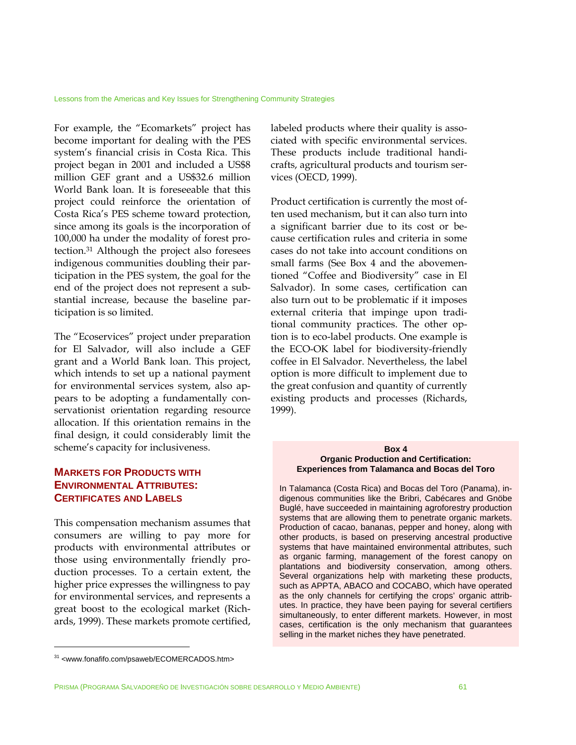For example, the "Ecomarkets" project has become important for dealing with the PES system's financial crisis in Costa Rica. This project began in 2001 and included a US$8 million GEF grant and a US$32.6 million World Bank loan. It is foreseeable that this project could reinforce the orientation of Costa Rica's PES scheme toward protection, since among its goals is the incorporation of 100,000 ha under the modality of forest protection.[31] Although the project also foresees indigenous communities doubling their participation in the PES system, the goal for the end of the project does not represent a substantial increase, because the baseline participation is so limited.

The "Ecoservices" project under preparation for El Salvador, will also include a GEF grant and a World Bank loan. This project, which intends to set up a national payment for environmental services system, also appears to be adopting a fundamentally conservationist orientation regarding resource allocation. If this orientation remains in the final design, it could considerably limit the scheme's capacity for inclusiveness.

## Markets for Products with Environmental Attributes: Certificates and Labels

This compensation mechanism assumes that consumers are willing to pay more for products with environmental attributes or those using environmentally friendly production processes. To a certain extent, the higher price expresses the willingness to pay for environmental services, and represents a great boost to the ecological market (Richards, 1999). These markets promote certified, labeled products where their quality is associated with specific environmental services. These products include traditional handicrafts, agricultural products and tourism services (OECD, 1999).

Product certification is currently the most often used mechanism, but it can also turn into a significant barrier due to its cost or because certification rules and criteria in some cases do not take into account conditions on small farms (See Box 4 and the abovementioned "Coffee and Biodiversity" case in El Salvador). In some cases, certification can also turn out to be problematic if it imposes external criteria that impinge upon traditional community practices. The other option is to eco-label products. One example is the ECO-OK label for biodiversity-friendly coffee in El Salvador. Nevertheless, the label option is more difficult to implement due to the great confusion and quantity of currently existing products and processes (Richards, 1999).

**Box 4**
**Organic Production and Certification: Experiences from Talamanca and Bocas del Toro**

In Talamanca (Costa Rica) and Bocas del Toro (Panama), indigenous communities like the Bribri, Cabécares and Gnöbe Buglé, have succeeded in maintaining agroforestry production systems that are allowing them to penetrate organic markets. Production of cacao, bananas, pepper and honey, along with other products, is based on preserving ancestral productive systems that have maintained environmental attributes, such as organic farming, management of the forest canopy on plantations and biodiversity conservation, among others. Several organizations help with marketing these products, such as APPTA, ABACO and COCABO, which have operated as the only channels for certifying the crops' organic attributes. In practice, they have been paying for several certifiers simultaneously, to enter different markets. However, in most cases, certification is the only mechanism that guarantees selling in the market niches they have penetrated.

[31] <www.fonafifo.com/psaweb/ECOMERCADOS.htm>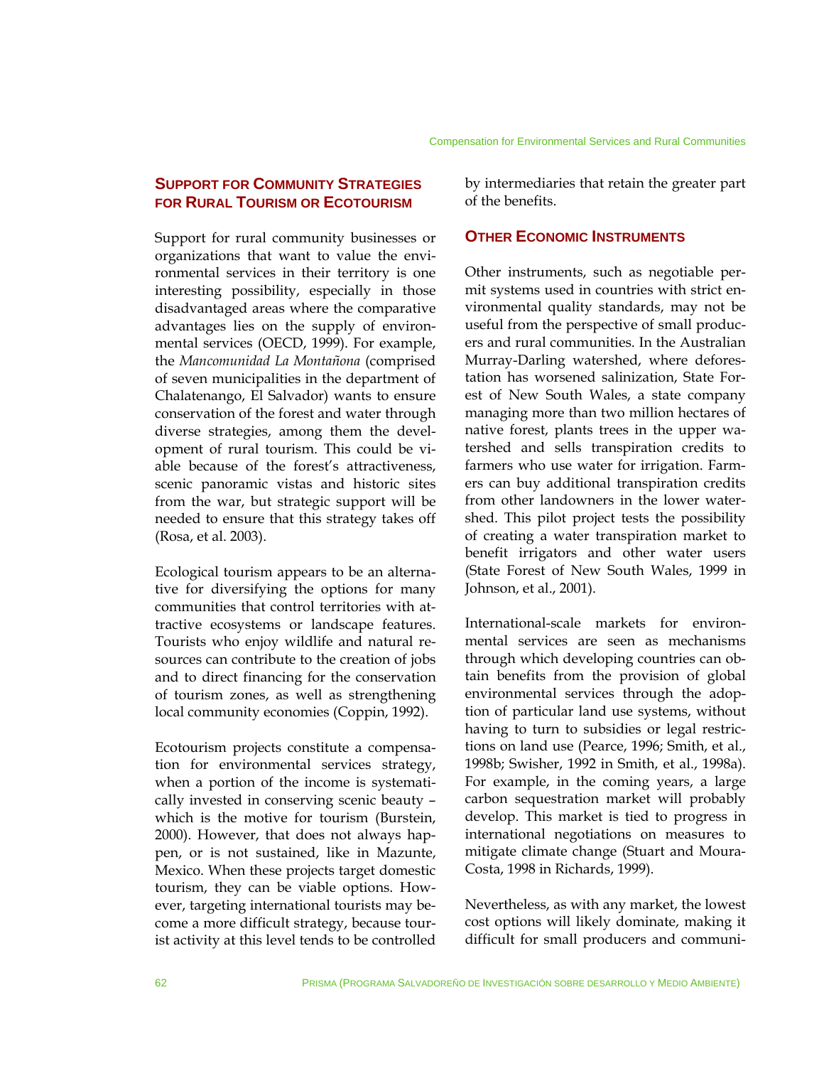## Support for Community Strategies for Rural Tourism or Ecotourism

Support for rural community businesses or organizations that want to value the environmental services in their territory is one interesting possibility, especially in those disadvantaged areas where the comparative advantages lies on the supply of environmental services (OECD, 1999). For example, the *Mancomunidad La Montañona* (comprised of seven municipalities in the department of Chalatenango, El Salvador) wants to ensure conservation of the forest and water through diverse strategies, among them the development of rural tourism. This could be viable because of the forest's attractiveness, scenic panoramic vistas and historic sites from the war, but strategic support will be needed to ensure that this strategy takes off (Rosa, et al. 2003).

Ecological tourism appears to be an alternative for diversifying the options for many communities that control territories with attractive ecosystems or landscape features. Tourists who enjoy wildlife and natural resources can contribute to the creation of jobs and to direct financing for the conservation of tourism zones, as well as strengthening local community economies (Coppin, 1992).

Ecotourism projects constitute a compensation for environmental services strategy, when a portion of the income is systematically invested in conserving scenic beauty – which is the motive for tourism (Burstein, 2000). However, that does not always happen, or is not sustained, like in Mazunte, Mexico. When these projects target domestic tourism, they can be viable options. However, targeting international tourists may become a more difficult strategy, because tourist activity at this level tends to be controlled by intermediaries that retain the greater part of the benefits.

## Other Economic Instruments

Other instruments, such as negotiable permit systems used in countries with strict environmental quality standards, may not be useful from the perspective of small producers and rural communities. In the Australian Murray-Darling watershed, where deforestation has worsened salinization, State Forest of New South Wales, a state company managing more than two million hectares of native forest, plants trees in the upper watershed and sells transpiration credits to farmers who use water for irrigation. Farmers can buy additional transpiration credits from other landowners in the lower watershed. This pilot project tests the possibility of creating a water transpiration market to benefit irrigators and other water users (State Forest of New South Wales, 1999 in Johnson, et al., 2001).

International-scale markets for environmental services are seen as mechanisms through which developing countries can obtain benefits from the provision of global environmental services through the adoption of particular land use systems, without having to turn to subsidies or legal restrictions on land use (Pearce, 1996; Smith, et al., 1998b; Swisher, 1992 in Smith, et al., 1998a). For example, in the coming years, a large carbon sequestration market will probably develop. This market is tied to progress in international negotiations on measures to mitigate climate change (Stuart and Moura-Costa, 1998 in Richards, 1999).

Nevertheless, as with any market, the lowest cost options will likely dominate, making it difficult for small producers and communi-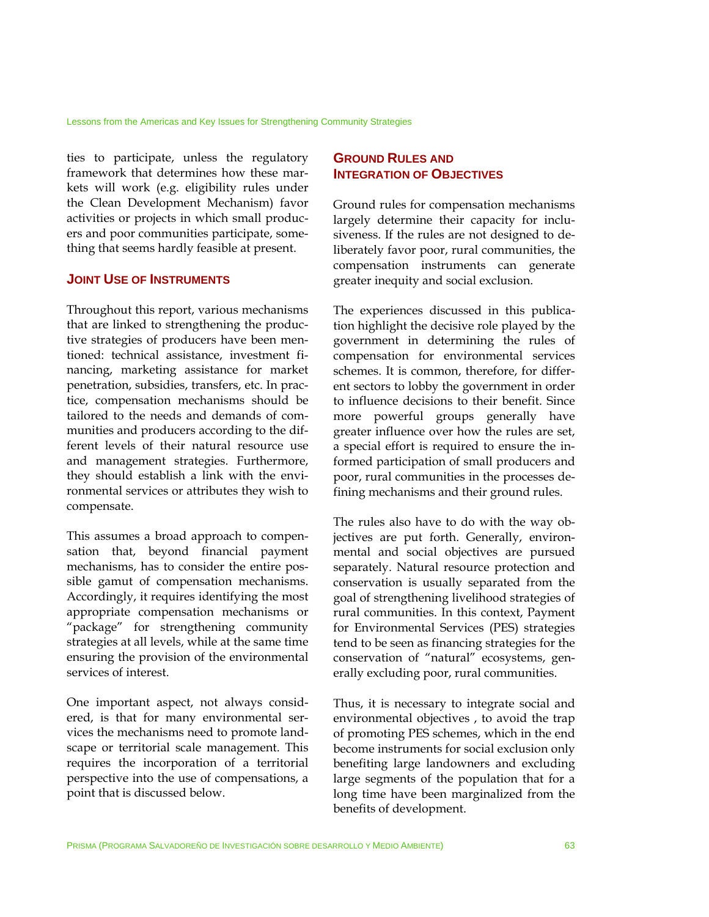ties to participate, unless the regulatory framework that determines how these markets will work (e.g. eligibility rules under the Clean Development Mechanism) favor activities or projects in which small producers and poor communities participate, something that seems hardly feasible at present.

## Joint Use of Instruments

Throughout this report, various mechanisms that are linked to strengthening the productive strategies of producers have been mentioned: technical assistance, investment financing, marketing assistance for market penetration, subsidies, transfers, etc. In practice, compensation mechanisms should be tailored to the needs and demands of communities and producers according to the different levels of their natural resource use and management strategies. Furthermore, they should establish a link with the environmental services or attributes they wish to compensate.

This assumes a broad approach to compensation that, beyond financial payment mechanisms, has to consider the entire possible gamut of compensation mechanisms. Accordingly, it requires identifying the most appropriate compensation mechanisms or "package" for strengthening community strategies at all levels, while at the same time ensuring the provision of the environmental services of interest.

One important aspect, not always considered, is that for many environmental services the mechanisms need to promote landscape or territorial scale management. This requires the incorporation of a territorial perspective into the use of compensations, a point that is discussed below.

## Ground Rules and Integration of Objectives

Ground rules for compensation mechanisms largely determine their capacity for inclusiveness. If the rules are not designed to deliberately favor poor, rural communities, the compensation instruments can generate greater inequity and social exclusion.

The experiences discussed in this publication highlight the decisive role played by the government in determining the rules of compensation for environmental services schemes. It is common, therefore, for different sectors to lobby the government in order to influence decisions to their benefit. Since more powerful groups generally have greater influence over how the rules are set, a special effort is required to ensure the informed participation of small producers and poor, rural communities in the processes defining mechanisms and their ground rules.

The rules also have to do with the way objectives are put forth. Generally, environmental and social objectives are pursued separately. Natural resource protection and conservation is usually separated from the goal of strengthening livelihood strategies of rural communities. In this context, Payment for Environmental Services (PES) strategies tend to be seen as financing strategies for the conservation of "natural" ecosystems, generally excluding poor, rural communities.

Thus, it is necessary to integrate social and environmental objectives , to avoid the trap of promoting PES schemes, which in the end become instruments for social exclusion only benefiting large landowners and excluding large segments of the population that for a long time have been marginalized from the benefits of development.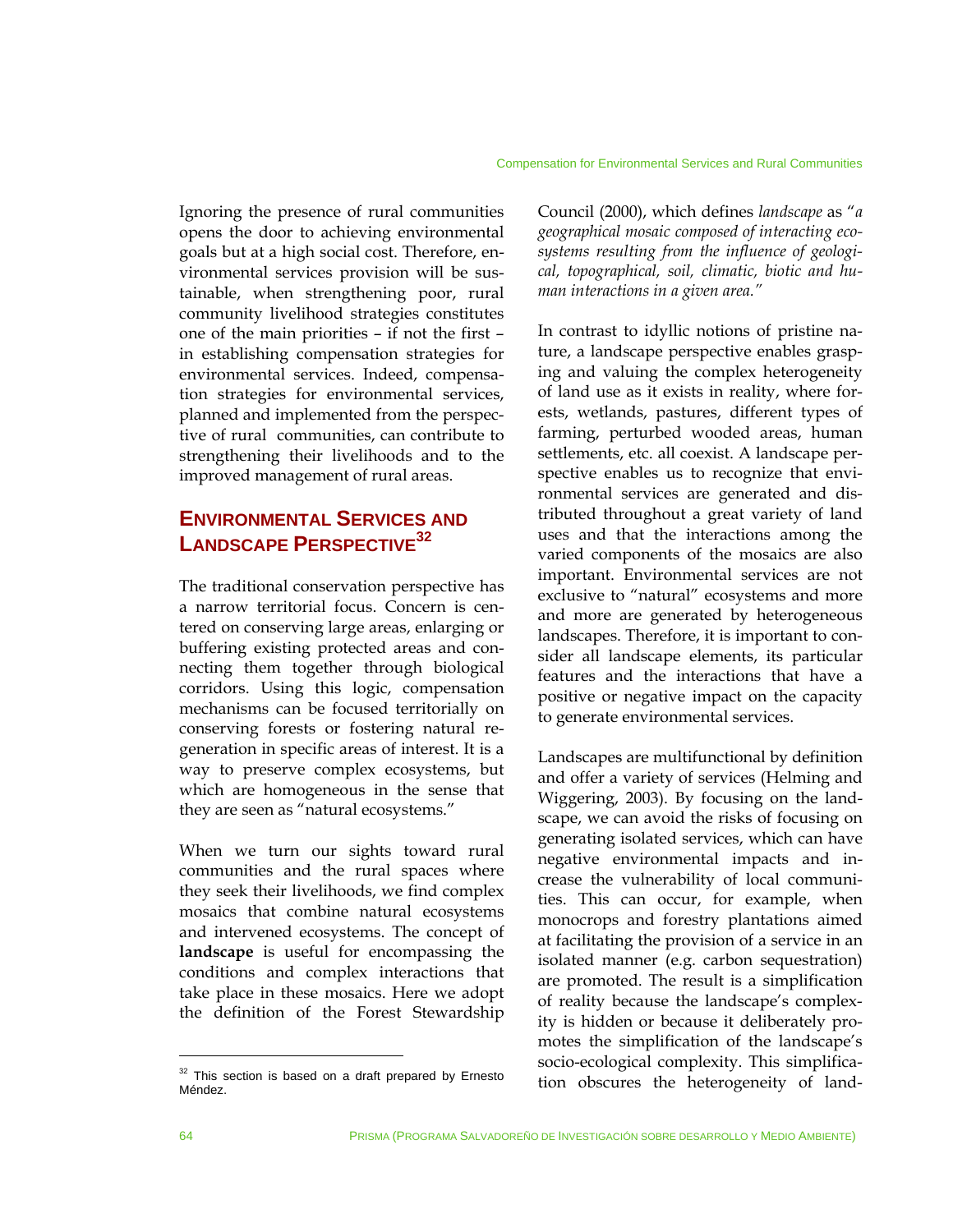Ignoring the presence of rural communities opens the door to achieving environmental goals but at a high social cost. Therefore, environmental services provision will be sustainable, when strengthening poor, rural community livelihood strategies constitutes one of the main priorities – if not the first – in establishing compensation strategies for environmental services. Indeed, compensation strategies for environmental services, planned and implemented from the perspective of rural communities, can contribute to strengthening their livelihoods and to the improved management of rural areas.

## Environmental Services and Landscape Perspective[32]

The traditional conservation perspective has a narrow territorial focus. Concern is centered on conserving large areas, enlarging or buffering existing protected areas and connecting them together through biological corridors. Using this logic, compensation mechanisms can be focused territorially on conserving forests or fostering natural regeneration in specific areas of interest. It is a way to preserve complex ecosystems, but which are homogeneous in the sense that they are seen as "natural ecosystems."

When we turn our sights toward rural communities and the rural spaces where they seek their livelihoods, we find complex mosaics that combine natural ecosystems and intervened ecosystems. The concept of **landscape** is useful for encompassing the conditions and complex interactions that take place in these mosaics. Here we adopt the definition of the Forest Stewardship Council (2000), which defines *landscape* as "*a geographical mosaic composed of interacting ecosystems resulting from the influence of geological, topographical, soil, climatic, biotic and human interactions in a given area.*"

In contrast to idyllic notions of pristine nature, a landscape perspective enables grasping and valuing the complex heterogeneity of land use as it exists in reality, where forests, wetlands, pastures, different types of farming, perturbed wooded areas, human settlements, etc. all coexist. A landscape perspective enables us to recognize that environmental services are generated and distributed throughout a great variety of land uses and that the interactions among the varied components of the mosaics are also important. Environmental services are not exclusive to "natural" ecosystems and more and more are generated by heterogeneous landscapes. Therefore, it is important to consider all landscape elements, its particular features and the interactions that have a positive or negative impact on the capacity to generate environmental services.

Landscapes are multifunctional by definition and offer a variety of services (Helming and Wiggering, 2003). By focusing on the landscape, we can avoid the risks of focusing on generating isolated services, which can have negative environmental impacts and increase the vulnerability of local communities. This can occur, for example, when monocrops and forestry plantations aimed at facilitating the provision of a service in an isolated manner (e.g. carbon sequestration) are promoted. The result is a simplification of reality because the landscape's complexity is hidden or because it deliberately promotes the simplification of the landscape's socio-ecological complexity. This simplification obscures the heterogeneity of land-

[32] This section is based on a draft prepared by Ernesto Méndez.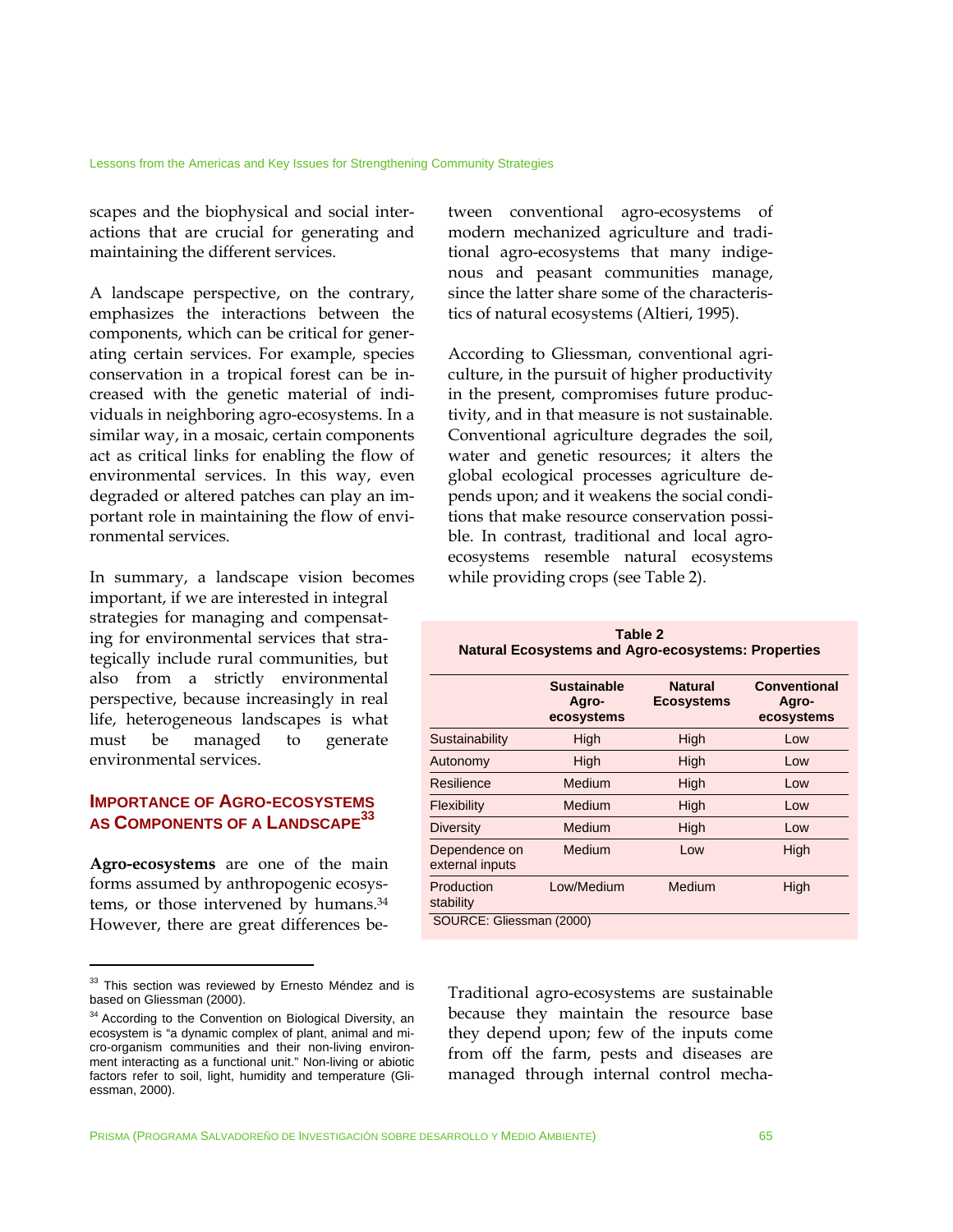scapes and the biophysical and social interactions that are crucial for generating and maintaining the different services.

A landscape perspective, on the contrary, emphasizes the interactions between the components, which can be critical for generating certain services. For example, species conservation in a tropical forest can be increased with the genetic material of individuals in neighboring agro-ecosystems. In a similar way, in a mosaic, certain components act as critical links for enabling the flow of environmental services. In this way, even degraded or altered patches can play an important role in maintaining the flow of environmental services.

In summary, a landscape vision becomes important, if we are interested in integral strategies for managing and compensating for environmental services that strategically include rural communities, but also from a strictly environmental perspective, because increasingly in real life, heterogeneous landscapes is what must be managed to generate environmental services.

## IMPORTANCE OF AGRO-ECOSYSTEMS AS COMPONENTS OF A LANDSCAPE[33]

**Agro-ecosystems** are one of the main forms assumed by anthropogenic ecosystems, or those intervened by humans.[34] However, there are great differences between conventional agro-ecosystems of modern mechanized agriculture and traditional agro-ecosystems that many indigenous and peasant communities manage, since the latter share some of the characteristics of natural ecosystems (Altieri, 1995).

According to Gliessman, conventional agriculture, in the pursuit of higher productivity in the present, compromises future productivity, and in that measure is not sustainable. Conventional agriculture degrades the soil, water and genetic resources; it alters the global ecological processes agriculture depends upon; and it weakens the social conditions that make resource conservation possible. In contrast, traditional and local agro-ecosystems resemble natural ecosystems while providing crops (see Table 2).

**Table 2**
**Natural Ecosystems and Agro-ecosystems: Properties**

| | Sustainable Agro-ecosystems | Natural Ecosystems | Conventional Agro-ecosystems |
|---|---|---|---|
| Sustainability | High | High | Low |
| Autonomy | High | High | Low |
| Resilience | Medium | High | Low |
| Flexibility | Medium | High | Low |
| Diversity | Medium | High | Low |
| Dependence on external inputs | Medium | Low | High |
| Production stability | Low/Medium | Medium | High |

SOURCE: Gliessman (2000)

Traditional agro-ecosystems are sustainable because they maintain the resource base they depend upon; few of the inputs come from off the farm, pests and diseases are managed through internal control mecha-

---

[33] This section was reviewed by Ernesto Méndez and is based on Gliessman (2000).

[34] According to the Convention on Biological Diversity, an ecosystem is "a dynamic complex of plant, animal and micro-organism communities and their non-living environment interacting as a functional unit." Non-living or abiotic factors refer to soil, light, humidity and temperature (Gliessman, 2000).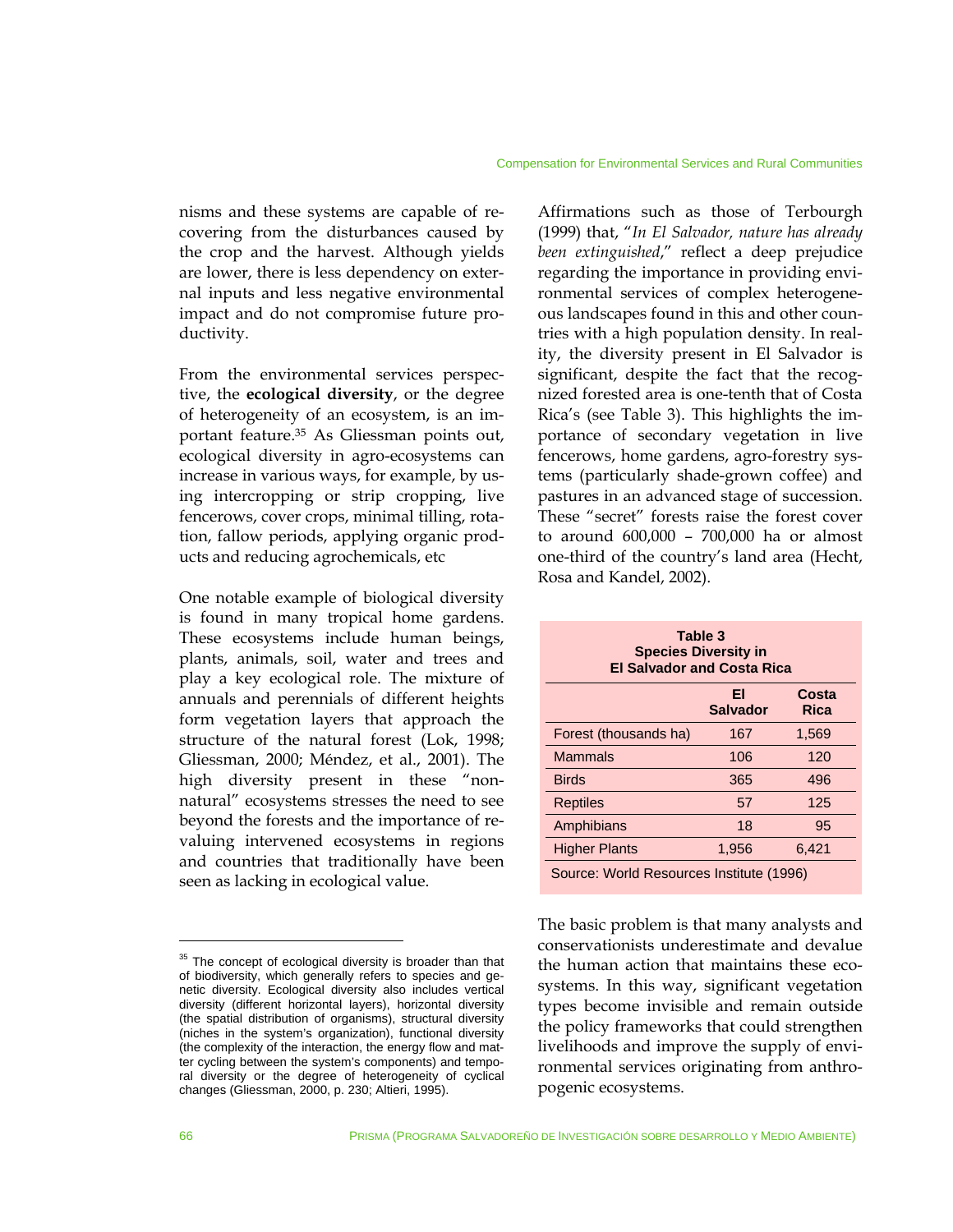nisms and these systems are capable of recovering from the disturbances caused by the crop and the harvest. Although yields are lower, there is less dependency on external inputs and less negative environmental impact and do not compromise future productivity.

From the environmental services perspective, the **ecological diversity**, or the degree of heterogeneity of an ecosystem, is an important feature.[35] As Gliessman points out, ecological diversity in agro-ecosystems can increase in various ways, for example, by using intercropping or strip cropping, live fencerows, cover crops, minimal tilling, rotation, fallow periods, applying organic products and reducing agrochemicals, etc

One notable example of biological diversity is found in many tropical home gardens. These ecosystems include human beings, plants, animals, soil, water and trees and play a key ecological role. The mixture of annuals and perennials of different heights form vegetation layers that approach the structure of the natural forest (Lok, 1998; Gliessman, 2000; Méndez, et al., 2001). The high diversity present in these "non-natural" ecosystems stresses the need to see beyond the forests and the importance of revaluing intervened ecosystems in regions and countries that traditionally have been seen as lacking in ecological value.

Affirmations such as those of Terbourgh (1999) that, "*In El Salvador, nature has already been extinguished*," reflect a deep prejudice regarding the importance in providing environmental services of complex heterogeneous landscapes found in this and other countries with a high population density. In reality, the diversity present in El Salvador is significant, despite the fact that the recognized forested area is one-tenth that of Costa Rica's (see Table 3). This highlights the importance of secondary vegetation in live fencerows, home gardens, agro-forestry systems (particularly shade-grown coffee) and pastures in an advanced stage of succession. These "secret" forests raise the forest cover to around 600,000 – 700,000 ha or almost one-third of the country's land area (Hecht, Rosa and Kandel, 2002).

**Table 3**
**Species Diversity in El Salvador and Costa Rica**

| | El Salvador | Costa Rica |
|---|---|---|
| Forest (thousands ha) | 167 | 1,569 |
| Mammals | 106 | 120 |
| Birds | 365 | 496 |
| Reptiles | 57 | 125 |
| Amphibians | 18 | 95 |
| Higher Plants | 1,956 | 6,421 |

Source: World Resources Institute (1996)

The basic problem is that many analysts and conservationists underestimate and devalue the human action that maintains these ecosystems. In this way, significant vegetation types become invisible and remain outside the policy frameworks that could strengthen livelihoods and improve the supply of environmental services originating from anthropogenic ecosystems.

[35] The concept of ecological diversity is broader than that of biodiversity, which generally refers to species and genetic diversity. Ecological diversity also includes vertical diversity (different horizontal layers), horizontal diversity (the spatial distribution of organisms), structural diversity (niches in the system's organization), functional diversity (the complexity of the interaction, the energy flow and matter cycling between the system's components) and temporal diversity or the degree of heterogeneity of cyclical changes (Gliessman, 2000, p. 230; Altieri, 1995).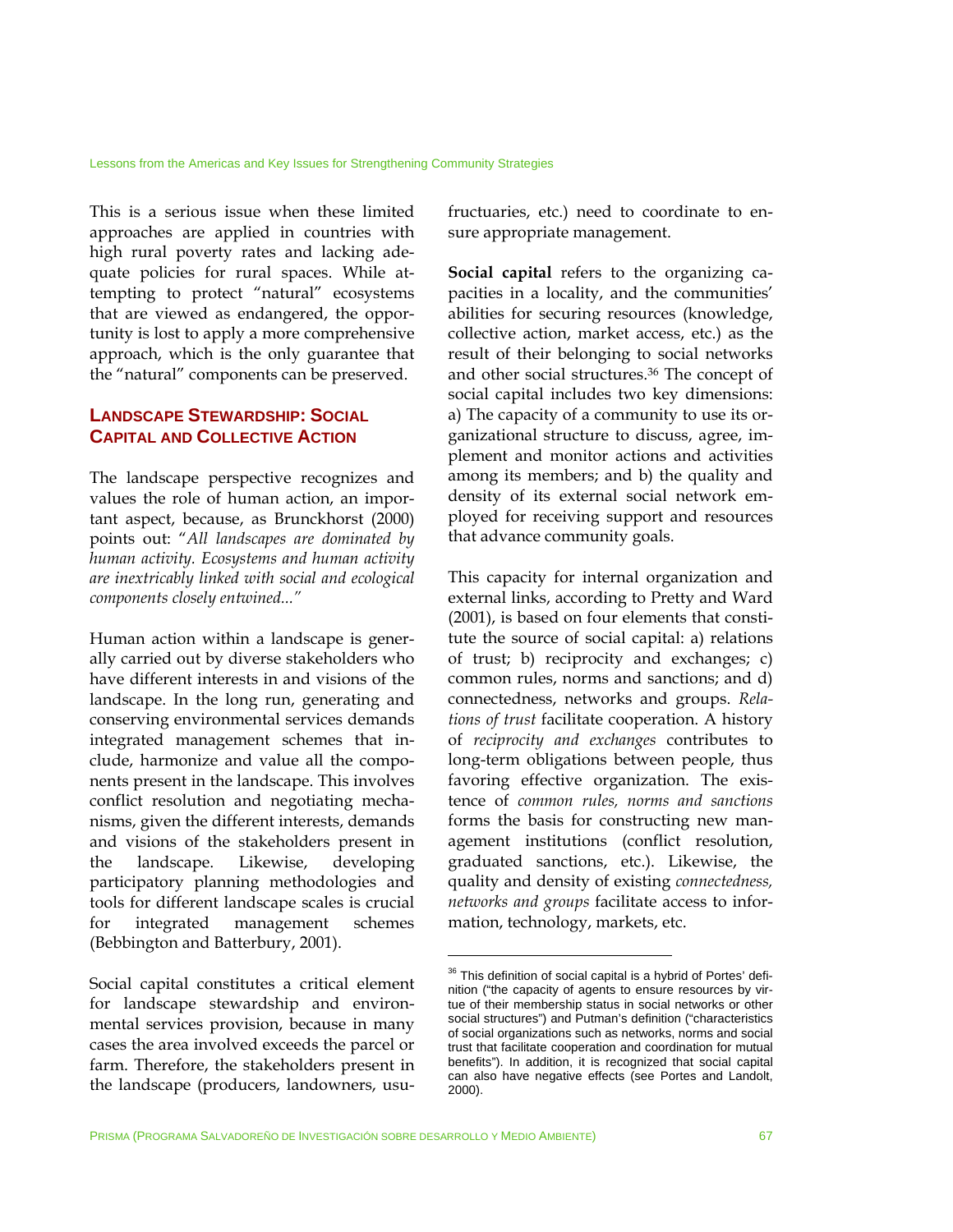This is a serious issue when these limited approaches are applied in countries with high rural poverty rates and lacking adequate policies for rural spaces. While attempting to protect "natural" ecosystems that are viewed as endangered, the opportunity is lost to apply a more comprehensive approach, which is the only guarantee that the "natural" components can be preserved.

## Landscape Stewardship: Social Capital and Collective Action

The landscape perspective recognizes and values the role of human action, an important aspect, because, as Brunckhorst (2000) points out: "*All landscapes are dominated by human activity. Ecosystems and human activity are inextricably linked with social and ecological components closely entwined...*"

Human action within a landscape is generally carried out by diverse stakeholders who have different interests in and visions of the landscape. In the long run, generating and conserving environmental services demands integrated management schemes that include, harmonize and value all the components present in the landscape. This involves conflict resolution and negotiating mechanisms, given the different interests, demands and visions of the stakeholders present in the landscape. Likewise, developing participatory planning methodologies and tools for different landscape scales is crucial for integrated management schemes (Bebbington and Batterbury, 2001).

Social capital constitutes a critical element for landscape stewardship and environmental services provision, because in many cases the area involved exceeds the parcel or farm. Therefore, the stakeholders present in the landscape (producers, landowners, usufructuaries, etc.) need to coordinate to ensure appropriate management.

**Social capital** refers to the organizing capacities in a locality, and the communities' abilities for securing resources (knowledge, collective action, market access, etc.) as the result of their belonging to social networks and other social structures.[36] The concept of social capital includes two key dimensions: a) The capacity of a community to use its organizational structure to discuss, agree, implement and monitor actions and activities among its members; and b) the quality and density of its external social network employed for receiving support and resources that advance community goals.

This capacity for internal organization and external links, according to Pretty and Ward (2001), is based on four elements that constitute the source of social capital: a) relations of trust; b) reciprocity and exchanges; c) common rules, norms and sanctions; and d) connectedness, networks and groups. *Relations of trust* facilitate cooperation. A history of *reciprocity and exchanges* contributes to long-term obligations between people, thus favoring effective organization. The existence of *common rules, norms and sanctions* forms the basis for constructing new management institutions (conflict resolution, graduated sanctions, etc.). Likewise, the quality and density of existing *connectedness, networks and groups* facilitate access to information, technology, markets, etc.

---

[36] This definition of social capital is a hybrid of Portes' definition ("the capacity of agents to ensure resources by virtue of their membership status in social networks or other social structures") and Putman's definition ("characteristics of social organizations such as networks, norms and social trust that facilitate cooperation and coordination for mutual benefits"). In addition, it is recognized that social capital can also have negative effects (see Portes and Landolt, 2000).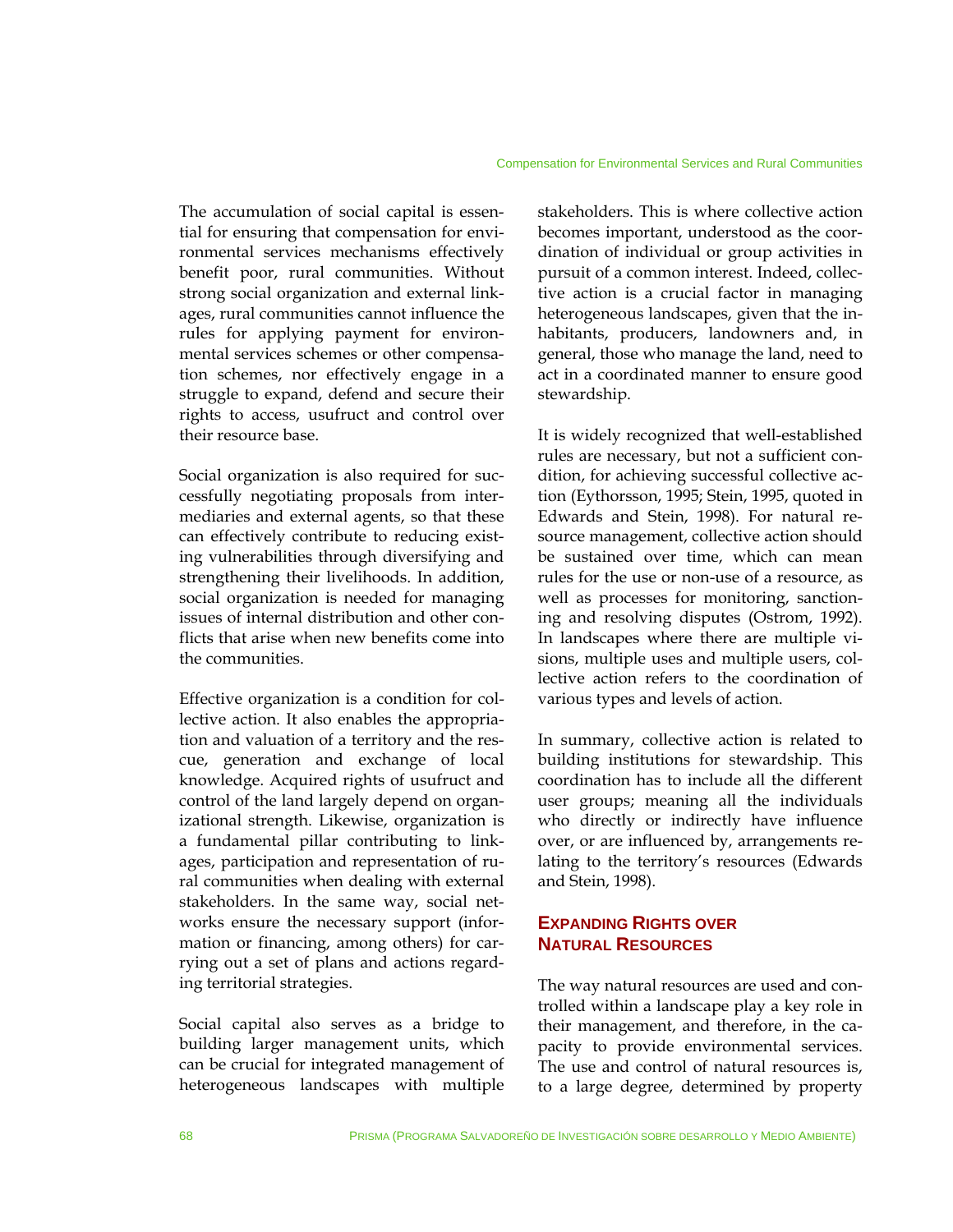The accumulation of social capital is essential for ensuring that compensation for environmental services mechanisms effectively benefit poor, rural communities. Without strong social organization and external linkages, rural communities cannot influence the rules for applying payment for environmental services schemes or other compensation schemes, nor effectively engage in a struggle to expand, defend and secure their rights to access, usufruct and control over their resource base.

Social organization is also required for successfully negotiating proposals from intermediaries and external agents, so that these can effectively contribute to reducing existing vulnerabilities through diversifying and strengthening their livelihoods. In addition, social organization is needed for managing issues of internal distribution and other conflicts that arise when new benefits come into the communities.

Effective organization is a condition for collective action. It also enables the appropriation and valuation of a territory and the rescue, generation and exchange of local knowledge. Acquired rights of usufruct and control of the land largely depend on organizational strength. Likewise, organization is a fundamental pillar contributing to linkages, participation and representation of rural communities when dealing with external stakeholders. In the same way, social networks ensure the necessary support (information or financing, among others) for carrying out a set of plans and actions regarding territorial strategies.

Social capital also serves as a bridge to building larger management units, which can be crucial for integrated management of heterogeneous landscapes with multiple stakeholders. This is where collective action becomes important, understood as the coordination of individual or group activities in pursuit of a common interest. Indeed, collective action is a crucial factor in managing heterogeneous landscapes, given that the inhabitants, producers, landowners and, in general, those who manage the land, need to act in a coordinated manner to ensure good stewardship.

It is widely recognized that well-established rules are necessary, but not a sufficient condition, for achieving successful collective action (Eythorsson, 1995; Stein, 1995, quoted in Edwards and Stein, 1998). For natural resource management, collective action should be sustained over time, which can mean rules for the use or non-use of a resource, as well as processes for monitoring, sanctioning and resolving disputes (Ostrom, 1992). In landscapes where there are multiple visions, multiple uses and multiple users, collective action refers to the coordination of various types and levels of action.

In summary, collective action is related to building institutions for stewardship. This coordination has to include all the different user groups; meaning all the individuals who directly or indirectly have influence over, or are influenced by, arrangements relating to the territory's resources (Edwards and Stein, 1998).

## Expanding Rights over Natural Resources

The way natural resources are used and controlled within a landscape play a key role in their management, and therefore, in the capacity to provide environmental services. The use and control of natural resources is, to a large degree, determined by property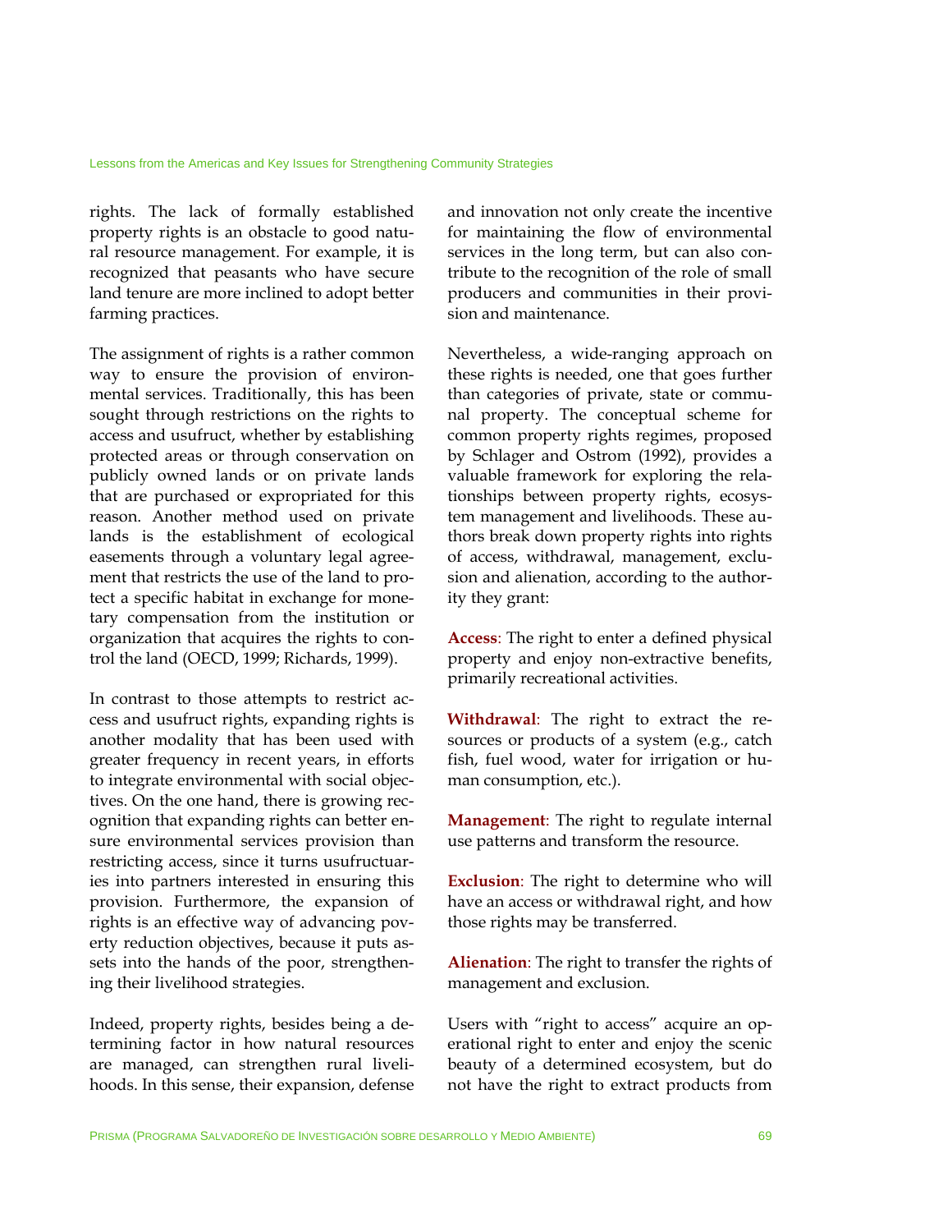rights. The lack of formally established property rights is an obstacle to good natural resource management. For example, it is recognized that peasants who have secure land tenure are more inclined to adopt better farming practices.

The assignment of rights is a rather common way to ensure the provision of environmental services. Traditionally, this has been sought through restrictions on the rights to access and usufruct, whether by establishing protected areas or through conservation on publicly owned lands or on private lands that are purchased or expropriated for this reason. Another method used on private lands is the establishment of ecological easements through a voluntary legal agreement that restricts the use of the land to protect a specific habitat in exchange for monetary compensation from the institution or organization that acquires the rights to control the land (OECD, 1999; Richards, 1999).

In contrast to those attempts to restrict access and usufruct rights, expanding rights is another modality that has been used with greater frequency in recent years, in efforts to integrate environmental with social objectives. On the one hand, there is growing recognition that expanding rights can better ensure environmental services provision than restricting access, since it turns usufructuaries into partners interested in ensuring this provision. Furthermore, the expansion of rights is an effective way of advancing poverty reduction objectives, because it puts assets into the hands of the poor, strengthening their livelihood strategies.

Indeed, property rights, besides being a determining factor in how natural resources are managed, can strengthen rural livelihoods. In this sense, their expansion, defense and innovation not only create the incentive for maintaining the flow of environmental services in the long term, but can also contribute to the recognition of the role of small producers and communities in their provision and maintenance.

Nevertheless, a wide-ranging approach on these rights is needed, one that goes further than categories of private, state or communal property. The conceptual scheme for common property rights regimes, proposed by Schlager and Ostrom (1992), provides a valuable framework for exploring the relationships between property rights, ecosystem management and livelihoods. These authors break down property rights into rights of access, withdrawal, management, exclusion and alienation, according to the authority they grant:

**Access**: The right to enter a defined physical property and enjoy non-extractive benefits, primarily recreational activities.

**Withdrawal**: The right to extract the resources or products of a system (e.g., catch fish, fuel wood, water for irrigation or human consumption, etc.).

**Management**: The right to regulate internal use patterns and transform the resource.

**Exclusion**: The right to determine who will have an access or withdrawal right, and how those rights may be transferred.

**Alienation**: The right to transfer the rights of management and exclusion.

Users with "right to access" acquire an operational right to enter and enjoy the scenic beauty of a determined ecosystem, but do not have the right to extract products from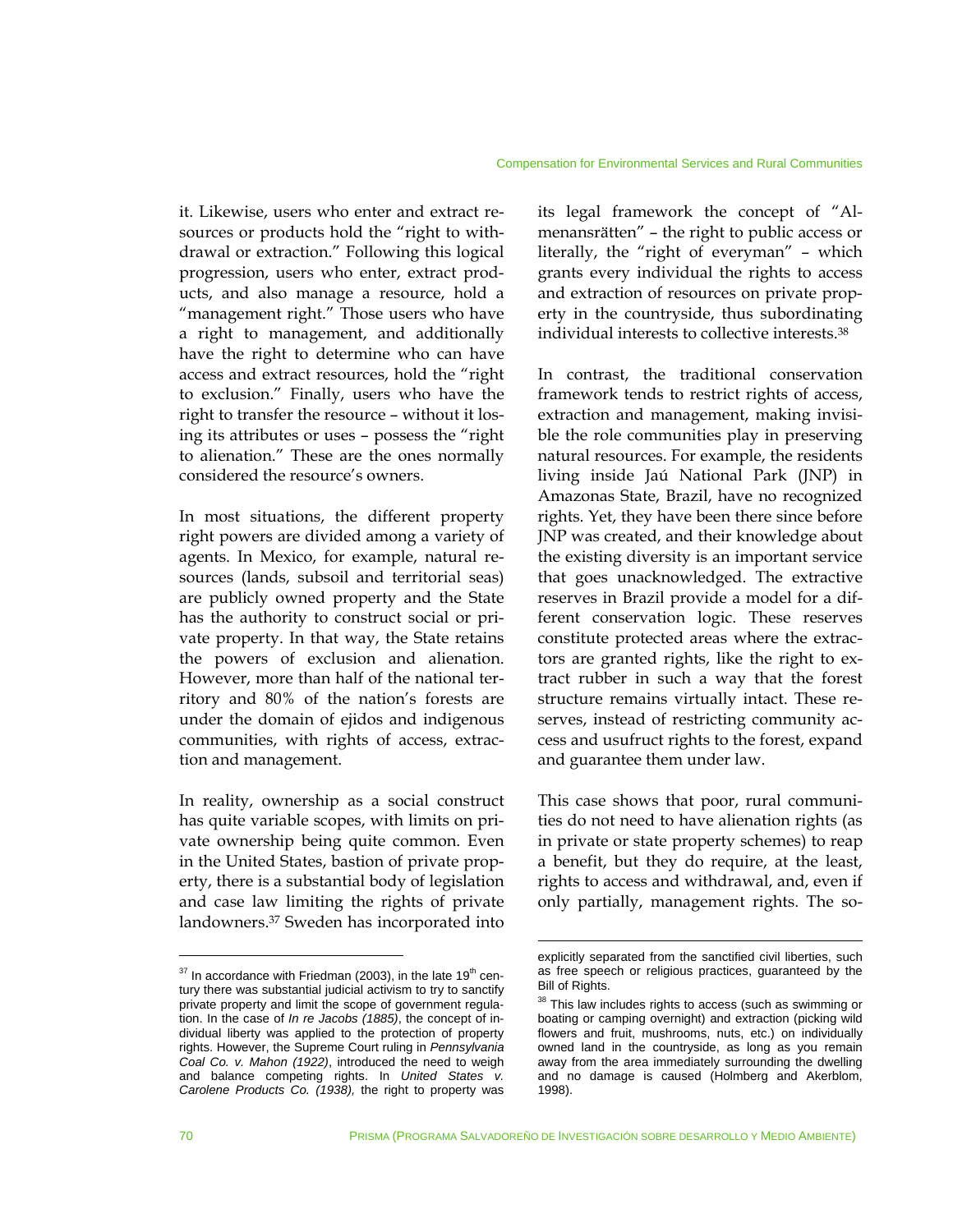it. Likewise, users who enter and extract resources or products hold the "right to withdrawal or extraction." Following this logical progression, users who enter, extract products, and also manage a resource, hold a "management right." Those users who have a right to management, and additionally have the right to determine who can have access and extract resources, hold the "right to exclusion." Finally, users who have the right to transfer the resource – without it losing its attributes or uses – possess the "right to alienation." These are the ones normally considered the resource's owners.

In most situations, the different property right powers are divided among a variety of agents. In Mexico, for example, natural resources (lands, subsoil and territorial seas) are publicly owned property and the State has the authority to construct social or private property. In that way, the State retains the powers of exclusion and alienation. However, more than half of the national territory and 80% of the nation's forests are under the domain of ejidos and indigenous communities, with rights of access, extraction and management.

In reality, ownership as a social construct has quite variable scopes, with limits on private ownership being quite common. Even in the United States, bastion of private property, there is a substantial body of legislation and case law limiting the rights of private landowners.[37] Sweden has incorporated into its legal framework the concept of "Almenansrätten" – the right to public access or literally, the "right of everyman" – which grants every individual the rights to access and extraction of resources on private property in the countryside, thus subordinating individual interests to collective interests.[38]

In contrast, the traditional conservation framework tends to restrict rights of access, extraction and management, making invisible the role communities play in preserving natural resources. For example, the residents living inside Jaú National Park (JNP) in Amazonas State, Brazil, have no recognized rights. Yet, they have been there since before JNP was created, and their knowledge about the existing diversity is an important service that goes unacknowledged. The extractive reserves in Brazil provide a model for a different conservation logic. These reserves constitute protected areas where the extractors are granted rights, like the right to extract rubber in such a way that the forest structure remains virtually intact. These reserves, instead of restricting community access and usufruct rights to the forest, expand and guarantee them under law.

This case shows that poor, rural communities do not need to have alienation rights (as in private or state property schemes) to reap a benefit, but they do require, at the least, rights to access and withdrawal, and, even if only partially, management rights. The so-

---

[37] In accordance with Friedman (2003), in the late 19th century there was substantial judicial activism to try to sanctify private property and limit the scope of government regulation. In the case of *In re Jacobs (1885)*, the concept of individual liberty was applied to the protection of property rights. However, the Supreme Court ruling in *Pennsylvania Coal Co. v. Mahon (1922)*, introduced the need to weigh and balance competing rights. In *United States v. Carolene Products Co. (1938)*, the right to property was explicitly separated from the sanctified civil liberties, such as free speech or religious practices, guaranteed by the Bill of Rights.

[38] This law includes rights to access (such as swimming or boating or camping overnight) and extraction (picking wild flowers and fruit, mushrooms, nuts, etc.) on individually owned land in the countryside, as long as you remain away from the area immediately surrounding the dwelling and no damage is caused (Holmberg and Akerblom, 1998).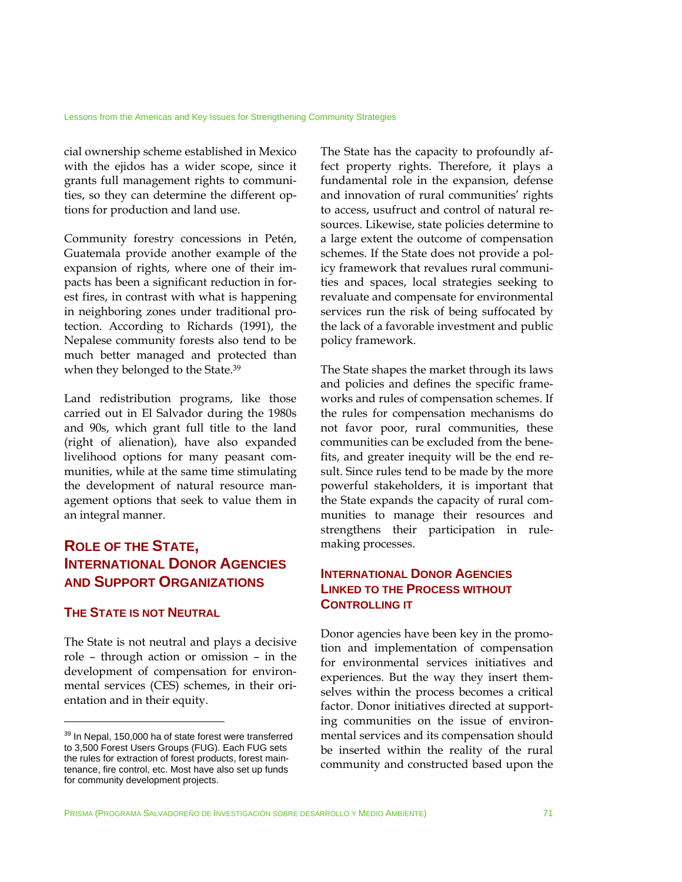cial ownership scheme established in Mexico with the ejidos has a wider scope, since it grants full management rights to communities, so they can determine the different options for production and land use.

Community forestry concessions in Petén, Guatemala provide another example of the expansion of rights, where one of their impacts has been a significant reduction in forest fires, in contrast with what is happening in neighboring zones under traditional protection. According to Richards (1991), the Nepalese community forests also tend to be much better managed and protected than when they belonged to the State.[39]

Land redistribution programs, like those carried out in El Salvador during the 1980s and 90s, which grant full title to the land (right of alienation), have also expanded livelihood options for many peasant communities, while at the same time stimulating the development of natural resource management options that seek to value them in an integral manner.

## Role of the State, International Donor Agencies and Support Organizations

### The State is not Neutral

The State is not neutral and plays a decisive role – through action or omission – in the development of compensation for environmental services (CES) schemes, in their orientation and in their equity.

The State has the capacity to profoundly affect property rights. Therefore, it plays a fundamental role in the expansion, defense and innovation of rural communities' rights to access, usufruct and control of natural resources. Likewise, state policies determine to a large extent the outcome of compensation schemes. If the State does not provide a policy framework that revalues rural communities and spaces, local strategies seeking to revaluate and compensate for environmental services run the risk of being suffocated by the lack of a favorable investment and public policy framework.

The State shapes the market through its laws and policies and defines the specific frameworks and rules of compensation schemes. If the rules for compensation mechanisms do not favor poor, rural communities, these communities can be excluded from the benefits, and greater inequity will be the end result. Since rules tend to be made by the more powerful stakeholders, it is important that the State expands the capacity of rural communities to manage their resources and strengthens their participation in rule-making processes.

### International Donor Agencies Linked to the Process without Controlling it

Donor agencies have been key in the promotion and implementation of compensation for environmental services initiatives and experiences. But the way they insert themselves within the process becomes a critical factor. Donor initiatives directed at supporting communities on the issue of environmental services and its compensation should be inserted within the reality of the rural community and constructed based upon the

---

[39] In Nepal, 150,000 ha of state forest were transferred to 3,500 Forest Users Groups (FUG). Each FUG sets the rules for extraction of forest products, forest maintenance, fire control, etc. Most have also set up funds for community development projects.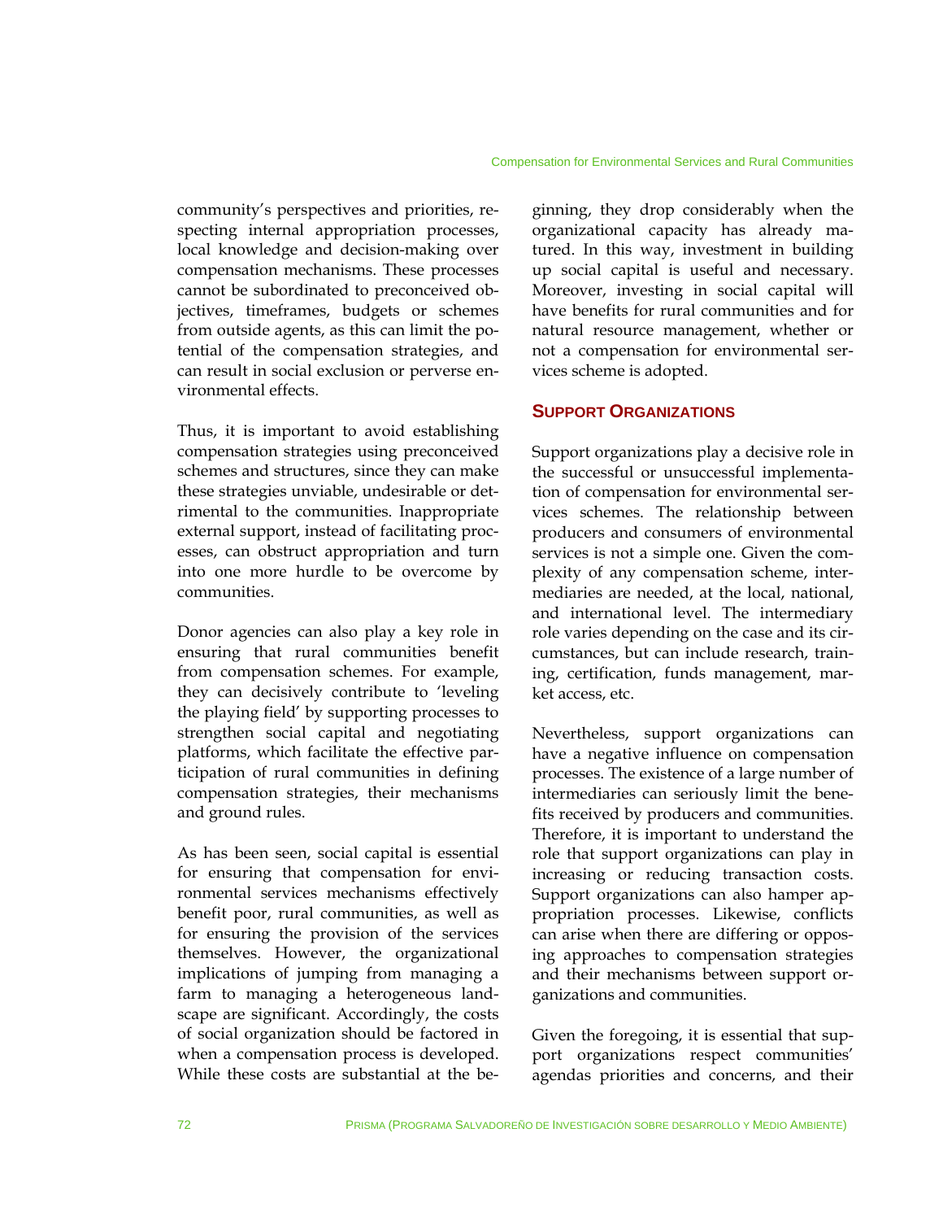community's perspectives and priorities, respecting internal appropriation processes, local knowledge and decision-making over compensation mechanisms. These processes cannot be subordinated to preconceived objectives, timeframes, budgets or schemes from outside agents, as this can limit the potential of the compensation strategies, and can result in social exclusion or perverse environmental effects.

Thus, it is important to avoid establishing compensation strategies using preconceived schemes and structures, since they can make these strategies unviable, undesirable or detrimental to the communities. Inappropriate external support, instead of facilitating processes, can obstruct appropriation and turn into one more hurdle to be overcome by communities.

Donor agencies can also play a key role in ensuring that rural communities benefit from compensation schemes. For example, they can decisively contribute to 'leveling the playing field' by supporting processes to strengthen social capital and negotiating platforms, which facilitate the effective participation of rural communities in defining compensation strategies, their mechanisms and ground rules.

As has been seen, social capital is essential for ensuring that compensation for environmental services mechanisms effectively benefit poor, rural communities, as well as for ensuring the provision of the services themselves. However, the organizational implications of jumping from managing a farm to managing a heterogeneous landscape are significant. Accordingly, the costs of social organization should be factored in when a compensation process is developed. While these costs are substantial at the beginning, they drop considerably when the organizational capacity has already matured. In this way, investment in building up social capital is useful and necessary. Moreover, investing in social capital will have benefits for rural communities and for natural resource management, whether or not a compensation for environmental services scheme is adopted.

## Support Organizations

Support organizations play a decisive role in the successful or unsuccessful implementation of compensation for environmental services schemes. The relationship between producers and consumers of environmental services is not a simple one. Given the complexity of any compensation scheme, intermediaries are needed, at the local, national, and international level. The intermediary role varies depending on the case and its circumstances, but can include research, training, certification, funds management, market access, etc.

Nevertheless, support organizations can have a negative influence on compensation processes. The existence of a large number of intermediaries can seriously limit the benefits received by producers and communities. Therefore, it is important to understand the role that support organizations can play in increasing or reducing transaction costs. Support organizations can also hamper appropriation processes. Likewise, conflicts can arise when there are differing or opposing approaches to compensation strategies and their mechanisms between support organizations and communities.

Given the foregoing, it is essential that support organizations respect communities' agendas priorities and concerns, and their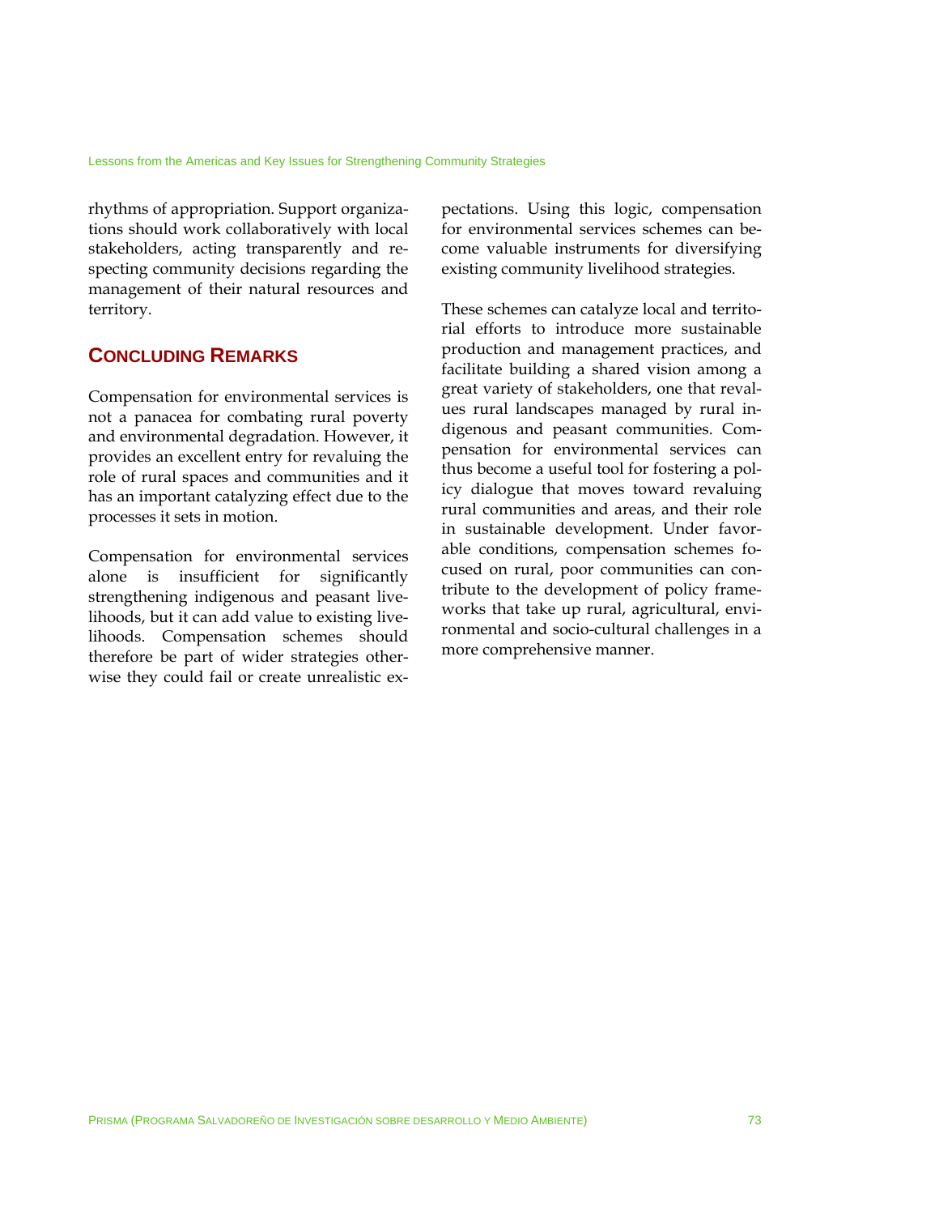rhythms of appropriation. Support organizations should work collaboratively with local stakeholders, acting transparently and respecting community decisions regarding the management of their natural resources and territory.

## Concluding Remarks

Compensation for environmental services is not a panacea for combating rural poverty and environmental degradation. However, it provides an excellent entry for revaluing the role of rural spaces and communities and it has an important catalyzing effect due to the processes it sets in motion.

Compensation for environmental services alone is insufficient for significantly strengthening indigenous and peasant livelihoods, but it can add value to existing livelihoods. Compensation schemes should therefore be part of wider strategies otherwise they could fail or create unrealistic expectations. Using this logic, compensation for environmental services schemes can become valuable instruments for diversifying existing community livelihood strategies.

These schemes can catalyze local and territorial efforts to introduce more sustainable production and management practices, and facilitate building a shared vision among a great variety of stakeholders, one that revalues rural landscapes managed by rural indigenous and peasant communities. Compensation for environmental services can thus become a useful tool for fostering a policy dialogue that moves toward revaluing rural communities and areas, and their role in sustainable development. Under favorable conditions, compensation schemes focused on rural, poor communities can contribute to the development of policy frameworks that take up rural, agricultural, environmental and socio-cultural challenges in a more comprehensive manner.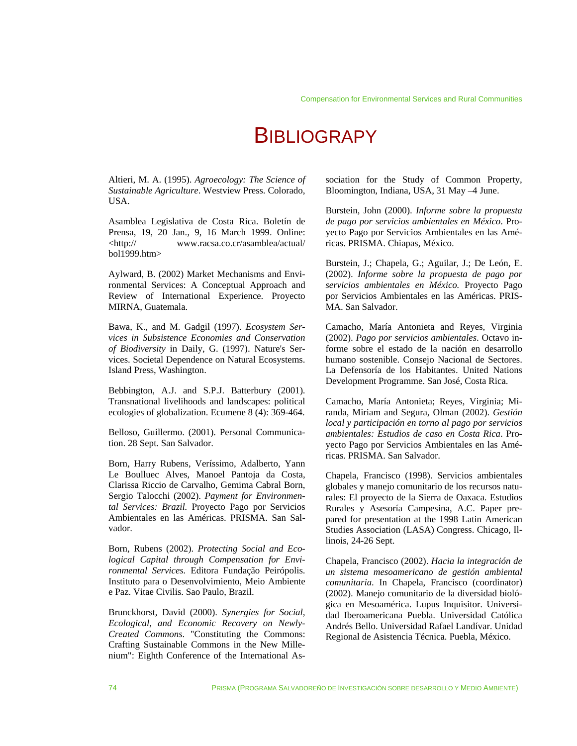# BIBLIOGRAPY

Altieri, M. A. (1995). *Agroecology: The Science of Sustainable Agriculture*. Westview Press. Colorado, USA.

Asamblea Legislativa de Costa Rica. Boletín de Prensa, 19, 20 Jan., 9, 16 March 1999. Online: <http:// www.racsa.co.cr/asamblea/actual/ bol1999.htm>

Aylward, B. (2002) Market Mechanisms and Environmental Services: A Conceptual Approach and Review of International Experience. Proyecto MIRNA, Guatemala.

Bawa, K., and M. Gadgil (1997). *Ecosystem Services in Subsistence Economies and Conservation of Biodiversity* in Daily, G. (1997). Nature's Services. Societal Dependence on Natural Ecosystems. Island Press, Washington.

Bebbington, A.J. and S.P.J. Batterbury (2001). Transnational livelihoods and landscapes: political ecologies of globalization. Ecumene 8 (4): 369-464.

Belloso, Guillermo. (2001). Personal Communication. 28 Sept. San Salvador.

Born, Harry Rubens, Veríssimo, Adalberto, Yann Le Boulluec Alves, Manoel Pantoja da Costa, Clarissa Riccio de Carvalho, Gemima Cabral Born, Sergio Talocchi (2002). *Payment for Environmental Services: Brazil.* Proyecto Pago por Servicios Ambientales en las Américas. PRISMA. San Salvador.

Born, Rubens (2002). *Protecting Social and Ecological Capital through Compensation for Environmental Services.* Editora Fundação Peirópolis. Instituto para o Desenvolvimiento, Meio Ambiente e Paz. Vitae Civilis. Sao Paulo, Brazil.

Brunckhorst, David (2000). *Synergies for Social, Ecological, and Economic Recovery on Newly-Created Commons.* "Constituting the Commons: Crafting Sustainable Commons in the New Millenium": Eighth Conference of the International Association for the Study of Common Property, Bloomington, Indiana, USA, 31 May –4 June.

Burstein, John (2000). *Informe sobre la propuesta de pago por servicios ambientales en México*. Proyecto Pago por Servicios Ambientales en las Américas. PRISMA. Chiapas, México.

Burstein, J.; Chapela, G.; Aguilar, J.; De León, E. (2002). *Informe sobre la propuesta de pago por servicios ambientales en México.* Proyecto Pago por Servicios Ambientales en las Américas. PRISMA. San Salvador.

Camacho, María Antonieta and Reyes, Virginia (2002). *Pago por servicios ambientales*. Octavo informe sobre el estado de la nación en desarrollo humano sostenible. Consejo Nacional de Sectores. La Defensoría de los Habitantes. United Nations Development Programme. San José, Costa Rica.

Camacho, María Antonieta; Reyes, Virginia; Miranda, Miriam and Segura, Olman (2002). *Gestión local y participación en torno al pago por servicios ambientales: Estudios de caso en Costa Rica*. Proyecto Pago por Servicios Ambientales en las Américas. PRISMA. San Salvador.

Chapela, Francisco (1998). Servicios ambientales globales y manejo comunitario de los recursos naturales: El proyecto de la Sierra de Oaxaca. Estudios Rurales y Asesoría Campesina, A.C. Paper prepared for presentation at the 1998 Latin American Studies Association (LASA) Congress. Chicago, Illinois, 24-26 Sept.

Chapela, Francisco (2002). *Hacia la integración de un sistema mesoamericano de gestión ambiental comunitaria*. In Chapela, Francisco (coordinator) (2002). Manejo comunitario de la diversidad biológica en Mesoamérica. Lupus Inquisitor. Universidad Iberoamericana Puebla. Universidad Católica Andrés Bello. Universidad Rafael Landívar. Unidad Regional de Asistencia Técnica. Puebla, México.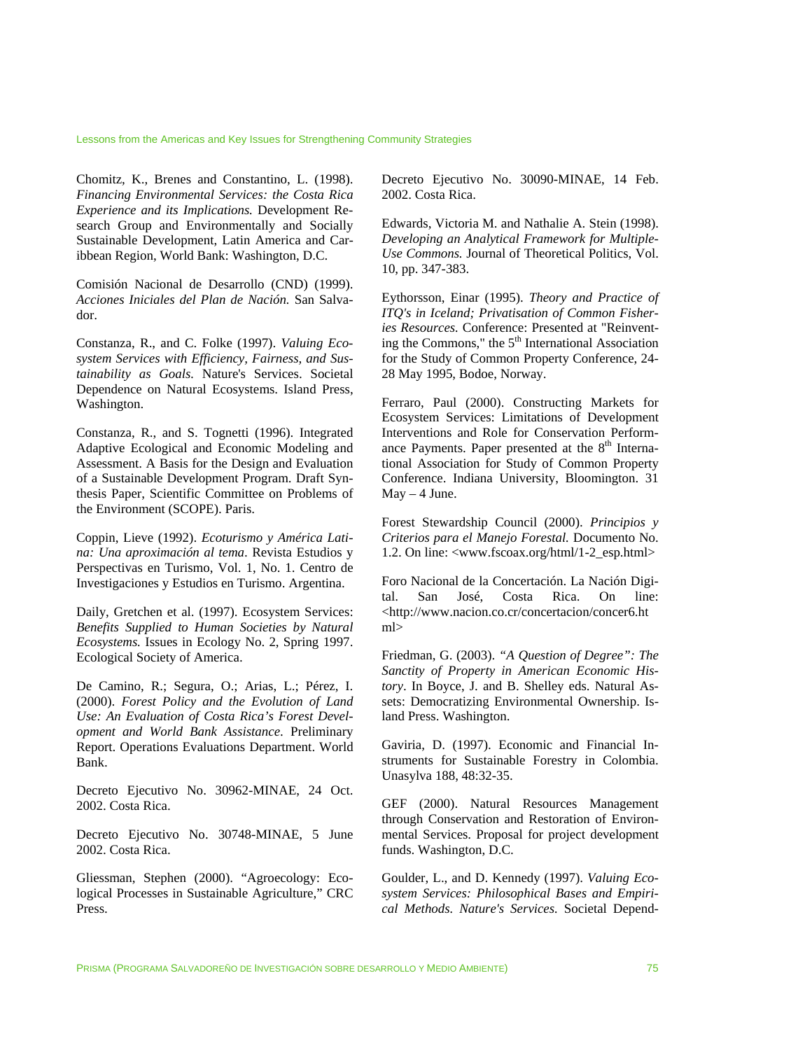Chomitz, K., Brenes and Constantino, L. (1998). *Financing Environmental Services: the Costa Rica Experience and its Implications.* Development Research Group and Environmentally and Socially Sustainable Development, Latin America and Caribbean Region, World Bank: Washington, D.C.

Comisión Nacional de Desarrollo (CND) (1999). *Acciones Iniciales del Plan de Nación.* San Salvador.

Constanza, R., and C. Folke (1997). *Valuing Ecosystem Services with Efficiency, Fairness, and Sustainability as Goals.* Nature's Services. Societal Dependence on Natural Ecosystems. Island Press, Washington.

Constanza, R., and S. Tognetti (1996). Integrated Adaptive Ecological and Economic Modeling and Assessment. A Basis for the Design and Evaluation of a Sustainable Development Program. Draft Synthesis Paper, Scientific Committee on Problems of the Environment (SCOPE). Paris.

Coppin, Lieve (1992). *Ecoturismo y América Latina: Una aproximación al tema*. Revista Estudios y Perspectivas en Turismo, Vol. 1, No. 1. Centro de Investigaciones y Estudios en Turismo. Argentina.

Daily, Gretchen et al. (1997). Ecosystem Services: *Benefits Supplied to Human Societies by Natural Ecosystems.* Issues in Ecology No. 2, Spring 1997. Ecological Society of America.

De Camino, R.; Segura, O.; Arias, L.; Pérez, I. (2000). *Forest Policy and the Evolution of Land Use: An Evaluation of Costa Rica's Forest Development and World Bank Assistance*. Preliminary Report. Operations Evaluations Department. World Bank.

Decreto Ejecutivo No. 30962-MINAE, 24 Oct. 2002. Costa Rica.

Decreto Ejecutivo No. 30748-MINAE, 5 June 2002. Costa Rica.

Gliessman, Stephen (2000). "Agroecology: Ecological Processes in Sustainable Agriculture," CRC Press.

Decreto Ejecutivo No. 30090-MINAE, 14 Feb. 2002. Costa Rica.

Edwards, Victoria M. and Nathalie A. Stein (1998). *Developing an Analytical Framework for Multiple-Use Commons.* Journal of Theoretical Politics, Vol. 10, pp. 347-383.

Eythorsson, Einar (1995). *Theory and Practice of ITQ's in Iceland; Privatisation of Common Fisheries Resources.* Conference: Presented at "Reinventing the Commons," the 5th International Association for the Study of Common Property Conference, 24-28 May 1995, Bodoe, Norway.

Ferraro, Paul (2000). Constructing Markets for Ecosystem Services: Limitations of Development Interventions and Role for Conservation Performance Payments. Paper presented at the 8th International Association for Study of Common Property Conference. Indiana University, Bloomington. 31 May – 4 June.

Forest Stewardship Council (2000). *Principios y Criterios para el Manejo Forestal.* Documento No. 1.2. On line: <www.fscoax.org/html/1-2_esp.html>

Foro Nacional de la Concertación. La Nación Digital. San José, Costa Rica. On line: <http://www.nacion.co.cr/concertacion/concer6.html>

Friedman, G. (2003). *"A Question of Degree": The Sanctity of Property in American Economic History*. In Boyce, J. and B. Shelley eds. Natural Assets: Democratizing Environmental Ownership. Island Press. Washington.

Gaviria, D. (1997). Economic and Financial Instruments for Sustainable Forestry in Colombia. Unasylva 188, 48:32-35.

GEF (2000). Natural Resources Management through Conservation and Restoration of Environmental Services. Proposal for project development funds. Washington, D.C.

Goulder, L., and D. Kennedy (1997). *Valuing Ecosystem Services: Philosophical Bases and Empirical Methods. Nature's Services.* Societal Depend-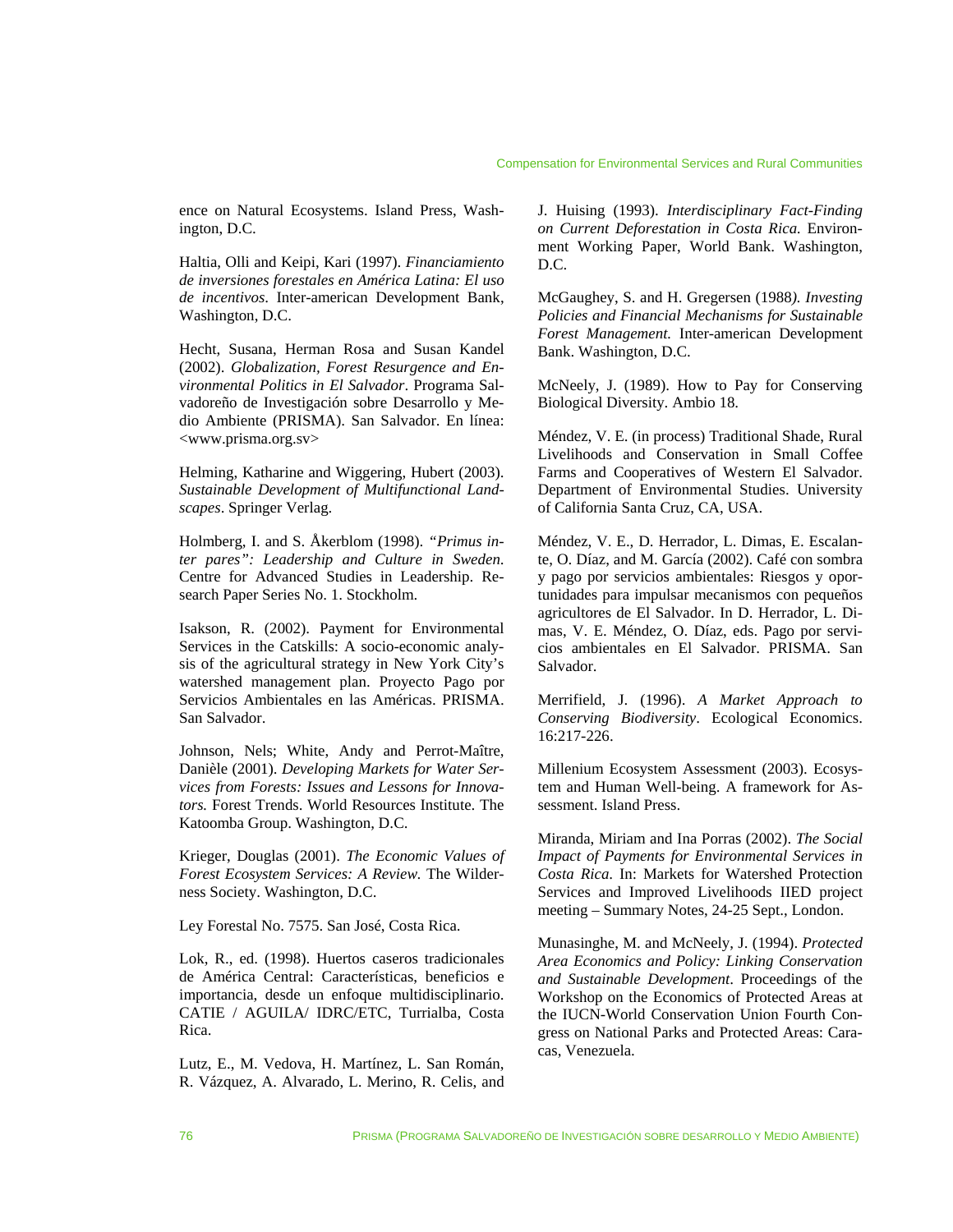ence on Natural Ecosystems. Island Press, Washington, D.C.

Haltia, Olli and Keipi, Kari (1997). *Financiamiento de inversiones forestales en América Latina: El uso de incentivos*. Inter-american Development Bank, Washington, D.C.

Hecht, Susana, Herman Rosa and Susan Kandel (2002). *Globalization, Forest Resurgence and Environmental Politics in El Salvador*. Programa Salvadoreño de Investigación sobre Desarrollo y Medio Ambiente (PRISMA). San Salvador. En línea: <www.prisma.org.sv>

Helming, Katharine and Wiggering, Hubert (2003). *Sustainable Development of Multifunctional Landscapes*. Springer Verlag.

Holmberg, I. and S. Åkerblom (1998). *"Primus inter pares": Leadership and Culture in Sweden*. Centre for Advanced Studies in Leadership. Research Paper Series No. 1. Stockholm.

Isakson, R. (2002). Payment for Environmental Services in the Catskills: A socio-economic analysis of the agricultural strategy in New York City's watershed management plan. Proyecto Pago por Servicios Ambientales en las Américas. PRISMA. San Salvador.

Johnson, Nels; White, Andy and Perrot-Maître, Danièle (2001). *Developing Markets for Water Services from Forests: Issues and Lessons for Innovators.* Forest Trends. World Resources Institute. The Katoomba Group. Washington, D.C.

Krieger, Douglas (2001). *The Economic Values of Forest Ecosystem Services: A Review.* The Wilderness Society. Washington, D.C.

Ley Forestal No. 7575. San José, Costa Rica.

Lok, R., ed. (1998). Huertos caseros tradicionales de América Central: Características, beneficios e importancia, desde un enfoque multidisciplinario. CATIE / AGUILA/ IDRC/ETC, Turrialba, Costa Rica.

Lutz, E., M. Vedova, H. Martínez, L. San Román, R. Vázquez, A. Alvarado, L. Merino, R. Celis, and J. Huising (1993). *Interdisciplinary Fact-Finding on Current Deforestation in Costa Rica.* Environment Working Paper, World Bank. Washington, D.C.

McGaughey, S. and H. Gregersen (1988*). Investing Policies and Financial Mechanisms for Sustainable Forest Management.* Inter-american Development Bank. Washington, D.C.

McNeely, J. (1989). How to Pay for Conserving Biological Diversity. Ambio 18.

Méndez, V. E. (in process) Traditional Shade, Rural Livelihoods and Conservation in Small Coffee Farms and Cooperatives of Western El Salvador. Department of Environmental Studies. University of California Santa Cruz, CA, USA.

Méndez, V. E., D. Herrador, L. Dimas, E. Escalante, O. Díaz, and M. García (2002). Café con sombra y pago por servicios ambientales: Riesgos y oportunidades para impulsar mecanismos con pequeños agricultores de El Salvador. In D. Herrador, L. Dimas, V. E. Méndez, O. Díaz, eds. Pago por servicios ambientales en El Salvador. PRISMA. San Salvador.

Merrifield, J. (1996). *A Market Approach to Conserving Biodiversity*. Ecological Economics. 16:217-226.

Millenium Ecosystem Assessment (2003). Ecosystem and Human Well-being. A framework for Assessment. Island Press.

Miranda, Miriam and Ina Porras (2002). *The Social Impact of Payments for Environmental Services in Costa Rica.* In: Markets for Watershed Protection Services and Improved Livelihoods IIED project meeting – Summary Notes, 24-25 Sept., London.

Munasinghe, M. and McNeely, J. (1994). *Protected Area Economics and Policy: Linking Conservation and Sustainable Development*. Proceedings of the Workshop on the Economics of Protected Areas at the IUCN-World Conservation Union Fourth Congress on National Parks and Protected Areas: Caracas, Venezuela.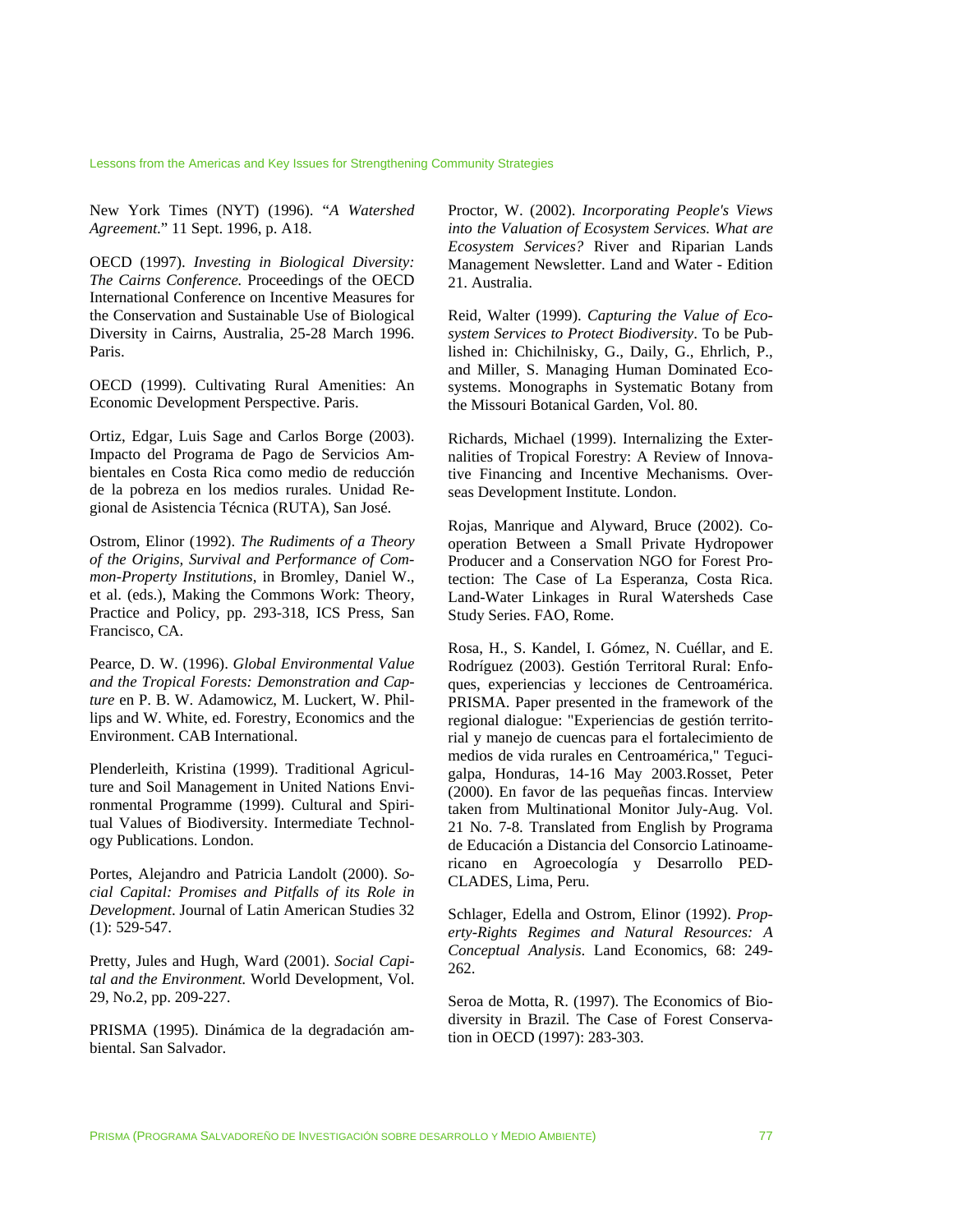New York Times (NYT) (1996). "*A Watershed Agreement.*" 11 Sept. 1996, p. A18.

OECD (1997). *Investing in Biological Diversity: The Cairns Conference.* Proceedings of the OECD International Conference on Incentive Measures for the Conservation and Sustainable Use of Biological Diversity in Cairns, Australia, 25-28 March 1996. Paris.

OECD (1999). Cultivating Rural Amenities: An Economic Development Perspective. Paris.

Ortiz, Edgar, Luis Sage and Carlos Borge (2003). Impacto del Programa de Pago de Servicios Ambientales en Costa Rica como medio de reducción de la pobreza en los medios rurales. Unidad Regional de Asistencia Técnica (RUTA), San José.

Ostrom, Elinor (1992). *The Rudiments of a Theory of the Origins, Survival and Performance of Common-Property Institutions*, in Bromley, Daniel W., et al. (eds.), Making the Commons Work: Theory, Practice and Policy, pp. 293-318, ICS Press, San Francisco, CA.

Pearce, D. W. (1996). *Global Environmental Value and the Tropical Forests: Demonstration and Capture* en P. B. W. Adamowicz, M. Luckert, W. Phillips and W. White, ed. Forestry, Economics and the Environment. CAB International.

Plenderleith, Kristina (1999). Traditional Agriculture and Soil Management in United Nations Environmental Programme (1999). Cultural and Spiritual Values of Biodiversity. Intermediate Technology Publications. London.

Portes, Alejandro and Patricia Landolt (2000). *Social Capital: Promises and Pitfalls of its Role in Development*. Journal of Latin American Studies 32 (1): 529-547.

Pretty, Jules and Hugh, Ward (2001). *Social Capital and the Environment.* World Development, Vol. 29, No.2, pp. 209-227.

PRISMA (1995). Dinámica de la degradación ambiental. San Salvador.

Proctor, W. (2002). *Incorporating People's Views into the Valuation of Ecosystem Services. What are Ecosystem Services?* River and Riparian Lands Management Newsletter. Land and Water - Edition 21. Australia.

Reid, Walter (1999). *Capturing the Value of Ecosystem Services to Protect Biodiversity*. To be Published in: Chichilnisky, G., Daily, G., Ehrlich, P., and Miller, S. Managing Human Dominated Ecosystems. Monographs in Systematic Botany from the Missouri Botanical Garden, Vol. 80.

Richards, Michael (1999). Internalizing the Externalities of Tropical Forestry: A Review of Innovative Financing and Incentive Mechanisms. Overseas Development Institute. London.

Rojas, Manrique and Alyward, Bruce (2002). Cooperation Between a Small Private Hydropower Producer and a Conservation NGO for Forest Protection: The Case of La Esperanza, Costa Rica. Land-Water Linkages in Rural Watersheds Case Study Series. FAO, Rome.

Rosa, H., S. Kandel, I. Gómez, N. Cuéllar, and E. Rodríguez (2003). Gestión Territoral Rural: Enfoques, experiencias y lecciones de Centroamérica. PRISMA. Paper presented in the framework of the regional dialogue: "Experiencias de gestión territorial y manejo de cuencas para el fortalecimiento de medios de vida rurales en Centroamérica," Tegucigalpa, Honduras, 14-16 May 2003.Rosset, Peter (2000). En favor de las pequeñas fincas. Interview taken from Multinational Monitor July-Aug. Vol. 21 No. 7-8. Translated from English by Programa de Educación a Distancia del Consorcio Latinoamericano en Agroecología y Desarrollo PED-CLADES, Lima, Peru.

Schlager, Edella and Ostrom, Elinor (1992). *Property-Rights Regimes and Natural Resources: A Conceptual Analysis*. Land Economics, 68: 249-262.

Seroa de Motta, R. (1997). The Economics of Biodiversity in Brazil. The Case of Forest Conservation in OECD (1997): 283-303.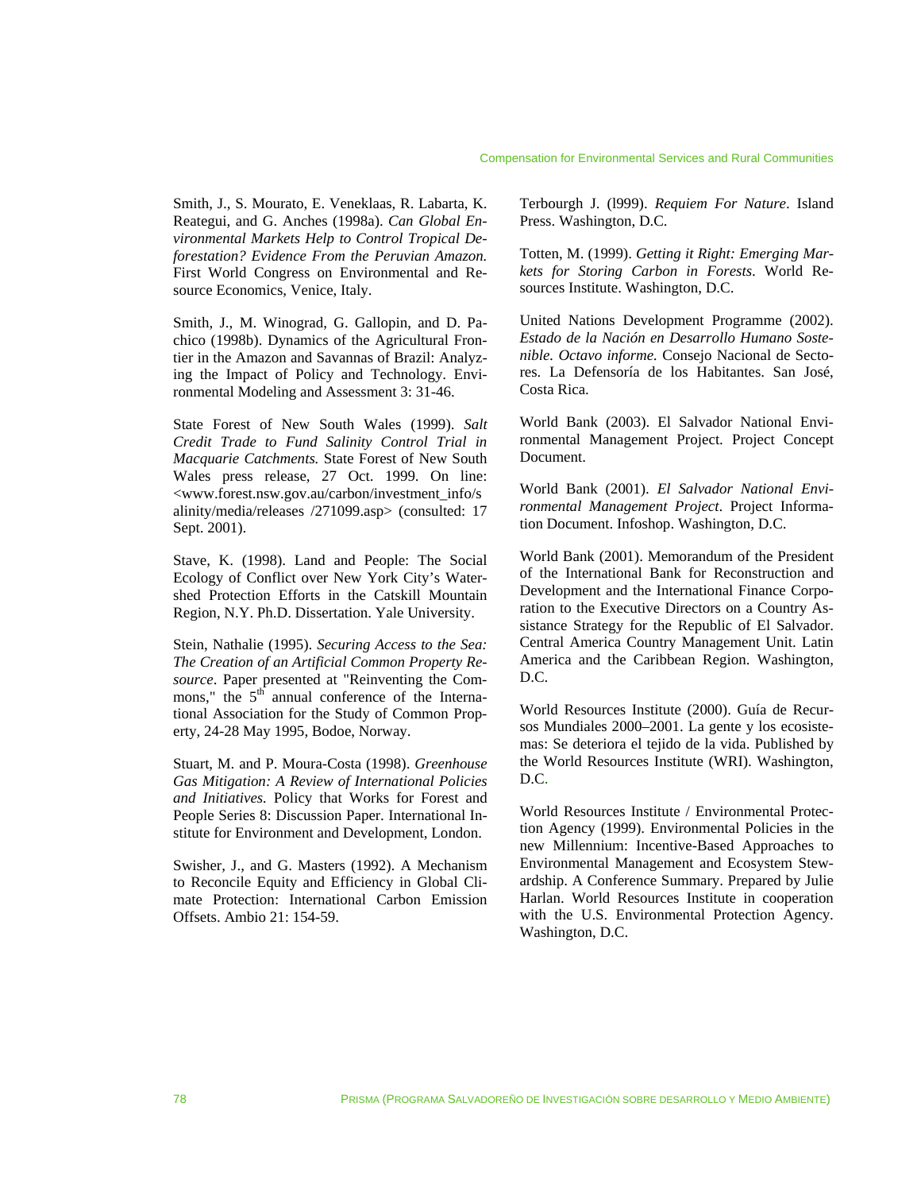Smith, J., S. Mourato, E. Veneklaas, R. Labarta, K. Reategui, and G. Anches (1998a). *Can Global Environmental Markets Help to Control Tropical Deforestation? Evidence From the Peruvian Amazon.* First World Congress on Environmental and Resource Economics, Venice, Italy.

Smith, J., M. Winograd, G. Gallopin, and D. Pachico (1998b). Dynamics of the Agricultural Frontier in the Amazon and Savannas of Brazil: Analyzing the Impact of Policy and Technology. Environmental Modeling and Assessment 3: 31-46.

State Forest of New South Wales (1999). *Salt Credit Trade to Fund Salinity Control Trial in Macquarie Catchments.* State Forest of New South Wales press release, 27 Oct. 1999. On line: <www.forest.nsw.gov.au/carbon/investment_info/salinity/media/releases /271099.asp> (consulted: 17 Sept. 2001).

Stave, K. (1998). Land and People: The Social Ecology of Conflict over New York City's Watershed Protection Efforts in the Catskill Mountain Region, N.Y. Ph.D. Dissertation. Yale University.

Stein, Nathalie (1995). *Securing Access to the Sea: The Creation of an Artificial Common Property Resource*. Paper presented at "Reinventing the Commons," the 5th annual conference of the International Association for the Study of Common Property, 24-28 May 1995, Bodoe, Norway.

Stuart, M. and P. Moura-Costa (1998). *Greenhouse Gas Mitigation: A Review of International Policies and Initiatives.* Policy that Works for Forest and People Series 8: Discussion Paper. International Institute for Environment and Development, London.

Swisher, J., and G. Masters (1992). A Mechanism to Reconcile Equity and Efficiency in Global Climate Protection: International Carbon Emission Offsets. Ambio 21: 154-59.

Terbourgh J. (l999). *Requiem For Nature*. Island Press. Washington, D.C.

Totten, M. (1999). *Getting it Right: Emerging Markets for Storing Carbon in Forests*. World Resources Institute. Washington, D.C.

United Nations Development Programme (2002). *Estado de la Nación en Desarrollo Humano Sostenible. Octavo informe.* Consejo Nacional de Sectores. La Defensoría de los Habitantes. San José, Costa Rica.

World Bank (2003). El Salvador National Environmental Management Project. Project Concept Document.

World Bank (2001). *El Salvador National Environmental Management Project*. Project Information Document. Infoshop. Washington, D.C.

World Bank (2001). Memorandum of the President of the International Bank for Reconstruction and Development and the International Finance Corporation to the Executive Directors on a Country Assistance Strategy for the Republic of El Salvador. Central America Country Management Unit. Latin America and the Caribbean Region. Washington, D.C.

World Resources Institute (2000). Guía de Recursos Mundiales 2000–2001. La gente y los ecosistemas: Se deteriora el tejido de la vida. Published by the World Resources Institute (WRI). Washington, D.C.

World Resources Institute / Environmental Protection Agency (1999). Environmental Policies in the new Millennium: Incentive-Based Approaches to Environmental Management and Ecosystem Stewardship. A Conference Summary. Prepared by Julie Harlan. World Resources Institute in cooperation with the U.S. Environmental Protection Agency. Washington, D.C.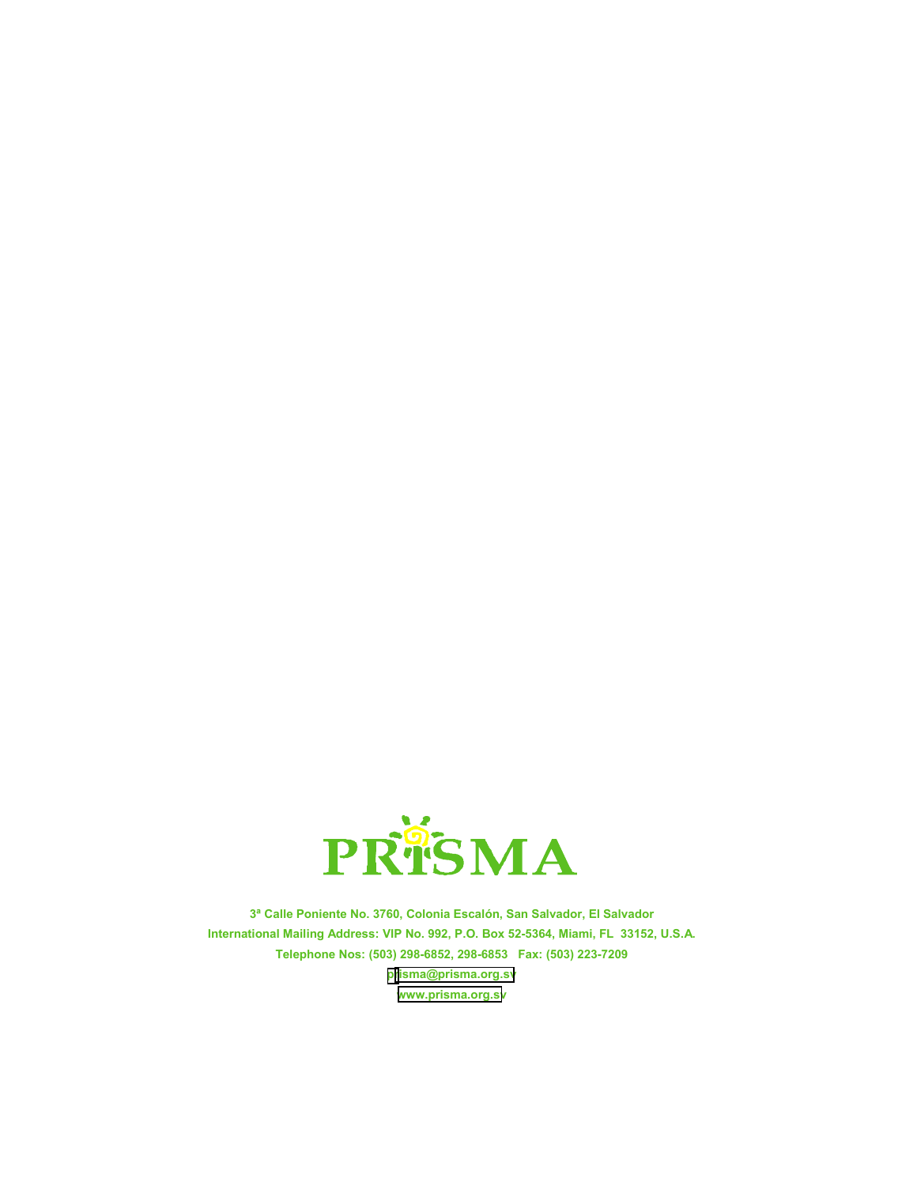PRISMA

3ª Calle Poniente No. 3760, Colonia Escalón, San Salvador, El Salvador

International Mailing Address: VIP No. 992, P.O. Box 52-5364, Miami, FL 33152, U.S.A.

Telephone Nos: (503) 298-6852, 298-6853 Fax: (503) 223-7209

prisma@prisma.org.sv

www.prisma.org.sv